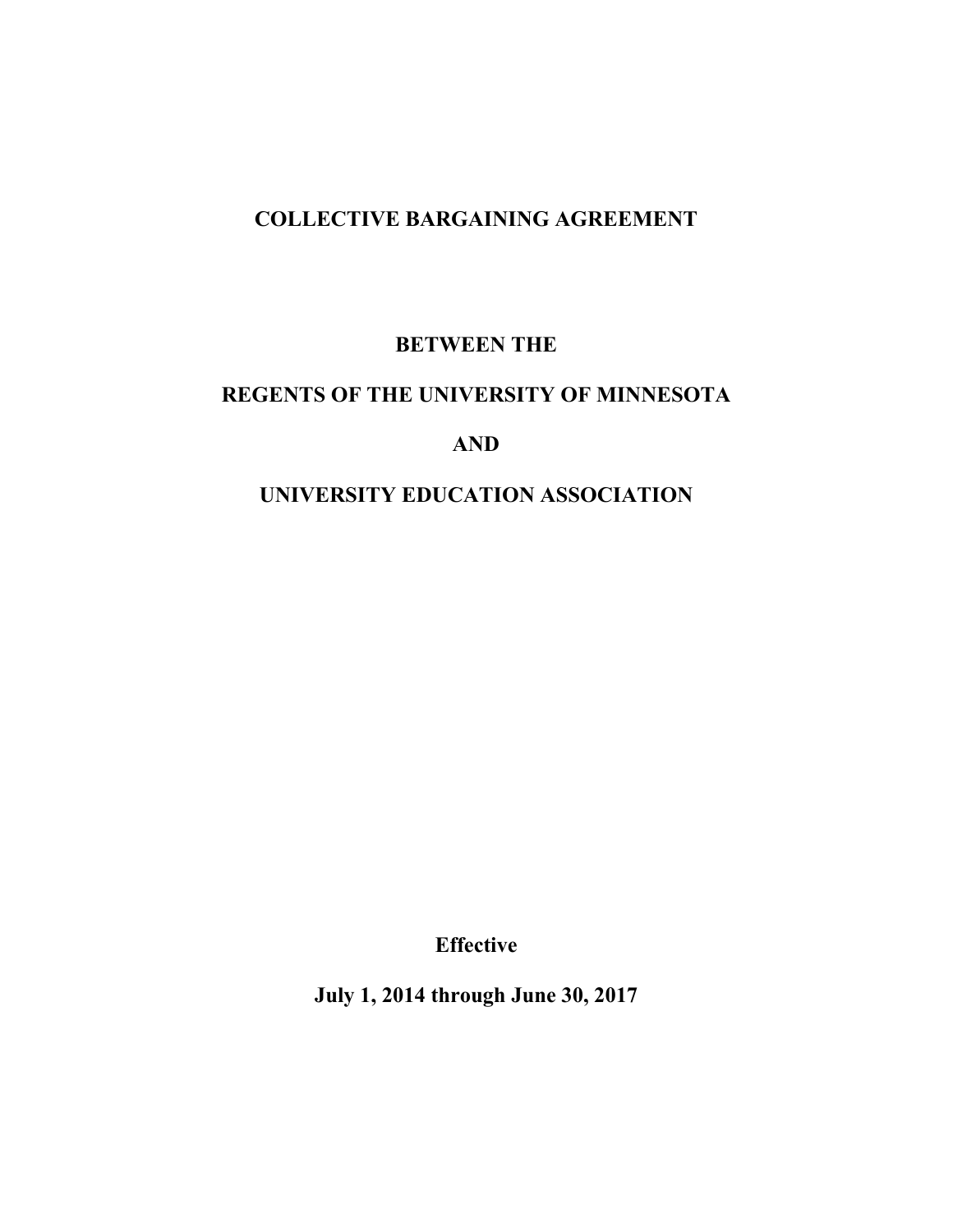# COLLECTIVE BARGAINING AGREEMENT

**BETWEEN THE**

**REGENTS OF THE UNIVERSITY OF MINNESOTA**

**AND**

**UNIVERSITY EDUCATION ASSOCIATION**

**Effective**

**July 1, 2014 through June 30, 2017**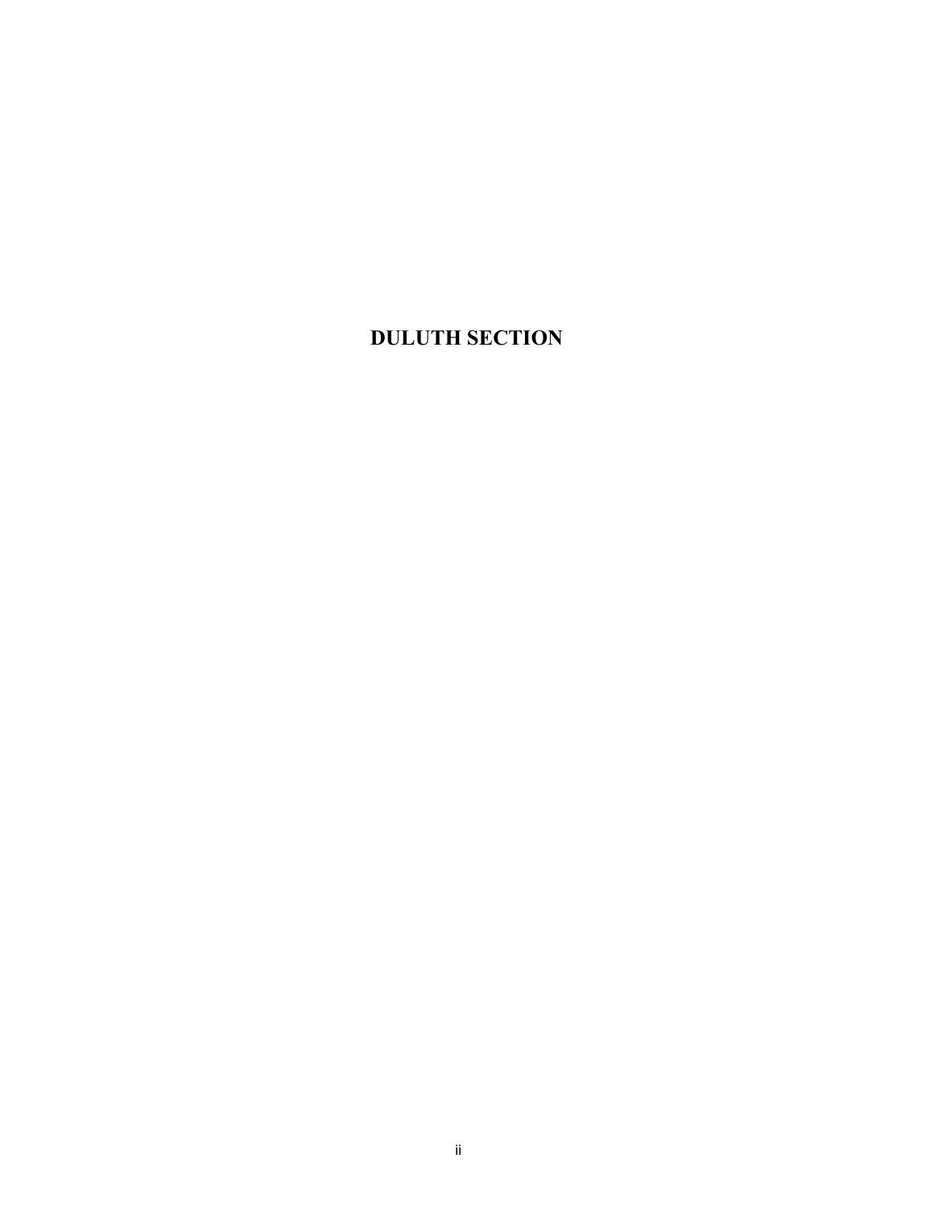# DULUTH SECTION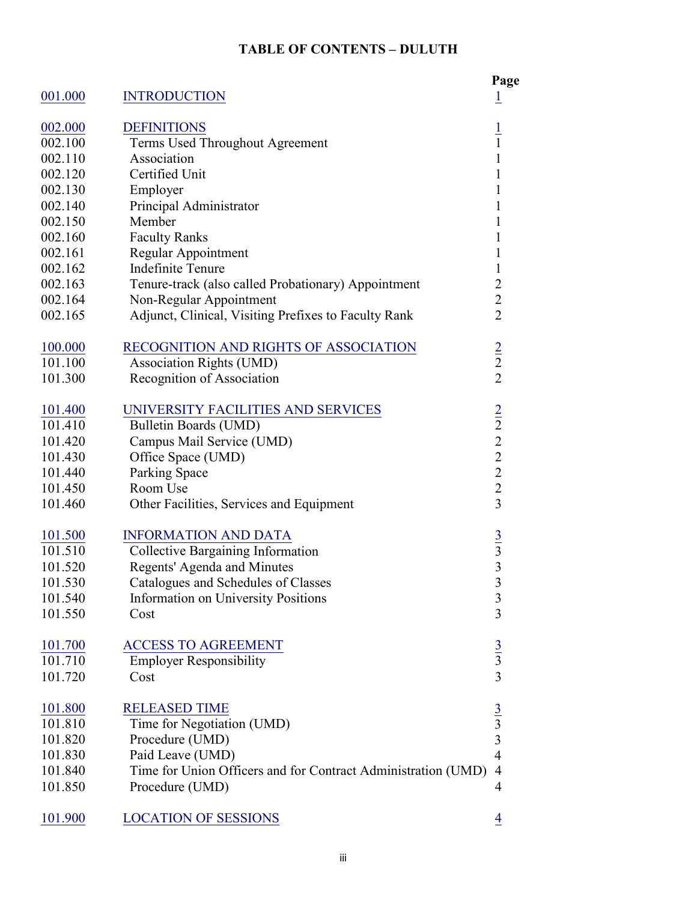# TABLE OF CONTENTS – DULUTH

| | | Page |
|---|---|---|
| 001.000 | INTRODUCTION | 1 |
| | | |
| 002.000 | DEFINITIONS | 1 |
| 002.100 | Terms Used Throughout Agreement | 1 |
| 002.110 | Association | 1 |
| 002.120 | Certified Unit | 1 |
| 002.130 | Employer | 1 |
| 002.140 | Principal Administrator | 1 |
| 002.150 | Member | 1 |
| 002.160 | Faculty Ranks | 1 |
| 002.161 | Regular Appointment | 1 |
| 002.162 | Indefinite Tenure | 1 |
| 002.163 | Tenure-track (also called Probationary) Appointment | 2 |
| 002.164 | Non-Regular Appointment | 2 |
| 002.165 | Adjunct, Clinical, Visiting Prefixes to Faculty Rank | 2 |
| | | |
| 100.000 | RECOGNITION AND RIGHTS OF ASSOCIATION | 2 |
| 101.100 | Association Rights (UMD) | 2 |
| 101.300 | Recognition of Association | 2 |
| | | |
| 101.400 | UNIVERSITY FACILITIES AND SERVICES | 2 |
| 101.410 | Bulletin Boards (UMD) | 2 |
| 101.420 | Campus Mail Service (UMD) | 2 |
| 101.430 | Office Space (UMD) | 2 |
| 101.440 | Parking Space | 2 |
| 101.450 | Room Use | 2 |
| 101.460 | Other Facilities, Services and Equipment | 3 |
| | | |
| 101.500 | INFORMATION AND DATA | 3 |
| 101.510 | Collective Bargaining Information | 3 |
| 101.520 | Regents' Agenda and Minutes | 3 |
| 101.530 | Catalogues and Schedules of Classes | 3 |
| 101.540 | Information on University Positions | 3 |
| 101.550 | Cost | 3 |
| | | |
| 101.700 | ACCESS TO AGREEMENT | 3 |
| 101.710 | Employer Responsibility | 3 |
| 101.720 | Cost | 3 |
| | | |
| 101.800 | RELEASED TIME | 3 |
| 101.810 | Time for Negotiation (UMD) | 3 |
| 101.820 | Procedure (UMD) | 3 |
| 101.830 | Paid Leave (UMD) | 4 |
| 101.840 | Time for Union Officers and for Contract Administration (UMD) | 4 |
| 101.850 | Procedure (UMD) | 4 |
| | | |
| 101.900 | LOCATION OF SESSIONS | 4 |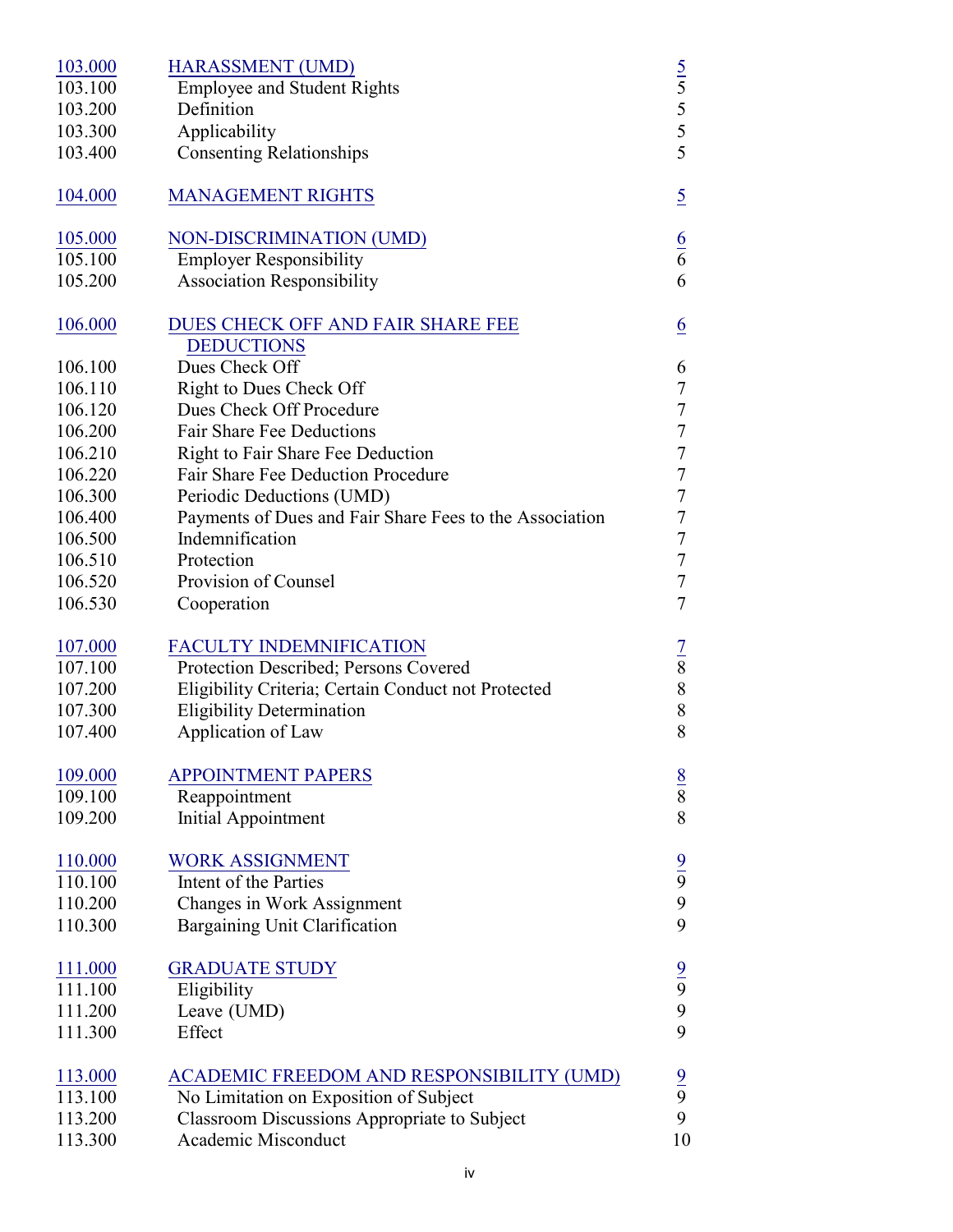| | | |
|---|---|---|
| 103.000 | HARASSMENT (UMD) | 5 |
| 103.100 | Employee and Student Rights | 5 |
| 103.200 | Definition | 5 |
| 103.300 | Applicability | 5 |
| 103.400 | Consenting Relationships | 5 |
| | | |
| 104.000 | MANAGEMENT RIGHTS | 5 |
| | | |
| 105.000 | NON-DISCRIMINATION (UMD) | 6 |
| 105.100 | Employer Responsibility | 6 |
| 105.200 | Association Responsibility | 6 |
| | | |
| 106.000 | DUES CHECK OFF AND FAIR SHARE FEE DEDUCTIONS | 6 |
| 106.100 | Dues Check Off | 6 |
| 106.110 | Right to Dues Check Off | 7 |
| 106.120 | Dues Check Off Procedure | 7 |
| 106.200 | Fair Share Fee Deductions | 7 |
| 106.210 | Right to Fair Share Fee Deduction | 7 |
| 106.220 | Fair Share Fee Deduction Procedure | 7 |
| 106.300 | Periodic Deductions (UMD) | 7 |
| 106.400 | Payments of Dues and Fair Share Fees to the Association | 7 |
| 106.500 | Indemnification | 7 |
| 106.510 | Protection | 7 |
| 106.520 | Provision of Counsel | 7 |
| 106.530 | Cooperation | 7 |
| | | |
| 107.000 | FACULTY INDEMNIFICATION | 7 |
| 107.100 | Protection Described; Persons Covered | 8 |
| 107.200 | Eligibility Criteria; Certain Conduct not Protected | 8 |
| 107.300 | Eligibility Determination | 8 |
| 107.400 | Application of Law | 8 |
| | | |
| 109.000 | APPOINTMENT PAPERS | 8 |
| 109.100 | Reappointment | 8 |
| 109.200 | Initial Appointment | 8 |
| | | |
| 110.000 | WORK ASSIGNMENT | 9 |
| 110.100 | Intent of the Parties | 9 |
| 110.200 | Changes in Work Assignment | 9 |
| 110.300 | Bargaining Unit Clarification | 9 |
| | | |
| 111.000 | GRADUATE STUDY | 9 |
| 111.100 | Eligibility | 9 |
| 111.200 | Leave (UMD) | 9 |
| 111.300 | Effect | 9 |
| | | |
| 113.000 | ACADEMIC FREEDOM AND RESPONSIBILITY (UMD) | 9 |
| 113.100 | No Limitation on Exposition of Subject | 9 |
| 113.200 | Classroom Discussions Appropriate to Subject | 9 |
| 113.300 | Academic Misconduct | 10 |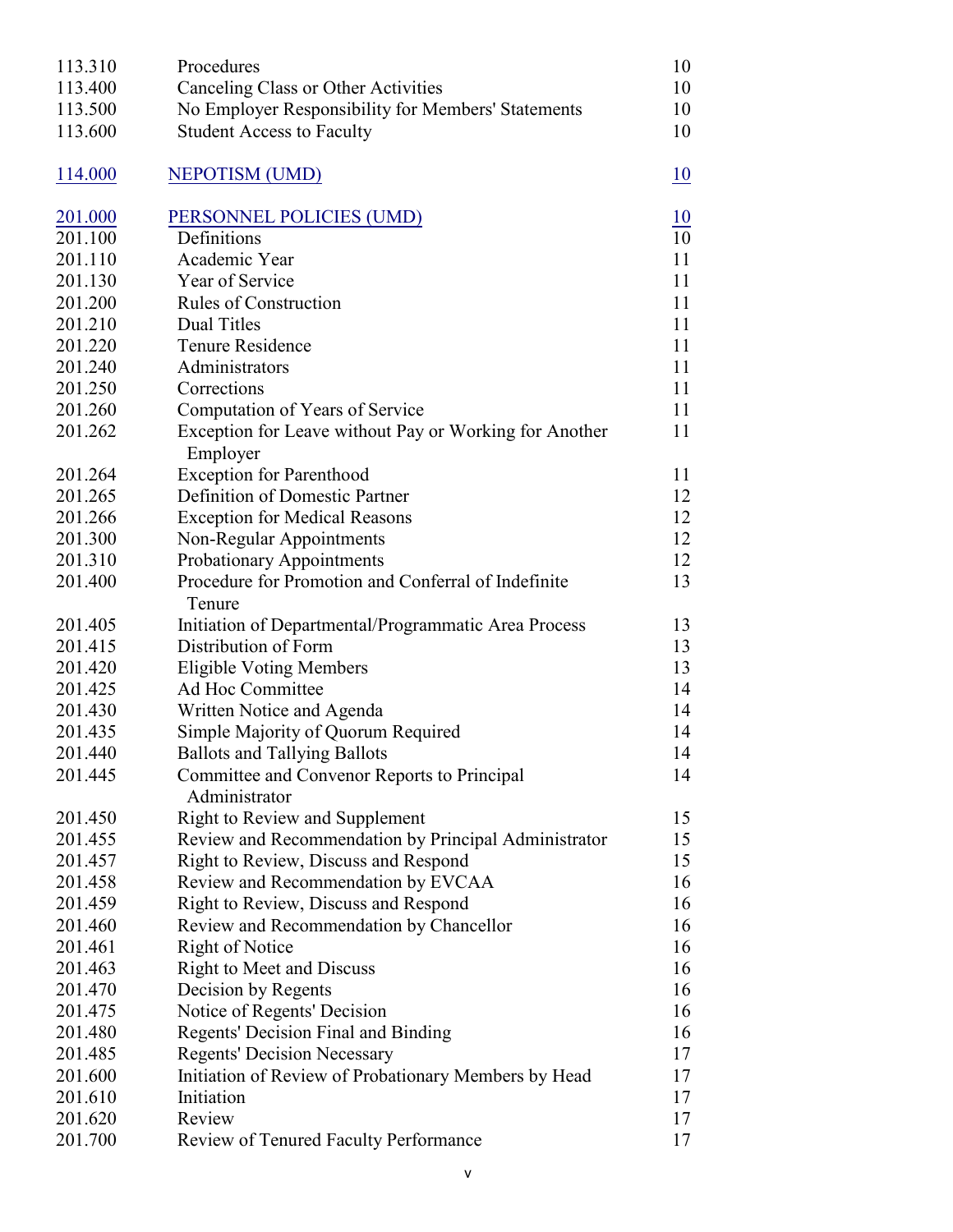| | | |
|---|---|---|
| 113.310 | Procedures | 10 |
| 113.400 | Canceling Class or Other Activities | 10 |
| 113.500 | No Employer Responsibility for Members' Statements | 10 |
| 113.600 | Student Access to Faculty | 10 |
| 114.000 | NEPOTISM (UMD) | 10 |
| 201.000 | PERSONNEL POLICIES (UMD) | 10 |
| 201.100 | Definitions | 10 |
| 201.110 | Academic Year | 11 |
| 201.130 | Year of Service | 11 |
| 201.200 | Rules of Construction | 11 |
| 201.210 | Dual Titles | 11 |
| 201.220 | Tenure Residence | 11 |
| 201.240 | Administrators | 11 |
| 201.250 | Corrections | 11 |
| 201.260 | Computation of Years of Service | 11 |
| 201.262 | Exception for Leave without Pay or Working for Another Employer | 11 |
| 201.264 | Exception for Parenthood | 11 |
| 201.265 | Definition of Domestic Partner | 12 |
| 201.266 | Exception for Medical Reasons | 12 |
| 201.300 | Non-Regular Appointments | 12 |
| 201.310 | Probationary Appointments | 12 |
| 201.400 | Procedure for Promotion and Conferral of Indefinite Tenure | 13 |
| 201.405 | Initiation of Departmental/Programmatic Area Process | 13 |
| 201.415 | Distribution of Form | 13 |
| 201.420 | Eligible Voting Members | 13 |
| 201.425 | Ad Hoc Committee | 14 |
| 201.430 | Written Notice and Agenda | 14 |
| 201.435 | Simple Majority of Quorum Required | 14 |
| 201.440 | Ballots and Tallying Ballots | 14 |
| 201.445 | Committee and Convenor Reports to Principal Administrator | 14 |
| 201.450 | Right to Review and Supplement | 15 |
| 201.455 | Review and Recommendation by Principal Administrator | 15 |
| 201.457 | Right to Review, Discuss and Respond | 15 |
| 201.458 | Review and Recommendation by EVCAA | 16 |
| 201.459 | Right to Review, Discuss and Respond | 16 |
| 201.460 | Review and Recommendation by Chancellor | 16 |
| 201.461 | Right of Notice | 16 |
| 201.463 | Right to Meet and Discuss | 16 |
| 201.470 | Decision by Regents | 16 |
| 201.475 | Notice of Regents' Decision | 16 |
| 201.480 | Regents' Decision Final and Binding | 16 |
| 201.485 | Regents' Decision Necessary | 17 |
| 201.600 | Initiation of Review of Probationary Members by Head | 17 |
| 201.610 | Initiation | 17 |
| 201.620 | Review | 17 |
| 201.700 | Review of Tenured Faculty Performance | 17 |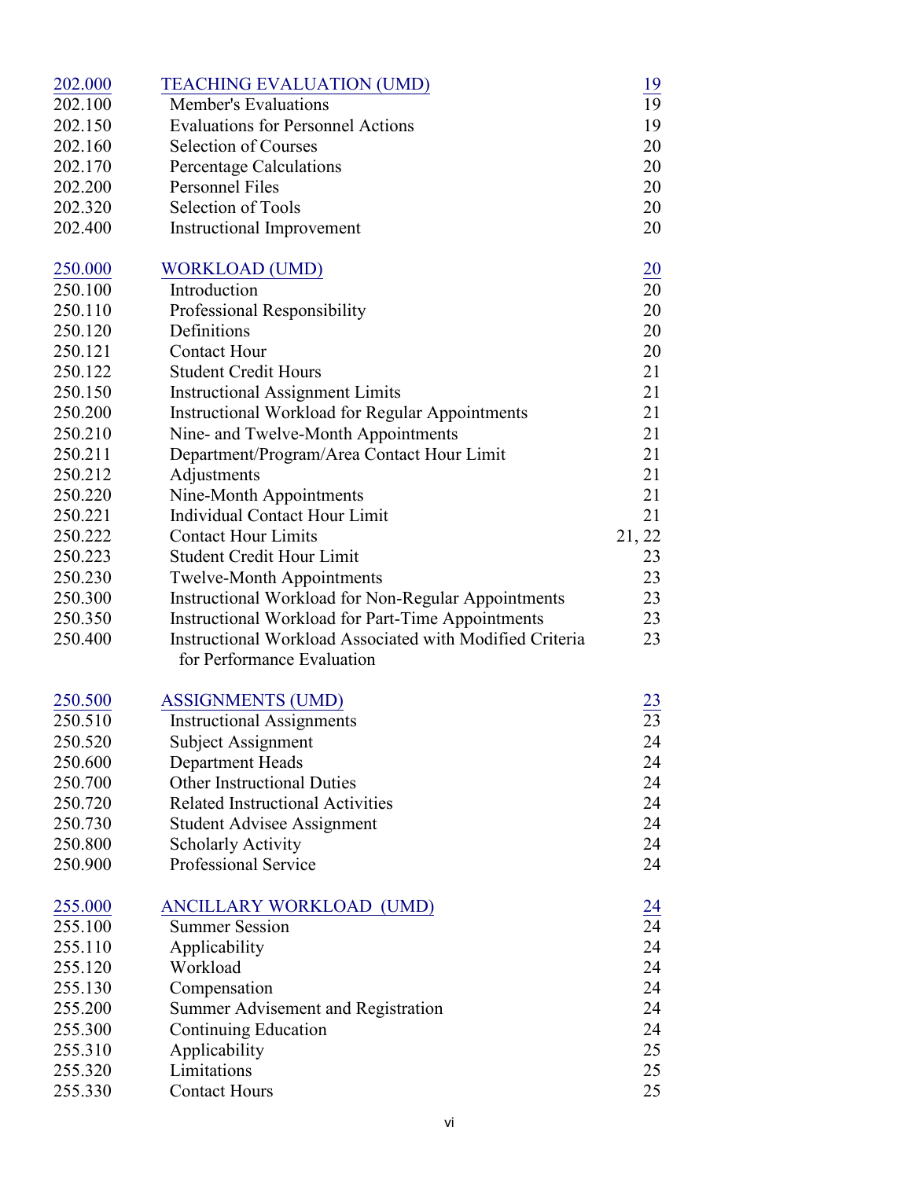| | | |
|---|---|---|
| 202.000 | TEACHING EVALUATION (UMD) | 19 |
| 202.100 | Member's Evaluations | 19 |
| 202.150 | Evaluations for Personnel Actions | 19 |
| 202.160 | Selection of Courses | 20 |
| 202.170 | Percentage Calculations | 20 |
| 202.200 | Personnel Files | 20 |
| 202.320 | Selection of Tools | 20 |
| 202.400 | Instructional Improvement | 20 |
| | | |
| 250.000 | WORKLOAD (UMD) | 20 |
| 250.100 | Introduction | 20 |
| 250.110 | Professional Responsibility | 20 |
| 250.120 | Definitions | 20 |
| 250.121 | Contact Hour | 20 |
| 250.122 | Student Credit Hours | 21 |
| 250.150 | Instructional Assignment Limits | 21 |
| 250.200 | Instructional Workload for Regular Appointments | 21 |
| 250.210 | Nine- and Twelve-Month Appointments | 21 |
| 250.211 | Department/Program/Area Contact Hour Limit | 21 |
| 250.212 | Adjustments | 21 |
| 250.220 | Nine-Month Appointments | 21 |
| 250.221 | Individual Contact Hour Limit | 21 |
| 250.222 | Contact Hour Limits | 21, 22 |
| 250.223 | Student Credit Hour Limit | 23 |
| 250.230 | Twelve-Month Appointments | 23 |
| 250.300 | Instructional Workload for Non-Regular Appointments | 23 |
| 250.350 | Instructional Workload for Part-Time Appointments | 23 |
| 250.400 | Instructional Workload Associated with Modified Criteria for Performance Evaluation | 23 |
| | | |
| 250.500 | ASSIGNMENTS (UMD) | 23 |
| 250.510 | Instructional Assignments | 23 |
| 250.520 | Subject Assignment | 24 |
| 250.600 | Department Heads | 24 |
| 250.700 | Other Instructional Duties | 24 |
| 250.720 | Related Instructional Activities | 24 |
| 250.730 | Student Advisee Assignment | 24 |
| 250.800 | Scholarly Activity | 24 |
| 250.900 | Professional Service | 24 |
| | | |
| 255.000 | ANCILLARY WORKLOAD (UMD) | 24 |
| 255.100 | Summer Session | 24 |
| 255.110 | Applicability | 24 |
| 255.120 | Workload | 24 |
| 255.130 | Compensation | 24 |
| 255.200 | Summer Advisement and Registration | 24 |
| 255.300 | Continuing Education | 24 |
| 255.310 | Applicability | 25 |
| 255.320 | Limitations | 25 |
| 255.330 | Contact Hours | 25 |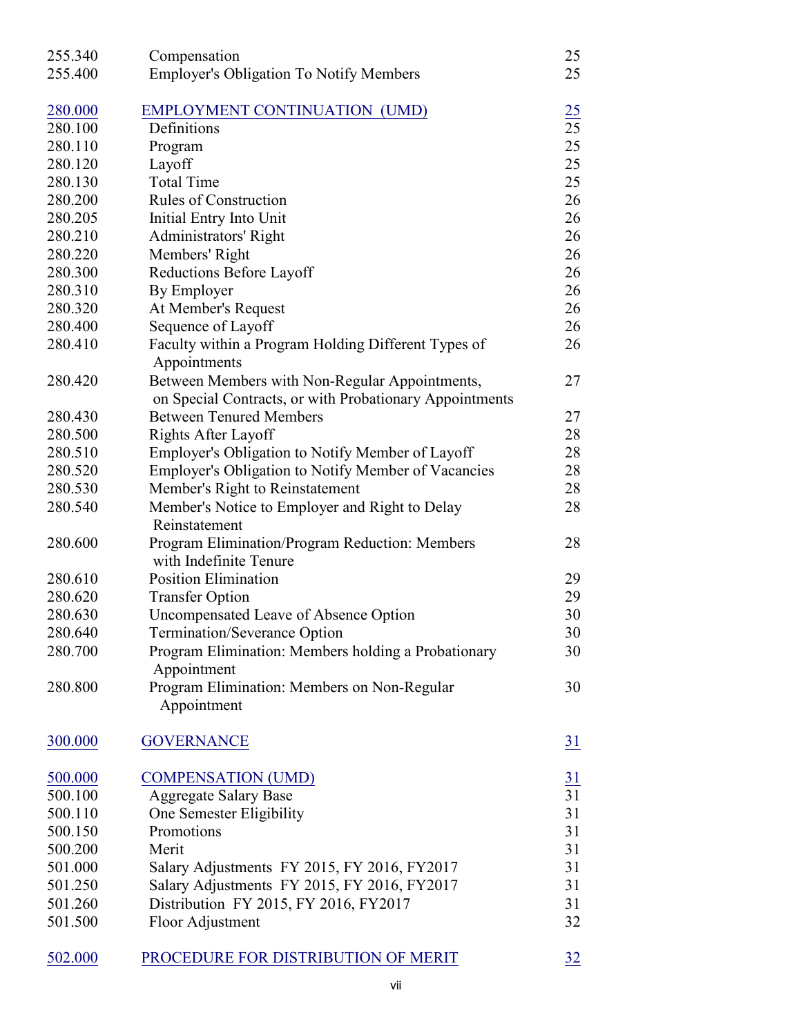| | | |
|---|---|---|
| 255.340 | Compensation | 25 |
| 255.400 | Employer's Obligation To Notify Members | 25 |
| | | |
| 280.000 | EMPLOYMENT CONTINUATION (UMD) | 25 |
| 280.100 | Definitions | 25 |
| 280.110 | Program | 25 |
| 280.120 | Layoff | 25 |
| 280.130 | Total Time | 25 |
| 280.200 | Rules of Construction | 26 |
| 280.205 | Initial Entry Into Unit | 26 |
| 280.210 | Administrators' Right | 26 |
| 280.220 | Members' Right | 26 |
| 280.300 | Reductions Before Layoff | 26 |
| 280.310 | By Employer | 26 |
| 280.320 | At Member's Request | 26 |
| 280.400 | Sequence of Layoff | 26 |
| 280.410 | Faculty within a Program Holding Different Types of Appointments | 26 |
| 280.420 | Between Members with Non-Regular Appointments, on Special Contracts, or with Probationary Appointments | 27 |
| 280.430 | Between Tenured Members | 27 |
| 280.500 | Rights After Layoff | 28 |
| 280.510 | Employer's Obligation to Notify Member of Layoff | 28 |
| 280.520 | Employer's Obligation to Notify Member of Vacancies | 28 |
| 280.530 | Member's Right to Reinstatement | 28 |
| 280.540 | Member's Notice to Employer and Right to Delay Reinstatement | 28 |
| 280.600 | Program Elimination/Program Reduction: Members with Indefinite Tenure | 28 |
| 280.610 | Position Elimination | 29 |
| 280.620 | Transfer Option | 29 |
| 280.630 | Uncompensated Leave of Absence Option | 30 |
| 280.640 | Termination/Severance Option | 30 |
| 280.700 | Program Elimination: Members holding a Probationary Appointment | 30 |
| 280.800 | Program Elimination: Members on Non-Regular Appointment | 30 |
| | | |
| 300.000 | GOVERNANCE | 31 |
| | | |
| 500.000 | COMPENSATION (UMD) | 31 |
| 500.100 | Aggregate Salary Base | 31 |
| 500.110 | One Semester Eligibility | 31 |
| 500.150 | Promotions | 31 |
| 500.200 | Merit | 31 |
| 501.000 | Salary Adjustments FY 2015, FY 2016, FY2017 | 31 |
| 501.250 | Salary Adjustments FY 2015, FY 2016, FY2017 | 31 |
| 501.260 | Distribution FY 2015, FY 2016, FY2017 | 31 |
| 501.500 | Floor Adjustment | 32 |
| | | |
| 502.000 | PROCEDURE FOR DISTRIBUTION OF MERIT | 32 |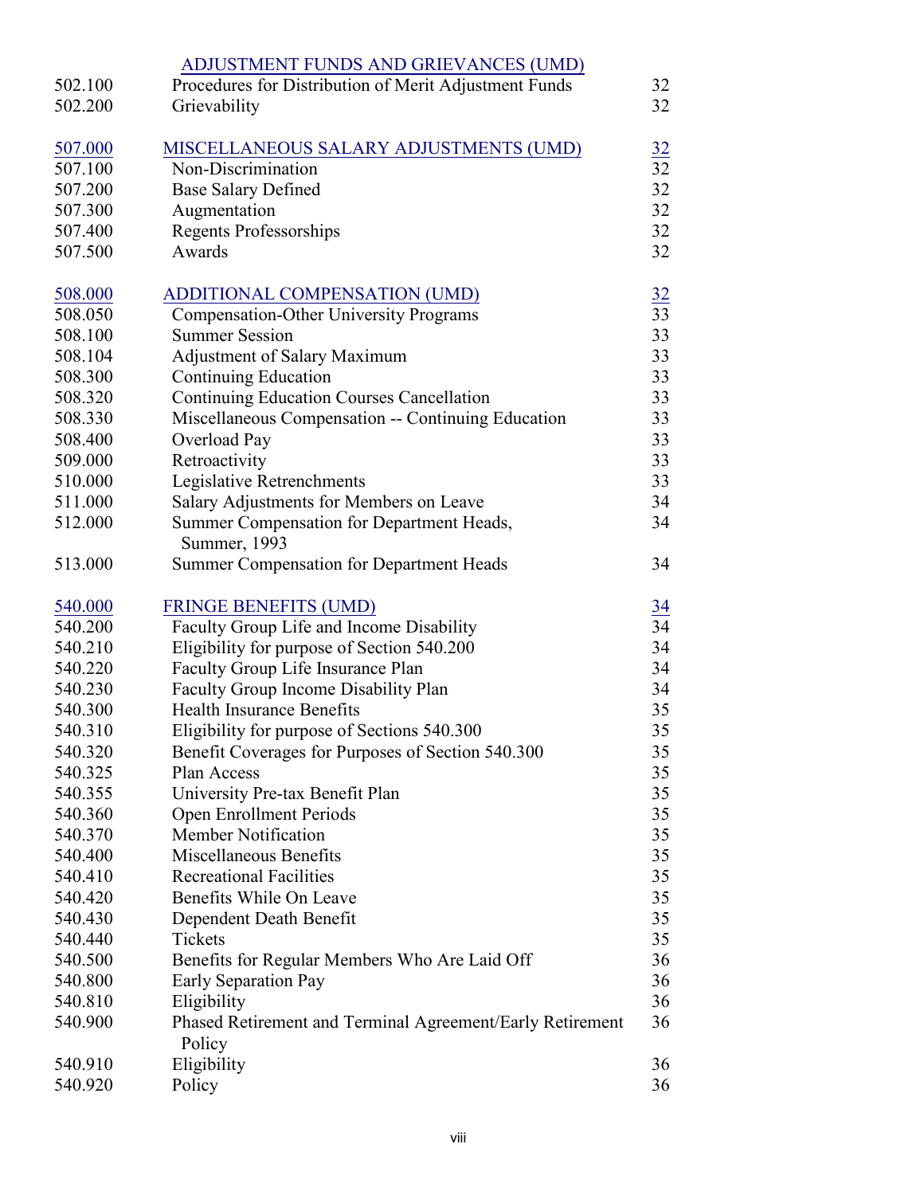| | ADJUSTMENT FUNDS AND GRIEVANCES (UMD) | |
|---|---|---|
| 502.100 | Procedures for Distribution of Merit Adjustment Funds | 32 |
| 502.200 | Grievability | 32 |
| | | |
| 507.000 | MISCELLANEOUS SALARY ADJUSTMENTS (UMD) | 32 |
| 507.100 | Non-Discrimination | 32 |
| 507.200 | Base Salary Defined | 32 |
| 507.300 | Augmentation | 32 |
| 507.400 | Regents Professorships | 32 |
| 507.500 | Awards | 32 |
| | | |
| 508.000 | ADDITIONAL COMPENSATION (UMD) | 32 |
| 508.050 | Compensation-Other University Programs | 33 |
| 508.100 | Summer Session | 33 |
| 508.104 | Adjustment of Salary Maximum | 33 |
| 508.300 | Continuing Education | 33 |
| 508.320 | Continuing Education Courses Cancellation | 33 |
| 508.330 | Miscellaneous Compensation -- Continuing Education | 33 |
| 508.400 | Overload Pay | 33 |
| 509.000 | Retroactivity | 33 |
| 510.000 | Legislative Retrenchments | 33 |
| 511.000 | Salary Adjustments for Members on Leave | 34 |
| 512.000 | Summer Compensation for Department Heads, Summer, 1993 | 34 |
| 513.000 | Summer Compensation for Department Heads | 34 |
| | | |
| 540.000 | FRINGE BENEFITS (UMD) | 34 |
| 540.200 | Faculty Group Life and Income Disability | 34 |
| 540.210 | Eligibility for purpose of Section 540.200 | 34 |
| 540.220 | Faculty Group Life Insurance Plan | 34 |
| 540.230 | Faculty Group Income Disability Plan | 34 |
| 540.300 | Health Insurance Benefits | 35 |
| 540.310 | Eligibility for purpose of Sections 540.300 | 35 |
| 540.320 | Benefit Coverages for Purposes of Section 540.300 | 35 |
| 540.325 | Plan Access | 35 |
| 540.355 | University Pre-tax Benefit Plan | 35 |
| 540.360 | Open Enrollment Periods | 35 |
| 540.370 | Member Notification | 35 |
| 540.400 | Miscellaneous Benefits | 35 |
| 540.410 | Recreational Facilities | 35 |
| 540.420 | Benefits While On Leave | 35 |
| 540.430 | Dependent Death Benefit | 35 |
| 540.440 | Tickets | 35 |
| 540.500 | Benefits for Regular Members Who Are Laid Off | 36 |
| 540.800 | Early Separation Pay | 36 |
| 540.810 | Eligibility | 36 |
| 540.900 | Phased Retirement and Terminal Agreement/Early Retirement Policy | 36 |
| 540.910 | Eligibility | 36 |
| 540.920 | Policy | 36 |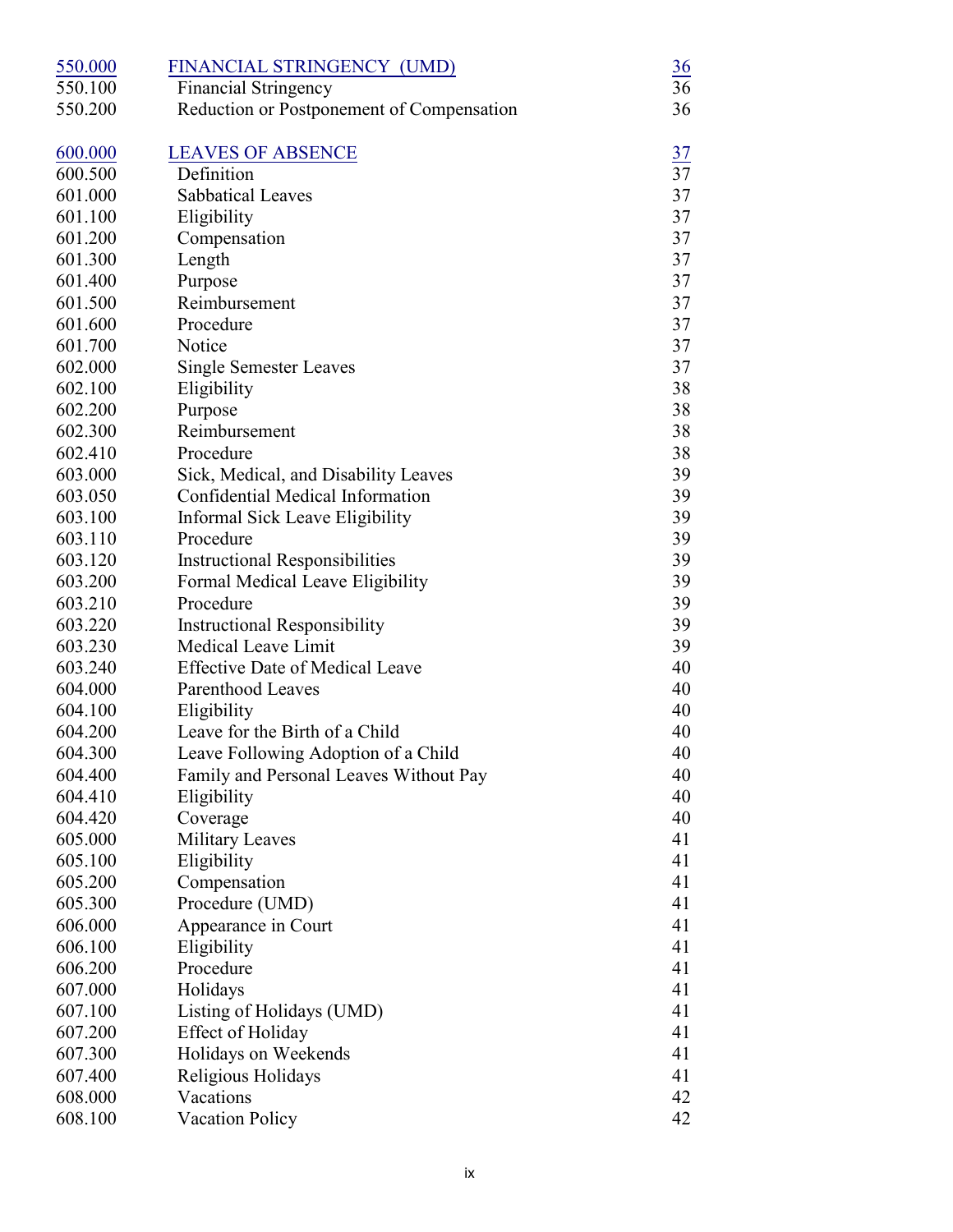| | | |
|---|---|---|
| 550.000 | FINANCIAL STRINGENCY (UMD) | 36 |
| 550.100 | Financial Stringency | 36 |
| 550.200 | Reduction or Postponement of Compensation | 36 |
| | | |
| 600.000 | LEAVES OF ABSENCE | 37 |
| 600.500 | Definition | 37 |
| 601.000 | Sabbatical Leaves | 37 |
| 601.100 | Eligibility | 37 |
| 601.200 | Compensation | 37 |
| 601.300 | Length | 37 |
| 601.400 | Purpose | 37 |
| 601.500 | Reimbursement | 37 |
| 601.600 | Procedure | 37 |
| 601.700 | Notice | 37 |
| 602.000 | Single Semester Leaves | 37 |
| 602.100 | Eligibility | 38 |
| 602.200 | Purpose | 38 |
| 602.300 | Reimbursement | 38 |
| 602.410 | Procedure | 38 |
| 603.000 | Sick, Medical, and Disability Leaves | 39 |
| 603.050 | Confidential Medical Information | 39 |
| 603.100 | Informal Sick Leave Eligibility | 39 |
| 603.110 | Procedure | 39 |
| 603.120 | Instructional Responsibilities | 39 |
| 603.200 | Formal Medical Leave Eligibility | 39 |
| 603.210 | Procedure | 39 |
| 603.220 | Instructional Responsibility | 39 |
| 603.230 | Medical Leave Limit | 39 |
| 603.240 | Effective Date of Medical Leave | 40 |
| 604.000 | Parenthood Leaves | 40 |
| 604.100 | Eligibility | 40 |
| 604.200 | Leave for the Birth of a Child | 40 |
| 604.300 | Leave Following Adoption of a Child | 40 |
| 604.400 | Family and Personal Leaves Without Pay | 40 |
| 604.410 | Eligibility | 40 |
| 604.420 | Coverage | 40 |
| 605.000 | Military Leaves | 41 |
| 605.100 | Eligibility | 41 |
| 605.200 | Compensation | 41 |
| 605.300 | Procedure (UMD) | 41 |
| 606.000 | Appearance in Court | 41 |
| 606.100 | Eligibility | 41 |
| 606.200 | Procedure | 41 |
| 607.000 | Holidays | 41 |
| 607.100 | Listing of Holidays (UMD) | 41 |
| 607.200 | Effect of Holiday | 41 |
| 607.300 | Holidays on Weekends | 41 |
| 607.400 | Religious Holidays | 41 |
| 608.000 | Vacations | 42 |
| 608.100 | Vacation Policy | 42 |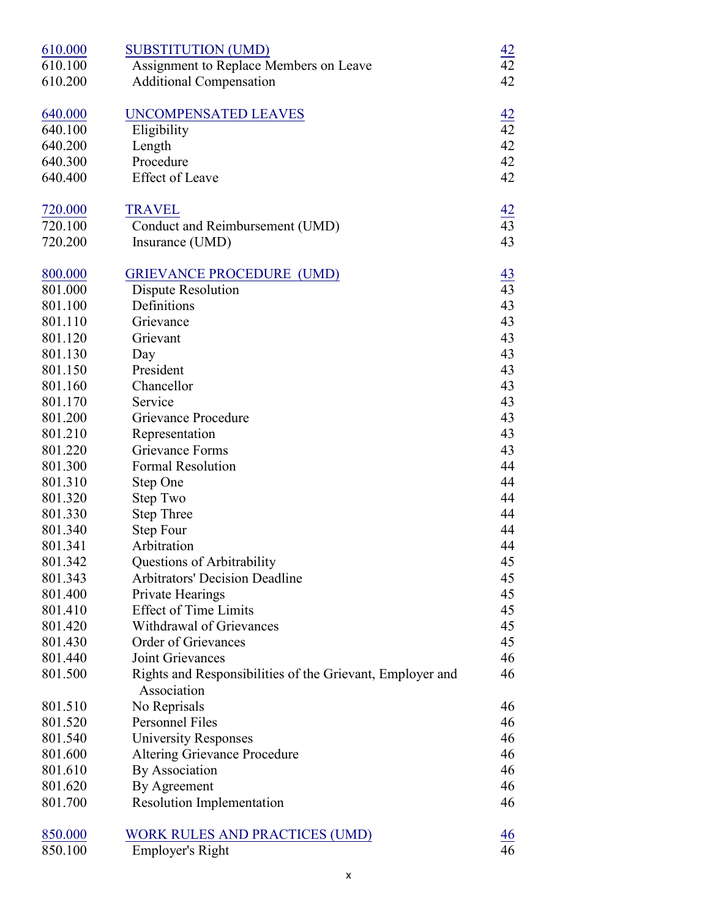| | | |
|---|---|---|
| 610.000 | SUBSTITUTION (UMD) | 42 |
| 610.100 | Assignment to Replace Members on Leave | 42 |
| 610.200 | Additional Compensation | 42 |
| | | |
| 640.000 | UNCOMPENSATED LEAVES | 42 |
| 640.100 | Eligibility | 42 |
| 640.200 | Length | 42 |
| 640.300 | Procedure | 42 |
| 640.400 | Effect of Leave | 42 |
| | | |
| 720.000 | TRAVEL | 42 |
| 720.100 | Conduct and Reimbursement (UMD) | 43 |
| 720.200 | Insurance (UMD) | 43 |
| | | |
| 800.000 | GRIEVANCE PROCEDURE (UMD) | 43 |
| 801.000 | Dispute Resolution | 43 |
| 801.100 | Definitions | 43 |
| 801.110 | Grievance | 43 |
| 801.120 | Grievant | 43 |
| 801.130 | Day | 43 |
| 801.150 | President | 43 |
| 801.160 | Chancellor | 43 |
| 801.170 | Service | 43 |
| 801.200 | Grievance Procedure | 43 |
| 801.210 | Representation | 43 |
| 801.220 | Grievance Forms | 43 |
| 801.300 | Formal Resolution | 44 |
| 801.310 | Step One | 44 |
| 801.320 | Step Two | 44 |
| 801.330 | Step Three | 44 |
| 801.340 | Step Four | 44 |
| 801.341 | Arbitration | 44 |
| 801.342 | Questions of Arbitrability | 45 |
| 801.343 | Arbitrators' Decision Deadline | 45 |
| 801.400 | Private Hearings | 45 |
| 801.410 | Effect of Time Limits | 45 |
| 801.420 | Withdrawal of Grievances | 45 |
| 801.430 | Order of Grievances | 45 |
| 801.440 | Joint Grievances | 46 |
| 801.500 | Rights and Responsibilities of the Grievant, Employer and Association | 46 |
| 801.510 | No Reprisals | 46 |
| 801.520 | Personnel Files | 46 |
| 801.540 | University Responses | 46 |
| 801.600 | Altering Grievance Procedure | 46 |
| 801.610 | By Association | 46 |
| 801.620 | By Agreement | 46 |
| 801.700 | Resolution Implementation | 46 |
| | | |
| 850.000 | WORK RULES AND PRACTICES (UMD) | 46 |
| 850.100 | Employer's Right | 46 |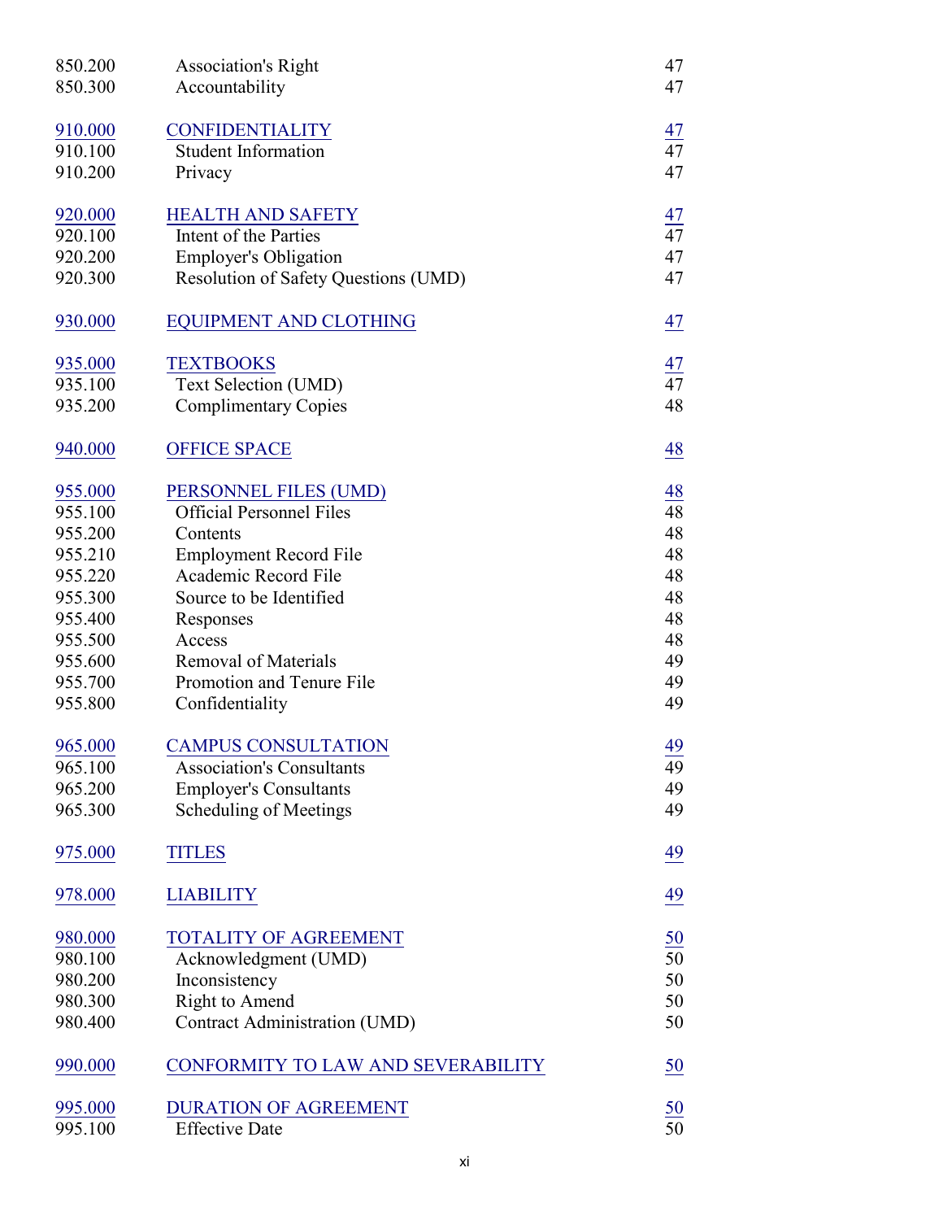| | | |
|---|---|---|
| 850.200 | Association's Right | 47 |
| 850.300 | Accountability | 47 |
| | | |
| 910.000 | CONFIDENTIALITY | 47 |
| 910.100 | Student Information | 47 |
| 910.200 | Privacy | 47 |
| | | |
| 920.000 | HEALTH AND SAFETY | 47 |
| 920.100 | Intent of the Parties | 47 |
| 920.200 | Employer's Obligation | 47 |
| 920.300 | Resolution of Safety Questions (UMD) | 47 |
| | | |
| 930.000 | EQUIPMENT AND CLOTHING | 47 |
| | | |
| 935.000 | TEXTBOOKS | 47 |
| 935.100 | Text Selection (UMD) | 47 |
| 935.200 | Complimentary Copies | 48 |
| | | |
| 940.000 | OFFICE SPACE | 48 |
| | | |
| 955.000 | PERSONNEL FILES (UMD) | 48 |
| 955.100 | Official Personnel Files | 48 |
| 955.200 | Contents | 48 |
| 955.210 | Employment Record File | 48 |
| 955.220 | Academic Record File | 48 |
| 955.300 | Source to be Identified | 48 |
| 955.400 | Responses | 48 |
| 955.500 | Access | 48 |
| 955.600 | Removal of Materials | 49 |
| 955.700 | Promotion and Tenure File | 49 |
| 955.800 | Confidentiality | 49 |
| | | |
| 965.000 | CAMPUS CONSULTATION | 49 |
| 965.100 | Association's Consultants | 49 |
| 965.200 | Employer's Consultants | 49 |
| 965.300 | Scheduling of Meetings | 49 |
| | | |
| 975.000 | TITLES | 49 |
| | | |
| 978.000 | LIABILITY | 49 |
| | | |
| 980.000 | TOTALITY OF AGREEMENT | 50 |
| 980.100 | Acknowledgment (UMD) | 50 |
| 980.200 | Inconsistency | 50 |
| 980.300 | Right to Amend | 50 |
| 980.400 | Contract Administration (UMD) | 50 |
| | | |
| 990.000 | CONFORMITY TO LAW AND SEVERABILITY | 50 |
| | | |
| 995.000 | DURATION OF AGREEMENT | 50 |
| 995.100 | Effective Date | 50 |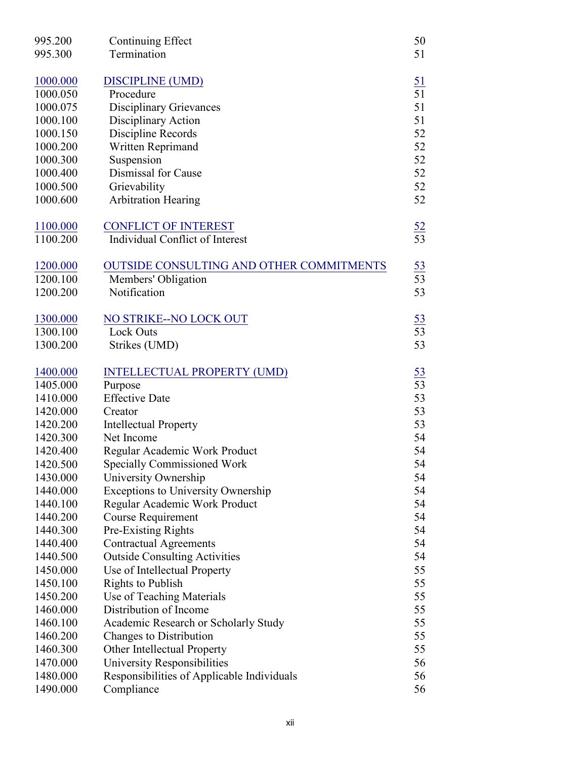| | | |
|---|---|---|
| 995.200 | Continuing Effect | 50 |
| 995.300 | Termination | 51 |
| | | |
| 1000.000 | DISCIPLINE (UMD) | 51 |
| 1000.050 | Procedure | 51 |
| 1000.075 | Disciplinary Grievances | 51 |
| 1000.100 | Disciplinary Action | 51 |
| 1000.150 | Discipline Records | 52 |
| 1000.200 | Written Reprimand | 52 |
| 1000.300 | Suspension | 52 |
| 1000.400 | Dismissal for Cause | 52 |
| 1000.500 | Grievability | 52 |
| 1000.600 | Arbitration Hearing | 52 |
| | | |
| 1100.000 | CONFLICT OF INTEREST | 52 |
| 1100.200 | Individual Conflict of Interest | 53 |
| | | |
| 1200.000 | OUTSIDE CONSULTING AND OTHER COMMITMENTS | 53 |
| 1200.100 | Members' Obligation | 53 |
| 1200.200 | Notification | 53 |
| | | |
| 1300.000 | NO STRIKE--NO LOCK OUT | 53 |
| 1300.100 | Lock Outs | 53 |
| 1300.200 | Strikes (UMD) | 53 |
| | | |
| 1400.000 | INTELLECTUAL PROPERTY (UMD) | 53 |
| 1405.000 | Purpose | 53 |
| 1410.000 | Effective Date | 53 |
| 1420.000 | Creator | 53 |
| 1420.200 | Intellectual Property | 53 |
| 1420.300 | Net Income | 54 |
| 1420.400 | Regular Academic Work Product | 54 |
| 1420.500 | Specially Commissioned Work | 54 |
| 1430.000 | University Ownership | 54 |
| 1440.000 | Exceptions to University Ownership | 54 |
| 1440.100 | Regular Academic Work Product | 54 |
| 1440.200 | Course Requirement | 54 |
| 1440.300 | Pre-Existing Rights | 54 |
| 1440.400 | Contractual Agreements | 54 |
| 1440.500 | Outside Consulting Activities | 54 |
| 1450.000 | Use of Intellectual Property | 55 |
| 1450.100 | Rights to Publish | 55 |
| 1450.200 | Use of Teaching Materials | 55 |
| 1460.000 | Distribution of Income | 55 |
| 1460.100 | Academic Research or Scholarly Study | 55 |
| 1460.200 | Changes to Distribution | 55 |
| 1460.300 | Other Intellectual Property | 55 |
| 1470.000 | University Responsibilities | 56 |
| 1480.000 | Responsibilities of Applicable Individuals | 56 |
| 1490.000 | Compliance | 56 |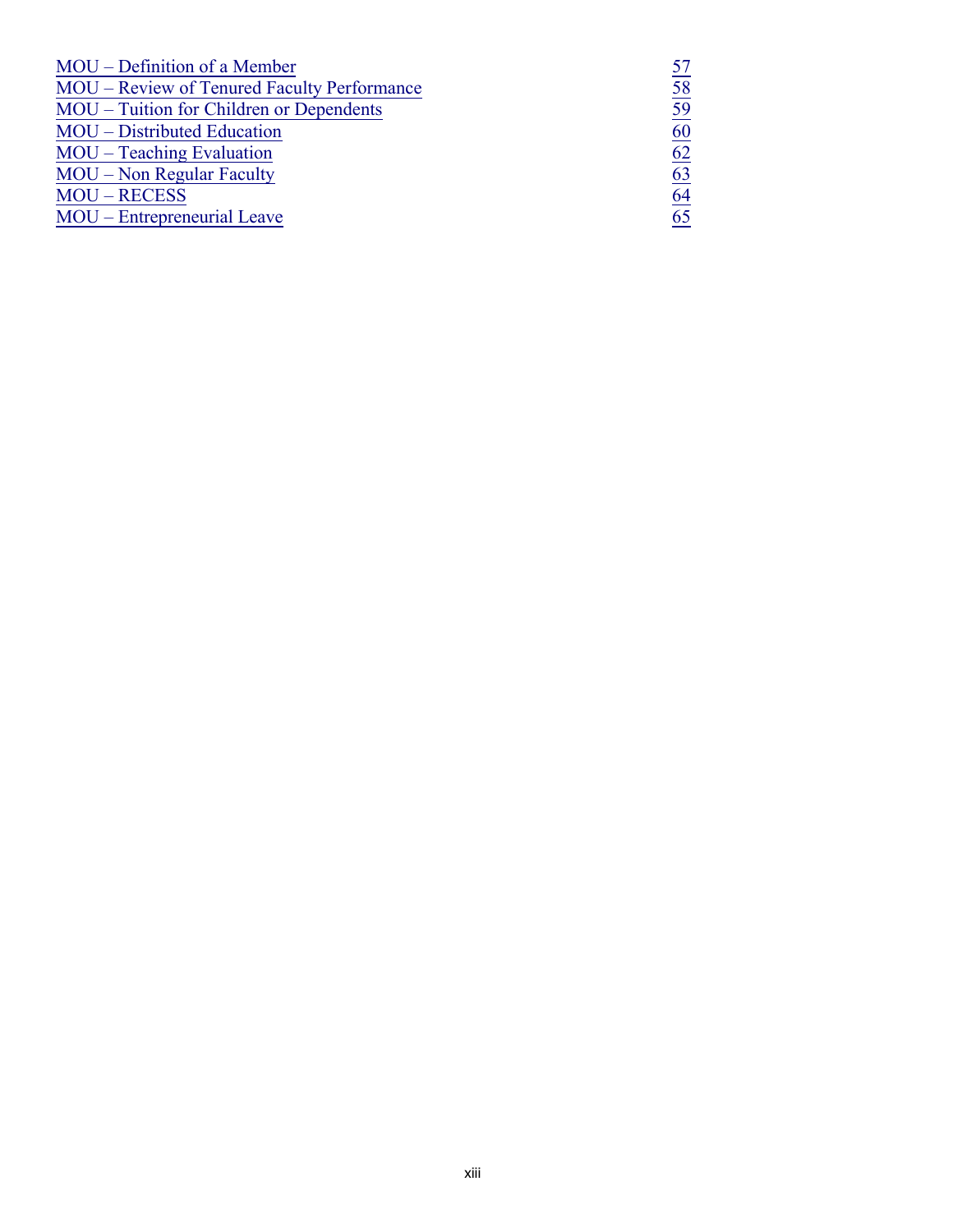| | |
|---|---|
| MOU – Definition of a Member | 57 |
| MOU – Review of Tenured Faculty Performance | 58 |
| MOU – Tuition for Children or Dependents | 59 |
| MOU – Distributed Education | 60 |
| MOU – Teaching Evaluation | 62 |
| MOU – Non Regular Faculty | 63 |
| MOU – RECESS | 64 |
| MOU – Entrepreneurial Leave | 65 |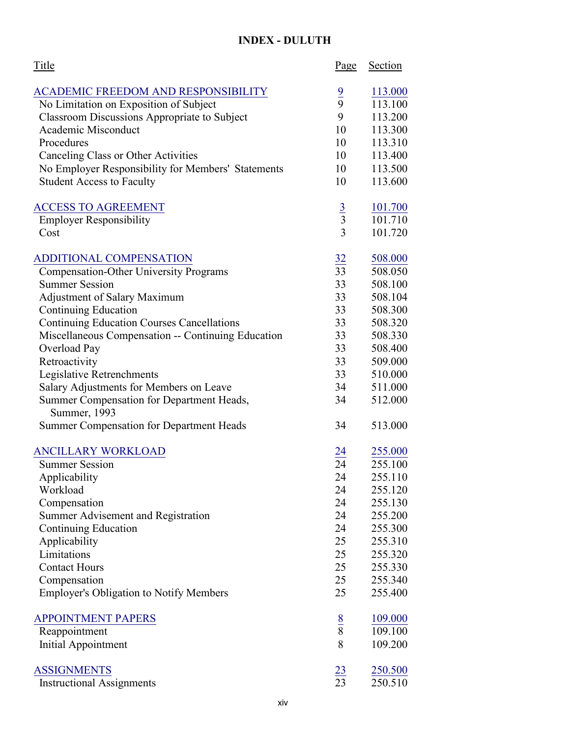# INDEX - DULUTH

| Title | Page | Section |
|---|---|---|
| ACADEMIC FREEDOM AND RESPONSIBILITY | 9 | 113.000 |
| No Limitation on Exposition of Subject | 9 | 113.100 |
| Classroom Discussions Appropriate to Subject | 9 | 113.200 |
| Academic Misconduct | 10 | 113.300 |
| Procedures | 10 | 113.310 |
| Canceling Class or Other Activities | 10 | 113.400 |
| No Employer Responsibility for Members' Statements | 10 | 113.500 |
| Student Access to Faculty | 10 | 113.600 |
| | | |
| ACCESS TO AGREEMENT | 3 | 101.700 |
| Employer Responsibility | 3 | 101.710 |
| Cost | 3 | 101.720 |
| | | |
| ADDITIONAL COMPENSATION | 32 | 508.000 |
| Compensation-Other University Programs | 33 | 508.050 |
| Summer Session | 33 | 508.100 |
| Adjustment of Salary Maximum | 33 | 508.104 |
| Continuing Education | 33 | 508.300 |
| Continuing Education Courses Cancellations | 33 | 508.320 |
| Miscellaneous Compensation -- Continuing Education | 33 | 508.330 |
| Overload Pay | 33 | 508.400 |
| Retroactivity | 33 | 509.000 |
| Legislative Retrenchments | 33 | 510.000 |
| Salary Adjustments for Members on Leave | 34 | 511.000 |
| Summer Compensation for Department Heads, Summer, 1993 | 34 | 512.000 |
| Summer Compensation for Department Heads | 34 | 513.000 |
| | | |
| ANCILLARY WORKLOAD | 24 | 255.000 |
| Summer Session | 24 | 255.100 |
| Applicability | 24 | 255.110 |
| Workload | 24 | 255.120 |
| Compensation | 24 | 255.130 |
| Summer Advisement and Registration | 24 | 255.200 |
| Continuing Education | 24 | 255.300 |
| Applicability | 25 | 255.310 |
| Limitations | 25 | 255.320 |
| Contact Hours | 25 | 255.330 |
| Compensation | 25 | 255.340 |
| Employer's Obligation to Notify Members | 25 | 255.400 |
| | | |
| APPOINTMENT PAPERS | 8 | 109.000 |
| Reappointment | 8 | 109.100 |
| Initial Appointment | 8 | 109.200 |
| | | |
| ASSIGNMENTS | 23 | 250.500 |
| Instructional Assignments | 23 | 250.510 |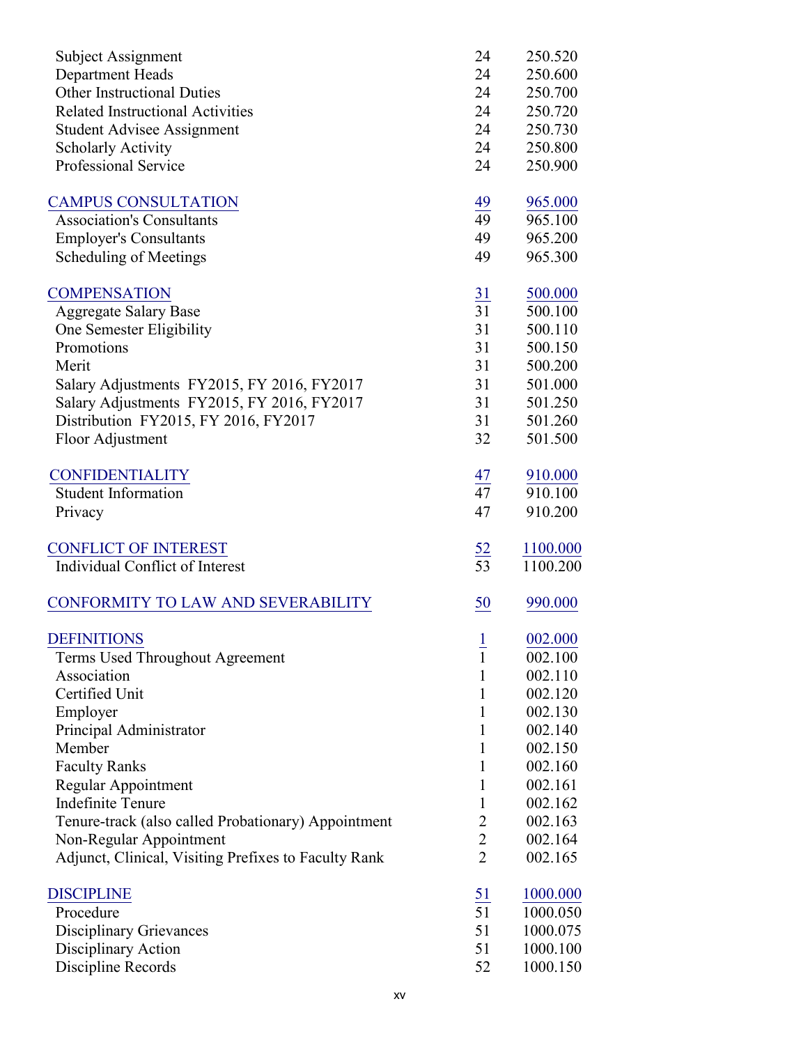| | | |
|---|---|---|
| Subject Assignment | 24 | 250.520 |
| Department Heads | 24 | 250.600 |
| Other Instructional Duties | 24 | 250.700 |
| Related Instructional Activities | 24 | 250.720 |
| Student Advisee Assignment | 24 | 250.730 |
| Scholarly Activity | 24 | 250.800 |
| Professional Service | 24 | 250.900 |
| | | |
| CAMPUS CONSULTATION | 49 | 965.000 |
| Association's Consultants | 49 | 965.100 |
| Employer's Consultants | 49 | 965.200 |
| Scheduling of Meetings | 49 | 965.300 |
| | | |
| COMPENSATION | 31 | 500.000 |
| Aggregate Salary Base | 31 | 500.100 |
| One Semester Eligibility | 31 | 500.110 |
| Promotions | 31 | 500.150 |
| Merit | 31 | 500.200 |
| Salary Adjustments FY2015, FY 2016, FY2017 | 31 | 501.000 |
| Salary Adjustments FY2015, FY 2016, FY2017 | 31 | 501.250 |
| Distribution FY2015, FY 2016, FY2017 | 31 | 501.260 |
| Floor Adjustment | 32 | 501.500 |
| | | |
| CONFIDENTIALITY | 47 | 910.000 |
| Student Information | 47 | 910.100 |
| Privacy | 47 | 910.200 |
| | | |
| CONFLICT OF INTEREST | 52 | 1100.000 |
| Individual Conflict of Interest | 53 | 1100.200 |
| | | |
| CONFORMITY TO LAW AND SEVERABILITY | 50 | 990.000 |
| | | |
| DEFINITIONS | 1 | 002.000 |
| Terms Used Throughout Agreement | 1 | 002.100 |
| Association | 1 | 002.110 |
| Certified Unit | 1 | 002.120 |
| Employer | 1 | 002.130 |
| Principal Administrator | 1 | 002.140 |
| Member | 1 | 002.150 |
| Faculty Ranks | 1 | 002.160 |
| Regular Appointment | 1 | 002.161 |
| Indefinite Tenure | 1 | 002.162 |
| Tenure-track (also called Probationary) Appointment | 2 | 002.163 |
| Non-Regular Appointment | 2 | 002.164 |
| Adjunct, Clinical, Visiting Prefixes to Faculty Rank | 2 | 002.165 |
| | | |
| DISCIPLINE | 51 | 1000.000 |
| Procedure | 51 | 1000.050 |
| Disciplinary Grievances | 51 | 1000.075 |
| Disciplinary Action | 51 | 1000.100 |
| Discipline Records | 52 | 1000.150 |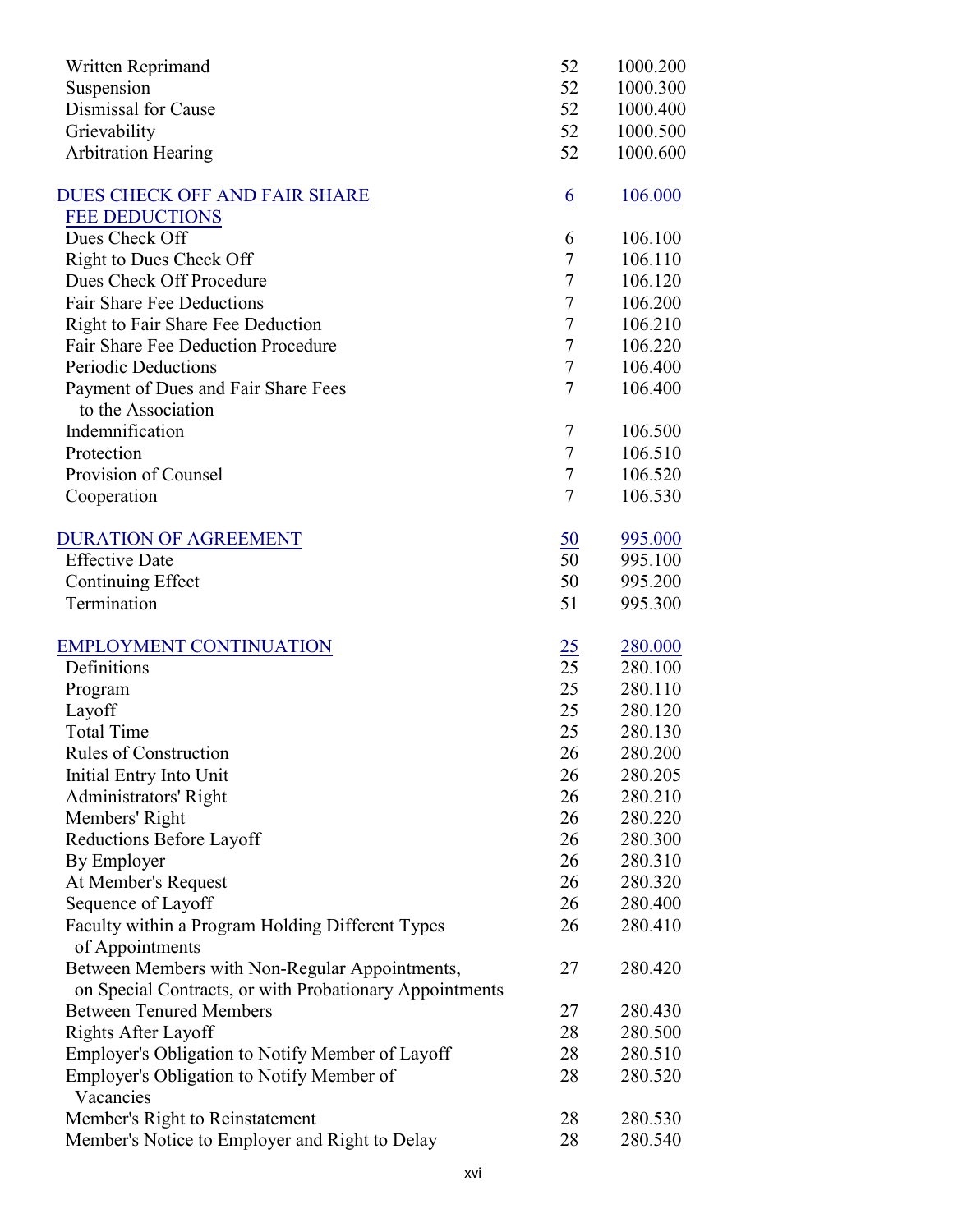| | | |
|---|---|---|
| Written Reprimand | 52 | 1000.200 |
| Suspension | 52 | 1000.300 |
| Dismissal for Cause | 52 | 1000.400 |
| Grievability | 52 | 1000.500 |
| Arbitration Hearing | 52 | 1000.600 |
| | | |
| DUES CHECK OFF AND FAIR SHARE FEE DEDUCTIONS | 6 | 106.000 |
| Dues Check Off | 6 | 106.100 |
| Right to Dues Check Off | 7 | 106.110 |
| Dues Check Off Procedure | 7 | 106.120 |
| Fair Share Fee Deductions | 7 | 106.200 |
| Right to Fair Share Fee Deduction | 7 | 106.210 |
| Fair Share Fee Deduction Procedure | 7 | 106.220 |
| Periodic Deductions | 7 | 106.400 |
| Payment of Dues and Fair Share Fees to the Association | 7 | 106.400 |
| Indemnification | 7 | 106.500 |
| Protection | 7 | 106.510 |
| Provision of Counsel | 7 | 106.520 |
| Cooperation | 7 | 106.530 |
| | | |
| DURATION OF AGREEMENT | 50 | 995.000 |
| Effective Date | 50 | 995.100 |
| Continuing Effect | 50 | 995.200 |
| Termination | 51 | 995.300 |
| | | |
| EMPLOYMENT CONTINUATION | 25 | 280.000 |
| Definitions | 25 | 280.100 |
| Program | 25 | 280.110 |
| Layoff | 25 | 280.120 |
| Total Time | 25 | 280.130 |
| Rules of Construction | 26 | 280.200 |
| Initial Entry Into Unit | 26 | 280.205 |
| Administrators' Right | 26 | 280.210 |
| Members' Right | 26 | 280.220 |
| Reductions Before Layoff | 26 | 280.300 |
| By Employer | 26 | 280.310 |
| At Member's Request | 26 | 280.320 |
| Sequence of Layoff | 26 | 280.400 |
| Faculty within a Program Holding Different Types of Appointments | 26 | 280.410 |
| Between Members with Non-Regular Appointments, on Special Contracts, or with Probationary Appointments | 27 | 280.420 |
| Between Tenured Members | 27 | 280.430 |
| Rights After Layoff | 28 | 280.500 |
| Employer's Obligation to Notify Member of Layoff | 28 | 280.510 |
| Employer's Obligation to Notify Member of Vacancies | 28 | 280.520 |
| Member's Right to Reinstatement | 28 | 280.530 |
| Member's Notice to Employer and Right to Delay | 28 | 280.540 |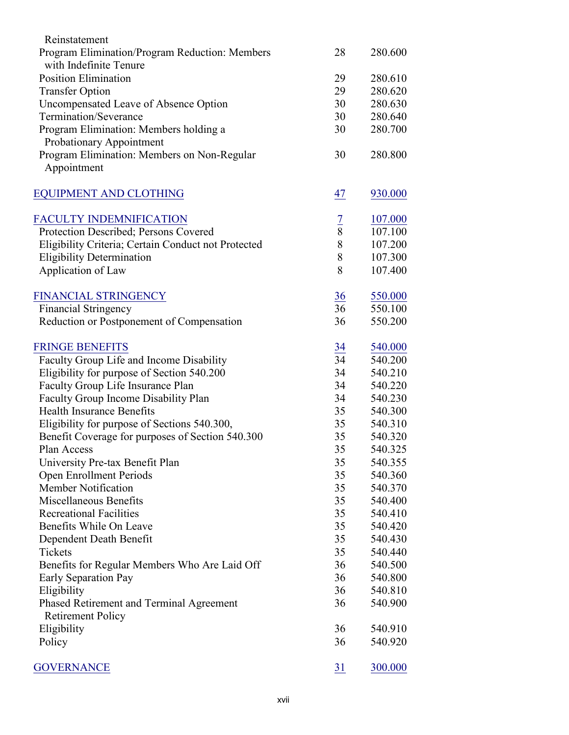| | | |
|---|---|---|
| Reinstatement | | |
| Program Elimination/Program Reduction: Members with Indefinite Tenure | 28 | 280.600 |
| Position Elimination | 29 | 280.610 |
| Transfer Option | 29 | 280.620 |
| Uncompensated Leave of Absence Option | 30 | 280.630 |
| Termination/Severance | 30 | 280.640 |
| Program Elimination: Members holding a Probationary Appointment | 30 | 280.700 |
| Program Elimination: Members on Non-Regular Appointment | 30 | 280.800 |
| | | |
| EQUIPMENT AND CLOTHING | 47 | 930.000 |
| | | |
| FACULTY INDEMNIFICATION | 7 | 107.000 |
| Protection Described; Persons Covered | 8 | 107.100 |
| Eligibility Criteria; Certain Conduct not Protected | 8 | 107.200 |
| Eligibility Determination | 8 | 107.300 |
| Application of Law | 8 | 107.400 |
| | | |
| FINANCIAL STRINGENCY | 36 | 550.000 |
| Financial Stringency | 36 | 550.100 |
| Reduction or Postponement of Compensation | 36 | 550.200 |
| | | |
| FRINGE BENEFITS | 34 | 540.000 |
| Faculty Group Life and Income Disability | 34 | 540.200 |
| Eligibility for purpose of Section 540.200 | 34 | 540.210 |
| Faculty Group Life Insurance Plan | 34 | 540.220 |
| Faculty Group Income Disability Plan | 34 | 540.230 |
| Health Insurance Benefits | 35 | 540.300 |
| Eligibility for purpose of Sections 540.300, | 35 | 540.310 |
| Benefit Coverage for purposes of Section 540.300 | 35 | 540.320 |
| Plan Access | 35 | 540.325 |
| University Pre-tax Benefit Plan | 35 | 540.355 |
| Open Enrollment Periods | 35 | 540.360 |
| Member Notification | 35 | 540.370 |
| Miscellaneous Benefits | 35 | 540.400 |
| Recreational Facilities | 35 | 540.410 |
| Benefits While On Leave | 35 | 540.420 |
| Dependent Death Benefit | 35 | 540.430 |
| Tickets | 35 | 540.440 |
| Benefits for Regular Members Who Are Laid Off | 36 | 540.500 |
| Early Separation Pay | 36 | 540.800 |
| Eligibility | 36 | 540.810 |
| Phased Retirement and Terminal Agreement Retirement Policy | 36 | 540.900 |
| Eligibility | 36 | 540.910 |
| Policy | 36 | 540.920 |
| | | |
| GOVERNANCE | 31 | 300.000 |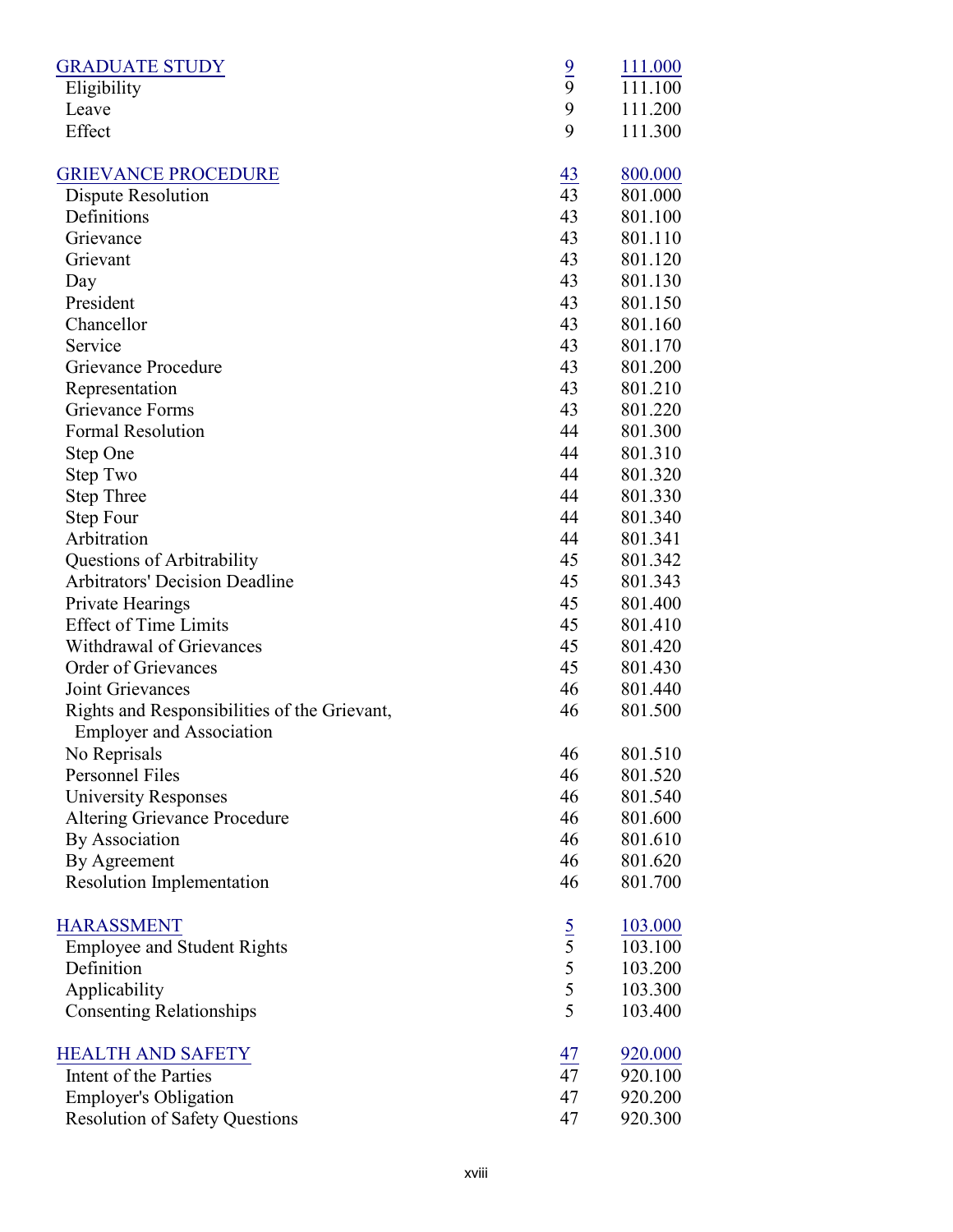| | | |
|---|---|---|
| GRADUATE STUDY | 9 | 111.000 |
| Eligibility | 9 | 111.100 |
| Leave | 9 | 111.200 |
| Effect | 9 | 111.300 |
| | | |
| GRIEVANCE PROCEDURE | 43 | 800.000 |
| Dispute Resolution | 43 | 801.000 |
| Definitions | 43 | 801.100 |
| Grievance | 43 | 801.110 |
| Grievant | 43 | 801.120 |
| Day | 43 | 801.130 |
| President | 43 | 801.150 |
| Chancellor | 43 | 801.160 |
| Service | 43 | 801.170 |
| Grievance Procedure | 43 | 801.200 |
| Representation | 43 | 801.210 |
| Grievance Forms | 43 | 801.220 |
| Formal Resolution | 44 | 801.300 |
| Step One | 44 | 801.310 |
| Step Two | 44 | 801.320 |
| Step Three | 44 | 801.330 |
| Step Four | 44 | 801.340 |
| Arbitration | 44 | 801.341 |
| Questions of Arbitrability | 45 | 801.342 |
| Arbitrators' Decision Deadline | 45 | 801.343 |
| Private Hearings | 45 | 801.400 |
| Effect of Time Limits | 45 | 801.410 |
| Withdrawal of Grievances | 45 | 801.420 |
| Order of Grievances | 45 | 801.430 |
| Joint Grievances | 46 | 801.440 |
| Rights and Responsibilities of the Grievant, Employer and Association | 46 | 801.500 |
| No Reprisals | 46 | 801.510 |
| Personnel Files | 46 | 801.520 |
| University Responses | 46 | 801.540 |
| Altering Grievance Procedure | 46 | 801.600 |
| By Association | 46 | 801.610 |
| By Agreement | 46 | 801.620 |
| Resolution Implementation | 46 | 801.700 |
| | | |
| HARASSMENT | 5 | 103.000 |
| Employee and Student Rights | 5 | 103.100 |
| Definition | 5 | 103.200 |
| Applicability | 5 | 103.300 |
| Consenting Relationships | 5 | 103.400 |
| | | |
| HEALTH AND SAFETY | 47 | 920.000 |
| Intent of the Parties | 47 | 920.100 |
| Employer's Obligation | 47 | 920.200 |
| Resolution of Safety Questions | 47 | 920.300 |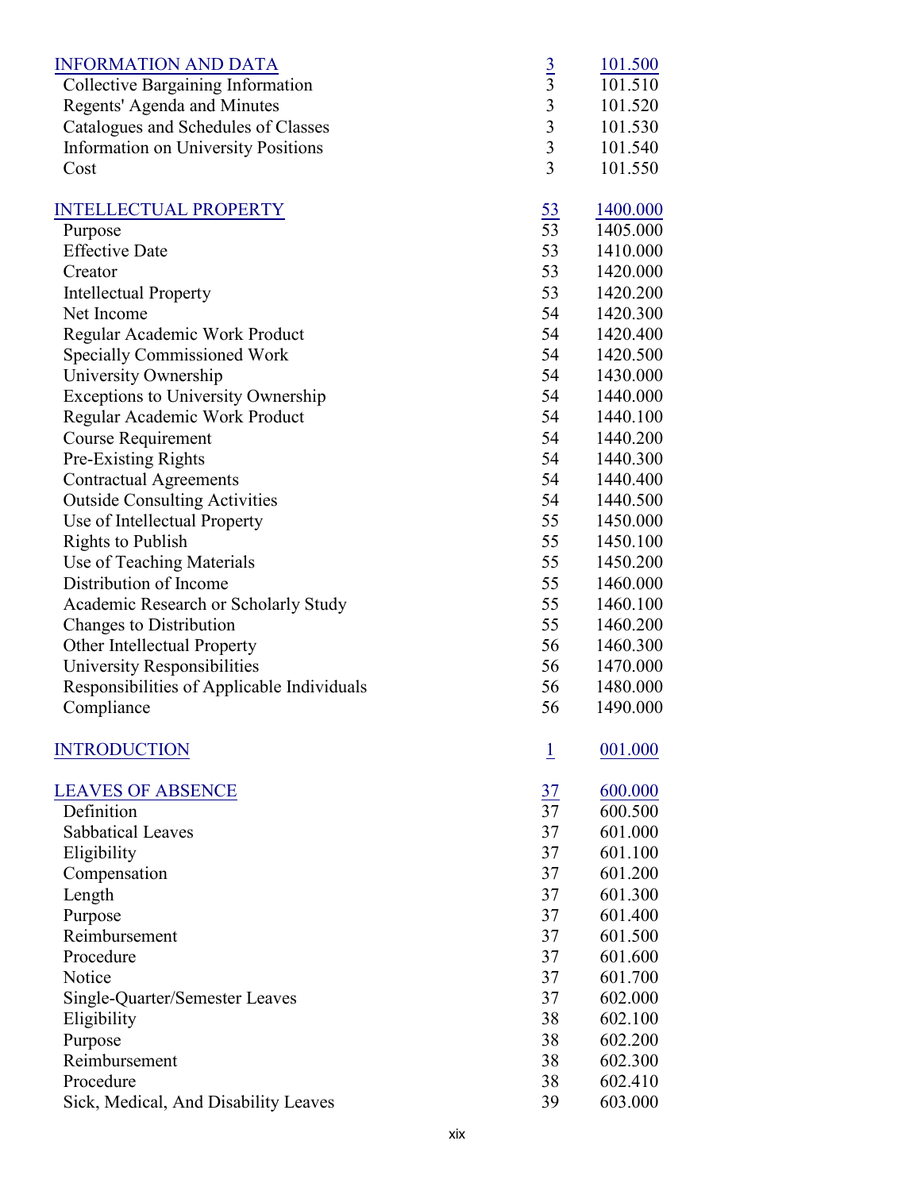| | | |
|---|---|---|
| INFORMATION AND DATA | 3 | 101.500 |
| Collective Bargaining Information | 3 | 101.510 |
| Regents' Agenda and Minutes | 3 | 101.520 |
| Catalogues and Schedules of Classes | 3 | 101.530 |
| Information on University Positions | 3 | 101.540 |
| Cost | 3 | 101.550 |
| | | |
| INTELLECTUAL PROPERTY | 53 | 1400.000 |
| Purpose | 53 | 1405.000 |
| Effective Date | 53 | 1410.000 |
| Creator | 53 | 1420.000 |
| Intellectual Property | 53 | 1420.200 |
| Net Income | 54 | 1420.300 |
| Regular Academic Work Product | 54 | 1420.400 |
| Specially Commissioned Work | 54 | 1420.500 |
| University Ownership | 54 | 1430.000 |
| Exceptions to University Ownership | 54 | 1440.000 |
| Regular Academic Work Product | 54 | 1440.100 |
| Course Requirement | 54 | 1440.200 |
| Pre-Existing Rights | 54 | 1440.300 |
| Contractual Agreements | 54 | 1440.400 |
| Outside Consulting Activities | 54 | 1440.500 |
| Use of Intellectual Property | 55 | 1450.000 |
| Rights to Publish | 55 | 1450.100 |
| Use of Teaching Materials | 55 | 1450.200 |
| Distribution of Income | 55 | 1460.000 |
| Academic Research or Scholarly Study | 55 | 1460.100 |
| Changes to Distribution | 55 | 1460.200 |
| Other Intellectual Property | 56 | 1460.300 |
| University Responsibilities | 56 | 1470.000 |
| Responsibilities of Applicable Individuals | 56 | 1480.000 |
| Compliance | 56 | 1490.000 |
| | | |
| INTRODUCTION | 1 | 001.000 |
| | | |
| LEAVES OF ABSENCE | 37 | 600.000 |
| Definition | 37 | 600.500 |
| Sabbatical Leaves | 37 | 601.000 |
| Eligibility | 37 | 601.100 |
| Compensation | 37 | 601.200 |
| Length | 37 | 601.300 |
| Purpose | 37 | 601.400 |
| Reimbursement | 37 | 601.500 |
| Procedure | 37 | 601.600 |
| Notice | 37 | 601.700 |
| Single-Quarter/Semester Leaves | 37 | 602.000 |
| Eligibility | 38 | 602.100 |
| Purpose | 38 | 602.200 |
| Reimbursement | 38 | 602.300 |
| Procedure | 38 | 602.410 |
| Sick, Medical, And Disability Leaves | 39 | 603.000 |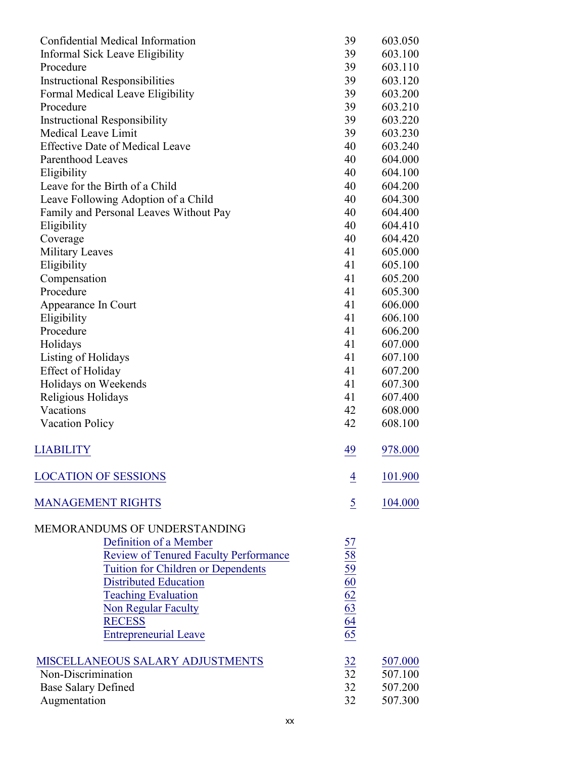| | | |
|---|---|---|
| Confidential Medical Information | 39 | 603.050 |
| Informal Sick Leave Eligibility | 39 | 603.100 |
| Procedure | 39 | 603.110 |
| Instructional Responsibilities | 39 | 603.120 |
| Formal Medical Leave Eligibility | 39 | 603.200 |
| Procedure | 39 | 603.210 |
| Instructional Responsibility | 39 | 603.220 |
| Medical Leave Limit | 39 | 603.230 |
| Effective Date of Medical Leave | 40 | 603.240 |
| Parenthood Leaves | 40 | 604.000 |
| Eligibility | 40 | 604.100 |
| Leave for the Birth of a Child | 40 | 604.200 |
| Leave Following Adoption of a Child | 40 | 604.300 |
| Family and Personal Leaves Without Pay | 40 | 604.400 |
| Eligibility | 40 | 604.410 |
| Coverage | 40 | 604.420 |
| Military Leaves | 41 | 605.000 |
| Eligibility | 41 | 605.100 |
| Compensation | 41 | 605.200 |
| Procedure | 41 | 605.300 |
| Appearance In Court | 41 | 606.000 |
| Eligibility | 41 | 606.100 |
| Procedure | 41 | 606.200 |
| Holidays | 41 | 607.000 |
| Listing of Holidays | 41 | 607.100 |
| Effect of Holiday | 41 | 607.200 |
| Holidays on Weekends | 41 | 607.300 |
| Religious Holidays | 41 | 607.400 |
| Vacations | 42 | 608.000 |
| Vacation Policy | 42 | 608.100 |
| | | |
| LIABILITY | 49 | 978.000 |
| | | |
| LOCATION OF SESSIONS | 4 | 101.900 |
| | | |
| MANAGEMENT RIGHTS | 5 | 104.000 |
| | | |
| MEMORANDUMS OF UNDERSTANDING | | |
| Definition of a Member | 57 | |
| Review of Tenured Faculty Performance | 58 | |
| Tuition for Children or Dependents | 59 | |
| Distributed Education | 60 | |
| Teaching Evaluation | 62 | |
| Non Regular Faculty | 63 | |
| RECESS | 64 | |
| Entrepreneurial Leave | 65 | |
| | | |
| MISCELLANEOUS SALARY ADJUSTMENTS | 32 | 507.000 |
| Non-Discrimination | 32 | 507.100 |
| Base Salary Defined | 32 | 507.200 |
| Augmentation | 32 | 507.300 |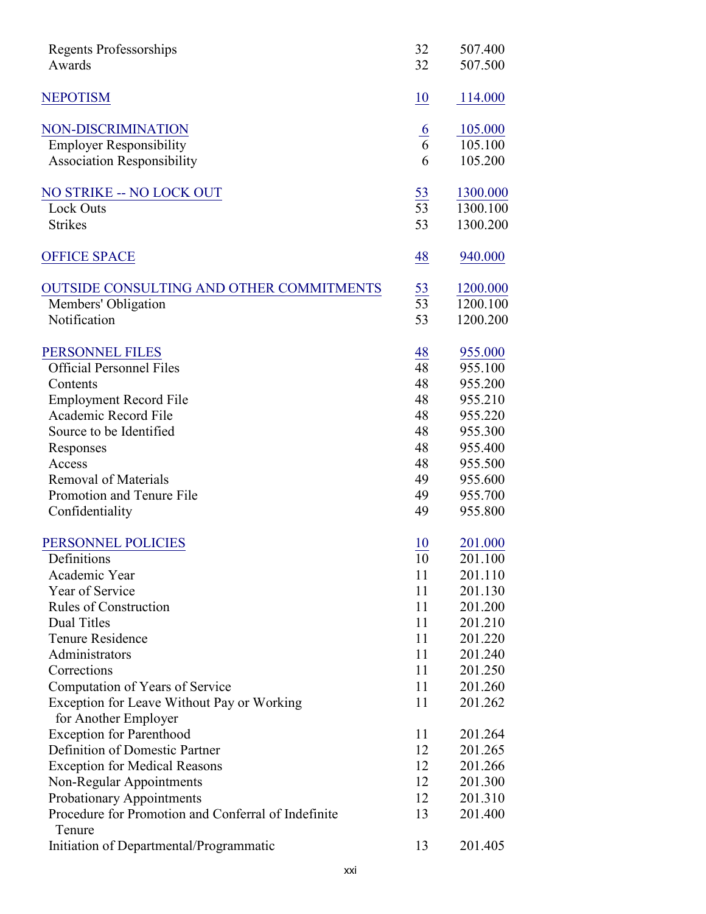| | | |
|---|---|---|
| Regents Professorships | 32 | 507.400 |
| Awards | 32 | 507.500 |
| | | |
| NEPOTISM | 10 | 114.000 |
| | | |
| NON-DISCRIMINATION | 6 | 105.000 |
| Employer Responsibility | 6 | 105.100 |
| Association Responsibility | 6 | 105.200 |
| | | |
| NO STRIKE -- NO LOCK OUT | 53 | 1300.000 |
| Lock Outs | 53 | 1300.100 |
| Strikes | 53 | 1300.200 |
| | | |
| OFFICE SPACE | 48 | 940.000 |
| | | |
| OUTSIDE CONSULTING AND OTHER COMMITMENTS | 53 | 1200.000 |
| Members' Obligation | 53 | 1200.100 |
| Notification | 53 | 1200.200 |
| | | |
| PERSONNEL FILES | 48 | 955.000 |
| Official Personnel Files | 48 | 955.100 |
| Contents | 48 | 955.200 |
| Employment Record File | 48 | 955.210 |
| Academic Record File | 48 | 955.220 |
| Source to be Identified | 48 | 955.300 |
| Responses | 48 | 955.400 |
| Access | 48 | 955.500 |
| Removal of Materials | 49 | 955.600 |
| Promotion and Tenure File | 49 | 955.700 |
| Confidentiality | 49 | 955.800 |
| | | |
| PERSONNEL POLICIES | 10 | 201.000 |
| Definitions | 10 | 201.100 |
| Academic Year | 11 | 201.110 |
| Year of Service | 11 | 201.130 |
| Rules of Construction | 11 | 201.200 |
| Dual Titles | 11 | 201.210 |
| Tenure Residence | 11 | 201.220 |
| Administrators | 11 | 201.240 |
| Corrections | 11 | 201.250 |
| Computation of Years of Service | 11 | 201.260 |
| Exception for Leave Without Pay or Working for Another Employer | 11 | 201.262 |
| Exception for Parenthood | 11 | 201.264 |
| Definition of Domestic Partner | 12 | 201.265 |
| Exception for Medical Reasons | 12 | 201.266 |
| Non-Regular Appointments | 12 | 201.300 |
| Probationary Appointments | 12 | 201.310 |
| Procedure for Promotion and Conferral of Indefinite Tenure | 13 | 201.400 |
| Initiation of Departmental/Programmatic | 13 | 201.405 |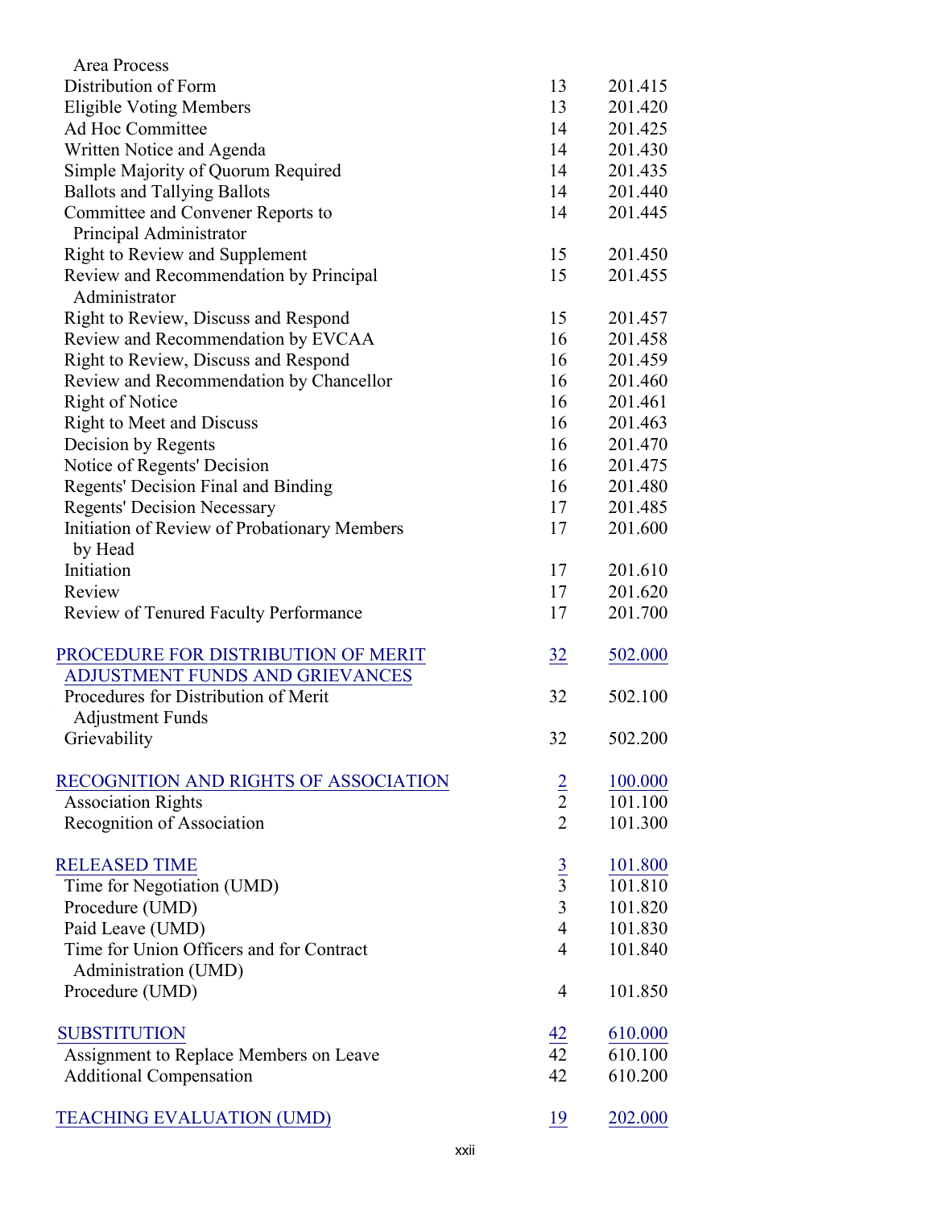| | | |
|---|---|---|
| Area Process | | |
| Distribution of Form | 13 | 201.415 |
| Eligible Voting Members | 13 | 201.420 |
| Ad Hoc Committee | 14 | 201.425 |
| Written Notice and Agenda | 14 | 201.430 |
| Simple Majority of Quorum Required | 14 | 201.435 |
| Ballots and Tallying Ballots | 14 | 201.440 |
| Committee and Convener Reports to Principal Administrator | 14 | 201.445 |
| Right to Review and Supplement | 15 | 201.450 |
| Review and Recommendation by Principal Administrator | 15 | 201.455 |
| Right to Review, Discuss and Respond | 15 | 201.457 |
| Review and Recommendation by EVCAA | 16 | 201.458 |
| Right to Review, Discuss and Respond | 16 | 201.459 |
| Review and Recommendation by Chancellor | 16 | 201.460 |
| Right of Notice | 16 | 201.461 |
| Right to Meet and Discuss | 16 | 201.463 |
| Decision by Regents | 16 | 201.470 |
| Notice of Regents' Decision | 16 | 201.475 |
| Regents' Decision Final and Binding | 16 | 201.480 |
| Regents' Decision Necessary | 17 | 201.485 |
| Initiation of Review of Probationary Members by Head | 17 | 201.600 |
| Initiation | 17 | 201.610 |
| Review | 17 | 201.620 |
| Review of Tenured Faculty Performance | 17 | 201.700 |
| | | |
| PROCEDURE FOR DISTRIBUTION OF MERIT ADJUSTMENT FUNDS AND GRIEVANCES | 32 | 502.000 |
| Procedures for Distribution of Merit Adjustment Funds | 32 | 502.100 |
| Grievability | 32 | 502.200 |
| | | |
| RECOGNITION AND RIGHTS OF ASSOCIATION | 2 | 100.000 |
| Association Rights | 2 | 101.100 |
| Recognition of Association | 2 | 101.300 |
| | | |
| RELEASED TIME | 3 | 101.800 |
| Time for Negotiation (UMD) | 3 | 101.810 |
| Procedure (UMD) | 3 | 101.820 |
| Paid Leave (UMD) | 4 | 101.830 |
| Time for Union Officers and for Contract Administration (UMD) | 4 | 101.840 |
| Procedure (UMD) | 4 | 101.850 |
| | | |
| SUBSTITUTION | 42 | 610.000 |
| Assignment to Replace Members on Leave | 42 | 610.100 |
| Additional Compensation | 42 | 610.200 |
| | | |
| TEACHING EVALUATION (UMD) | 19 | 202.000 |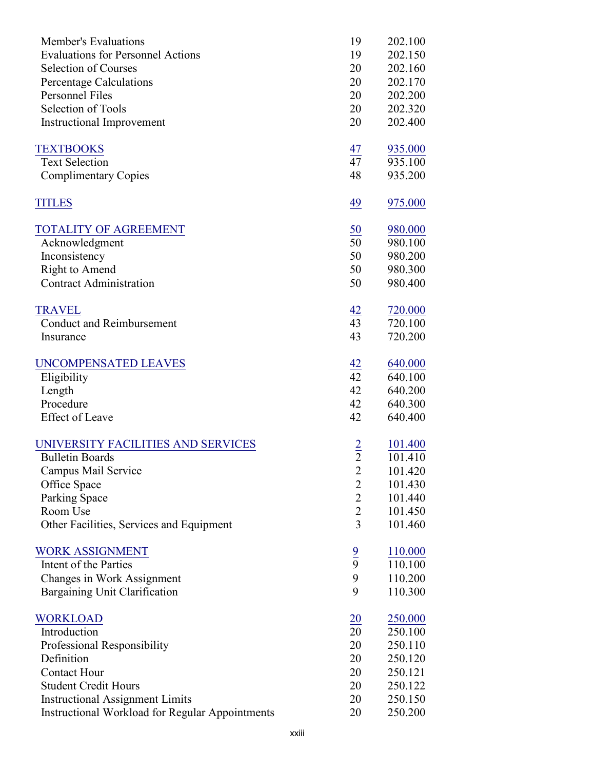| | | |
|---|---|---|
| Member's Evaluations | 19 | 202.100 |
| Evaluations for Personnel Actions | 19 | 202.150 |
| Selection of Courses | 20 | 202.160 |
| Percentage Calculations | 20 | 202.170 |
| Personnel Files | 20 | 202.200 |
| Selection of Tools | 20 | 202.320 |
| Instructional Improvement | 20 | 202.400 |
| | | |
| TEXTBOOKS | 47 | 935.000 |
| Text Selection | 47 | 935.100 |
| Complimentary Copies | 48 | 935.200 |
| | | |
| TITLES | 49 | 975.000 |
| | | |
| TOTALITY OF AGREEMENT | 50 | 980.000 |
| Acknowledgment | 50 | 980.100 |
| Inconsistency | 50 | 980.200 |
| Right to Amend | 50 | 980.300 |
| Contract Administration | 50 | 980.400 |
| | | |
| TRAVEL | 42 | 720.000 |
| Conduct and Reimbursement | 43 | 720.100 |
| Insurance | 43 | 720.200 |
| | | |
| UNCOMPENSATED LEAVES | 42 | 640.000 |
| Eligibility | 42 | 640.100 |
| Length | 42 | 640.200 |
| Procedure | 42 | 640.300 |
| Effect of Leave | 42 | 640.400 |
| | | |
| UNIVERSITY FACILITIES AND SERVICES | 2 | 101.400 |
| Bulletin Boards | 2 | 101.410 |
| Campus Mail Service | 2 | 101.420 |
| Office Space | 2 | 101.430 |
| Parking Space | 2 | 101.440 |
| Room Use | 2 | 101.450 |
| Other Facilities, Services and Equipment | 3 | 101.460 |
| | | |
| WORK ASSIGNMENT | 9 | 110.000 |
| Intent of the Parties | 9 | 110.100 |
| Changes in Work Assignment | 9 | 110.200 |
| Bargaining Unit Clarification | 9 | 110.300 |
| | | |
| WORKLOAD | 20 | 250.000 |
| Introduction | 20 | 250.100 |
| Professional Responsibility | 20 | 250.110 |
| Definition | 20 | 250.120 |
| Contact Hour | 20 | 250.121 |
| Student Credit Hours | 20 | 250.122 |
| Instructional Assignment Limits | 20 | 250.150 |
| Instructional Workload for Regular Appointments | 20 | 250.200 |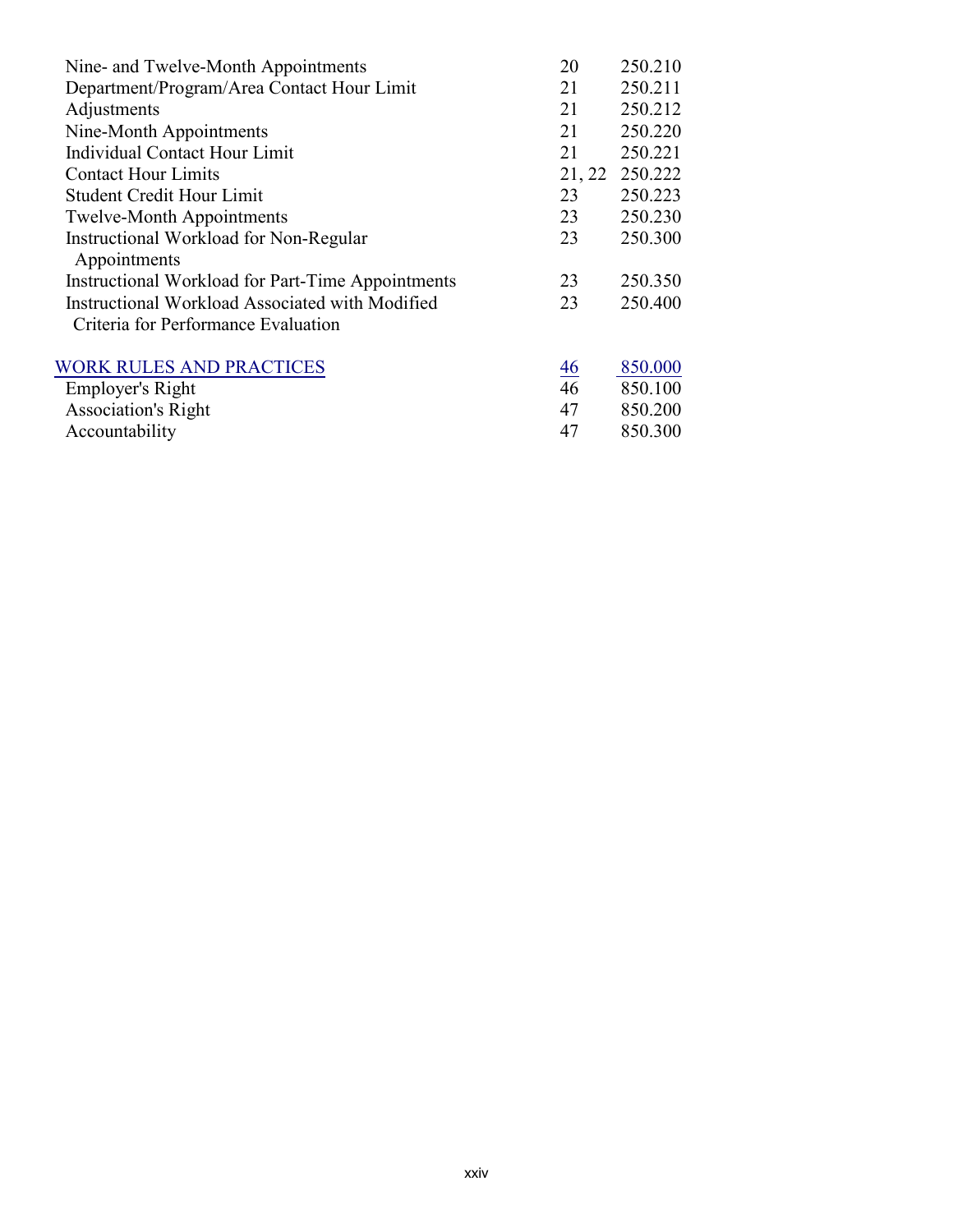| | | |
|---|---|---|
| Nine- and Twelve-Month Appointments | 20 | 250.210 |
| Department/Program/Area Contact Hour Limit | 21 | 250.211 |
| Adjustments | 21 | 250.212 |
| Nine-Month Appointments | 21 | 250.220 |
| Individual Contact Hour Limit | 21 | 250.221 |
| Contact Hour Limits | 21, 22 | 250.222 |
| Student Credit Hour Limit | 23 | 250.223 |
| Twelve-Month Appointments | 23 | 250.230 |
| Instructional Workload for Non-Regular Appointments | 23 | 250.300 |
| Instructional Workload for Part-Time Appointments | 23 | 250.350 |
| Instructional Workload Associated with Modified Criteria for Performance Evaluation | 23 | 250.400 |
| | | |
| WORK RULES AND PRACTICES | 46 | 850.000 |
| Employer's Right | 46 | 850.100 |
| Association's Right | 47 | 850.200 |
| Accountability | 47 | 850.300 |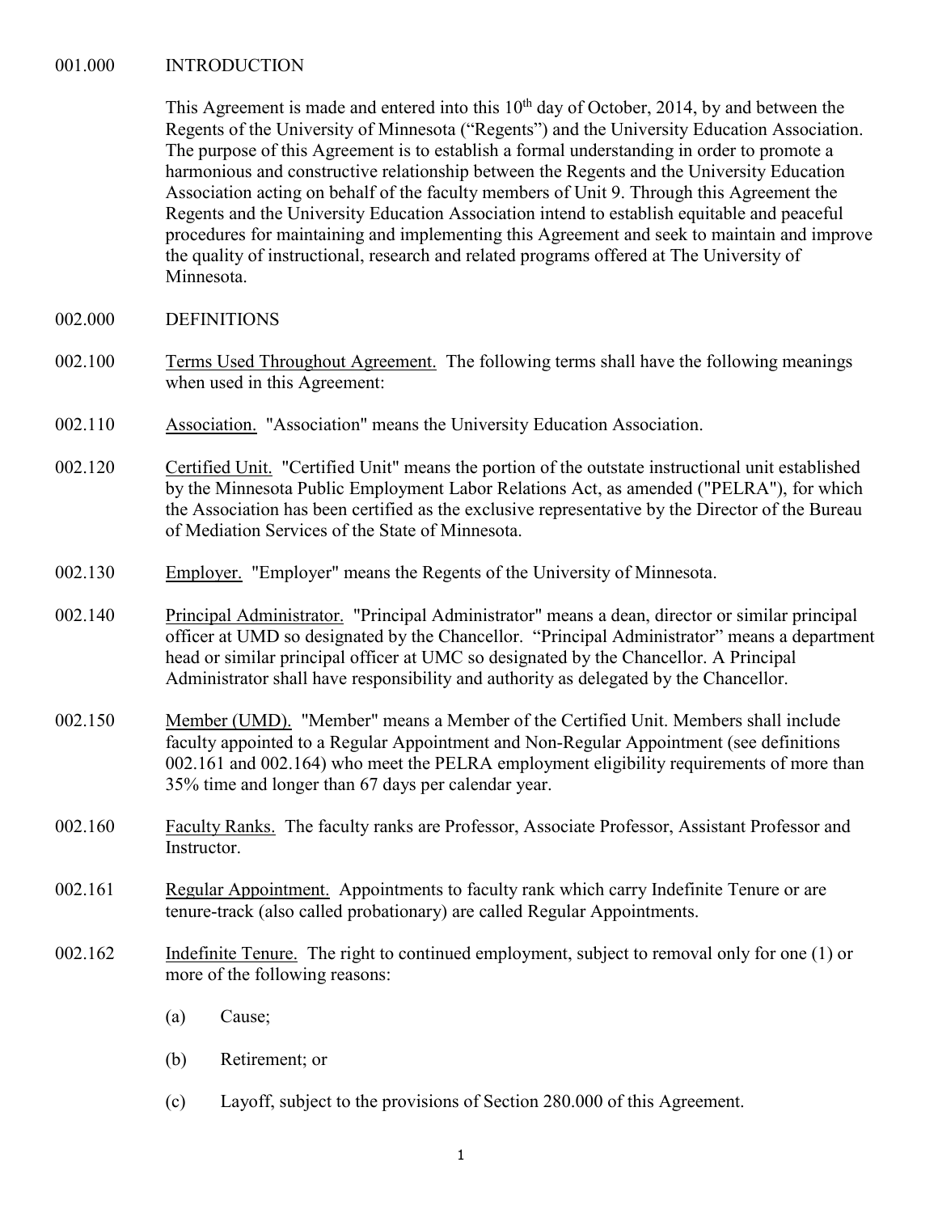001.000 INTRODUCTION

This Agreement is made and entered into this 10th day of October, 2014, by and between the Regents of the University of Minnesota ("Regents") and the University Education Association. The purpose of this Agreement is to establish a formal understanding in order to promote a harmonious and constructive relationship between the Regents and the University Education Association acting on behalf of the faculty members of Unit 9. Through this Agreement the Regents and the University Education Association intend to establish equitable and peaceful procedures for maintaining and implementing this Agreement and seek to maintain and improve the quality of instructional, research and related programs offered at The University of Minnesota.

002.000 DEFINITIONS

002.100 Terms Used Throughout Agreement. The following terms shall have the following meanings when used in this Agreement:

002.110 Association. "Association" means the University Education Association.

002.120 Certified Unit. "Certified Unit" means the portion of the outstate instructional unit established by the Minnesota Public Employment Labor Relations Act, as amended ("PELRA"), for which the Association has been certified as the exclusive representative by the Director of the Bureau of Mediation Services of the State of Minnesota.

002.130 Employer. "Employer" means the Regents of the University of Minnesota.

002.140 Principal Administrator. "Principal Administrator" means a dean, director or similar principal officer at UMD so designated by the Chancellor. "Principal Administrator" means a department head or similar principal officer at UMC so designated by the Chancellor. A Principal Administrator shall have responsibility and authority as delegated by the Chancellor.

002.150 Member (UMD). "Member" means a Member of the Certified Unit. Members shall include faculty appointed to a Regular Appointment and Non-Regular Appointment (see definitions 002.161 and 002.164) who meet the PELRA employment eligibility requirements of more than 35% time and longer than 67 days per calendar year.

002.160 Faculty Ranks. The faculty ranks are Professor, Associate Professor, Assistant Professor and Instructor.

002.161 Regular Appointment. Appointments to faculty rank which carry Indefinite Tenure or are tenure-track (also called probationary) are called Regular Appointments.

002.162 Indefinite Tenure. The right to continued employment, subject to removal only for one (1) or more of the following reasons:

(a) Cause;

(b) Retirement; or

(c) Layoff, subject to the provisions of Section 280.000 of this Agreement.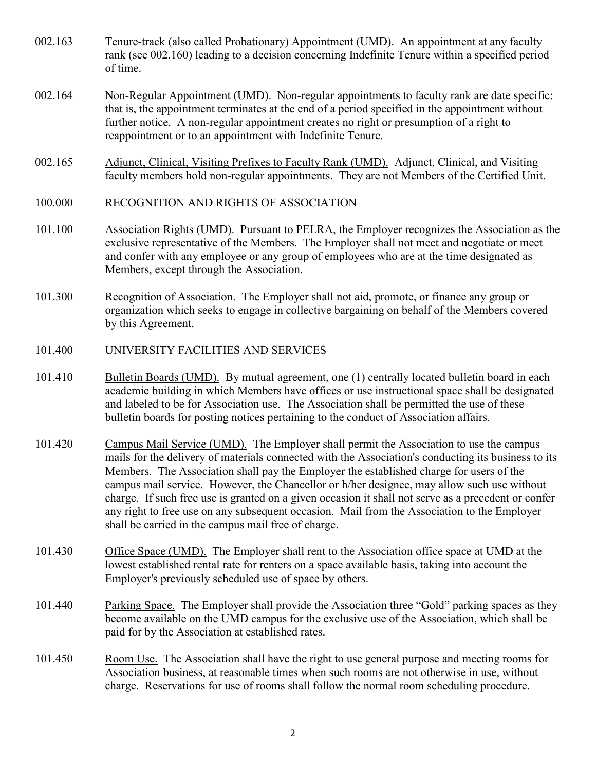002.163 Tenure-track (also called Probationary) Appointment (UMD). An appointment at any faculty rank (see 002.160) leading to a decision concerning Indefinite Tenure within a specified period of time.

002.164 Non-Regular Appointment (UMD). Non-regular appointments to faculty rank are date specific: that is, the appointment terminates at the end of a period specified in the appointment without further notice. A non-regular appointment creates no right or presumption of a right to reappointment or to an appointment with Indefinite Tenure.

002.165 Adjunct, Clinical, Visiting Prefixes to Faculty Rank (UMD). Adjunct, Clinical, and Visiting faculty members hold non-regular appointments. They are not Members of the Certified Unit.

## 100.000 RECOGNITION AND RIGHTS OF ASSOCIATION

101.100 Association Rights (UMD). Pursuant to PELRA, the Employer recognizes the Association as the exclusive representative of the Members. The Employer shall not meet and negotiate or meet and confer with any employee or any group of employees who are at the time designated as Members, except through the Association.

101.300 Recognition of Association. The Employer shall not aid, promote, or finance any group or organization which seeks to engage in collective bargaining on behalf of the Members covered by this Agreement.

## 101.400 UNIVERSITY FACILITIES AND SERVICES

101.410 Bulletin Boards (UMD). By mutual agreement, one (1) centrally located bulletin board in each academic building in which Members have offices or use instructional space shall be designated and labeled to be for Association use. The Association shall be permitted the use of these bulletin boards for posting notices pertaining to the conduct of Association affairs.

101.420 Campus Mail Service (UMD). The Employer shall permit the Association to use the campus mails for the delivery of materials connected with the Association's conducting its business to its Members. The Association shall pay the Employer the established charge for users of the campus mail service. However, the Chancellor or h/her designee, may allow such use without charge. If such free use is granted on a given occasion it shall not serve as a precedent or confer any right to free use on any subsequent occasion. Mail from the Association to the Employer shall be carried in the campus mail free of charge.

101.430 Office Space (UMD). The Employer shall rent to the Association office space at UMD at the lowest established rental rate for renters on a space available basis, taking into account the Employer's previously scheduled use of space by others.

101.440 Parking Space. The Employer shall provide the Association three "Gold" parking spaces as they become available on the UMD campus for the exclusive use of the Association, which shall be paid for by the Association at established rates.

101.450 Room Use. The Association shall have the right to use general purpose and meeting rooms for Association business, at reasonable times when such rooms are not otherwise in use, without charge. Reservations for use of rooms shall follow the normal room scheduling procedure.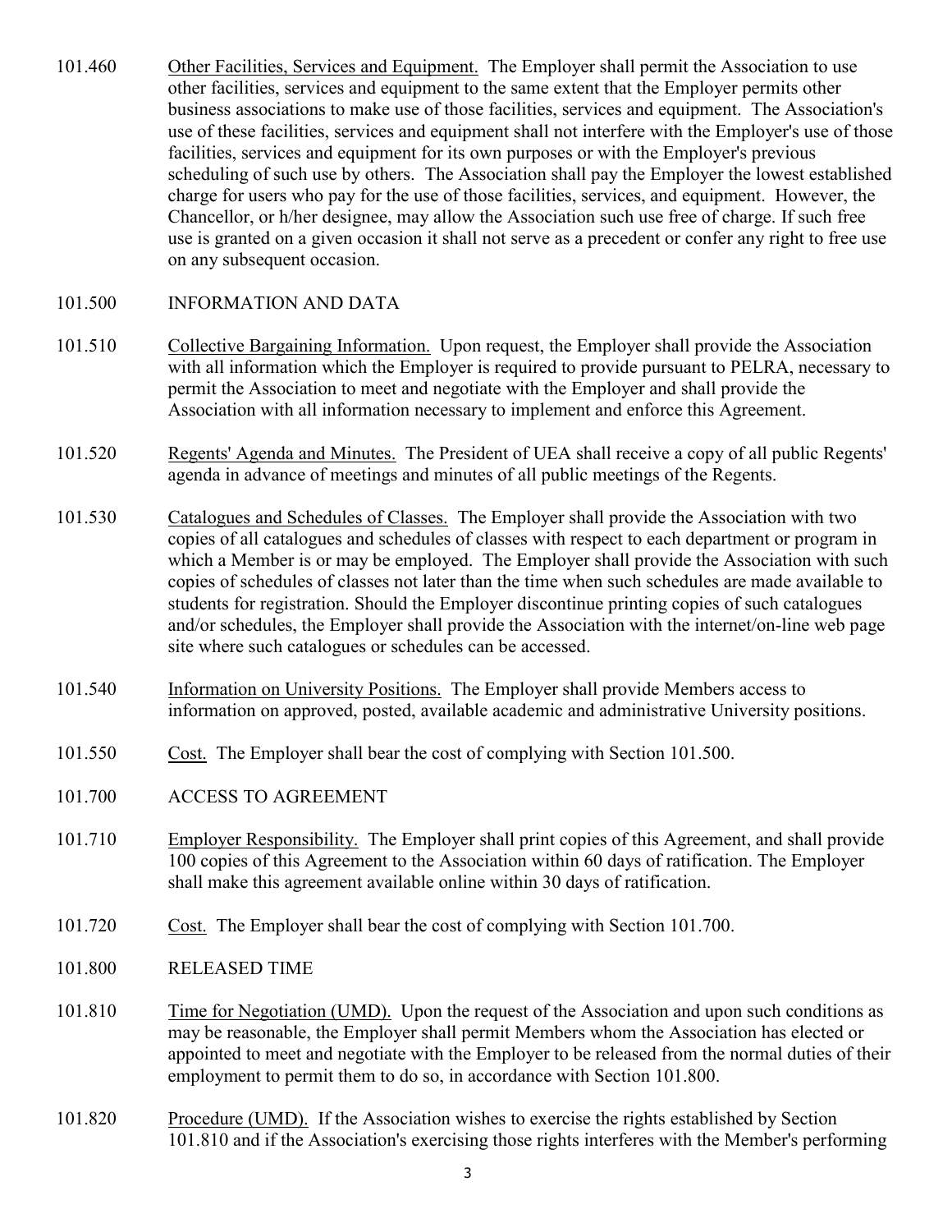101.460 Other Facilities, Services and Equipment. The Employer shall permit the Association to use other facilities, services and equipment to the same extent that the Employer permits other business associations to make use of those facilities, services and equipment. The Association's use of these facilities, services and equipment shall not interfere with the Employer's use of those facilities, services and equipment for its own purposes or with the Employer's previous scheduling of such use by others. The Association shall pay the Employer the lowest established charge for users who pay for the use of those facilities, services, and equipment. However, the Chancellor, or h/her designee, may allow the Association such use free of charge. If such free use is granted on a given occasion it shall not serve as a precedent or confer any right to free use on any subsequent occasion.

101.500 INFORMATION AND DATA

101.510 Collective Bargaining Information. Upon request, the Employer shall provide the Association with all information which the Employer is required to provide pursuant to PELRA, necessary to permit the Association to meet and negotiate with the Employer and shall provide the Association with all information necessary to implement and enforce this Agreement.

101.520 Regents' Agenda and Minutes. The President of UEA shall receive a copy of all public Regents' agenda in advance of meetings and minutes of all public meetings of the Regents.

101.530 Catalogues and Schedules of Classes. The Employer shall provide the Association with two copies of all catalogues and schedules of classes with respect to each department or program in which a Member is or may be employed. The Employer shall provide the Association with such copies of schedules of classes not later than the time when such schedules are made available to students for registration. Should the Employer discontinue printing copies of such catalogues and/or schedules, the Employer shall provide the Association with the internet/on-line web page site where such catalogues or schedules can be accessed.

101.540 Information on University Positions. The Employer shall provide Members access to information on approved, posted, available academic and administrative University positions.

101.550 Cost. The Employer shall bear the cost of complying with Section 101.500.

101.700 ACCESS TO AGREEMENT

101.710 Employer Responsibility. The Employer shall print copies of this Agreement, and shall provide 100 copies of this Agreement to the Association within 60 days of ratification. The Employer shall make this agreement available online within 30 days of ratification.

101.720 Cost. The Employer shall bear the cost of complying with Section 101.700.

101.800 RELEASED TIME

101.810 Time for Negotiation (UMD). Upon the request of the Association and upon such conditions as may be reasonable, the Employer shall permit Members whom the Association has elected or appointed to meet and negotiate with the Employer to be released from the normal duties of their employment to permit them to do so, in accordance with Section 101.800.

101.820 Procedure (UMD). If the Association wishes to exercise the rights established by Section 101.810 and if the Association's exercising those rights interferes with the Member's performing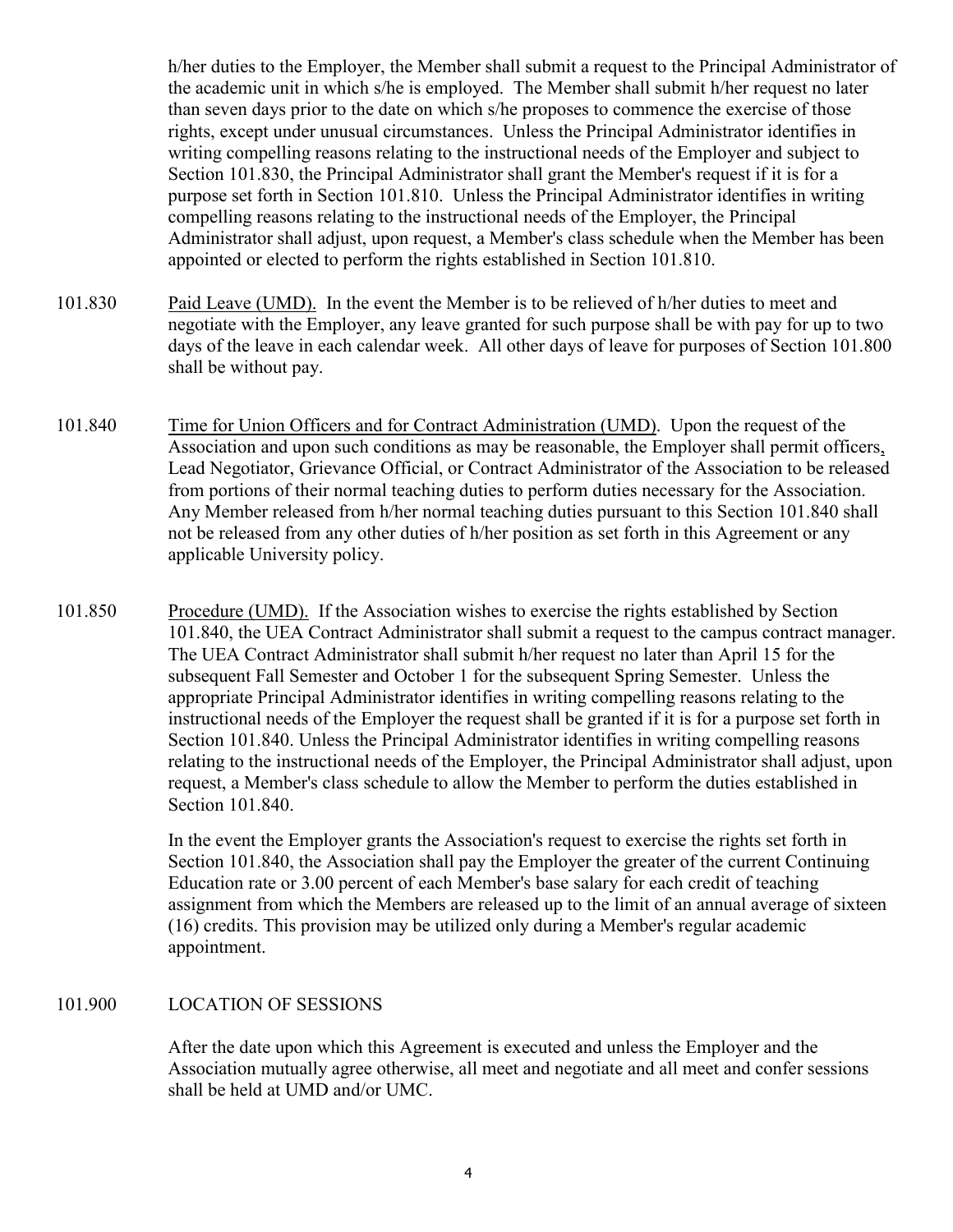h/her duties to the Employer, the Member shall submit a request to the Principal Administrator of the academic unit in which s/he is employed. The Member shall submit h/her request no later than seven days prior to the date on which s/he proposes to commence the exercise of those rights, except under unusual circumstances. Unless the Principal Administrator identifies in writing compelling reasons relating to the instructional needs of the Employer and subject to Section 101.830, the Principal Administrator shall grant the Member's request if it is for a purpose set forth in Section 101.810. Unless the Principal Administrator identifies in writing compelling reasons relating to the instructional needs of the Employer, the Principal Administrator shall adjust, upon request, a Member's class schedule when the Member has been appointed or elected to perform the rights established in Section 101.810.

101.830 Paid Leave (UMD). In the event the Member is to be relieved of h/her duties to meet and negotiate with the Employer, any leave granted for such purpose shall be with pay for up to two days of the leave in each calendar week. All other days of leave for purposes of Section 101.800 shall be without pay.

101.840 Time for Union Officers and for Contract Administration (UMD). Upon the request of the Association and upon such conditions as may be reasonable, the Employer shall permit officers, Lead Negotiator, Grievance Official, or Contract Administrator of the Association to be released from portions of their normal teaching duties to perform duties necessary for the Association. Any Member released from h/her normal teaching duties pursuant to this Section 101.840 shall not be released from any other duties of h/her position as set forth in this Agreement or any applicable University policy.

101.850 Procedure (UMD). If the Association wishes to exercise the rights established by Section 101.840, the UEA Contract Administrator shall submit a request to the campus contract manager. The UEA Contract Administrator shall submit h/her request no later than April 15 for the subsequent Fall Semester and October 1 for the subsequent Spring Semester. Unless the appropriate Principal Administrator identifies in writing compelling reasons relating to the instructional needs of the Employer the request shall be granted if it is for a purpose set forth in Section 101.840. Unless the Principal Administrator identifies in writing compelling reasons relating to the instructional needs of the Employer, the Principal Administrator shall adjust, upon request, a Member's class schedule to allow the Member to perform the duties established in Section 101.840.

In the event the Employer grants the Association's request to exercise the rights set forth in Section 101.840, the Association shall pay the Employer the greater of the current Continuing Education rate or 3.00 percent of each Member's base salary for each credit of teaching assignment from which the Members are released up to the limit of an annual average of sixteen (16) credits. This provision may be utilized only during a Member's regular academic appointment.

101.900 LOCATION OF SESSIONS

After the date upon which this Agreement is executed and unless the Employer and the Association mutually agree otherwise, all meet and negotiate and all meet and confer sessions shall be held at UMD and/or UMC.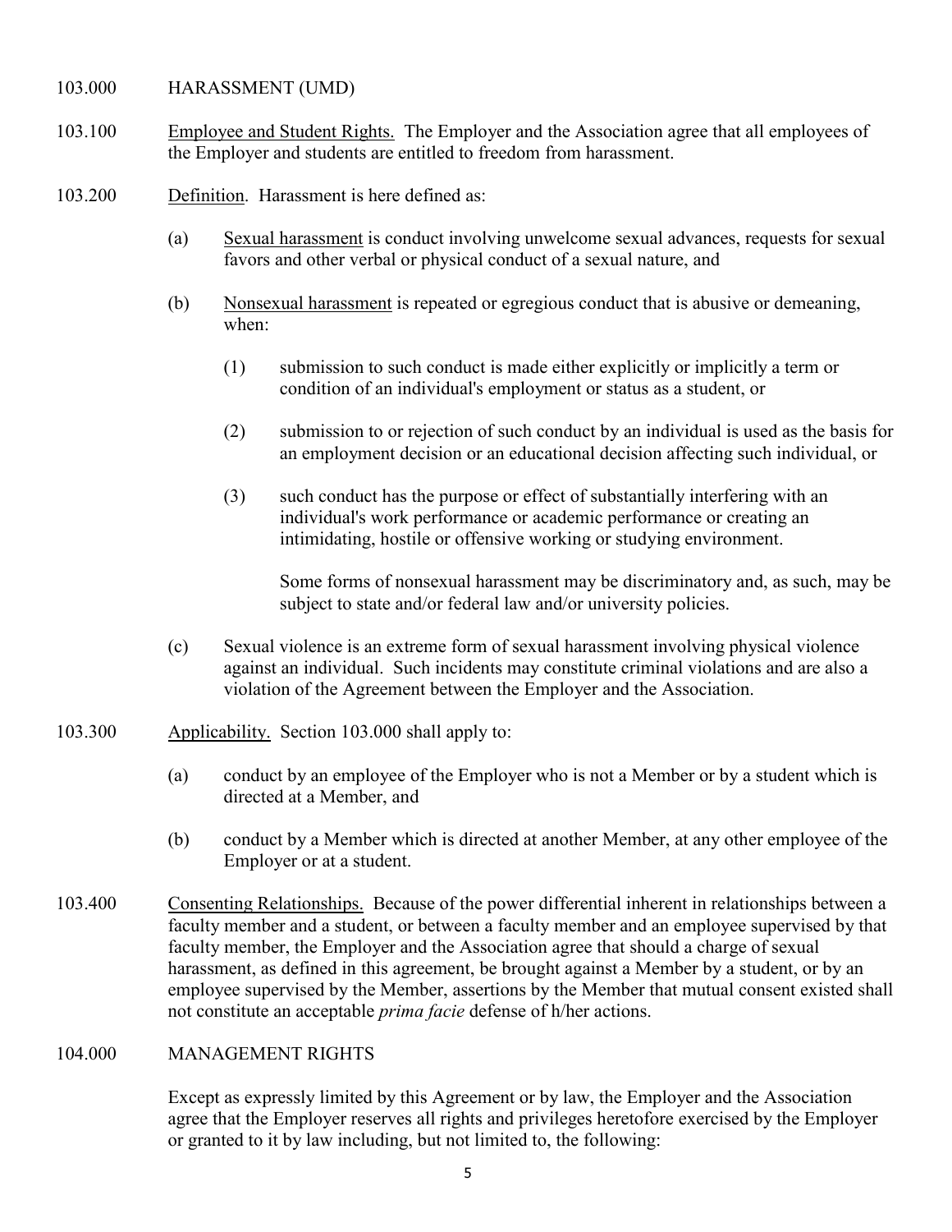103.000 HARASSMENT (UMD)

103.100 Employee and Student Rights. The Employer and the Association agree that all employees of the Employer and students are entitled to freedom from harassment.

103.200 Definition. Harassment is here defined as:

(a) Sexual harassment is conduct involving unwelcome sexual advances, requests for sexual favors and other verbal or physical conduct of a sexual nature, and

(b) Nonsexual harassment is repeated or egregious conduct that is abusive or demeaning, when:

(1) submission to such conduct is made either explicitly or implicitly a term or condition of an individual's employment or status as a student, or

(2) submission to or rejection of such conduct by an individual is used as the basis for an employment decision or an educational decision affecting such individual, or

(3) such conduct has the purpose or effect of substantially interfering with an individual's work performance or academic performance or creating an intimidating, hostile or offensive working or studying environment.

Some forms of nonsexual harassment may be discriminatory and, as such, may be subject to state and/or federal law and/or university policies.

(c) Sexual violence is an extreme form of sexual harassment involving physical violence against an individual. Such incidents may constitute criminal violations and are also a violation of the Agreement between the Employer and the Association.

103.300 Applicability. Section 103.000 shall apply to:

(a) conduct by an employee of the Employer who is not a Member or by a student which is directed at a Member, and

(b) conduct by a Member which is directed at another Member, at any other employee of the Employer or at a student.

103.400 Consenting Relationships. Because of the power differential inherent in relationships between a faculty member and a student, or between a faculty member and an employee supervised by that faculty member, the Employer and the Association agree that should a charge of sexual harassment, as defined in this agreement, be brought against a Member by a student, or by an employee supervised by the Member, assertions by the Member that mutual consent existed shall not constitute an acceptable *prima facie* defense of h/her actions.

104.000 MANAGEMENT RIGHTS

Except as expressly limited by this Agreement or by law, the Employer and the Association agree that the Employer reserves all rights and privileges heretofore exercised by the Employer or granted to it by law including, but not limited to, the following: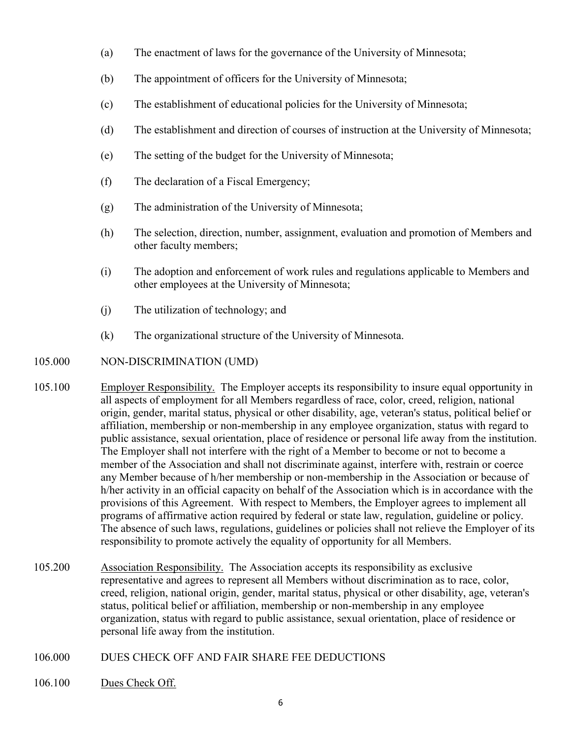(a) The enactment of laws for the governance of the University of Minnesota;

(b) The appointment of officers for the University of Minnesota;

(c) The establishment of educational policies for the University of Minnesota;

(d) The establishment and direction of courses of instruction at the University of Minnesota;

(e) The setting of the budget for the University of Minnesota;

(f) The declaration of a Fiscal Emergency;

(g) The administration of the University of Minnesota;

(h) The selection, direction, number, assignment, evaluation and promotion of Members and other faculty members;

(i) The adoption and enforcement of work rules and regulations applicable to Members and other employees at the University of Minnesota;

(j) The utilization of technology; and

(k) The organizational structure of the University of Minnesota.

105.000 NON-DISCRIMINATION (UMD)

105.100 Employer Responsibility. The Employer accepts its responsibility to insure equal opportunity in all aspects of employment for all Members regardless of race, color, creed, religion, national origin, gender, marital status, physical or other disability, age, veteran's status, political belief or affiliation, membership or non-membership in any employee organization, status with regard to public assistance, sexual orientation, place of residence or personal life away from the institution. The Employer shall not interfere with the right of a Member to become or not to become a member of the Association and shall not discriminate against, interfere with, restrain or coerce any Member because of h/her membership or non-membership in the Association or because of h/her activity in an official capacity on behalf of the Association which is in accordance with the provisions of this Agreement. With respect to Members, the Employer agrees to implement all programs of affirmative action required by federal or state law, regulation, guideline or policy. The absence of such laws, regulations, guidelines or policies shall not relieve the Employer of its responsibility to promote actively the equality of opportunity for all Members.

105.200 Association Responsibility. The Association accepts its responsibility as exclusive representative and agrees to represent all Members without discrimination as to race, color, creed, religion, national origin, gender, marital status, physical or other disability, age, veteran's status, political belief or affiliation, membership or non-membership in any employee organization, status with regard to public assistance, sexual orientation, place of residence or personal life away from the institution.

106.000 DUES CHECK OFF AND FAIR SHARE FEE DEDUCTIONS

106.100 Dues Check Off.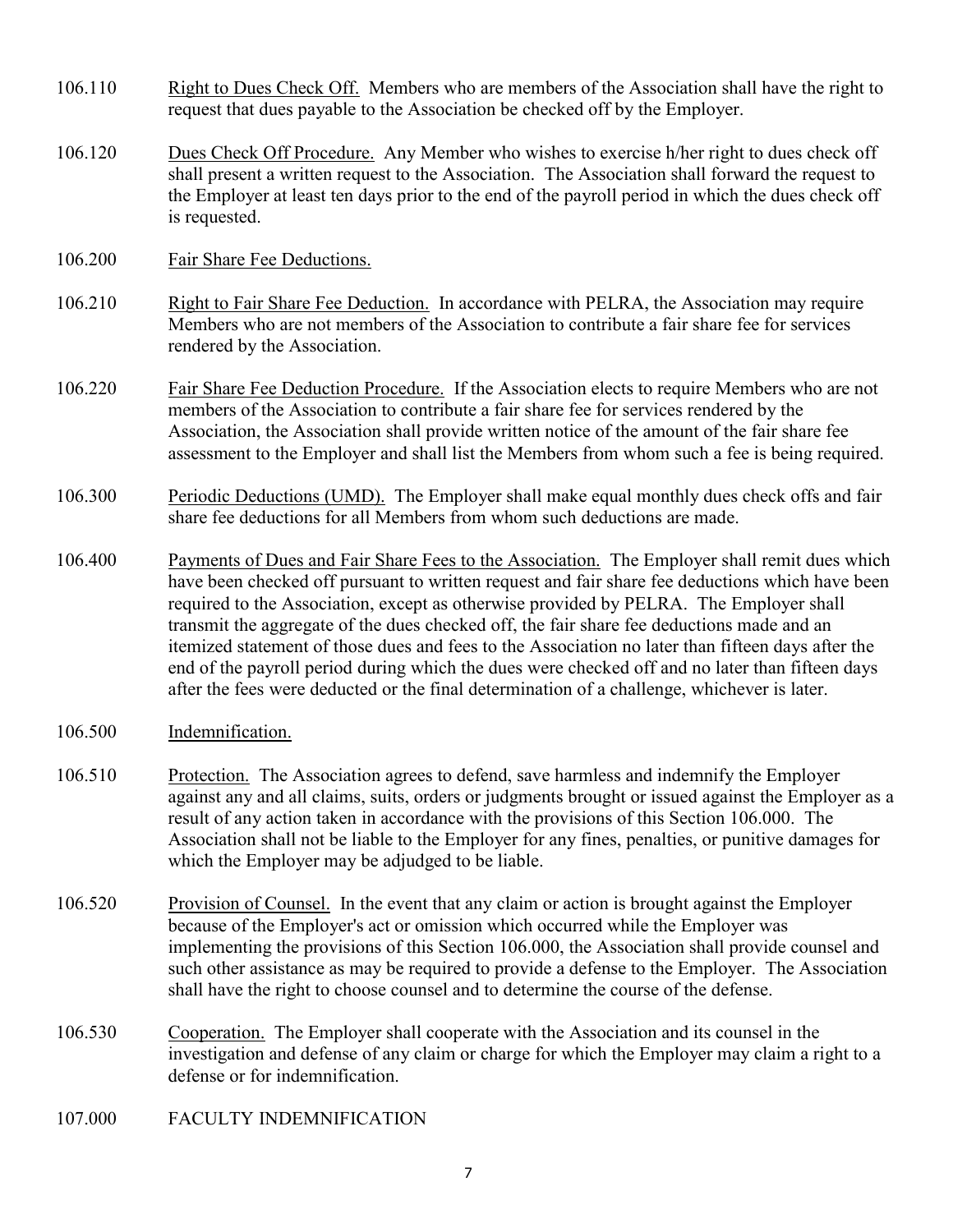106.110 Right to Dues Check Off. Members who are members of the Association shall have the right to request that dues payable to the Association be checked off by the Employer.

106.120 Dues Check Off Procedure. Any Member who wishes to exercise h/her right to dues check off shall present a written request to the Association. The Association shall forward the request to the Employer at least ten days prior to the end of the payroll period in which the dues check off is requested.

106.200 Fair Share Fee Deductions.

106.210 Right to Fair Share Fee Deduction. In accordance with PELRA, the Association may require Members who are not members of the Association to contribute a fair share fee for services rendered by the Association.

106.220 Fair Share Fee Deduction Procedure. If the Association elects to require Members who are not members of the Association to contribute a fair share fee for services rendered by the Association, the Association shall provide written notice of the amount of the fair share fee assessment to the Employer and shall list the Members from whom such a fee is being required.

106.300 Periodic Deductions (UMD). The Employer shall make equal monthly dues check offs and fair share fee deductions for all Members from whom such deductions are made.

106.400 Payments of Dues and Fair Share Fees to the Association. The Employer shall remit dues which have been checked off pursuant to written request and fair share fee deductions which have been required to the Association, except as otherwise provided by PELRA. The Employer shall transmit the aggregate of the dues checked off, the fair share fee deductions made and an itemized statement of those dues and fees to the Association no later than fifteen days after the end of the payroll period during which the dues were checked off and no later than fifteen days after the fees were deducted or the final determination of a challenge, whichever is later.

106.500 Indemnification.

106.510 Protection. The Association agrees to defend, save harmless and indemnify the Employer against any and all claims, suits, orders or judgments brought or issued against the Employer as a result of any action taken in accordance with the provisions of this Section 106.000. The Association shall not be liable to the Employer for any fines, penalties, or punitive damages for which the Employer may be adjudged to be liable.

106.520 Provision of Counsel. In the event that any claim or action is brought against the Employer because of the Employer's act or omission which occurred while the Employer was implementing the provisions of this Section 106.000, the Association shall provide counsel and such other assistance as may be required to provide a defense to the Employer. The Association shall have the right to choose counsel and to determine the course of the defense.

106.530 Cooperation. The Employer shall cooperate with the Association and its counsel in the investigation and defense of any claim or charge for which the Employer may claim a right to a defense or for indemnification.

107.000 FACULTY INDEMNIFICATION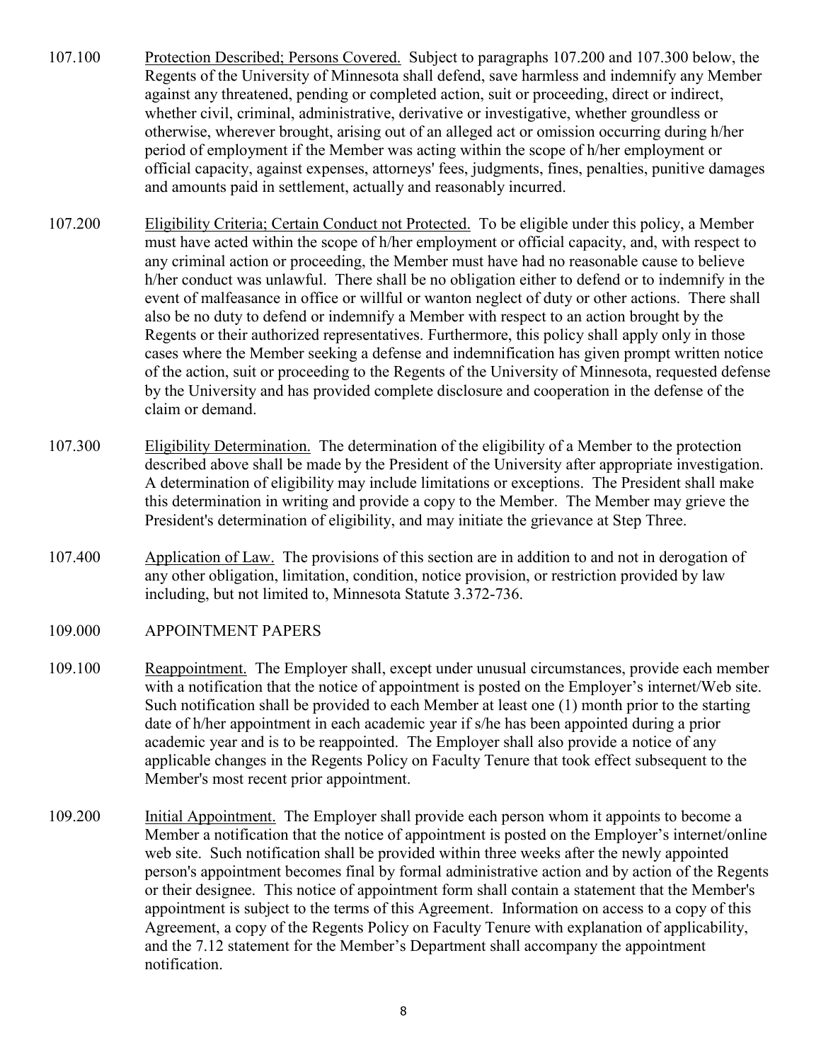107.100 Protection Described; Persons Covered. Subject to paragraphs 107.200 and 107.300 below, the Regents of the University of Minnesota shall defend, save harmless and indemnify any Member against any threatened, pending or completed action, suit or proceeding, direct or indirect, whether civil, criminal, administrative, derivative or investigative, whether groundless or otherwise, wherever brought, arising out of an alleged act or omission occurring during h/her period of employment if the Member was acting within the scope of h/her employment or official capacity, against expenses, attorneys' fees, judgments, fines, penalties, punitive damages and amounts paid in settlement, actually and reasonably incurred.

107.200 Eligibility Criteria; Certain Conduct not Protected. To be eligible under this policy, a Member must have acted within the scope of h/her employment or official capacity, and, with respect to any criminal action or proceeding, the Member must have had no reasonable cause to believe h/her conduct was unlawful. There shall be no obligation either to defend or to indemnify in the event of malfeasance in office or willful or wanton neglect of duty or other actions. There shall also be no duty to defend or indemnify a Member with respect to an action brought by the Regents or their authorized representatives. Furthermore, this policy shall apply only in those cases where the Member seeking a defense and indemnification has given prompt written notice of the action, suit or proceeding to the Regents of the University of Minnesota, requested defense by the University and has provided complete disclosure and cooperation in the defense of the claim or demand.

107.300 Eligibility Determination. The determination of the eligibility of a Member to the protection described above shall be made by the President of the University after appropriate investigation. A determination of eligibility may include limitations or exceptions. The President shall make this determination in writing and provide a copy to the Member. The Member may grieve the President's determination of eligibility, and may initiate the grievance at Step Three.

107.400 Application of Law. The provisions of this section are in addition to and not in derogation of any other obligation, limitation, condition, notice provision, or restriction provided by law including, but not limited to, Minnesota Statute 3.372-736.

## 109.000 APPOINTMENT PAPERS

109.100 Reappointment. The Employer shall, except under unusual circumstances, provide each member with a notification that the notice of appointment is posted on the Employer's internet/Web site. Such notification shall be provided to each Member at least one (1) month prior to the starting date of h/her appointment in each academic year if s/he has been appointed during a prior academic year and is to be reappointed. The Employer shall also provide a notice of any applicable changes in the Regents Policy on Faculty Tenure that took effect subsequent to the Member's most recent prior appointment.

109.200 Initial Appointment. The Employer shall provide each person whom it appoints to become a Member a notification that the notice of appointment is posted on the Employer's internet/online web site. Such notification shall be provided within three weeks after the newly appointed person's appointment becomes final by formal administrative action and by action of the Regents or their designee. This notice of appointment form shall contain a statement that the Member's appointment is subject to the terms of this Agreement. Information on access to a copy of this Agreement, a copy of the Regents Policy on Faculty Tenure with explanation of applicability, and the 7.12 statement for the Member's Department shall accompany the appointment notification.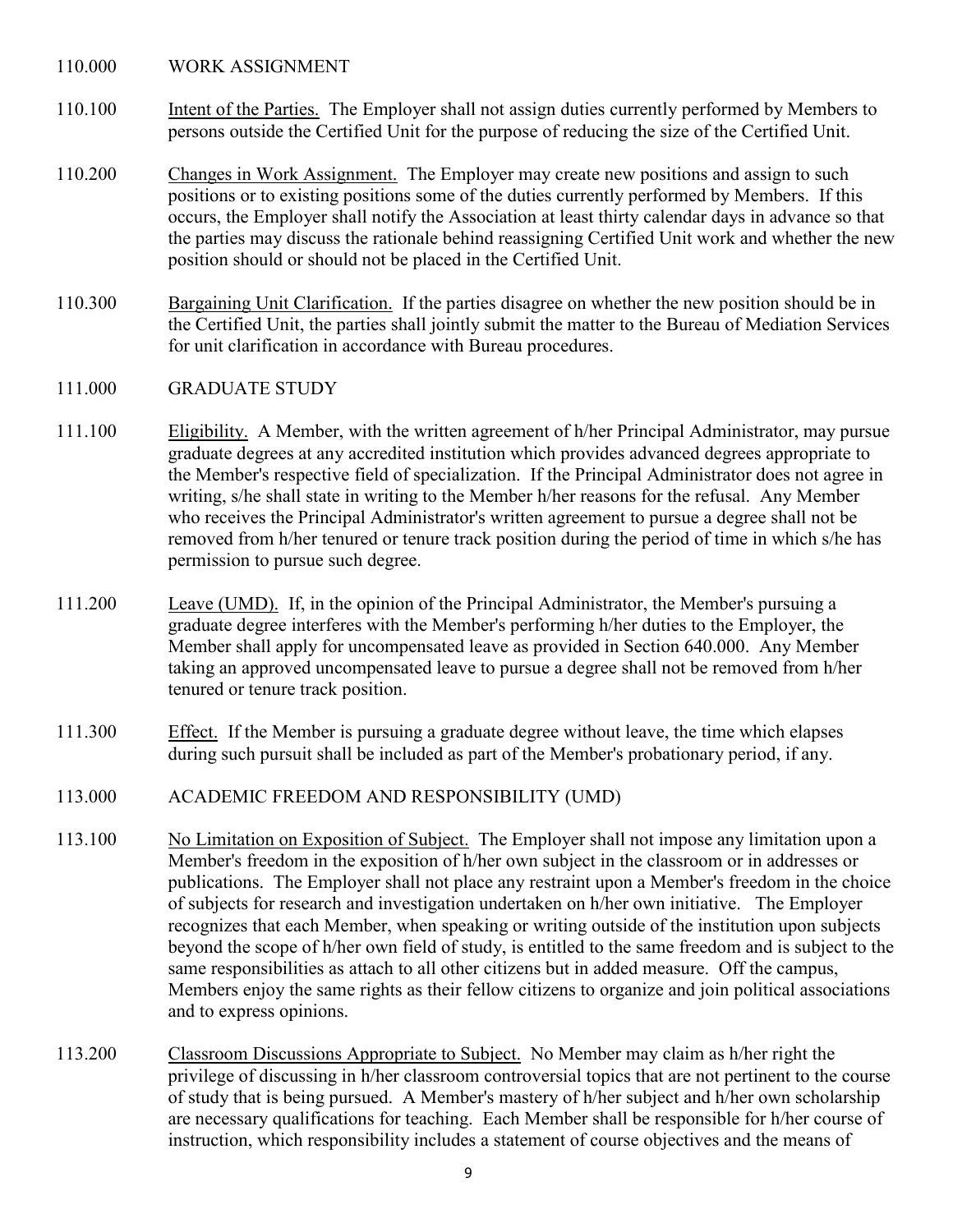110.000 WORK ASSIGNMENT

110.100 Intent of the Parties. The Employer shall not assign duties currently performed by Members to persons outside the Certified Unit for the purpose of reducing the size of the Certified Unit.

110.200 Changes in Work Assignment. The Employer may create new positions and assign to such positions or to existing positions some of the duties currently performed by Members. If this occurs, the Employer shall notify the Association at least thirty calendar days in advance so that the parties may discuss the rationale behind reassigning Certified Unit work and whether the new position should or should not be placed in the Certified Unit.

110.300 Bargaining Unit Clarification. If the parties disagree on whether the new position should be in the Certified Unit, the parties shall jointly submit the matter to the Bureau of Mediation Services for unit clarification in accordance with Bureau procedures.

111.000 GRADUATE STUDY

111.100 Eligibility. A Member, with the written agreement of h/her Principal Administrator, may pursue graduate degrees at any accredited institution which provides advanced degrees appropriate to the Member's respective field of specialization. If the Principal Administrator does not agree in writing, s/he shall state in writing to the Member h/her reasons for the refusal. Any Member who receives the Principal Administrator's written agreement to pursue a degree shall not be removed from h/her tenured or tenure track position during the period of time in which s/he has permission to pursue such degree.

111.200 Leave (UMD). If, in the opinion of the Principal Administrator, the Member's pursuing a graduate degree interferes with the Member's performing h/her duties to the Employer, the Member shall apply for uncompensated leave as provided in Section 640.000. Any Member taking an approved uncompensated leave to pursue a degree shall not be removed from h/her tenured or tenure track position.

111.300 Effect. If the Member is pursuing a graduate degree without leave, the time which elapses during such pursuit shall be included as part of the Member's probationary period, if any.

113.000 ACADEMIC FREEDOM AND RESPONSIBILITY (UMD)

113.100 No Limitation on Exposition of Subject. The Employer shall not impose any limitation upon a Member's freedom in the exposition of h/her own subject in the classroom or in addresses or publications. The Employer shall not place any restraint upon a Member's freedom in the choice of subjects for research and investigation undertaken on h/her own initiative. The Employer recognizes that each Member, when speaking or writing outside of the institution upon subjects beyond the scope of h/her own field of study, is entitled to the same freedom and is subject to the same responsibilities as attach to all other citizens but in added measure. Off the campus, Members enjoy the same rights as their fellow citizens to organize and join political associations and to express opinions.

113.200 Classroom Discussions Appropriate to Subject. No Member may claim as h/her right the privilege of discussing in h/her classroom controversial topics that are not pertinent to the course of study that is being pursued. A Member's mastery of h/her subject and h/her own scholarship are necessary qualifications for teaching. Each Member shall be responsible for h/her course of instruction, which responsibility includes a statement of course objectives and the means of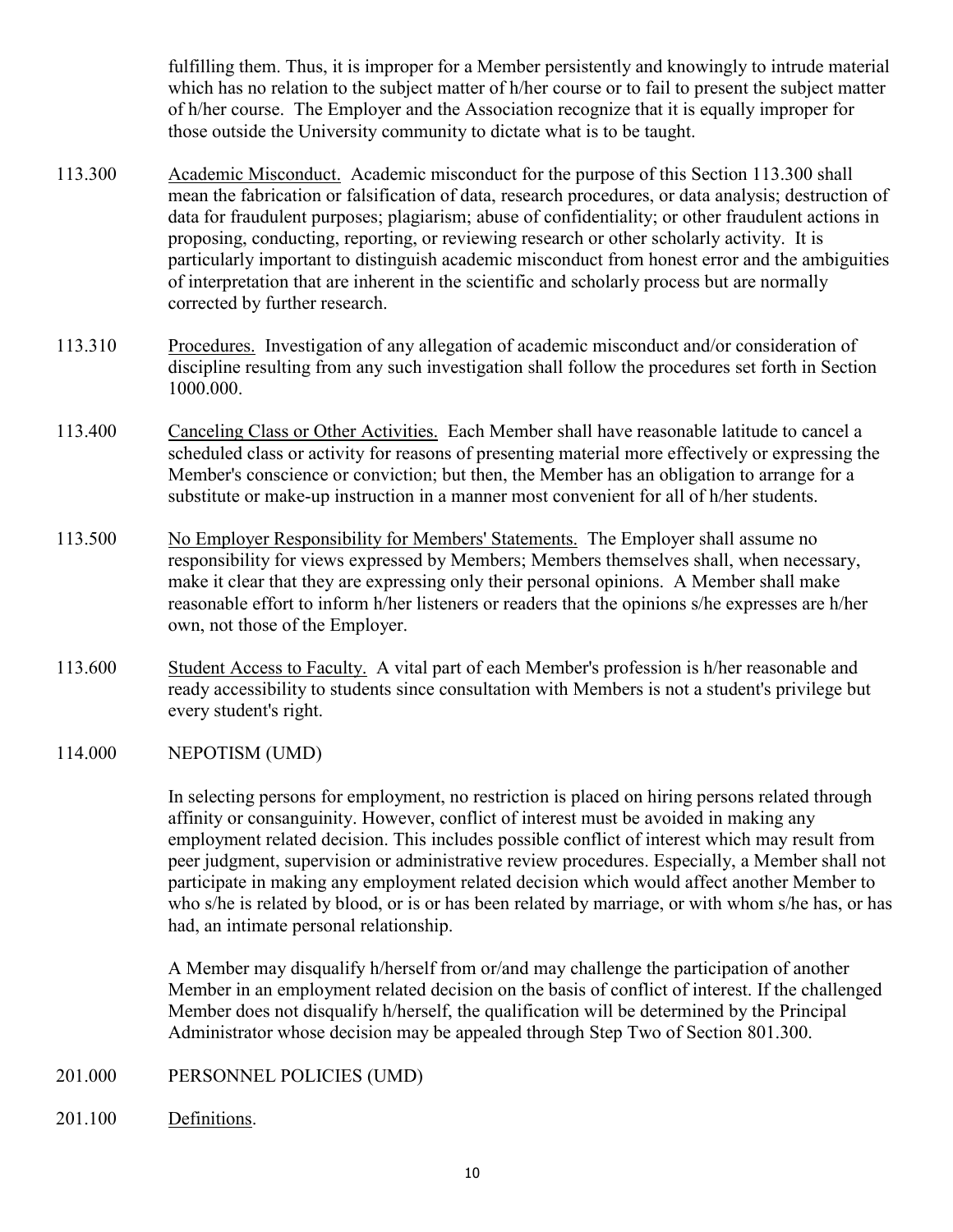fulfilling them. Thus, it is improper for a Member persistently and knowingly to intrude material which has no relation to the subject matter of h/her course or to fail to present the subject matter of h/her course. The Employer and the Association recognize that it is equally improper for those outside the University community to dictate what is to be taught.

113.300 Academic Misconduct. Academic misconduct for the purpose of this Section 113.300 shall mean the fabrication or falsification of data, research procedures, or data analysis; destruction of data for fraudulent purposes; plagiarism; abuse of confidentiality; or other fraudulent actions in proposing, conducting, reporting, or reviewing research or other scholarly activity. It is particularly important to distinguish academic misconduct from honest error and the ambiguities of interpretation that are inherent in the scientific and scholarly process but are normally corrected by further research.

113.310 Procedures. Investigation of any allegation of academic misconduct and/or consideration of discipline resulting from any such investigation shall follow the procedures set forth in Section 1000.000.

113.400 Canceling Class or Other Activities. Each Member shall have reasonable latitude to cancel a scheduled class or activity for reasons of presenting material more effectively or expressing the Member's conscience or conviction; but then, the Member has an obligation to arrange for a substitute or make-up instruction in a manner most convenient for all of h/her students.

113.500 No Employer Responsibility for Members' Statements. The Employer shall assume no responsibility for views expressed by Members; Members themselves shall, when necessary, make it clear that they are expressing only their personal opinions. A Member shall make reasonable effort to inform h/her listeners or readers that the opinions s/he expresses are h/her own, not those of the Employer.

113.600 Student Access to Faculty. A vital part of each Member's profession is h/her reasonable and ready accessibility to students since consultation with Members is not a student's privilege but every student's right.

114.000 NEPOTISM (UMD)

In selecting persons for employment, no restriction is placed on hiring persons related through affinity or consanguinity. However, conflict of interest must be avoided in making any employment related decision. This includes possible conflict of interest which may result from peer judgment, supervision or administrative review procedures. Especially, a Member shall not participate in making any employment related decision which would affect another Member to who s/he is related by blood, or is or has been related by marriage, or with whom s/he has, or has had, an intimate personal relationship.

A Member may disqualify h/herself from or/and may challenge the participation of another Member in an employment related decision on the basis of conflict of interest. If the challenged Member does not disqualify h/herself, the qualification will be determined by the Principal Administrator whose decision may be appealed through Step Two of Section 801.300.

201.000 PERSONNEL POLICIES (UMD)

201.100 Definitions.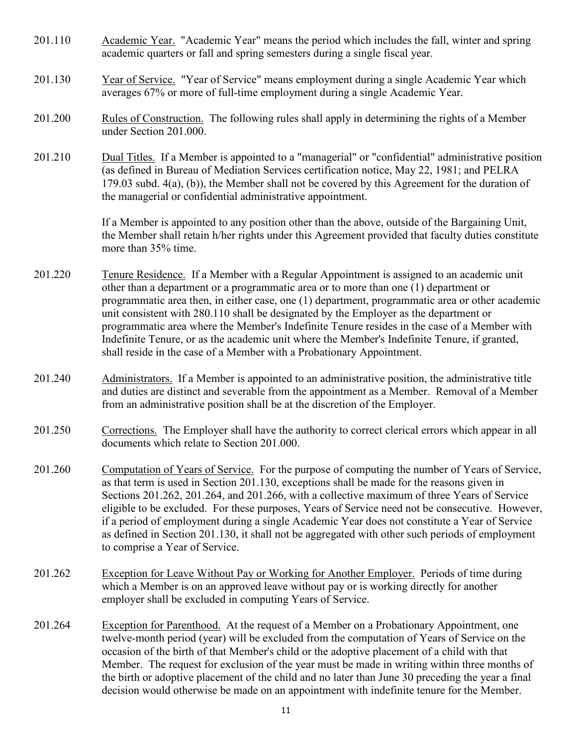201.110 Academic Year. "Academic Year" means the period which includes the fall, winter and spring academic quarters or fall and spring semesters during a single fiscal year.

201.130 Year of Service. "Year of Service" means employment during a single Academic Year which averages 67% or more of full-time employment during a single Academic Year.

201.200 Rules of Construction. The following rules shall apply in determining the rights of a Member under Section 201.000.

201.210 Dual Titles. If a Member is appointed to a "managerial" or "confidential" administrative position (as defined in Bureau of Mediation Services certification notice, May 22, 1981; and PELRA 179.03 subd. 4(a), (b)), the Member shall not be covered by this Agreement for the duration of the managerial or confidential administrative appointment.

If a Member is appointed to any position other than the above, outside of the Bargaining Unit, the Member shall retain h/her rights under this Agreement provided that faculty duties constitute more than 35% time.

201.220 Tenure Residence. If a Member with a Regular Appointment is assigned to an academic unit other than a department or a programmatic area or to more than one (1) department or programmatic area then, in either case, one (1) department, programmatic area or other academic unit consistent with 280.110 shall be designated by the Employer as the department or programmatic area where the Member's Indefinite Tenure resides in the case of a Member with Indefinite Tenure, or as the academic unit where the Member's Indefinite Tenure, if granted, shall reside in the case of a Member with a Probationary Appointment.

201.240 Administrators. If a Member is appointed to an administrative position, the administrative title and duties are distinct and severable from the appointment as a Member. Removal of a Member from an administrative position shall be at the discretion of the Employer.

201.250 Corrections. The Employer shall have the authority to correct clerical errors which appear in all documents which relate to Section 201.000.

201.260 Computation of Years of Service. For the purpose of computing the number of Years of Service, as that term is used in Section 201.130, exceptions shall be made for the reasons given in Sections 201.262, 201.264, and 201.266, with a collective maximum of three Years of Service eligible to be excluded. For these purposes, Years of Service need not be consecutive. However, if a period of employment during a single Academic Year does not constitute a Year of Service as defined in Section 201.130, it shall not be aggregated with other such periods of employment to comprise a Year of Service.

201.262 Exception for Leave Without Pay or Working for Another Employer. Periods of time during which a Member is on an approved leave without pay or is working directly for another employer shall be excluded in computing Years of Service.

201.264 Exception for Parenthood. At the request of a Member on a Probationary Appointment, one twelve-month period (year) will be excluded from the computation of Years of Service on the occasion of the birth of that Member's child or the adoptive placement of a child with that Member. The request for exclusion of the year must be made in writing within three months of the birth or adoptive placement of the child and no later than June 30 preceding the year a final decision would otherwise be made on an appointment with indefinite tenure for the Member.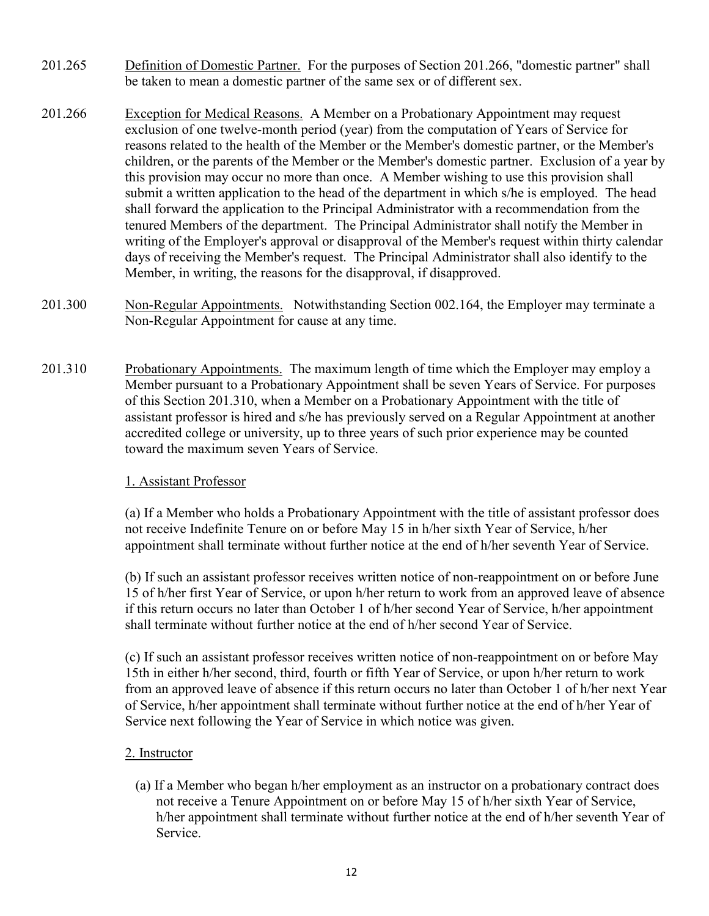201.265 Definition of Domestic Partner. For the purposes of Section 201.266, "domestic partner" shall be taken to mean a domestic partner of the same sex or of different sex.

201.266 Exception for Medical Reasons. A Member on a Probationary Appointment may request exclusion of one twelve-month period (year) from the computation of Years of Service for reasons related to the health of the Member or the Member's domestic partner, or the Member's children, or the parents of the Member or the Member's domestic partner. Exclusion of a year by this provision may occur no more than once. A Member wishing to use this provision shall submit a written application to the head of the department in which s/he is employed. The head shall forward the application to the Principal Administrator with a recommendation from the tenured Members of the department. The Principal Administrator shall notify the Member in writing of the Employer's approval or disapproval of the Member's request within thirty calendar days of receiving the Member's request. The Principal Administrator shall also identify to the Member, in writing, the reasons for the disapproval, if disapproved.

201.300 Non-Regular Appointments. Notwithstanding Section 002.164, the Employer may terminate a Non-Regular Appointment for cause at any time.

201.310 Probationary Appointments. The maximum length of time which the Employer may employ a Member pursuant to a Probationary Appointment shall be seven Years of Service. For purposes of this Section 201.310, when a Member on a Probationary Appointment with the title of assistant professor is hired and s/he has previously served on a Regular Appointment at another accredited college or university, up to three years of such prior experience may be counted toward the maximum seven Years of Service.

1. Assistant Professor

(a) If a Member who holds a Probationary Appointment with the title of assistant professor does not receive Indefinite Tenure on or before May 15 in h/her sixth Year of Service, h/her appointment shall terminate without further notice at the end of h/her seventh Year of Service.

(b) If such an assistant professor receives written notice of non-reappointment on or before June 15 of h/her first Year of Service, or upon h/her return to work from an approved leave of absence if this return occurs no later than October 1 of h/her second Year of Service, h/her appointment shall terminate without further notice at the end of h/her second Year of Service.

(c) If such an assistant professor receives written notice of non-reappointment on or before May 15th in either h/her second, third, fourth or fifth Year of Service, or upon h/her return to work from an approved leave of absence if this return occurs no later than October 1 of h/her next Year of Service, h/her appointment shall terminate without further notice at the end of h/her Year of Service next following the Year of Service in which notice was given.

2. Instructor

(a) If a Member who began h/her employment as an instructor on a probationary contract does not receive a Tenure Appointment on or before May 15 of h/her sixth Year of Service, h/her appointment shall terminate without further notice at the end of h/her seventh Year of Service.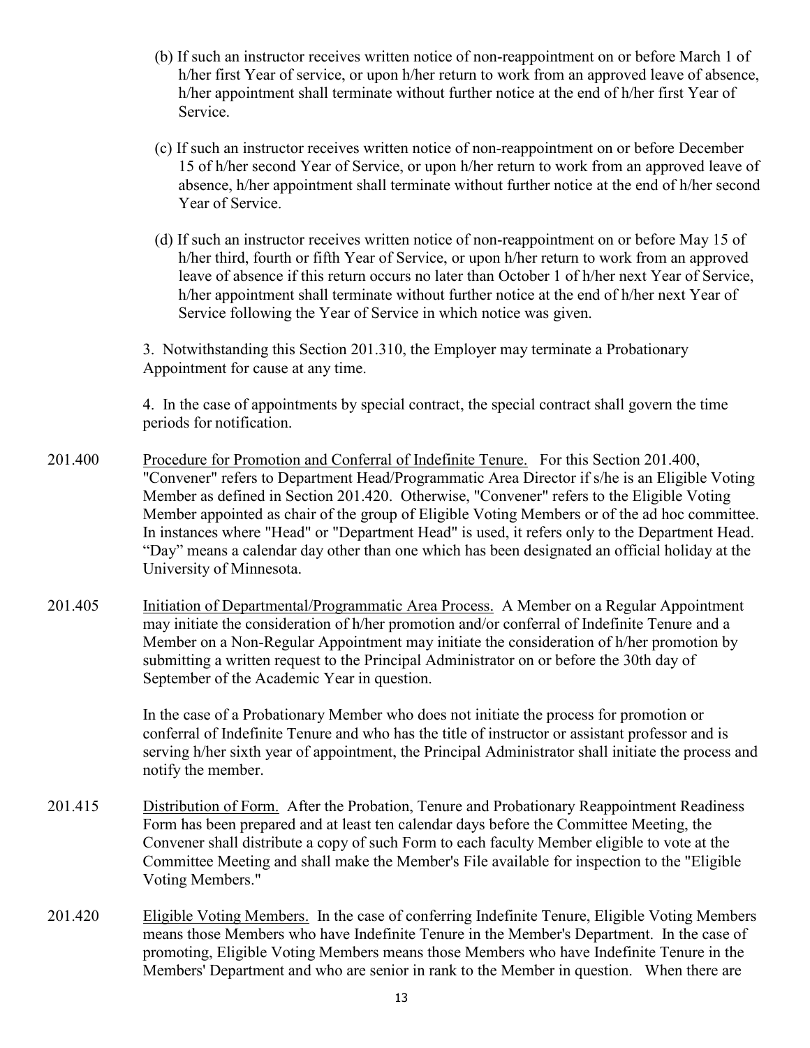(b) If such an instructor receives written notice of non-reappointment on or before March 1 of h/her first Year of service, or upon h/her return to work from an approved leave of absence, h/her appointment shall terminate without further notice at the end of h/her first Year of Service.

(c) If such an instructor receives written notice of non-reappointment on or before December 15 of h/her second Year of Service, or upon h/her return to work from an approved leave of absence, h/her appointment shall terminate without further notice at the end of h/her second Year of Service.

(d) If such an instructor receives written notice of non-reappointment on or before May 15 of h/her third, fourth or fifth Year of Service, or upon h/her return to work from an approved leave of absence if this return occurs no later than October 1 of h/her next Year of Service, h/her appointment shall terminate without further notice at the end of h/her next Year of Service following the Year of Service in which notice was given.

3. Notwithstanding this Section 201.310, the Employer may terminate a Probationary Appointment for cause at any time.

4. In the case of appointments by special contract, the special contract shall govern the time periods for notification.

201.400 Procedure for Promotion and Conferral of Indefinite Tenure. For this Section 201.400, "Convener" refers to Department Head/Programmatic Area Director if s/he is an Eligible Voting Member as defined in Section 201.420. Otherwise, "Convener" refers to the Eligible Voting Member appointed as chair of the group of Eligible Voting Members or of the ad hoc committee. In instances where "Head" or "Department Head" is used, it refers only to the Department Head. "Day" means a calendar day other than one which has been designated an official holiday at the University of Minnesota.

201.405 Initiation of Departmental/Programmatic Area Process. A Member on a Regular Appointment may initiate the consideration of h/her promotion and/or conferral of Indefinite Tenure and a Member on a Non-Regular Appointment may initiate the consideration of h/her promotion by submitting a written request to the Principal Administrator on or before the 30th day of September of the Academic Year in question.

In the case of a Probationary Member who does not initiate the process for promotion or conferral of Indefinite Tenure and who has the title of instructor or assistant professor and is serving h/her sixth year of appointment, the Principal Administrator shall initiate the process and notify the member.

201.415 Distribution of Form. After the Probation, Tenure and Probationary Reappointment Readiness Form has been prepared and at least ten calendar days before the Committee Meeting, the Convener shall distribute a copy of such Form to each faculty Member eligible to vote at the Committee Meeting and shall make the Member's File available for inspection to the "Eligible Voting Members."

201.420 Eligible Voting Members. In the case of conferring Indefinite Tenure, Eligible Voting Members means those Members who have Indefinite Tenure in the Member's Department. In the case of promoting, Eligible Voting Members means those Members who have Indefinite Tenure in the Members' Department and who are senior in rank to the Member in question. When there are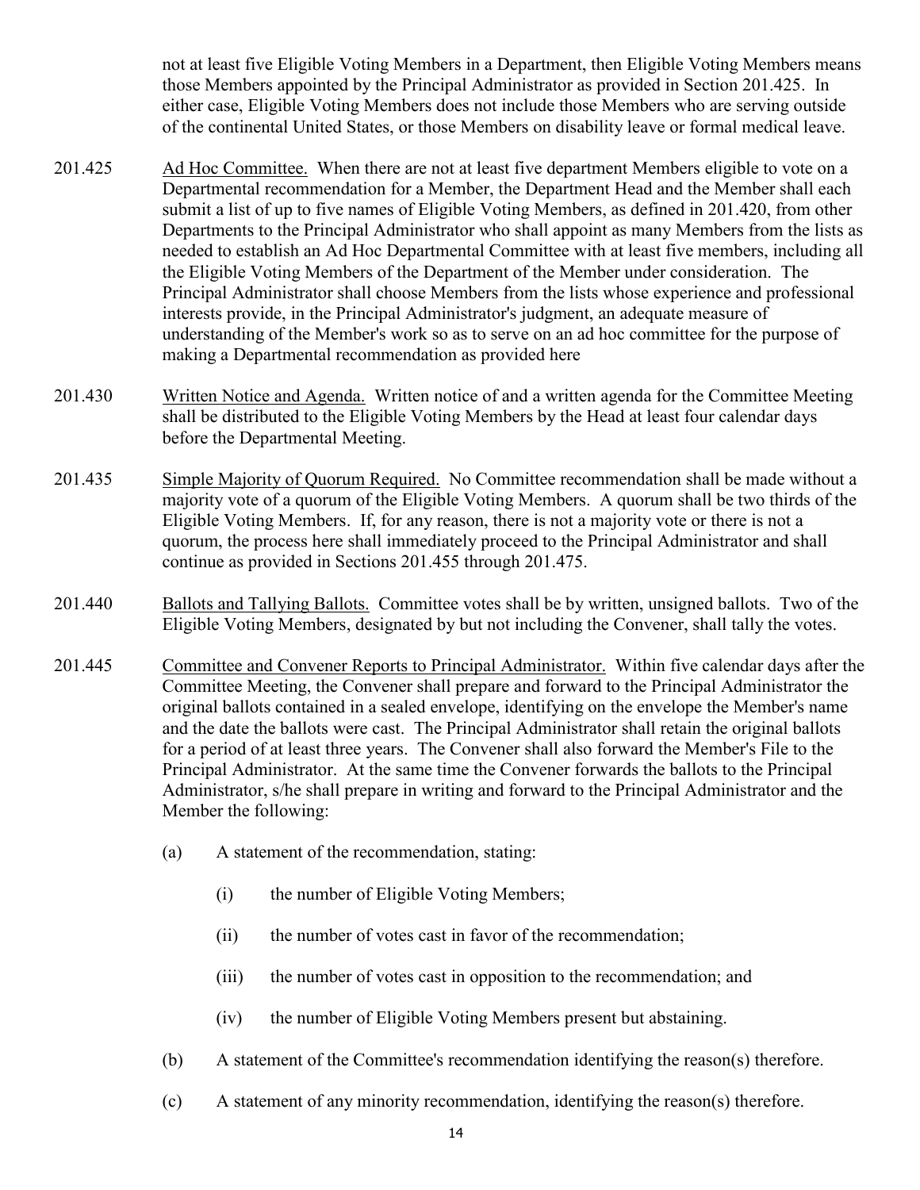not at least five Eligible Voting Members in a Department, then Eligible Voting Members means those Members appointed by the Principal Administrator as provided in Section 201.425. In either case, Eligible Voting Members does not include those Members who are serving outside of the continental United States, or those Members on disability leave or formal medical leave.

201.425 Ad Hoc Committee. When there are not at least five department Members eligible to vote on a Departmental recommendation for a Member, the Department Head and the Member shall each submit a list of up to five names of Eligible Voting Members, as defined in 201.420, from other Departments to the Principal Administrator who shall appoint as many Members from the lists as needed to establish an Ad Hoc Departmental Committee with at least five members, including all the Eligible Voting Members of the Department of the Member under consideration. The Principal Administrator shall choose Members from the lists whose experience and professional interests provide, in the Principal Administrator's judgment, an adequate measure of understanding of the Member's work so as to serve on an ad hoc committee for the purpose of making a Departmental recommendation as provided here

201.430 Written Notice and Agenda. Written notice of and a written agenda for the Committee Meeting shall be distributed to the Eligible Voting Members by the Head at least four calendar days before the Departmental Meeting.

201.435 Simple Majority of Quorum Required. No Committee recommendation shall be made without a majority vote of a quorum of the Eligible Voting Members. A quorum shall be two thirds of the Eligible Voting Members. If, for any reason, there is not a majority vote or there is not a quorum, the process here shall immediately proceed to the Principal Administrator and shall continue as provided in Sections 201.455 through 201.475.

201.440 Ballots and Tallying Ballots. Committee votes shall be by written, unsigned ballots. Two of the Eligible Voting Members, designated by but not including the Convener, shall tally the votes.

201.445 Committee and Convener Reports to Principal Administrator. Within five calendar days after the Committee Meeting, the Convener shall prepare and forward to the Principal Administrator the original ballots contained in a sealed envelope, identifying on the envelope the Member's name and the date the ballots were cast. The Principal Administrator shall retain the original ballots for a period of at least three years. The Convener shall also forward the Member's File to the Principal Administrator. At the same time the Convener forwards the ballots to the Principal Administrator, s/he shall prepare in writing and forward to the Principal Administrator and the Member the following:

- (a) A statement of the recommendation, stating:
  - (i) the number of Eligible Voting Members;
  - (ii) the number of votes cast in favor of the recommendation;
  - (iii) the number of votes cast in opposition to the recommendation; and
  - (iv) the number of Eligible Voting Members present but abstaining.
- (b) A statement of the Committee's recommendation identifying the reason(s) therefore.
- (c) A statement of any minority recommendation, identifying the reason(s) therefore.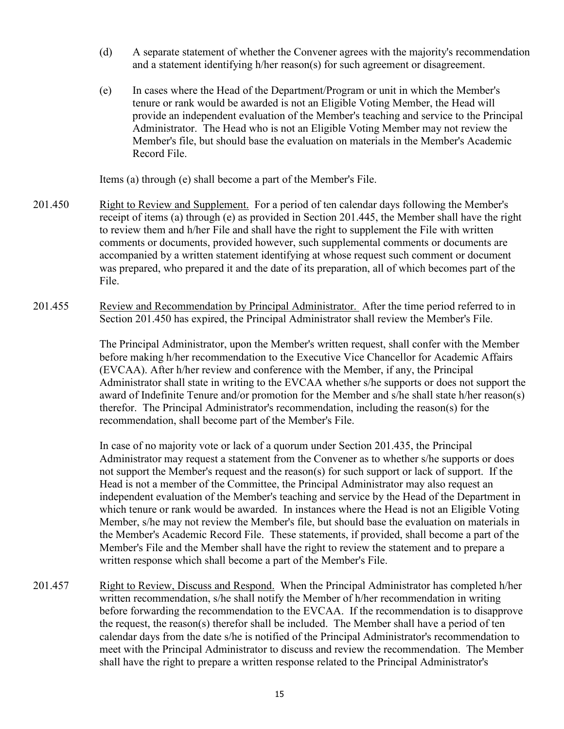(d) A separate statement of whether the Convener agrees with the majority's recommendation and a statement identifying h/her reason(s) for such agreement or disagreement.

(e) In cases where the Head of the Department/Program or unit in which the Member's tenure or rank would be awarded is not an Eligible Voting Member, the Head will provide an independent evaluation of the Member's teaching and service to the Principal Administrator. The Head who is not an Eligible Voting Member may not review the Member's file, but should base the evaluation on materials in the Member's Academic Record File.

Items (a) through (e) shall become a part of the Member's File.

201.450 Right to Review and Supplement. For a period of ten calendar days following the Member's receipt of items (a) through (e) as provided in Section 201.445, the Member shall have the right to review them and h/her File and shall have the right to supplement the File with written comments or documents, provided however, such supplemental comments or documents are accompanied by a written statement identifying at whose request such comment or document was prepared, who prepared it and the date of its preparation, all of which becomes part of the File.

201.455 Review and Recommendation by Principal Administrator. After the time period referred to in Section 201.450 has expired, the Principal Administrator shall review the Member's File.

The Principal Administrator, upon the Member's written request, shall confer with the Member before making h/her recommendation to the Executive Vice Chancellor for Academic Affairs (EVCAA). After h/her review and conference with the Member, if any, the Principal Administrator shall state in writing to the EVCAA whether s/he supports or does not support the award of Indefinite Tenure and/or promotion for the Member and s/he shall state h/her reason(s) therefor. The Principal Administrator's recommendation, including the reason(s) for the recommendation, shall become part of the Member's File.

In case of no majority vote or lack of a quorum under Section 201.435, the Principal Administrator may request a statement from the Convener as to whether s/he supports or does not support the Member's request and the reason(s) for such support or lack of support. If the Head is not a member of the Committee, the Principal Administrator may also request an independent evaluation of the Member's teaching and service by the Head of the Department in which tenure or rank would be awarded. In instances where the Head is not an Eligible Voting Member, s/he may not review the Member's file, but should base the evaluation on materials in the Member's Academic Record File. These statements, if provided, shall become a part of the Member's File and the Member shall have the right to review the statement and to prepare a written response which shall become a part of the Member's File.

201.457 Right to Review, Discuss and Respond. When the Principal Administrator has completed h/her written recommendation, s/he shall notify the Member of h/her recommendation in writing before forwarding the recommendation to the EVCAA. If the recommendation is to disapprove the request, the reason(s) therefor shall be included. The Member shall have a period of ten calendar days from the date s/he is notified of the Principal Administrator's recommendation to meet with the Principal Administrator to discuss and review the recommendation. The Member shall have the right to prepare a written response related to the Principal Administrator's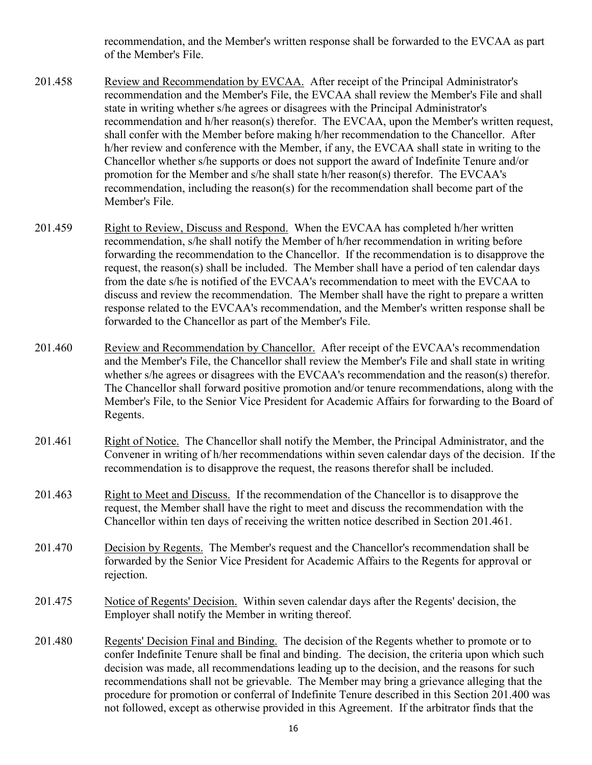recommendation, and the Member's written response shall be forwarded to the EVCAA as part of the Member's File.

201.458 Review and Recommendation by EVCAA. After receipt of the Principal Administrator's recommendation and the Member's File, the EVCAA shall review the Member's File and shall state in writing whether s/he agrees or disagrees with the Principal Administrator's recommendation and h/her reason(s) therefor. The EVCAA, upon the Member's written request, shall confer with the Member before making h/her recommendation to the Chancellor. After h/her review and conference with the Member, if any, the EVCAA shall state in writing to the Chancellor whether s/he supports or does not support the award of Indefinite Tenure and/or promotion for the Member and s/he shall state h/her reason(s) therefor. The EVCAA's recommendation, including the reason(s) for the recommendation shall become part of the Member's File.

201.459 Right to Review, Discuss and Respond. When the EVCAA has completed h/her written recommendation, s/he shall notify the Member of h/her recommendation in writing before forwarding the recommendation to the Chancellor. If the recommendation is to disapprove the request, the reason(s) shall be included. The Member shall have a period of ten calendar days from the date s/he is notified of the EVCAA's recommendation to meet with the EVCAA to discuss and review the recommendation. The Member shall have the right to prepare a written response related to the EVCAA's recommendation, and the Member's written response shall be forwarded to the Chancellor as part of the Member's File.

201.460 Review and Recommendation by Chancellor. After receipt of the EVCAA's recommendation and the Member's File, the Chancellor shall review the Member's File and shall state in writing whether s/he agrees or disagrees with the EVCAA's recommendation and the reason(s) therefor. The Chancellor shall forward positive promotion and/or tenure recommendations, along with the Member's File, to the Senior Vice President for Academic Affairs for forwarding to the Board of Regents.

201.461 Right of Notice. The Chancellor shall notify the Member, the Principal Administrator, and the Convener in writing of h/her recommendations within seven calendar days of the decision. If the recommendation is to disapprove the request, the reasons therefor shall be included.

201.463 Right to Meet and Discuss. If the recommendation of the Chancellor is to disapprove the request, the Member shall have the right to meet and discuss the recommendation with the Chancellor within ten days of receiving the written notice described in Section 201.461.

201.470 Decision by Regents. The Member's request and the Chancellor's recommendation shall be forwarded by the Senior Vice President for Academic Affairs to the Regents for approval or rejection.

201.475 Notice of Regents' Decision. Within seven calendar days after the Regents' decision, the Employer shall notify the Member in writing thereof.

201.480 Regents' Decision Final and Binding. The decision of the Regents whether to promote or to confer Indefinite Tenure shall be final and binding. The decision, the criteria upon which such decision was made, all recommendations leading up to the decision, and the reasons for such recommendations shall not be grievable. The Member may bring a grievance alleging that the procedure for promotion or conferral of Indefinite Tenure described in this Section 201.400 was not followed, except as otherwise provided in this Agreement. If the arbitrator finds that the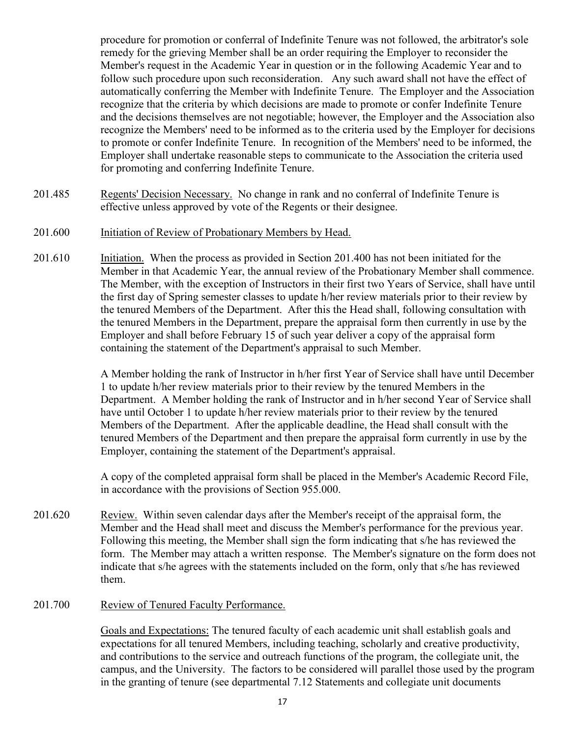procedure for promotion or conferral of Indefinite Tenure was not followed, the arbitrator's sole remedy for the grieving Member shall be an order requiring the Employer to reconsider the Member's request in the Academic Year in question or in the following Academic Year and to follow such procedure upon such reconsideration. Any such award shall not have the effect of automatically conferring the Member with Indefinite Tenure. The Employer and the Association recognize that the criteria by which decisions are made to promote or confer Indefinite Tenure and the decisions themselves are not negotiable; however, the Employer and the Association also recognize the Members' need to be informed as to the criteria used by the Employer for decisions to promote or confer Indefinite Tenure. In recognition of the Members' need to be informed, the Employer shall undertake reasonable steps to communicate to the Association the criteria used for promoting and conferring Indefinite Tenure.

201.485 Regents' Decision Necessary. No change in rank and no conferral of Indefinite Tenure is effective unless approved by vote of the Regents or their designee.

201.600 Initiation of Review of Probationary Members by Head.

201.610 Initiation. When the process as provided in Section 201.400 has not been initiated for the Member in that Academic Year, the annual review of the Probationary Member shall commence. The Member, with the exception of Instructors in their first two Years of Service, shall have until the first day of Spring semester classes to update h/her review materials prior to their review by the tenured Members of the Department. After this the Head shall, following consultation with the tenured Members in the Department, prepare the appraisal form then currently in use by the Employer and shall before February 15 of such year deliver a copy of the appraisal form containing the statement of the Department's appraisal to such Member.

A Member holding the rank of Instructor in h/her first Year of Service shall have until December 1 to update h/her review materials prior to their review by the tenured Members in the Department. A Member holding the rank of Instructor and in h/her second Year of Service shall have until October 1 to update h/her review materials prior to their review by the tenured Members of the Department. After the applicable deadline, the Head shall consult with the tenured Members of the Department and then prepare the appraisal form currently in use by the Employer, containing the statement of the Department's appraisal.

A copy of the completed appraisal form shall be placed in the Member's Academic Record File, in accordance with the provisions of Section 955.000.

201.620 Review. Within seven calendar days after the Member's receipt of the appraisal form, the Member and the Head shall meet and discuss the Member's performance for the previous year. Following this meeting, the Member shall sign the form indicating that s/he has reviewed the form. The Member may attach a written response. The Member's signature on the form does not indicate that s/he agrees with the statements included on the form, only that s/he has reviewed them.

201.700 Review of Tenured Faculty Performance.

Goals and Expectations: The tenured faculty of each academic unit shall establish goals and expectations for all tenured Members, including teaching, scholarly and creative productivity, and contributions to the service and outreach functions of the program, the collegiate unit, the campus, and the University. The factors to be considered will parallel those used by the program in the granting of tenure (see departmental 7.12 Statements and collegiate unit documents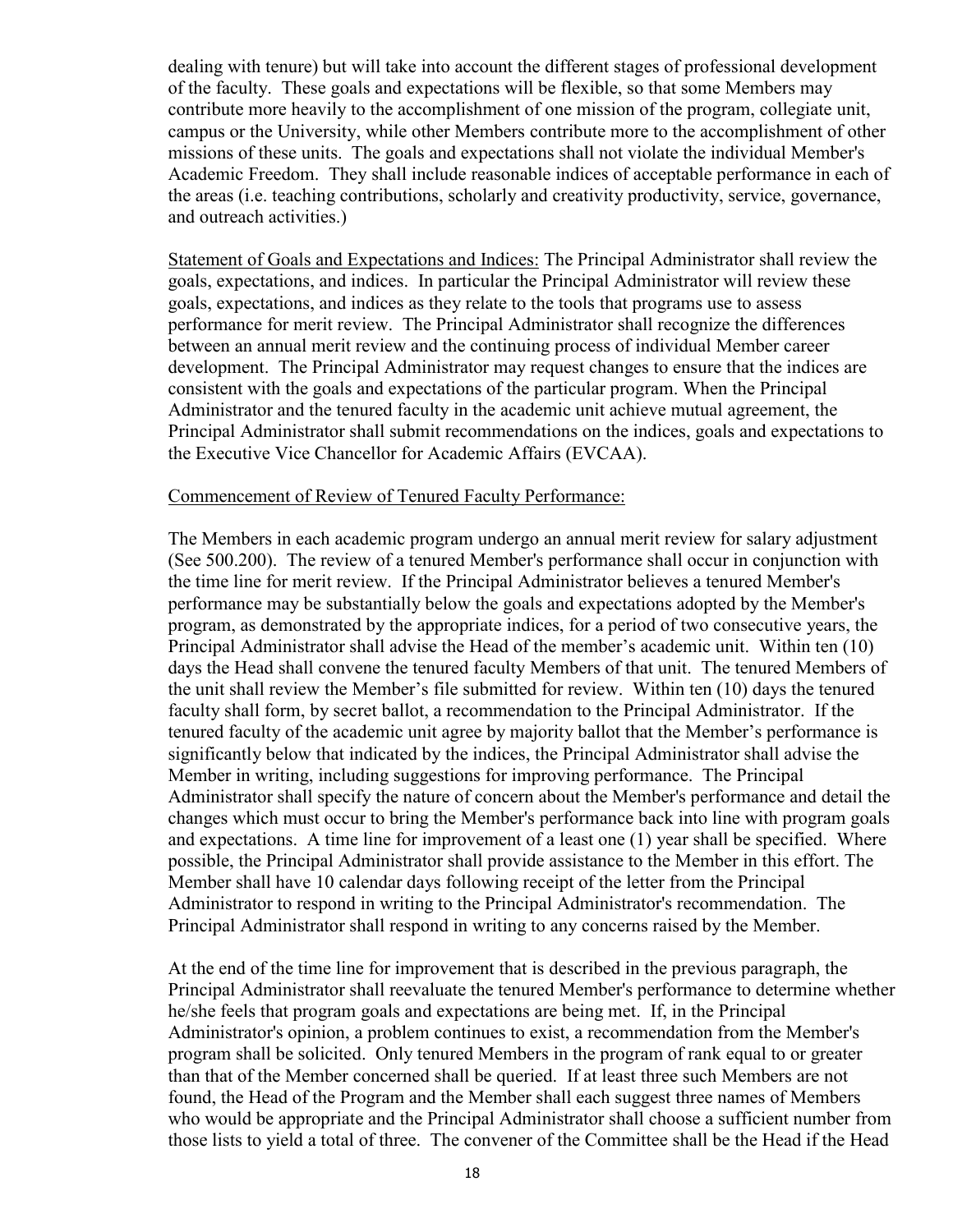dealing with tenure) but will take into account the different stages of professional development of the faculty. These goals and expectations will be flexible, so that some Members may contribute more heavily to the accomplishment of one mission of the program, collegiate unit, campus or the University, while other Members contribute more to the accomplishment of other missions of these units. The goals and expectations shall not violate the individual Member's Academic Freedom. They shall include reasonable indices of acceptable performance in each of the areas (i.e. teaching contributions, scholarly and creativity productivity, service, governance, and outreach activities.)

<u>Statement of Goals and Expectations and Indices:</u> The Principal Administrator shall review the goals, expectations, and indices. In particular the Principal Administrator will review these goals, expectations, and indices as they relate to the tools that programs use to assess performance for merit review. The Principal Administrator shall recognize the differences between an annual merit review and the continuing process of individual Member career development. The Principal Administrator may request changes to ensure that the indices are consistent with the goals and expectations of the particular program. When the Principal Administrator and the tenured faculty in the academic unit achieve mutual agreement, the Principal Administrator shall submit recommendations on the indices, goals and expectations to the Executive Vice Chancellor for Academic Affairs (EVCAA).

<u>Commencement of Review of Tenured Faculty Performance:</u>

The Members in each academic program undergo an annual merit review for salary adjustment (See 500.200). The review of a tenured Member's performance shall occur in conjunction with the time line for merit review. If the Principal Administrator believes a tenured Member's performance may be substantially below the goals and expectations adopted by the Member's program, as demonstrated by the appropriate indices, for a period of two consecutive years, the Principal Administrator shall advise the Head of the member's academic unit. Within ten (10) days the Head shall convene the tenured faculty Members of that unit. The tenured Members of the unit shall review the Member's file submitted for review. Within ten (10) days the tenured faculty shall form, by secret ballot, a recommendation to the Principal Administrator. If the tenured faculty of the academic unit agree by majority ballot that the Member's performance is significantly below that indicated by the indices, the Principal Administrator shall advise the Member in writing, including suggestions for improving performance. The Principal Administrator shall specify the nature of concern about the Member's performance and detail the changes which must occur to bring the Member's performance back into line with program goals and expectations. A time line for improvement of a least one (1) year shall be specified. Where possible, the Principal Administrator shall provide assistance to the Member in this effort. The Member shall have 10 calendar days following receipt of the letter from the Principal Administrator to respond in writing to the Principal Administrator's recommendation. The Principal Administrator shall respond in writing to any concerns raised by the Member.

At the end of the time line for improvement that is described in the previous paragraph, the Principal Administrator shall reevaluate the tenured Member's performance to determine whether he/she feels that program goals and expectations are being met. If, in the Principal Administrator's opinion, a problem continues to exist, a recommendation from the Member's program shall be solicited. Only tenured Members in the program of rank equal to or greater than that of the Member concerned shall be queried. If at least three such Members are not found, the Head of the Program and the Member shall each suggest three names of Members who would be appropriate and the Principal Administrator shall choose a sufficient number from those lists to yield a total of three. The convener of the Committee shall be the Head if the Head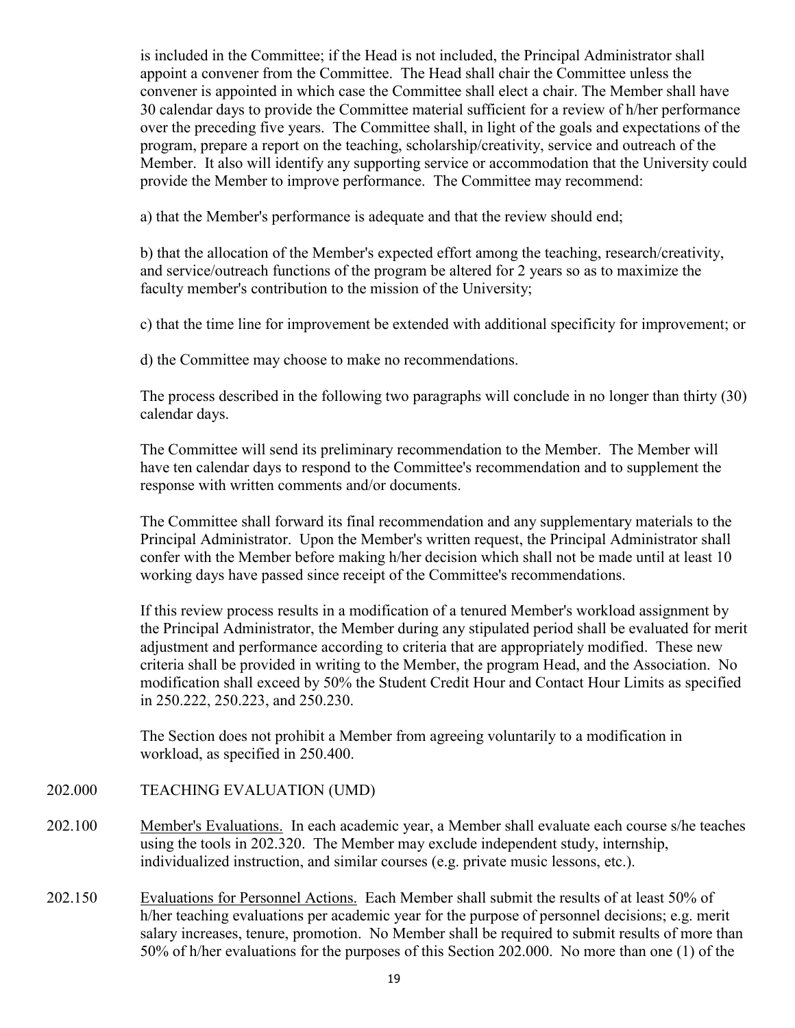is included in the Committee; if the Head is not included, the Principal Administrator shall appoint a convener from the Committee. The Head shall chair the Committee unless the convener is appointed in which case the Committee shall elect a chair. The Member shall have 30 calendar days to provide the Committee material sufficient for a review of h/her performance over the preceding five years. The Committee shall, in light of the goals and expectations of the program, prepare a report on the teaching, scholarship/creativity, service and outreach of the Member. It also will identify any supporting service or accommodation that the University could provide the Member to improve performance. The Committee may recommend:

a) that the Member's performance is adequate and that the review should end;

b) that the allocation of the Member's expected effort among the teaching, research/creativity, and service/outreach functions of the program be altered for 2 years so as to maximize the faculty member's contribution to the mission of the University;

c) that the time line for improvement be extended with additional specificity for improvement; or

d) the Committee may choose to make no recommendations.

The process described in the following two paragraphs will conclude in no longer than thirty (30) calendar days.

The Committee will send its preliminary recommendation to the Member. The Member will have ten calendar days to respond to the Committee's recommendation and to supplement the response with written comments and/or documents.

The Committee shall forward its final recommendation and any supplementary materials to the Principal Administrator. Upon the Member's written request, the Principal Administrator shall confer with the Member before making h/her decision which shall not be made until at least 10 working days have passed since receipt of the Committee's recommendations.

If this review process results in a modification of a tenured Member's workload assignment by the Principal Administrator, the Member during any stipulated period shall be evaluated for merit adjustment and performance according to criteria that are appropriately modified. These new criteria shall be provided in writing to the Member, the program Head, and the Association. No modification shall exceed by 50% the Student Credit Hour and Contact Hour Limits as specified in 250.222, 250.223, and 250.230.

The Section does not prohibit a Member from agreeing voluntarily to a modification in workload, as specified in 250.400.

## 202.000 TEACHING EVALUATION (UMD)

202.100 Member's Evaluations. In each academic year, a Member shall evaluate each course s/he teaches using the tools in 202.320. The Member may exclude independent study, internship, individualized instruction, and similar courses (e.g. private music lessons, etc.).

202.150 Evaluations for Personnel Actions. Each Member shall submit the results of at least 50% of h/her teaching evaluations per academic year for the purpose of personnel decisions; e.g. merit salary increases, tenure, promotion. No Member shall be required to submit results of more than 50% of h/her evaluations for the purposes of this Section 202.000. No more than one (1) of the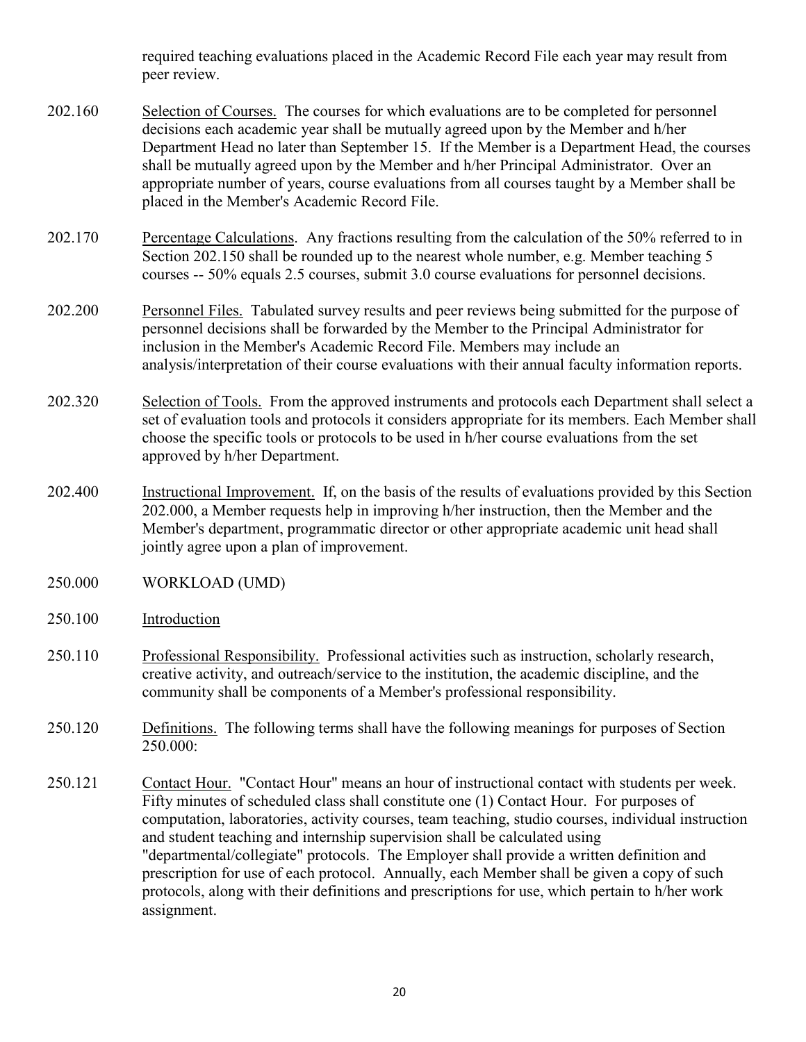required teaching evaluations placed in the Academic Record File each year may result from peer review.

202.160 Selection of Courses. The courses for which evaluations are to be completed for personnel decisions each academic year shall be mutually agreed upon by the Member and h/her Department Head no later than September 15. If the Member is a Department Head, the courses shall be mutually agreed upon by the Member and h/her Principal Administrator. Over an appropriate number of years, course evaluations from all courses taught by a Member shall be placed in the Member's Academic Record File.

202.170 Percentage Calculations. Any fractions resulting from the calculation of the 50% referred to in Section 202.150 shall be rounded up to the nearest whole number, e.g. Member teaching 5 courses -- 50% equals 2.5 courses, submit 3.0 course evaluations for personnel decisions.

202.200 Personnel Files. Tabulated survey results and peer reviews being submitted for the purpose of personnel decisions shall be forwarded by the Member to the Principal Administrator for inclusion in the Member's Academic Record File. Members may include an analysis/interpretation of their course evaluations with their annual faculty information reports.

202.320 Selection of Tools. From the approved instruments and protocols each Department shall select a set of evaluation tools and protocols it considers appropriate for its members. Each Member shall choose the specific tools or protocols to be used in h/her course evaluations from the set approved by h/her Department.

202.400 Instructional Improvement. If, on the basis of the results of evaluations provided by this Section 202.000, a Member requests help in improving h/her instruction, then the Member and the Member's department, programmatic director or other appropriate academic unit head shall jointly agree upon a plan of improvement.

## 250.000 WORKLOAD (UMD)

### 250.100 Introduction

250.110 Professional Responsibility. Professional activities such as instruction, scholarly research, creative activity, and outreach/service to the institution, the academic discipline, and the community shall be components of a Member's professional responsibility.

250.120 Definitions. The following terms shall have the following meanings for purposes of Section 250.000:

250.121 Contact Hour. "Contact Hour" means an hour of instructional contact with students per week. Fifty minutes of scheduled class shall constitute one (1) Contact Hour. For purposes of computation, laboratories, activity courses, team teaching, studio courses, individual instruction and student teaching and internship supervision shall be calculated using "departmental/collegiate" protocols. The Employer shall provide a written definition and prescription for use of each protocol. Annually, each Member shall be given a copy of such protocols, along with their definitions and prescriptions for use, which pertain to h/her work assignment.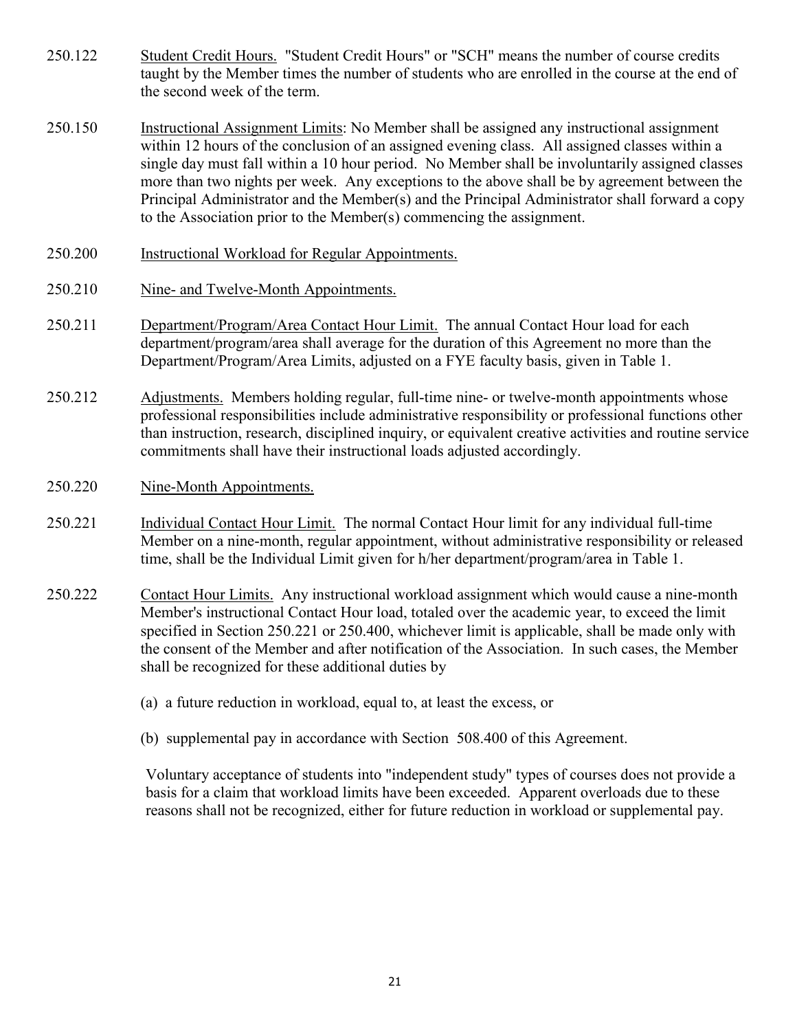250.122 Student Credit Hours. "Student Credit Hours" or "SCH" means the number of course credits taught by the Member times the number of students who are enrolled in the course at the end of the second week of the term.

250.150 Instructional Assignment Limits: No Member shall be assigned any instructional assignment within 12 hours of the conclusion of an assigned evening class. All assigned classes within a single day must fall within a 10 hour period. No Member shall be involuntarily assigned classes more than two nights per week. Any exceptions to the above shall be by agreement between the Principal Administrator and the Member(s) and the Principal Administrator shall forward a copy to the Association prior to the Member(s) commencing the assignment.

250.200 Instructional Workload for Regular Appointments.

250.210 Nine- and Twelve-Month Appointments.

250.211 Department/Program/Area Contact Hour Limit. The annual Contact Hour load for each department/program/area shall average for the duration of this Agreement no more than the Department/Program/Area Limits, adjusted on a FYE faculty basis, given in Table 1.

250.212 Adjustments. Members holding regular, full-time nine- or twelve-month appointments whose professional responsibilities include administrative responsibility or professional functions other than instruction, research, disciplined inquiry, or equivalent creative activities and routine service commitments shall have their instructional loads adjusted accordingly.

250.220 Nine-Month Appointments.

250.221 Individual Contact Hour Limit. The normal Contact Hour limit for any individual full-time Member on a nine-month, regular appointment, without administrative responsibility or released time, shall be the Individual Limit given for h/her department/program/area in Table 1.

250.222 Contact Hour Limits. Any instructional workload assignment which would cause a nine-month Member's instructional Contact Hour load, totaled over the academic year, to exceed the limit specified in Section 250.221 or 250.400, whichever limit is applicable, shall be made only with the consent of the Member and after notification of the Association. In such cases, the Member shall be recognized for these additional duties by

(a) a future reduction in workload, equal to, at least the excess, or

(b) supplemental pay in accordance with Section 508.400 of this Agreement.

Voluntary acceptance of students into "independent study" types of courses does not provide a basis for a claim that workload limits have been exceeded. Apparent overloads due to these reasons shall not be recognized, either for future reduction in workload or supplemental pay.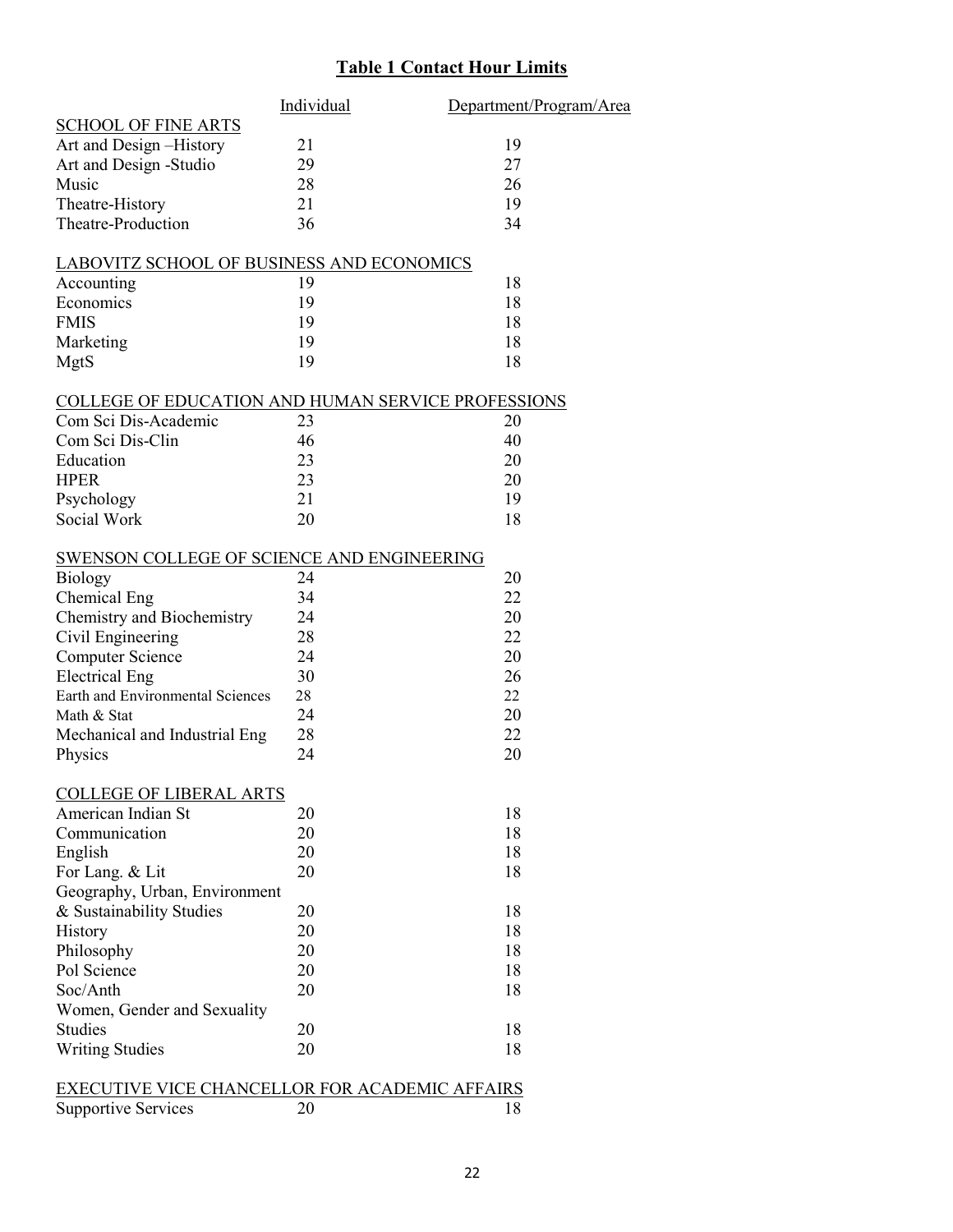## Table 1 Contact Hour Limits

| | Individual | Department/Program/Area |
|---|---|---|
| SCHOOL OF FINE ARTS | | |
| Art and Design –History | 21 | 19 |
| Art and Design -Studio | 29 | 27 |
| Music | 28 | 26 |
| Theatre-History | 21 | 19 |
| Theatre-Production | 36 | 34 |
| LABOVITZ SCHOOL OF BUSINESS AND ECONOMICS | | |
| Accounting | 19 | 18 |
| Economics | 19 | 18 |
| FMIS | 19 | 18 |
| Marketing | 19 | 18 |
| MgtS | 19 | 18 |
| COLLEGE OF EDUCATION AND HUMAN SERVICE PROFESSIONS | | |
| Com Sci Dis-Academic | 23 | 20 |
| Com Sci Dis-Clin | 46 | 40 |
| Education | 23 | 20 |
| HPER | 23 | 20 |
| Psychology | 21 | 19 |
| Social Work | 20 | 18 |
| SWENSON COLLEGE OF SCIENCE AND ENGINEERING | | |
| Biology | 24 | 20 |
| Chemical Eng | 34 | 22 |
| Chemistry and Biochemistry | 24 | 20 |
| Civil Engineering | 28 | 22 |
| Computer Science | 24 | 20 |
| Electrical Eng | 30 | 26 |
| Earth and Environmental Sciences | 28 | 22 |
| Math & Stat | 24 | 20 |
| Mechanical and Industrial Eng | 28 | 22 |
| Physics | 24 | 20 |
| COLLEGE OF LIBERAL ARTS | | |
| American Indian St | 20 | 18 |
| Communication | 20 | 18 |
| English | 20 | 18 |
| For Lang. & Lit | 20 | 18 |
| Geography, Urban, Environment & Sustainability Studies | 20 | 18 |
| History | 20 | 18 |
| Philosophy | 20 | 18 |
| Pol Science | 20 | 18 |
| Soc/Anth | 20 | 18 |
| Women, Gender and Sexuality Studies | 20 | 18 |
| Writing Studies | 20 | 18 |
| EXECUTIVE VICE CHANCELLOR FOR ACADEMIC AFFAIRS | | |
| Supportive Services | 20 | 18 |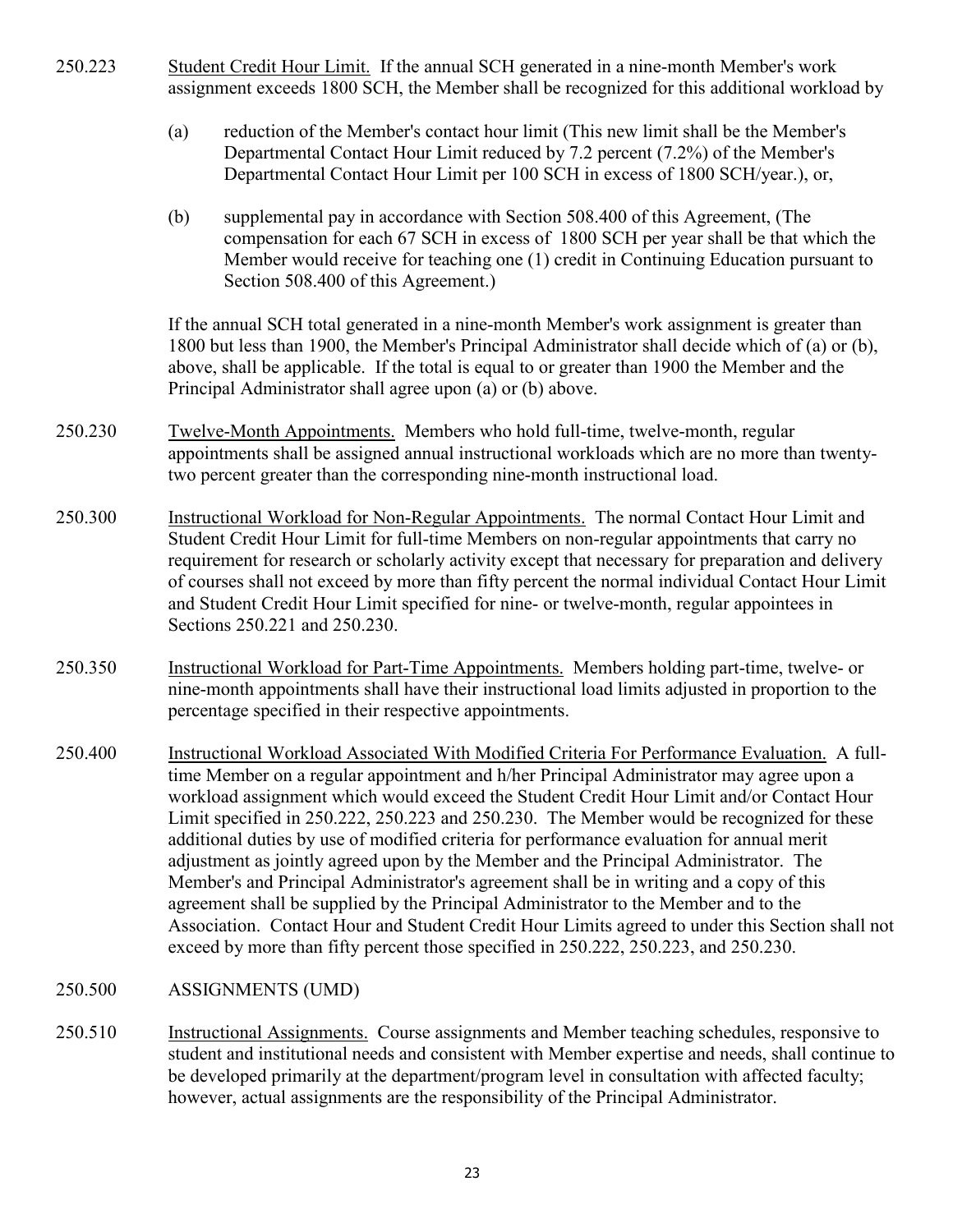250.223 Student Credit Hour Limit. If the annual SCH generated in a nine-month Member's work assignment exceeds 1800 SCH, the Member shall be recognized for this additional workload by

(a) reduction of the Member's contact hour limit (This new limit shall be the Member's Departmental Contact Hour Limit reduced by 7.2 percent (7.2%) of the Member's Departmental Contact Hour Limit per 100 SCH in excess of 1800 SCH/year.), or,

(b) supplemental pay in accordance with Section 508.400 of this Agreement, (The compensation for each 67 SCH in excess of 1800 SCH per year shall be that which the Member would receive for teaching one (1) credit in Continuing Education pursuant to Section 508.400 of this Agreement.)

If the annual SCH total generated in a nine-month Member's work assignment is greater than 1800 but less than 1900, the Member's Principal Administrator shall decide which of (a) or (b), above, shall be applicable. If the total is equal to or greater than 1900 the Member and the Principal Administrator shall agree upon (a) or (b) above.

250.230 Twelve-Month Appointments. Members who hold full-time, twelve-month, regular appointments shall be assigned annual instructional workloads which are no more than twenty-two percent greater than the corresponding nine-month instructional load.

250.300 Instructional Workload for Non-Regular Appointments. The normal Contact Hour Limit and Student Credit Hour Limit for full-time Members on non-regular appointments that carry no requirement for research or scholarly activity except that necessary for preparation and delivery of courses shall not exceed by more than fifty percent the normal individual Contact Hour Limit and Student Credit Hour Limit specified for nine- or twelve-month, regular appointees in Sections 250.221 and 250.230.

250.350 Instructional Workload for Part-Time Appointments. Members holding part-time, twelve- or nine-month appointments shall have their instructional load limits adjusted in proportion to the percentage specified in their respective appointments.

250.400 Instructional Workload Associated With Modified Criteria For Performance Evaluation. A full-time Member on a regular appointment and h/her Principal Administrator may agree upon a workload assignment which would exceed the Student Credit Hour Limit and/or Contact Hour Limit specified in 250.222, 250.223 and 250.230. The Member would be recognized for these additional duties by use of modified criteria for performance evaluation for annual merit adjustment as jointly agreed upon by the Member and the Principal Administrator. The Member's and Principal Administrator's agreement shall be in writing and a copy of this agreement shall be supplied by the Principal Administrator to the Member and to the Association. Contact Hour and Student Credit Hour Limits agreed to under this Section shall not exceed by more than fifty percent those specified in 250.222, 250.223, and 250.230.

250.500 ASSIGNMENTS (UMD)

250.510 Instructional Assignments. Course assignments and Member teaching schedules, responsive to student and institutional needs and consistent with Member expertise and needs, shall continue to be developed primarily at the department/program level in consultation with affected faculty; however, actual assignments are the responsibility of the Principal Administrator.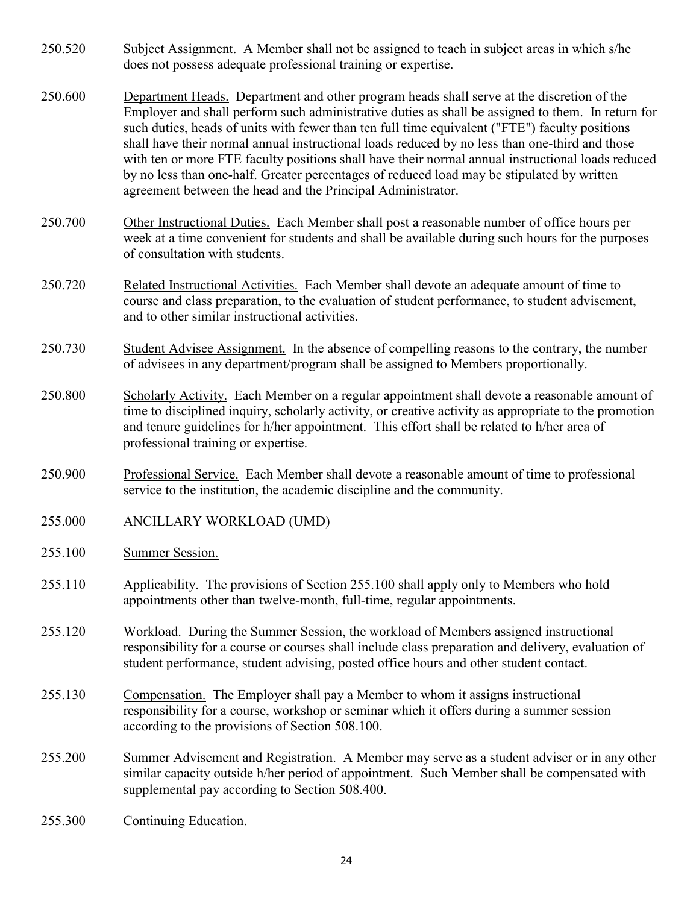250.520 Subject Assignment. A Member shall not be assigned to teach in subject areas in which s/he does not possess adequate professional training or expertise.

250.600 Department Heads. Department and other program heads shall serve at the discretion of the Employer and shall perform such administrative duties as shall be assigned to them. In return for such duties, heads of units with fewer than ten full time equivalent ("FTE") faculty positions shall have their normal annual instructional loads reduced by no less than one-third and those with ten or more FTE faculty positions shall have their normal annual instructional loads reduced by no less than one-half. Greater percentages of reduced load may be stipulated by written agreement between the head and the Principal Administrator.

250.700 Other Instructional Duties. Each Member shall post a reasonable number of office hours per week at a time convenient for students and shall be available during such hours for the purposes of consultation with students.

250.720 Related Instructional Activities. Each Member shall devote an adequate amount of time to course and class preparation, to the evaluation of student performance, to student advisement, and to other similar instructional activities.

250.730 Student Advisee Assignment. In the absence of compelling reasons to the contrary, the number of advisees in any department/program shall be assigned to Members proportionally.

250.800 Scholarly Activity. Each Member on a regular appointment shall devote a reasonable amount of time to disciplined inquiry, scholarly activity, or creative activity as appropriate to the promotion and tenure guidelines for h/her appointment. This effort shall be related to h/her area of professional training or expertise.

250.900 Professional Service. Each Member shall devote a reasonable amount of time to professional service to the institution, the academic discipline and the community.

## 255.000 ANCILLARY WORKLOAD (UMD)

255.100 Summer Session.

255.110 Applicability. The provisions of Section 255.100 shall apply only to Members who hold appointments other than twelve-month, full-time, regular appointments.

255.120 Workload. During the Summer Session, the workload of Members assigned instructional responsibility for a course or courses shall include class preparation and delivery, evaluation of student performance, student advising, posted office hours and other student contact.

255.130 Compensation. The Employer shall pay a Member to whom it assigns instructional responsibility for a course, workshop or seminar which it offers during a summer session according to the provisions of Section 508.100.

255.200 Summer Advisement and Registration. A Member may serve as a student adviser or in any other similar capacity outside h/her period of appointment. Such Member shall be compensated with supplemental pay according to Section 508.400.

255.300 Continuing Education.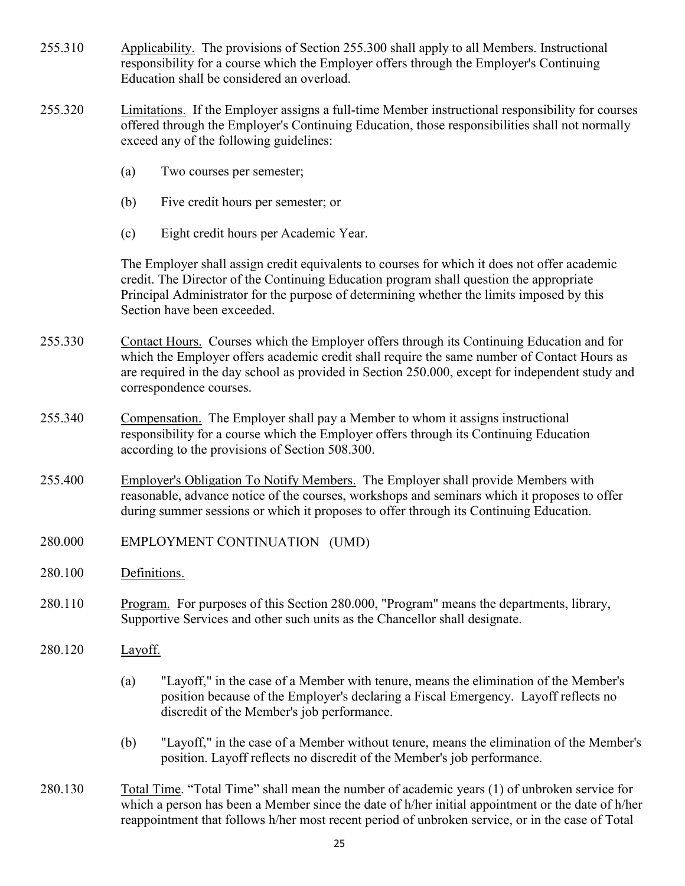255.310 Applicability. The provisions of Section 255.300 shall apply to all Members. Instructional responsibility for a course which the Employer offers through the Employer's Continuing Education shall be considered an overload.

255.320 Limitations. If the Employer assigns a full-time Member instructional responsibility for courses offered through the Employer's Continuing Education, those responsibilities shall not normally exceed any of the following guidelines:

(a) Two courses per semester;

(b) Five credit hours per semester; or

(c) Eight credit hours per Academic Year.

The Employer shall assign credit equivalents to courses for which it does not offer academic credit. The Director of the Continuing Education program shall question the appropriate Principal Administrator for the purpose of determining whether the limits imposed by this Section have been exceeded.

255.330 Contact Hours. Courses which the Employer offers through its Continuing Education and for which the Employer offers academic credit shall require the same number of Contact Hours as are required in the day school as provided in Section 250.000, except for independent study and correspondence courses.

255.340 Compensation. The Employer shall pay a Member to whom it assigns instructional responsibility for a course which the Employer offers through its Continuing Education according to the provisions of Section 508.300.

255.400 Employer's Obligation To Notify Members. The Employer shall provide Members with reasonable, advance notice of the courses, workshops and seminars which it proposes to offer during summer sessions or which it proposes to offer through its Continuing Education.

## 280.000 EMPLOYMENT CONTINUATION (UMD)

280.100 Definitions.

280.110 Program. For purposes of this Section 280.000, "Program" means the departments, library, Supportive Services and other such units as the Chancellor shall designate.

280.120 Layoff.

(a) "Layoff," in the case of a Member with tenure, means the elimination of the Member's position because of the Employer's declaring a Fiscal Emergency. Layoff reflects no discredit of the Member's job performance.

(b) "Layoff," in the case of a Member without tenure, means the elimination of the Member's position. Layoff reflects no discredit of the Member's job performance.

280.130 Total Time. “Total Time” shall mean the number of academic years (1) of unbroken service for which a person has been a Member since the date of h/her initial appointment or the date of h/her reappointment that follows h/her most recent period of unbroken service, or in the case of Total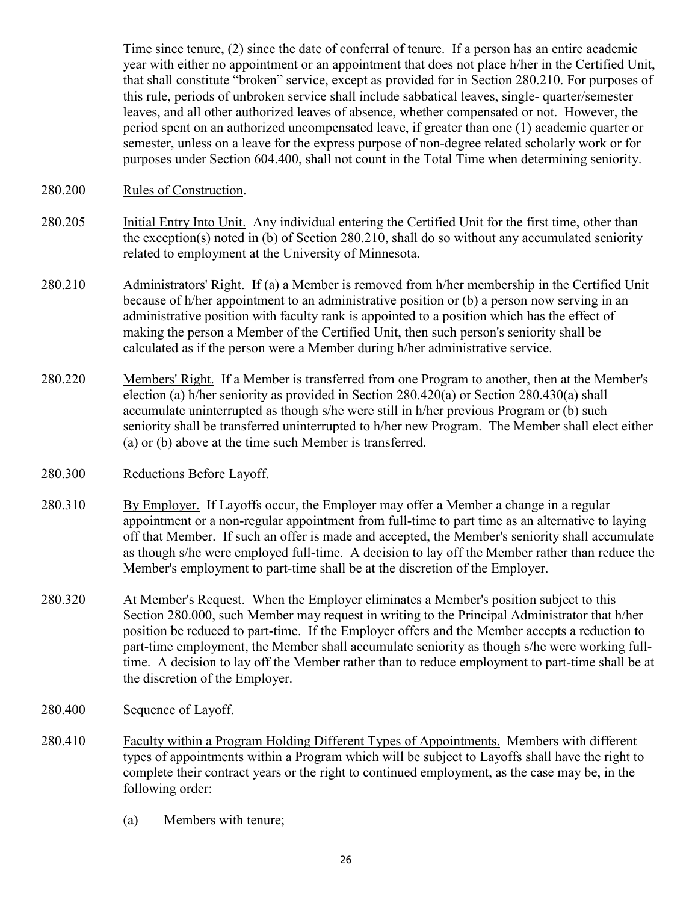Time since tenure, (2) since the date of conferral of tenure. If a person has an entire academic year with either no appointment or an appointment that does not place h/her in the Certified Unit, that shall constitute "broken" service, except as provided for in Section 280.210. For purposes of this rule, periods of unbroken service shall include sabbatical leaves, single- quarter/semester leaves, and all other authorized leaves of absence, whether compensated or not. However, the period spent on an authorized uncompensated leave, if greater than one (1) academic quarter or semester, unless on a leave for the express purpose of non-degree related scholarly work or for purposes under Section 604.400, shall not count in the Total Time when determining seniority.

280.200 Rules of Construction.

280.205 Initial Entry Into Unit. Any individual entering the Certified Unit for the first time, other than the exception(s) noted in (b) of Section 280.210, shall do so without any accumulated seniority related to employment at the University of Minnesota.

280.210 Administrators' Right. If (a) a Member is removed from h/her membership in the Certified Unit because of h/her appointment to an administrative position or (b) a person now serving in an administrative position with faculty rank is appointed to a position which has the effect of making the person a Member of the Certified Unit, then such person's seniority shall be calculated as if the person were a Member during h/her administrative service.

280.220 Members' Right. If a Member is transferred from one Program to another, then at the Member's election (a) h/her seniority as provided in Section 280.420(a) or Section 280.430(a) shall accumulate uninterrupted as though s/he were still in h/her previous Program or (b) such seniority shall be transferred uninterrupted to h/her new Program. The Member shall elect either (a) or (b) above at the time such Member is transferred.

280.300 Reductions Before Layoff.

280.310 By Employer. If Layoffs occur, the Employer may offer a Member a change in a regular appointment or a non-regular appointment from full-time to part time as an alternative to laying off that Member. If such an offer is made and accepted, the Member's seniority shall accumulate as though s/he were employed full-time. A decision to lay off the Member rather than reduce the Member's employment to part-time shall be at the discretion of the Employer.

280.320 At Member's Request. When the Employer eliminates a Member's position subject to this Section 280.000, such Member may request in writing to the Principal Administrator that h/her position be reduced to part-time. If the Employer offers and the Member accepts a reduction to part-time employment, the Member shall accumulate seniority as though s/he were working full-time. A decision to lay off the Member rather than to reduce employment to part-time shall be at the discretion of the Employer.

280.400 Sequence of Layoff.

280.410 Faculty within a Program Holding Different Types of Appointments. Members with different types of appointments within a Program which will be subject to Layoffs shall have the right to complete their contract years or the right to continued employment, as the case may be, in the following order:

(a) Members with tenure;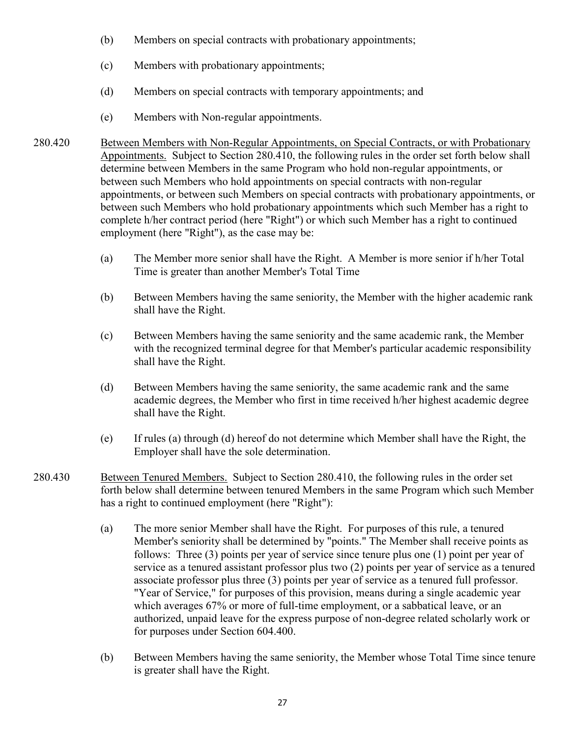(b) Members on special contracts with probationary appointments;

(c) Members with probationary appointments;

(d) Members on special contracts with temporary appointments; and

(e) Members with Non-regular appointments.

280.420 Between Members with Non-Regular Appointments, on Special Contracts, or with Probationary Appointments. Subject to Section 280.410, the following rules in the order set forth below shall determine between Members in the same Program who hold non-regular appointments, or between such Members who hold appointments on special contracts with non-regular appointments, or between such Members on special contracts with probationary appointments, or between such Members who hold probationary appointments which such Member has a right to complete h/her contract period (here "Right") or which such Member has a right to continued employment (here "Right"), as the case may be:

(a) The Member more senior shall have the Right. A Member is more senior if h/her Total Time is greater than another Member's Total Time

(b) Between Members having the same seniority, the Member with the higher academic rank shall have the Right.

(c) Between Members having the same seniority and the same academic rank, the Member with the recognized terminal degree for that Member's particular academic responsibility shall have the Right.

(d) Between Members having the same seniority, the same academic rank and the same academic degrees, the Member who first in time received h/her highest academic degree shall have the Right.

(e) If rules (a) through (d) hereof do not determine which Member shall have the Right, the Employer shall have the sole determination.

280.430 Between Tenured Members. Subject to Section 280.410, the following rules in the order set forth below shall determine between tenured Members in the same Program which such Member has a right to continued employment (here "Right"):

(a) The more senior Member shall have the Right. For purposes of this rule, a tenured Member's seniority shall be determined by "points." The Member shall receive points as follows: Three (3) points per year of service since tenure plus one (1) point per year of service as a tenured assistant professor plus two (2) points per year of service as a tenured associate professor plus three (3) points per year of service as a tenured full professor. "Year of Service," for purposes of this provision, means during a single academic year which averages 67% or more of full-time employment, or a sabbatical leave, or an authorized, unpaid leave for the express purpose of non-degree related scholarly work or for purposes under Section 604.400.

(b) Between Members having the same seniority, the Member whose Total Time since tenure is greater shall have the Right.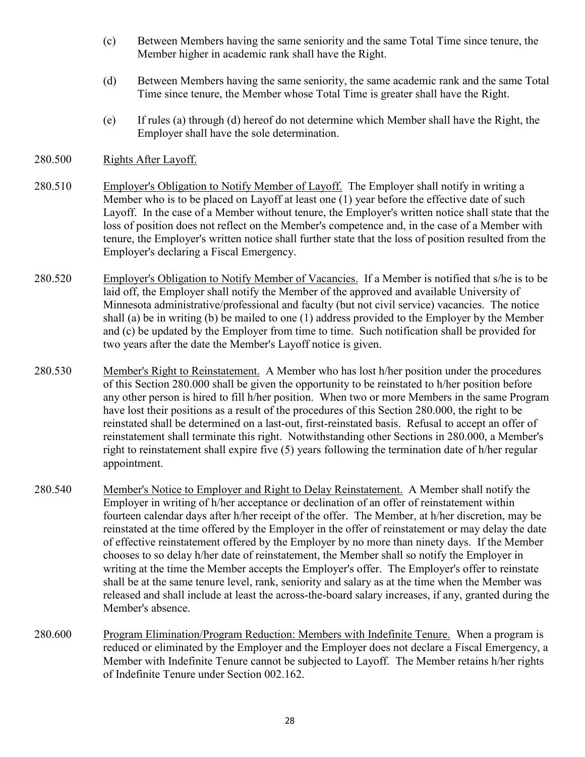(c) Between Members having the same seniority and the same Total Time since tenure, the Member higher in academic rank shall have the Right.

(d) Between Members having the same seniority, the same academic rank and the same Total Time since tenure, the Member whose Total Time is greater shall have the Right.

(e) If rules (a) through (d) hereof do not determine which Member shall have the Right, the Employer shall have the sole determination.

280.500 Rights After Layoff.

280.510 Employer's Obligation to Notify Member of Layoff. The Employer shall notify in writing a Member who is to be placed on Layoff at least one (1) year before the effective date of such Layoff. In the case of a Member without tenure, the Employer's written notice shall state that the loss of position does not reflect on the Member's competence and, in the case of a Member with tenure, the Employer's written notice shall further state that the loss of position resulted from the Employer's declaring a Fiscal Emergency.

280.520 Employer's Obligation to Notify Member of Vacancies. If a Member is notified that s/he is to be laid off, the Employer shall notify the Member of the approved and available University of Minnesota administrative/professional and faculty (but not civil service) vacancies. The notice shall (a) be in writing (b) be mailed to one (1) address provided to the Employer by the Member and (c) be updated by the Employer from time to time. Such notification shall be provided for two years after the date the Member's Layoff notice is given.

280.530 Member's Right to Reinstatement. A Member who has lost h/her position under the procedures of this Section 280.000 shall be given the opportunity to be reinstated to h/her position before any other person is hired to fill h/her position. When two or more Members in the same Program have lost their positions as a result of the procedures of this Section 280.000, the right to be reinstated shall be determined on a last-out, first-reinstated basis. Refusal to accept an offer of reinstatement shall terminate this right. Notwithstanding other Sections in 280.000, a Member's right to reinstatement shall expire five (5) years following the termination date of h/her regular appointment.

280.540 Member's Notice to Employer and Right to Delay Reinstatement. A Member shall notify the Employer in writing of h/her acceptance or declination of an offer of reinstatement within fourteen calendar days after h/her receipt of the offer. The Member, at h/her discretion, may be reinstated at the time offered by the Employer in the offer of reinstatement or may delay the date of effective reinstatement offered by the Employer by no more than ninety days. If the Member chooses to so delay h/her date of reinstatement, the Member shall so notify the Employer in writing at the time the Member accepts the Employer's offer. The Employer's offer to reinstate shall be at the same tenure level, rank, seniority and salary as at the time when the Member was released and shall include at least the across-the-board salary increases, if any, granted during the Member's absence.

280.600 Program Elimination/Program Reduction: Members with Indefinite Tenure. When a program is reduced or eliminated by the Employer and the Employer does not declare a Fiscal Emergency, a Member with Indefinite Tenure cannot be subjected to Layoff. The Member retains h/her rights of Indefinite Tenure under Section 002.162.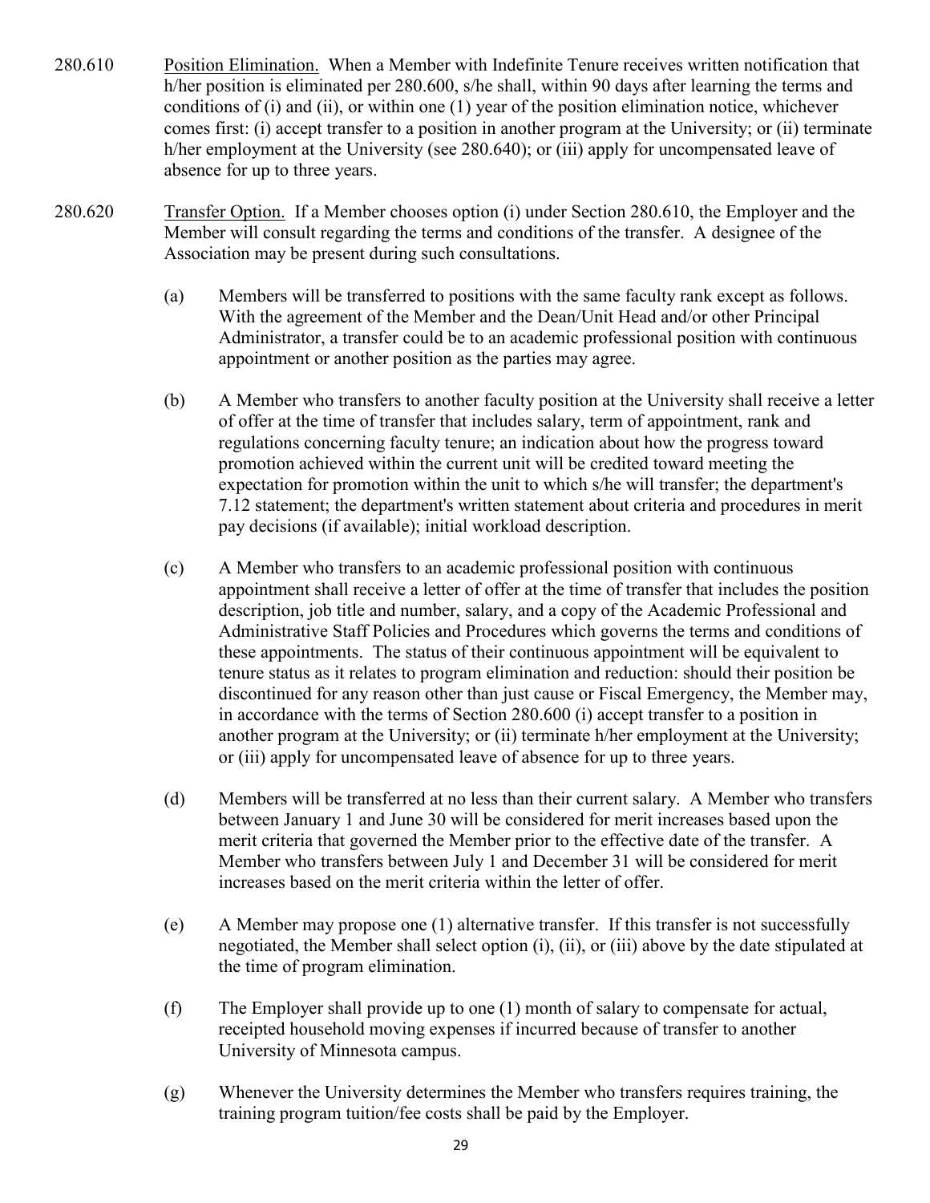280.610 Position Elimination. When a Member with Indefinite Tenure receives written notification that h/her position is eliminated per 280.600, s/he shall, within 90 days after learning the terms and conditions of (i) and (ii), or within one (1) year of the position elimination notice, whichever comes first: (i) accept transfer to a position in another program at the University; or (ii) terminate h/her employment at the University (see 280.640); or (iii) apply for uncompensated leave of absence for up to three years.

280.620 Transfer Option. If a Member chooses option (i) under Section 280.610, the Employer and the Member will consult regarding the terms and conditions of the transfer. A designee of the Association may be present during such consultations.

(a) Members will be transferred to positions with the same faculty rank except as follows. With the agreement of the Member and the Dean/Unit Head and/or other Principal Administrator, a transfer could be to an academic professional position with continuous appointment or another position as the parties may agree.

(b) A Member who transfers to another faculty position at the University shall receive a letter of offer at the time of transfer that includes salary, term of appointment, rank and regulations concerning faculty tenure; an indication about how the progress toward promotion achieved within the current unit will be credited toward meeting the expectation for promotion within the unit to which s/he will transfer; the department's 7.12 statement; the department's written statement about criteria and procedures in merit pay decisions (if available); initial workload description.

(c) A Member who transfers to an academic professional position with continuous appointment shall receive a letter of offer at the time of transfer that includes the position description, job title and number, salary, and a copy of the Academic Professional and Administrative Staff Policies and Procedures which governs the terms and conditions of these appointments. The status of their continuous appointment will be equivalent to tenure status as it relates to program elimination and reduction: should their position be discontinued for any reason other than just cause or Fiscal Emergency, the Member may, in accordance with the terms of Section 280.600 (i) accept transfer to a position in another program at the University; or (ii) terminate h/her employment at the University; or (iii) apply for uncompensated leave of absence for up to three years.

(d) Members will be transferred at no less than their current salary. A Member who transfers between January 1 and June 30 will be considered for merit increases based upon the merit criteria that governed the Member prior to the effective date of the transfer. A Member who transfers between July 1 and December 31 will be considered for merit increases based on the merit criteria within the letter of offer.

(e) A Member may propose one (1) alternative transfer. If this transfer is not successfully negotiated, the Member shall select option (i), (ii), or (iii) above by the date stipulated at the time of program elimination.

(f) The Employer shall provide up to one (1) month of salary to compensate for actual, receipted household moving expenses if incurred because of transfer to another University of Minnesota campus.

(g) Whenever the University determines the Member who transfers requires training, the training program tuition/fee costs shall be paid by the Employer.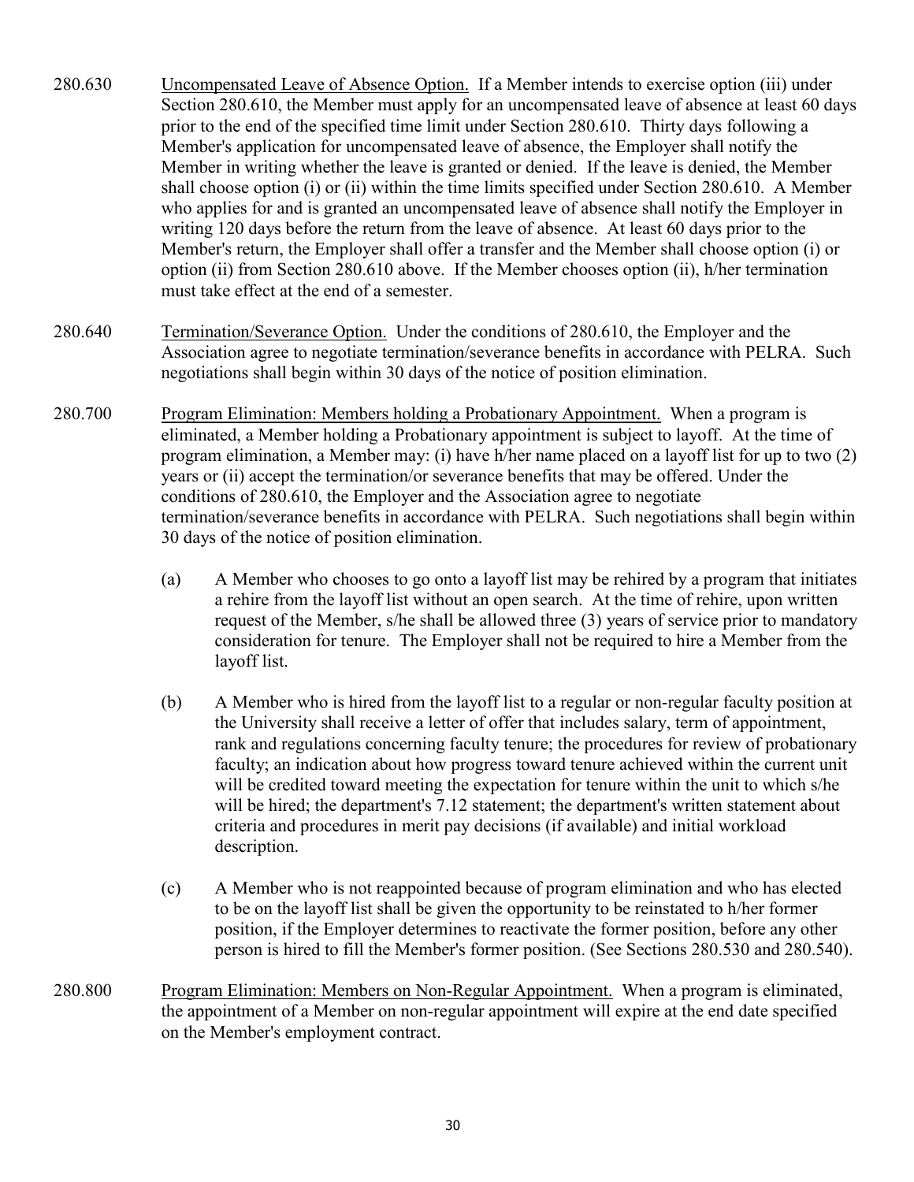280.630 Uncompensated Leave of Absence Option. If a Member intends to exercise option (iii) under Section 280.610, the Member must apply for an uncompensated leave of absence at least 60 days prior to the end of the specified time limit under Section 280.610. Thirty days following a Member's application for uncompensated leave of absence, the Employer shall notify the Member in writing whether the leave is granted or denied. If the leave is denied, the Member shall choose option (i) or (ii) within the time limits specified under Section 280.610. A Member who applies for and is granted an uncompensated leave of absence shall notify the Employer in writing 120 days before the return from the leave of absence. At least 60 days prior to the Member's return, the Employer shall offer a transfer and the Member shall choose option (i) or option (ii) from Section 280.610 above. If the Member chooses option (ii), h/her termination must take effect at the end of a semester.

280.640 Termination/Severance Option. Under the conditions of 280.610, the Employer and the Association agree to negotiate termination/severance benefits in accordance with PELRA. Such negotiations shall begin within 30 days of the notice of position elimination.

280.700 Program Elimination: Members holding a Probationary Appointment. When a program is eliminated, a Member holding a Probationary appointment is subject to layoff. At the time of program elimination, a Member may: (i) have h/her name placed on a layoff list for up to two (2) years or (ii) accept the termination/or severance benefits that may be offered. Under the conditions of 280.610, the Employer and the Association agree to negotiate termination/severance benefits in accordance with PELRA. Such negotiations shall begin within 30 days of the notice of position elimination.

(a) A Member who chooses to go onto a layoff list may be rehired by a program that initiates a rehire from the layoff list without an open search. At the time of rehire, upon written request of the Member, s/he shall be allowed three (3) years of service prior to mandatory consideration for tenure. The Employer shall not be required to hire a Member from the layoff list.

(b) A Member who is hired from the layoff list to a regular or non-regular faculty position at the University shall receive a letter of offer that includes salary, term of appointment, rank and regulations concerning faculty tenure; the procedures for review of probationary faculty; an indication about how progress toward tenure achieved within the current unit will be credited toward meeting the expectation for tenure within the unit to which s/he will be hired; the department's 7.12 statement; the department's written statement about criteria and procedures in merit pay decisions (if available) and initial workload description.

(c) A Member who is not reappointed because of program elimination and who has elected to be on the layoff list shall be given the opportunity to be reinstated to h/her former position, if the Employer determines to reactivate the former position, before any other person is hired to fill the Member's former position. (See Sections 280.530 and 280.540).

280.800 Program Elimination: Members on Non-Regular Appointment. When a program is eliminated, the appointment of a Member on non-regular appointment will expire at the end date specified on the Member's employment contract.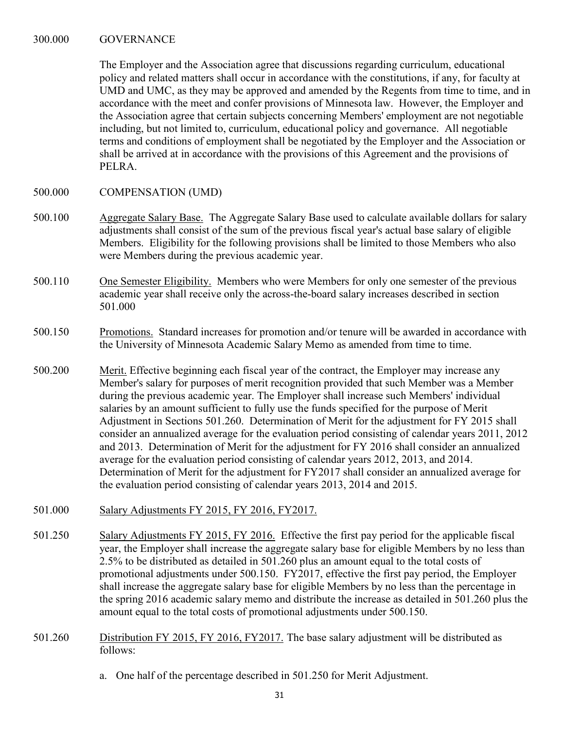300.000 GOVERNANCE

The Employer and the Association agree that discussions regarding curriculum, educational policy and related matters shall occur in accordance with the constitutions, if any, for faculty at UMD and UMC, as they may be approved and amended by the Regents from time to time, and in accordance with the meet and confer provisions of Minnesota law. However, the Employer and the Association agree that certain subjects concerning Members' employment are not negotiable including, but not limited to, curriculum, educational policy and governance. All negotiable terms and conditions of employment shall be negotiated by the Employer and the Association or shall be arrived at in accordance with the provisions of this Agreement and the provisions of PELRA.

500.000 COMPENSATION (UMD)

500.100 Aggregate Salary Base. The Aggregate Salary Base used to calculate available dollars for salary adjustments shall consist of the sum of the previous fiscal year's actual base salary of eligible Members. Eligibility for the following provisions shall be limited to those Members who also were Members during the previous academic year.

500.110 One Semester Eligibility. Members who were Members for only one semester of the previous academic year shall receive only the across-the-board salary increases described in section 501.000

500.150 Promotions. Standard increases for promotion and/or tenure will be awarded in accordance with the University of Minnesota Academic Salary Memo as amended from time to time.

500.200 Merit. Effective beginning each fiscal year of the contract, the Employer may increase any Member's salary for purposes of merit recognition provided that such Member was a Member during the previous academic year. The Employer shall increase such Members' individual salaries by an amount sufficient to fully use the funds specified for the purpose of Merit Adjustment in Sections 501.260. Determination of Merit for the adjustment for FY 2015 shall consider an annualized average for the evaluation period consisting of calendar years 2011, 2012 and 2013. Determination of Merit for the adjustment for FY 2016 shall consider an annualized average for the evaluation period consisting of calendar years 2012, 2013, and 2014. Determination of Merit for the adjustment for FY2017 shall consider an annualized average for the evaluation period consisting of calendar years 2013, 2014 and 2015.

501.000 Salary Adjustments FY 2015, FY 2016, FY2017.

501.250 Salary Adjustments FY 2015, FY 2016. Effective the first pay period for the applicable fiscal year, the Employer shall increase the aggregate salary base for eligible Members by no less than 2.5% to be distributed as detailed in 501.260 plus an amount equal to the total costs of promotional adjustments under 500.150. FY2017, effective the first pay period, the Employer shall increase the aggregate salary base for eligible Members by no less than the percentage in the spring 2016 academic salary memo and distribute the increase as detailed in 501.260 plus the amount equal to the total costs of promotional adjustments under 500.150.

501.260 Distribution FY 2015, FY 2016, FY2017. The base salary adjustment will be distributed as follows:

a. One half of the percentage described in 501.250 for Merit Adjustment.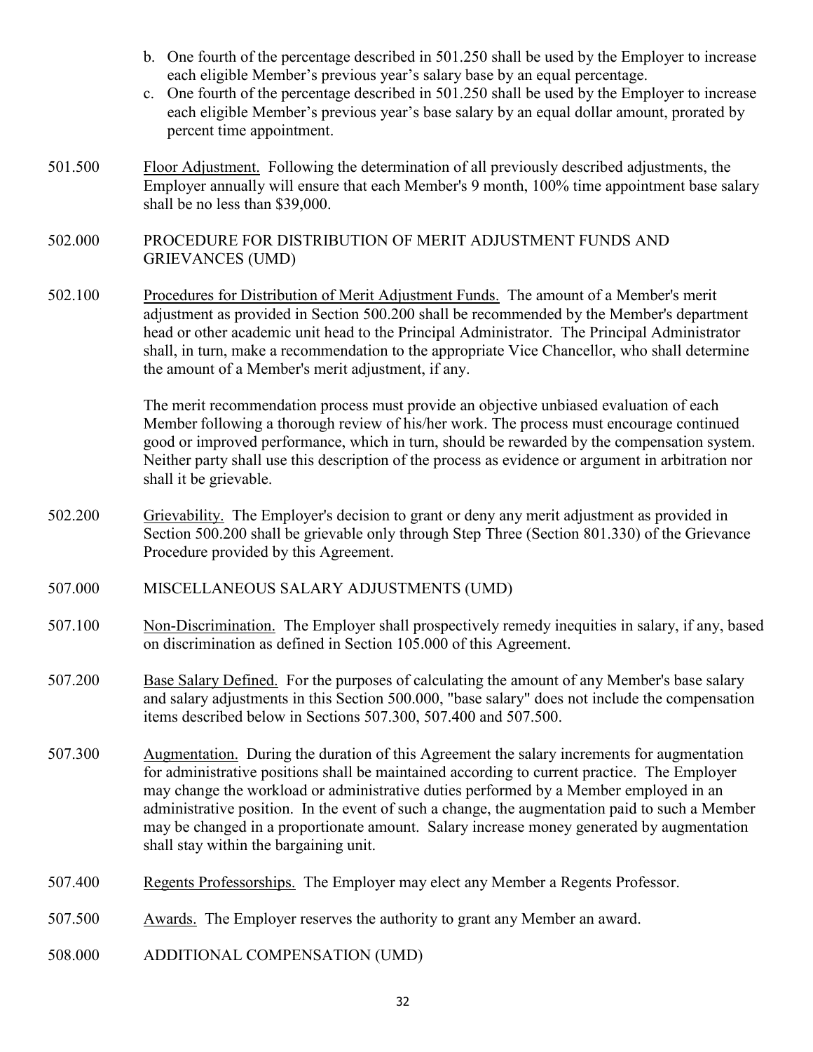b. One fourth of the percentage described in 501.250 shall be used by the Employer to increase each eligible Member's previous year's salary base by an equal percentage.
c. One fourth of the percentage described in 501.250 shall be used by the Employer to increase each eligible Member's previous year's base salary by an equal dollar amount, prorated by percent time appointment.

501.500 Floor Adjustment. Following the determination of all previously described adjustments, the Employer annually will ensure that each Member's 9 month, 100% time appointment base salary shall be no less than $39,000.

502.000 PROCEDURE FOR DISTRIBUTION OF MERIT ADJUSTMENT FUNDS AND GRIEVANCES (UMD)

502.100 Procedures for Distribution of Merit Adjustment Funds. The amount of a Member's merit adjustment as provided in Section 500.200 shall be recommended by the Member's department head or other academic unit head to the Principal Administrator. The Principal Administrator shall, in turn, make a recommendation to the appropriate Vice Chancellor, who shall determine the amount of a Member's merit adjustment, if any.

The merit recommendation process must provide an objective unbiased evaluation of each Member following a thorough review of his/her work. The process must encourage continued good or improved performance, which in turn, should be rewarded by the compensation system. Neither party shall use this description of the process as evidence or argument in arbitration nor shall it be grievable.

502.200 Grievability. The Employer's decision to grant or deny any merit adjustment as provided in Section 500.200 shall be grievable only through Step Three (Section 801.330) of the Grievance Procedure provided by this Agreement.

507.000 MISCELLANEOUS SALARY ADJUSTMENTS (UMD)

507.100 Non-Discrimination. The Employer shall prospectively remedy inequities in salary, if any, based on discrimination as defined in Section 105.000 of this Agreement.

507.200 Base Salary Defined. For the purposes of calculating the amount of any Member's base salary and salary adjustments in this Section 500.000, "base salary" does not include the compensation items described below in Sections 507.300, 507.400 and 507.500.

507.300 Augmentation. During the duration of this Agreement the salary increments for augmentation for administrative positions shall be maintained according to current practice. The Employer may change the workload or administrative duties performed by a Member employed in an administrative position. In the event of such a change, the augmentation paid to such a Member may be changed in a proportionate amount. Salary increase money generated by augmentation shall stay within the bargaining unit.

507.400 Regents Professorships. The Employer may elect any Member a Regents Professor.

507.500 Awards. The Employer reserves the authority to grant any Member an award.

508.000 ADDITIONAL COMPENSATION (UMD)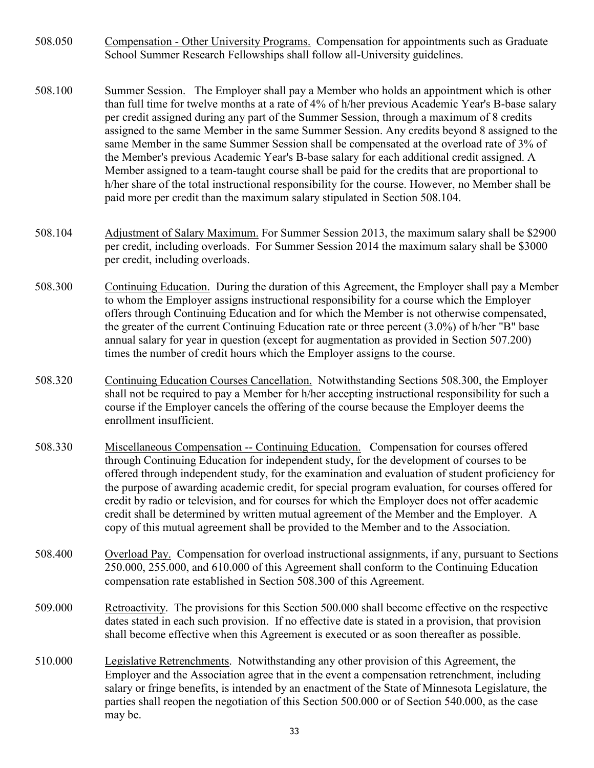508.050 Compensation - Other University Programs. Compensation for appointments such as Graduate School Summer Research Fellowships shall follow all-University guidelines.

508.100 Summer Session. The Employer shall pay a Member who holds an appointment which is other than full time for twelve months at a rate of 4% of h/her previous Academic Year's B-base salary per credit assigned during any part of the Summer Session, through a maximum of 8 credits assigned to the same Member in the same Summer Session. Any credits beyond 8 assigned to the same Member in the same Summer Session shall be compensated at the overload rate of 3% of the Member's previous Academic Year's B-base salary for each additional credit assigned. A Member assigned to a team-taught course shall be paid for the credits that are proportional to h/her share of the total instructional responsibility for the course. However, no Member shall be paid more per credit than the maximum salary stipulated in Section 508.104.

508.104 Adjustment of Salary Maximum. For Summer Session 2013, the maximum salary shall be $2900 per credit, including overloads. For Summer Session 2014 the maximum salary shall be $3000 per credit, including overloads.

508.300 Continuing Education. During the duration of this Agreement, the Employer shall pay a Member to whom the Employer assigns instructional responsibility for a course which the Employer offers through Continuing Education and for which the Member is not otherwise compensated, the greater of the current Continuing Education rate or three percent (3.0%) of h/her "B" base annual salary for year in question (except for augmentation as provided in Section 507.200) times the number of credit hours which the Employer assigns to the course.

508.320 Continuing Education Courses Cancellation. Notwithstanding Sections 508.300, the Employer shall not be required to pay a Member for h/her accepting instructional responsibility for such a course if the Employer cancels the offering of the course because the Employer deems the enrollment insufficient.

508.330 Miscellaneous Compensation -- Continuing Education. Compensation for courses offered through Continuing Education for independent study, for the development of courses to be offered through independent study, for the examination and evaluation of student proficiency for the purpose of awarding academic credit, for special program evaluation, for courses offered for credit by radio or television, and for courses for which the Employer does not offer academic credit shall be determined by written mutual agreement of the Member and the Employer. A copy of this mutual agreement shall be provided to the Member and to the Association.

508.400 Overload Pay. Compensation for overload instructional assignments, if any, pursuant to Sections 250.000, 255.000, and 610.000 of this Agreement shall conform to the Continuing Education compensation rate established in Section 508.300 of this Agreement.

509.000 Retroactivity. The provisions for this Section 500.000 shall become effective on the respective dates stated in each such provision. If no effective date is stated in a provision, that provision shall become effective when this Agreement is executed or as soon thereafter as possible.

510.000 Legislative Retrenchments. Notwithstanding any other provision of this Agreement, the Employer and the Association agree that in the event a compensation retrenchment, including salary or fringe benefits, is intended by an enactment of the State of Minnesota Legislature, the parties shall reopen the negotiation of this Section 500.000 or of Section 540.000, as the case may be.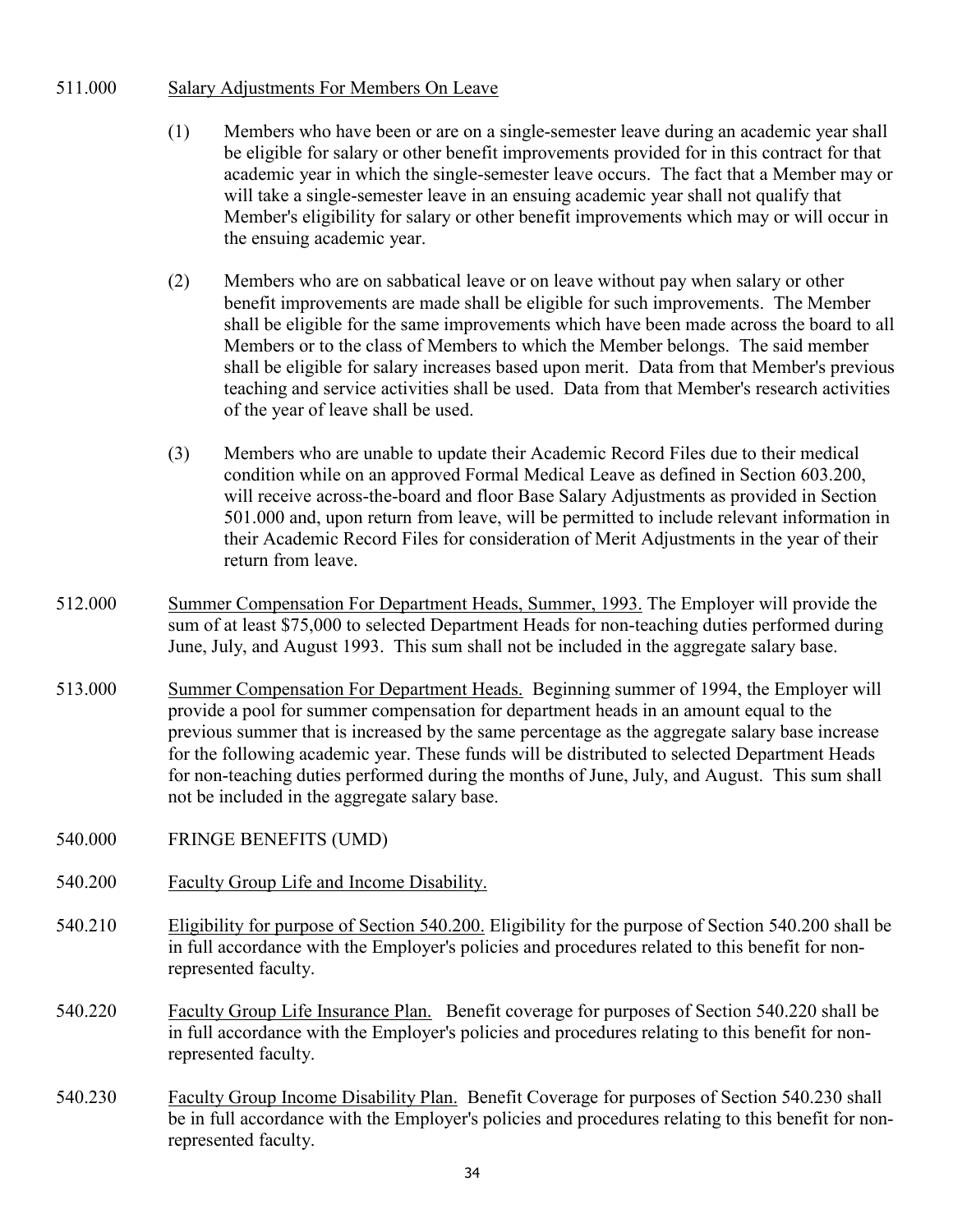511.000 Salary Adjustments For Members On Leave

(1) Members who have been or are on a single-semester leave during an academic year shall be eligible for salary or other benefit improvements provided for in this contract for that academic year in which the single-semester leave occurs. The fact that a Member may or will take a single-semester leave in an ensuing academic year shall not qualify that Member's eligibility for salary or other benefit improvements which may or will occur in the ensuing academic year.

(2) Members who are on sabbatical leave or on leave without pay when salary or other benefit improvements are made shall be eligible for such improvements. The Member shall be eligible for the same improvements which have been made across the board to all Members or to the class of Members to which the Member belongs. The said member shall be eligible for salary increases based upon merit. Data from that Member's previous teaching and service activities shall be used. Data from that Member's research activities of the year of leave shall be used.

(3) Members who are unable to update their Academic Record Files due to their medical condition while on an approved Formal Medical Leave as defined in Section 603.200, will receive across-the-board and floor Base Salary Adjustments as provided in Section 501.000 and, upon return from leave, will be permitted to include relevant information in their Academic Record Files for consideration of Merit Adjustments in the year of their return from leave.

512.000 Summer Compensation For Department Heads, Summer, 1993. The Employer will provide the sum of at least $75,000 to selected Department Heads for non-teaching duties performed during June, July, and August 1993. This sum shall not be included in the aggregate salary base.

513.000 Summer Compensation For Department Heads. Beginning summer of 1994, the Employer will provide a pool for summer compensation for department heads in an amount equal to the previous summer that is increased by the same percentage as the aggregate salary base increase for the following academic year. These funds will be distributed to selected Department Heads for non-teaching duties performed during the months of June, July, and August. This sum shall not be included in the aggregate salary base.

540.000 FRINGE BENEFITS (UMD)

540.200 Faculty Group Life and Income Disability.

540.210 Eligibility for purpose of Section 540.200. Eligibility for the purpose of Section 540.200 shall be in full accordance with the Employer's policies and procedures related to this benefit for non-represented faculty.

540.220 Faculty Group Life Insurance Plan. Benefit coverage for purposes of Section 540.220 shall be in full accordance with the Employer's policies and procedures relating to this benefit for non-represented faculty.

540.230 Faculty Group Income Disability Plan. Benefit Coverage for purposes of Section 540.230 shall be in full accordance with the Employer's policies and procedures relating to this benefit for non-represented faculty.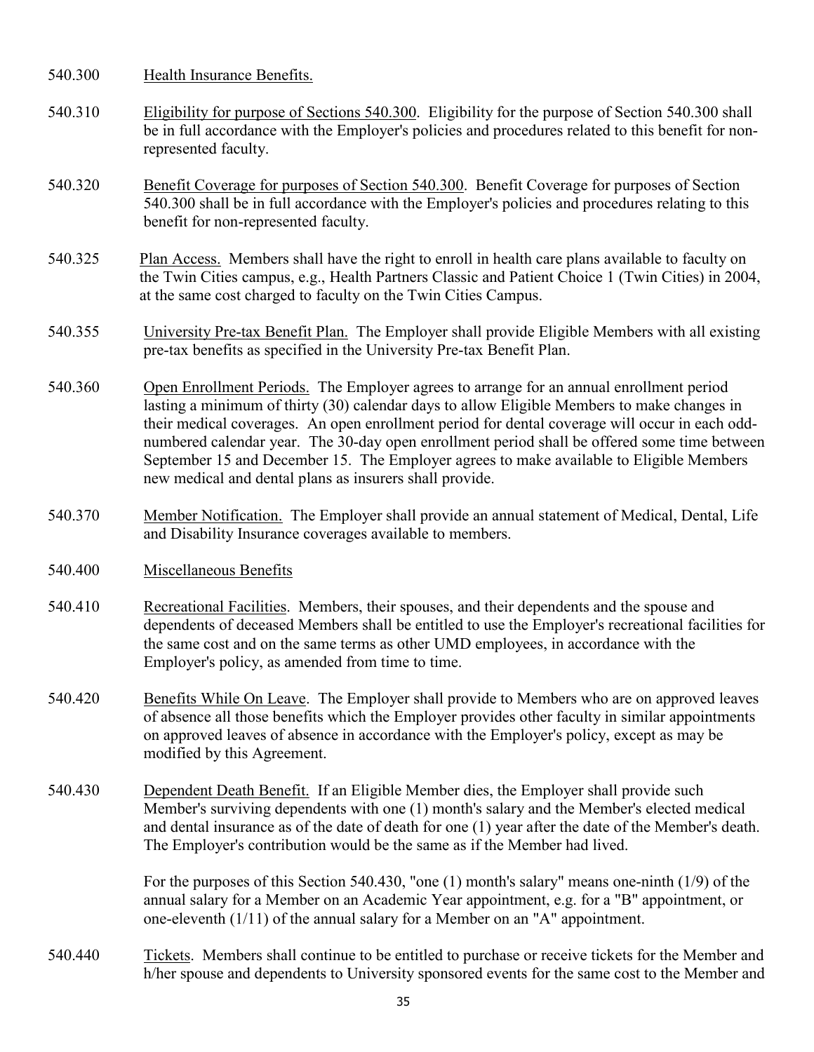540.300 Health Insurance Benefits.

540.310 Eligibility for purpose of Sections 540.300. Eligibility for the purpose of Section 540.300 shall be in full accordance with the Employer's policies and procedures related to this benefit for non-represented faculty.

540.320 Benefit Coverage for purposes of Section 540.300. Benefit Coverage for purposes of Section 540.300 shall be in full accordance with the Employer's policies and procedures relating to this benefit for non-represented faculty.

540.325 Plan Access. Members shall have the right to enroll in health care plans available to faculty on the Twin Cities campus, e.g., Health Partners Classic and Patient Choice 1 (Twin Cities) in 2004, at the same cost charged to faculty on the Twin Cities Campus.

540.355 University Pre-tax Benefit Plan. The Employer shall provide Eligible Members with all existing pre-tax benefits as specified in the University Pre-tax Benefit Plan.

540.360 Open Enrollment Periods. The Employer agrees to arrange for an annual enrollment period lasting a minimum of thirty (30) calendar days to allow Eligible Members to make changes in their medical coverages. An open enrollment period for dental coverage will occur in each odd-numbered calendar year. The 30-day open enrollment period shall be offered some time between September 15 and December 15. The Employer agrees to make available to Eligible Members new medical and dental plans as insurers shall provide.

540.370 Member Notification. The Employer shall provide an annual statement of Medical, Dental, Life and Disability Insurance coverages available to members.

540.400 Miscellaneous Benefits

540.410 Recreational Facilities. Members, their spouses, and their dependents and the spouse and dependents of deceased Members shall be entitled to use the Employer's recreational facilities for the same cost and on the same terms as other UMD employees, in accordance with the Employer's policy, as amended from time to time.

540.420 Benefits While On Leave. The Employer shall provide to Members who are on approved leaves of absence all those benefits which the Employer provides other faculty in similar appointments on approved leaves of absence in accordance with the Employer's policy, except as may be modified by this Agreement.

540.430 Dependent Death Benefit. If an Eligible Member dies, the Employer shall provide such Member's surviving dependents with one (1) month's salary and the Member's elected medical and dental insurance as of the date of death for one (1) year after the date of the Member's death. The Employer's contribution would be the same as if the Member had lived.

For the purposes of this Section 540.430, "one (1) month's salary" means one-ninth (1/9) of the annual salary for a Member on an Academic Year appointment, e.g. for a "B" appointment, or one-eleventh (1/11) of the annual salary for a Member on an "A" appointment.

540.440 Tickets. Members shall continue to be entitled to purchase or receive tickets for the Member and h/her spouse and dependents to University sponsored events for the same cost to the Member and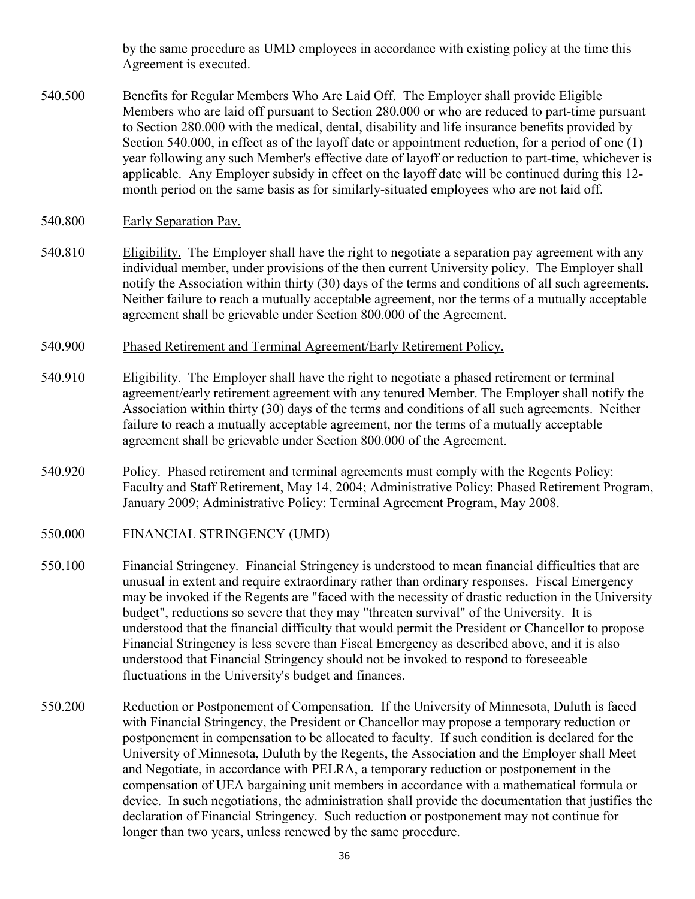by the same procedure as UMD employees in accordance with existing policy at the time this Agreement is executed.

540.500 Benefits for Regular Members Who Are Laid Off. The Employer shall provide Eligible Members who are laid off pursuant to Section 280.000 or who are reduced to part-time pursuant to Section 280.000 with the medical, dental, disability and life insurance benefits provided by Section 540.000, in effect as of the layoff date or appointment reduction, for a period of one (1) year following any such Member's effective date of layoff or reduction to part-time, whichever is applicable. Any Employer subsidy in effect on the layoff date will be continued during this 12-month period on the same basis as for similarly-situated employees who are not laid off.

540.800 Early Separation Pay.

540.810 Eligibility. The Employer shall have the right to negotiate a separation pay agreement with any individual member, under provisions of the then current University policy. The Employer shall notify the Association within thirty (30) days of the terms and conditions of all such agreements. Neither failure to reach a mutually acceptable agreement, nor the terms of a mutually acceptable agreement shall be grievable under Section 800.000 of the Agreement.

540.900 Phased Retirement and Terminal Agreement/Early Retirement Policy.

540.910 Eligibility. The Employer shall have the right to negotiate a phased retirement or terminal agreement/early retirement agreement with any tenured Member. The Employer shall notify the Association within thirty (30) days of the terms and conditions of all such agreements. Neither failure to reach a mutually acceptable agreement, nor the terms of a mutually acceptable agreement shall be grievable under Section 800.000 of the Agreement.

540.920 Policy. Phased retirement and terminal agreements must comply with the Regents Policy: Faculty and Staff Retirement, May 14, 2004; Administrative Policy: Phased Retirement Program, January 2009; Administrative Policy: Terminal Agreement Program, May 2008.

550.000 FINANCIAL STRINGENCY (UMD)

550.100 Financial Stringency. Financial Stringency is understood to mean financial difficulties that are unusual in extent and require extraordinary rather than ordinary responses. Fiscal Emergency may be invoked if the Regents are "faced with the necessity of drastic reduction in the University budget", reductions so severe that they may "threaten survival" of the University. It is understood that the financial difficulty that would permit the President or Chancellor to propose Financial Stringency is less severe than Fiscal Emergency as described above, and it is also understood that Financial Stringency should not be invoked to respond to foreseeable fluctuations in the University's budget and finances.

550.200 Reduction or Postponement of Compensation. If the University of Minnesota, Duluth is faced with Financial Stringency, the President or Chancellor may propose a temporary reduction or postponement in compensation to be allocated to faculty. If such condition is declared for the University of Minnesota, Duluth by the Regents, the Association and the Employer shall Meet and Negotiate, in accordance with PELRA, a temporary reduction or postponement in the compensation of UEA bargaining unit members in accordance with a mathematical formula or device. In such negotiations, the administration shall provide the documentation that justifies the declaration of Financial Stringency. Such reduction or postponement may not continue for longer than two years, unless renewed by the same procedure.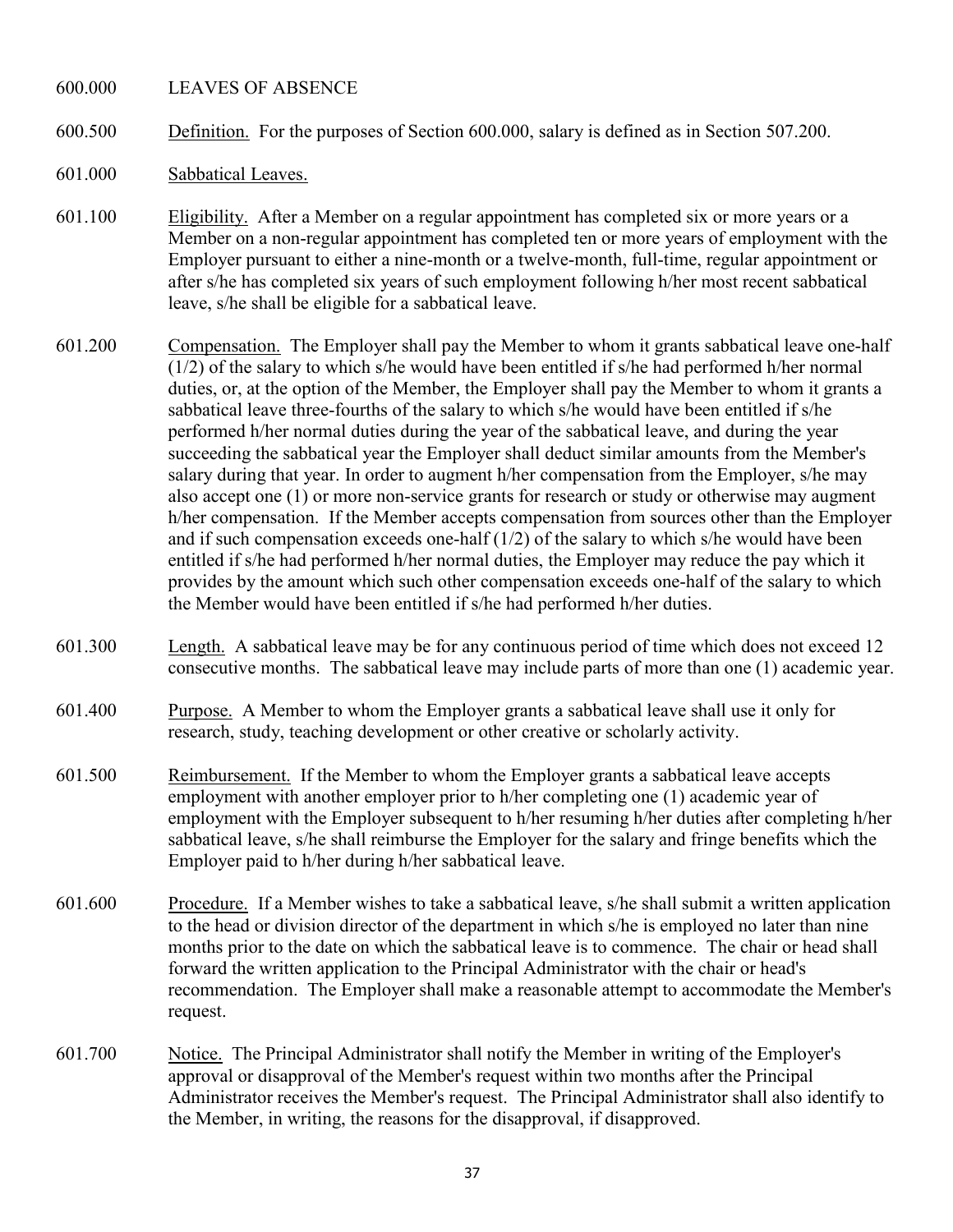600.000 LEAVES OF ABSENCE

600.500 Definition. For the purposes of Section 600.000, salary is defined as in Section 507.200.

601.000 Sabbatical Leaves.

601.100 Eligibility. After a Member on a regular appointment has completed six or more years or a Member on a non-regular appointment has completed ten or more years of employment with the Employer pursuant to either a nine-month or a twelve-month, full-time, regular appointment or after s/he has completed six years of such employment following h/her most recent sabbatical leave, s/he shall be eligible for a sabbatical leave.

601.200 Compensation. The Employer shall pay the Member to whom it grants sabbatical leave one-half (1/2) of the salary to which s/he would have been entitled if s/he had performed h/her normal duties, or, at the option of the Member, the Employer shall pay the Member to whom it grants a sabbatical leave three-fourths of the salary to which s/he would have been entitled if s/he performed h/her normal duties during the year of the sabbatical leave, and during the year succeeding the sabbatical year the Employer shall deduct similar amounts from the Member's salary during that year. In order to augment h/her compensation from the Employer, s/he may also accept one (1) or more non-service grants for research or study or otherwise may augment h/her compensation. If the Member accepts compensation from sources other than the Employer and if such compensation exceeds one-half (1/2) of the salary to which s/he would have been entitled if s/he had performed h/her normal duties, the Employer may reduce the pay which it provides by the amount which such other compensation exceeds one-half of the salary to which the Member would have been entitled if s/he had performed h/her duties.

601.300 Length. A sabbatical leave may be for any continuous period of time which does not exceed 12 consecutive months. The sabbatical leave may include parts of more than one (1) academic year.

601.400 Purpose. A Member to whom the Employer grants a sabbatical leave shall use it only for research, study, teaching development or other creative or scholarly activity.

601.500 Reimbursement. If the Member to whom the Employer grants a sabbatical leave accepts employment with another employer prior to h/her completing one (1) academic year of employment with the Employer subsequent to h/her resuming h/her duties after completing h/her sabbatical leave, s/he shall reimburse the Employer for the salary and fringe benefits which the Employer paid to h/her during h/her sabbatical leave.

601.600 Procedure. If a Member wishes to take a sabbatical leave, s/he shall submit a written application to the head or division director of the department in which s/he is employed no later than nine months prior to the date on which the sabbatical leave is to commence. The chair or head shall forward the written application to the Principal Administrator with the chair or head's recommendation. The Employer shall make a reasonable attempt to accommodate the Member's request.

601.700 Notice. The Principal Administrator shall notify the Member in writing of the Employer's approval or disapproval of the Member's request within two months after the Principal Administrator receives the Member's request. The Principal Administrator shall also identify to the Member, in writing, the reasons for the disapproval, if disapproved.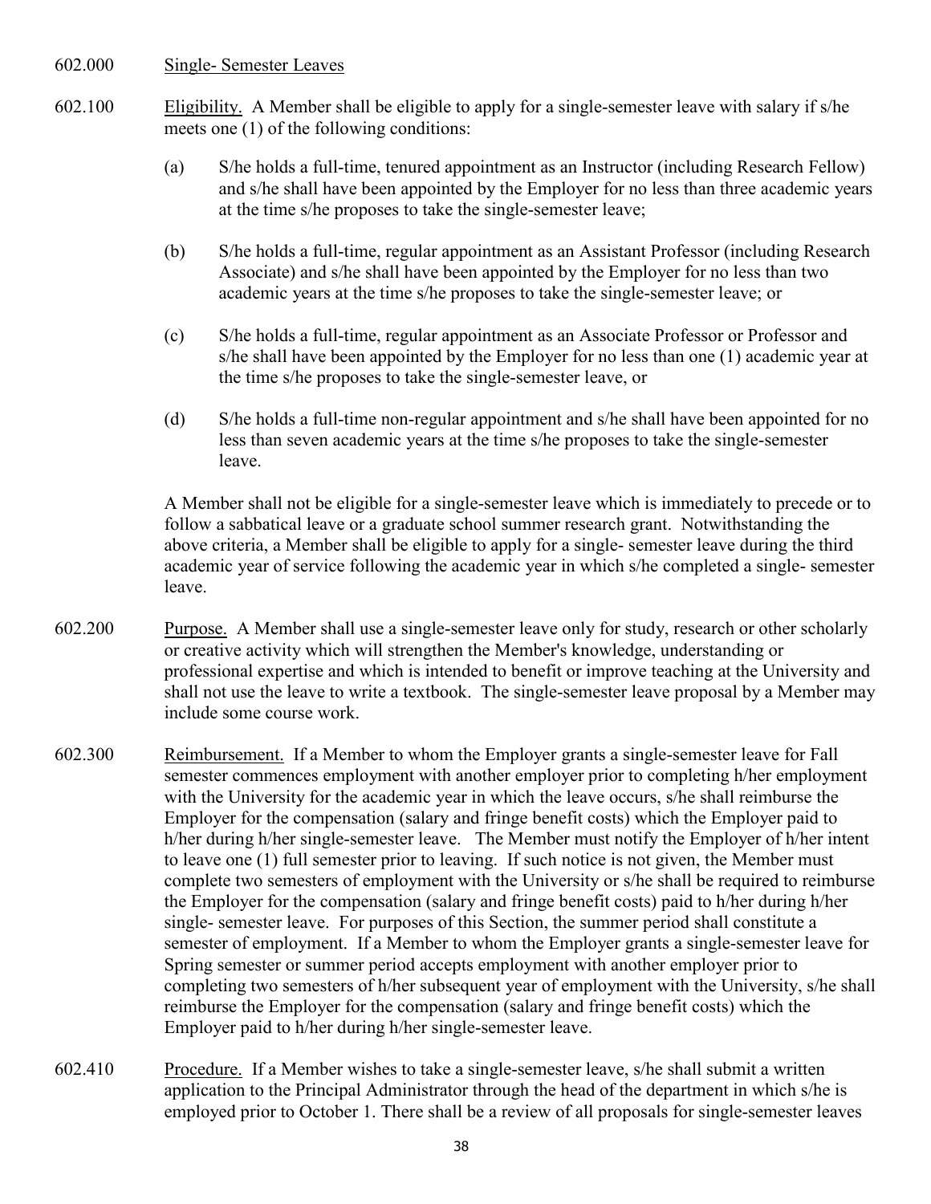602.000 Single- Semester Leaves

602.100 Eligibility. A Member shall be eligible to apply for a single-semester leave with salary if s/he meets one (1) of the following conditions:

(a) S/he holds a full-time, tenured appointment as an Instructor (including Research Fellow) and s/he shall have been appointed by the Employer for no less than three academic years at the time s/he proposes to take the single-semester leave;

(b) S/he holds a full-time, regular appointment as an Assistant Professor (including Research Associate) and s/he shall have been appointed by the Employer for no less than two academic years at the time s/he proposes to take the single-semester leave; or

(c) S/he holds a full-time, regular appointment as an Associate Professor or Professor and s/he shall have been appointed by the Employer for no less than one (1) academic year at the time s/he proposes to take the single-semester leave, or

(d) S/he holds a full-time non-regular appointment and s/he shall have been appointed for no less than seven academic years at the time s/he proposes to take the single-semester leave.

A Member shall not be eligible for a single-semester leave which is immediately to precede or to follow a sabbatical leave or a graduate school summer research grant. Notwithstanding the above criteria, a Member shall be eligible to apply for a single- semester leave during the third academic year of service following the academic year in which s/he completed a single- semester leave.

602.200 Purpose. A Member shall use a single-semester leave only for study, research or other scholarly or creative activity which will strengthen the Member's knowledge, understanding or professional expertise and which is intended to benefit or improve teaching at the University and shall not use the leave to write a textbook. The single-semester leave proposal by a Member may include some course work.

602.300 Reimbursement. If a Member to whom the Employer grants a single-semester leave for Fall semester commences employment with another employer prior to completing h/her employment with the University for the academic year in which the leave occurs, s/he shall reimburse the Employer for the compensation (salary and fringe benefit costs) which the Employer paid to h/her during h/her single-semester leave. The Member must notify the Employer of h/her intent to leave one (1) full semester prior to leaving. If such notice is not given, the Member must complete two semesters of employment with the University or s/he shall be required to reimburse the Employer for the compensation (salary and fringe benefit costs) paid to h/her during h/her single- semester leave. For purposes of this Section, the summer period shall constitute a semester of employment. If a Member to whom the Employer grants a single-semester leave for Spring semester or summer period accepts employment with another employer prior to completing two semesters of h/her subsequent year of employment with the University, s/he shall reimburse the Employer for the compensation (salary and fringe benefit costs) which the Employer paid to h/her during h/her single-semester leave.

602.410 Procedure. If a Member wishes to take a single-semester leave, s/he shall submit a written application to the Principal Administrator through the head of the department in which s/he is employed prior to October 1. There shall be a review of all proposals for single-semester leaves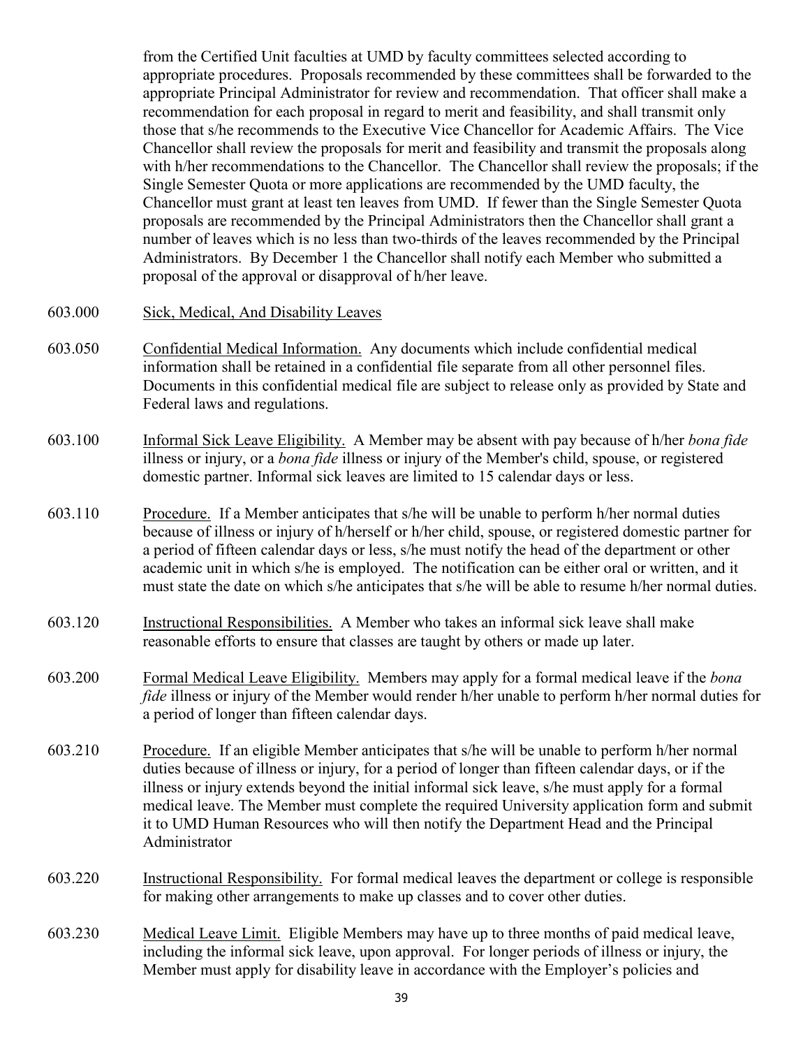from the Certified Unit faculties at UMD by faculty committees selected according to appropriate procedures. Proposals recommended by these committees shall be forwarded to the appropriate Principal Administrator for review and recommendation. That officer shall make a recommendation for each proposal in regard to merit and feasibility, and shall transmit only those that s/he recommends to the Executive Vice Chancellor for Academic Affairs. The Vice Chancellor shall review the proposals for merit and feasibility and transmit the proposals along with h/her recommendations to the Chancellor. The Chancellor shall review the proposals; if the Single Semester Quota or more applications are recommended by the UMD faculty, the Chancellor must grant at least ten leaves from UMD. If fewer than the Single Semester Quota proposals are recommended by the Principal Administrators then the Chancellor shall grant a number of leaves which is no less than two-thirds of the leaves recommended by the Principal Administrators. By December 1 the Chancellor shall notify each Member who submitted a proposal of the approval or disapproval of h/her leave.

603.000 Sick, Medical, And Disability Leaves

603.050 Confidential Medical Information. Any documents which include confidential medical information shall be retained in a confidential file separate from all other personnel files. Documents in this confidential medical file are subject to release only as provided by State and Federal laws and regulations.

603.100 Informal Sick Leave Eligibility. A Member may be absent with pay because of h/her *bona fide* illness or injury, or a *bona fide* illness or injury of the Member's child, spouse, or registered domestic partner. Informal sick leaves are limited to 15 calendar days or less.

603.110 Procedure. If a Member anticipates that s/he will be unable to perform h/her normal duties because of illness or injury of h/herself or h/her child, spouse, or registered domestic partner for a period of fifteen calendar days or less, s/he must notify the head of the department or other academic unit in which s/he is employed. The notification can be either oral or written, and it must state the date on which s/he anticipates that s/he will be able to resume h/her normal duties.

603.120 Instructional Responsibilities. A Member who takes an informal sick leave shall make reasonable efforts to ensure that classes are taught by others or made up later.

603.200 Formal Medical Leave Eligibility. Members may apply for a formal medical leave if the *bona fide* illness or injury of the Member would render h/her unable to perform h/her normal duties for a period of longer than fifteen calendar days.

603.210 Procedure. If an eligible Member anticipates that s/he will be unable to perform h/her normal duties because of illness or injury, for a period of longer than fifteen calendar days, or if the illness or injury extends beyond the initial informal sick leave, s/he must apply for a formal medical leave. The Member must complete the required University application form and submit it to UMD Human Resources who will then notify the Department Head and the Principal Administrator

603.220 Instructional Responsibility. For formal medical leaves the department or college is responsible for making other arrangements to make up classes and to cover other duties.

603.230 Medical Leave Limit. Eligible Members may have up to three months of paid medical leave, including the informal sick leave, upon approval. For longer periods of illness or injury, the Member must apply for disability leave in accordance with the Employer's policies and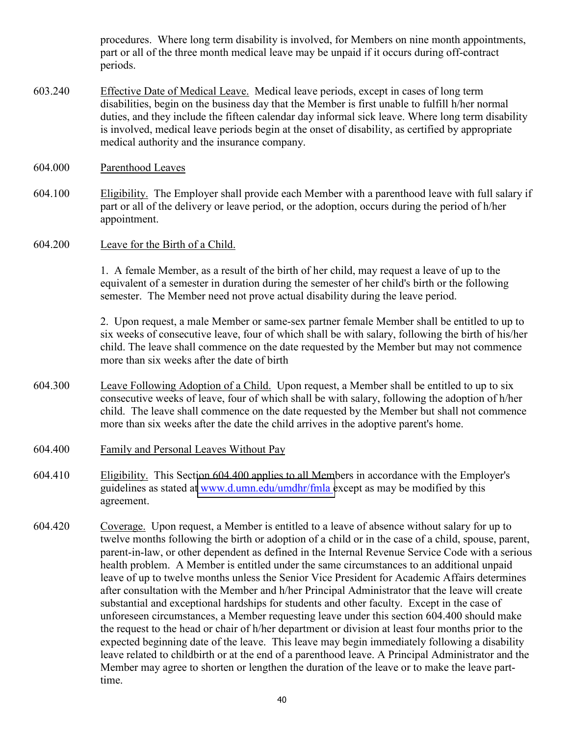procedures. Where long term disability is involved, for Members on nine month appointments, part or all of the three month medical leave may be unpaid if it occurs during off-contract periods.

603.240 Effective Date of Medical Leave. Medical leave periods, except in cases of long term disabilities, begin on the business day that the Member is first unable to fulfill h/her normal duties, and they include the fifteen calendar day informal sick leave. Where long term disability is involved, medical leave periods begin at the onset of disability, as certified by appropriate medical authority and the insurance company.

604.000 Parenthood Leaves

604.100 Eligibility. The Employer shall provide each Member with a parenthood leave with full salary if part or all of the delivery or leave period, or the adoption, occurs during the period of h/her appointment.

604.200 Leave for the Birth of a Child.

1. A female Member, as a result of the birth of her child, may request a leave of up to the equivalent of a semester in duration during the semester of her child's birth or the following semester. The Member need not prove actual disability during the leave period.

2. Upon request, a male Member or same-sex partner female Member shall be entitled to up to six weeks of consecutive leave, four of which shall be with salary, following the birth of his/her child. The leave shall commence on the date requested by the Member but may not commence more than six weeks after the date of birth

604.300 Leave Following Adoption of a Child. Upon request, a Member shall be entitled to up to six consecutive weeks of leave, four of which shall be with salary, following the adoption of h/her child. The leave shall commence on the date requested by the Member but shall not commence more than six weeks after the date the child arrives in the adoptive parent's home.

604.400 Family and Personal Leaves Without Pay

604.410 Eligibility. This Section 604.400 applies to all Members in accordance with the Employer's guidelines as stated at www.d.umn.edu/umdhr/fmla except as may be modified by this agreement.

604.420 Coverage. Upon request, a Member is entitled to a leave of absence without salary for up to twelve months following the birth or adoption of a child or in the case of a child, spouse, parent, parent-in-law, or other dependent as defined in the Internal Revenue Service Code with a serious health problem. A Member is entitled under the same circumstances to an additional unpaid leave of up to twelve months unless the Senior Vice President for Academic Affairs determines after consultation with the Member and h/her Principal Administrator that the leave will create substantial and exceptional hardships for students and other faculty. Except in the case of unforeseen circumstances, a Member requesting leave under this section 604.400 should make the request to the head or chair of h/her department or division at least four months prior to the expected beginning date of the leave. This leave may begin immediately following a disability leave related to childbirth or at the end of a parenthood leave. A Principal Administrator and the Member may agree to shorten or lengthen the duration of the leave or to make the leave part-time.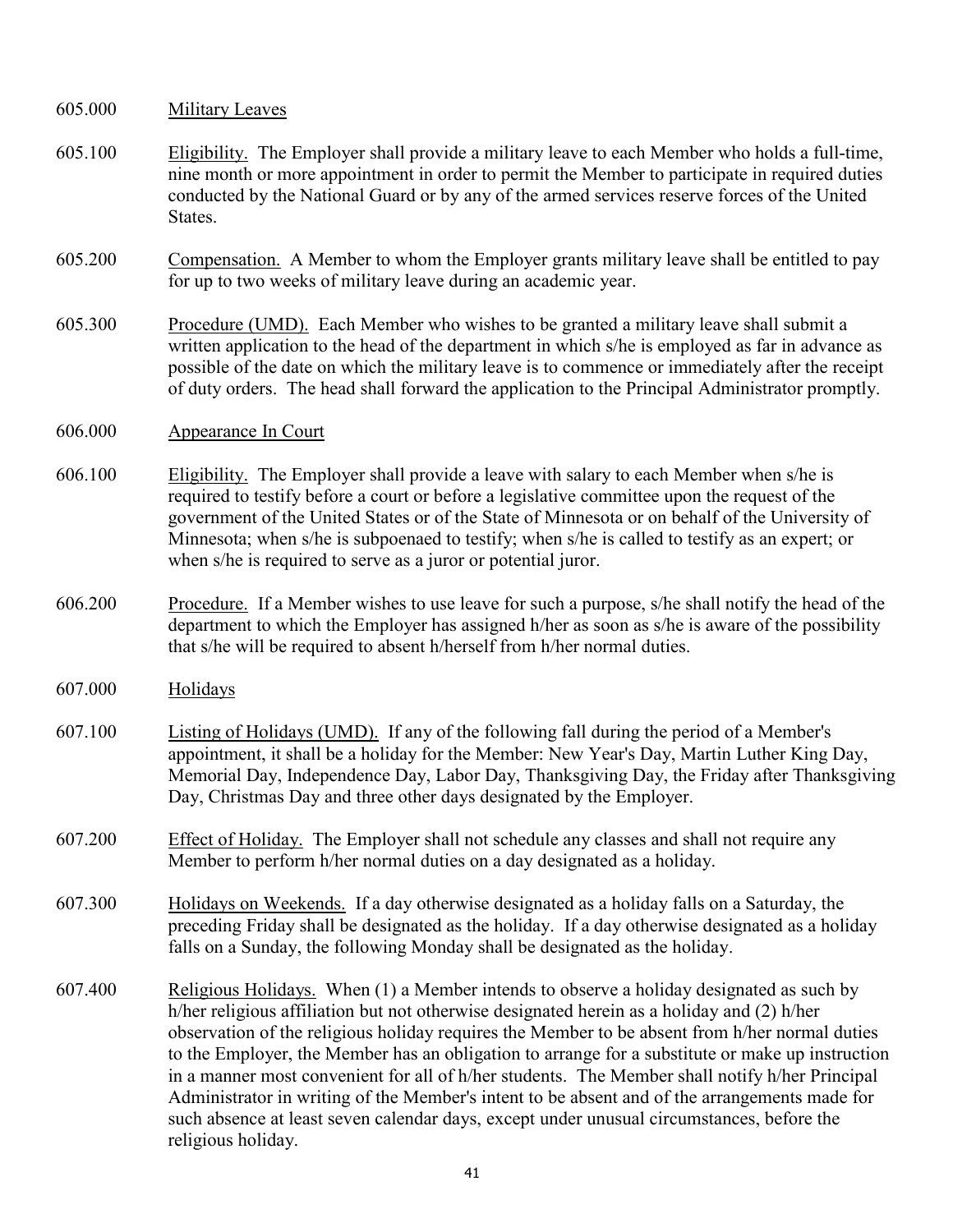605.000 Military Leaves

605.100 Eligibility. The Employer shall provide a military leave to each Member who holds a full-time, nine month or more appointment in order to permit the Member to participate in required duties conducted by the National Guard or by any of the armed services reserve forces of the United States.

605.200 Compensation. A Member to whom the Employer grants military leave shall be entitled to pay for up to two weeks of military leave during an academic year.

605.300 Procedure (UMD). Each Member who wishes to be granted a military leave shall submit a written application to the head of the department in which s/he is employed as far in advance as possible of the date on which the military leave is to commence or immediately after the receipt of duty orders. The head shall forward the application to the Principal Administrator promptly.

606.000 Appearance In Court

606.100 Eligibility. The Employer shall provide a leave with salary to each Member when s/he is required to testify before a court or before a legislative committee upon the request of the government of the United States or of the State of Minnesota or on behalf of the University of Minnesota; when s/he is subpoenaed to testify; when s/he is called to testify as an expert; or when s/he is required to serve as a juror or potential juror.

606.200 Procedure. If a Member wishes to use leave for such a purpose, s/he shall notify the head of the department to which the Employer has assigned h/her as soon as s/he is aware of the possibility that s/he will be required to absent h/herself from h/her normal duties.

607.000 Holidays

607.100 Listing of Holidays (UMD). If any of the following fall during the period of a Member's appointment, it shall be a holiday for the Member: New Year's Day, Martin Luther King Day, Memorial Day, Independence Day, Labor Day, Thanksgiving Day, the Friday after Thanksgiving Day, Christmas Day and three other days designated by the Employer.

607.200 Effect of Holiday. The Employer shall not schedule any classes and shall not require any Member to perform h/her normal duties on a day designated as a holiday.

607.300 Holidays on Weekends. If a day otherwise designated as a holiday falls on a Saturday, the preceding Friday shall be designated as the holiday. If a day otherwise designated as a holiday falls on a Sunday, the following Monday shall be designated as the holiday.

607.400 Religious Holidays. When (1) a Member intends to observe a holiday designated as such by h/her religious affiliation but not otherwise designated herein as a holiday and (2) h/her observation of the religious holiday requires the Member to be absent from h/her normal duties to the Employer, the Member has an obligation to arrange for a substitute or make up instruction in a manner most convenient for all of h/her students. The Member shall notify h/her Principal Administrator in writing of the Member's intent to be absent and of the arrangements made for such absence at least seven calendar days, except under unusual circumstances, before the religious holiday.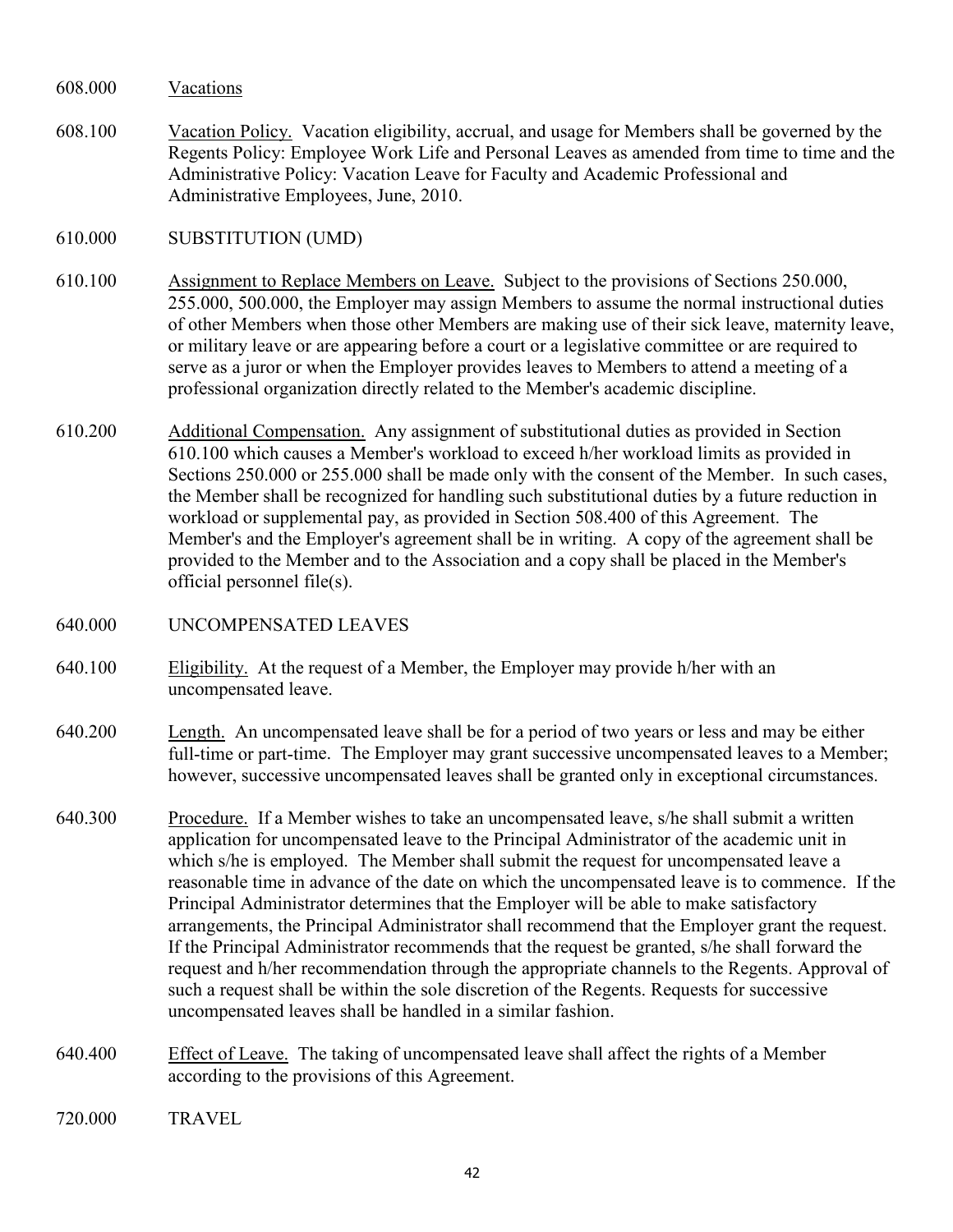608.000 Vacations

608.100 Vacation Policy. Vacation eligibility, accrual, and usage for Members shall be governed by the Regents Policy: Employee Work Life and Personal Leaves as amended from time to time and the Administrative Policy: Vacation Leave for Faculty and Academic Professional and Administrative Employees, June, 2010.

610.000 SUBSTITUTION (UMD)

610.100 Assignment to Replace Members on Leave. Subject to the provisions of Sections 250.000, 255.000, 500.000, the Employer may assign Members to assume the normal instructional duties of other Members when those other Members are making use of their sick leave, maternity leave, or military leave or are appearing before a court or a legislative committee or are required to serve as a juror or when the Employer provides leaves to Members to attend a meeting of a professional organization directly related to the Member's academic discipline.

610.200 Additional Compensation. Any assignment of substitutional duties as provided in Section 610.100 which causes a Member's workload to exceed h/her workload limits as provided in Sections 250.000 or 255.000 shall be made only with the consent of the Member. In such cases, the Member shall be recognized for handling such substitutional duties by a future reduction in workload or supplemental pay, as provided in Section 508.400 of this Agreement. The Member's and the Employer's agreement shall be in writing. A copy of the agreement shall be provided to the Member and to the Association and a copy shall be placed in the Member's official personnel file(s).

640.000 UNCOMPENSATED LEAVES

640.100 Eligibility. At the request of a Member, the Employer may provide h/her with an uncompensated leave.

640.200 Length. An uncompensated leave shall be for a period of two years or less and may be either full-time or part-time. The Employer may grant successive uncompensated leaves to a Member; however, successive uncompensated leaves shall be granted only in exceptional circumstances.

640.300 Procedure. If a Member wishes to take an uncompensated leave, s/he shall submit a written application for uncompensated leave to the Principal Administrator of the academic unit in which s/he is employed. The Member shall submit the request for uncompensated leave a reasonable time in advance of the date on which the uncompensated leave is to commence. If the Principal Administrator determines that the Employer will be able to make satisfactory arrangements, the Principal Administrator shall recommend that the Employer grant the request. If the Principal Administrator recommends that the request be granted, s/he shall forward the request and h/her recommendation through the appropriate channels to the Regents. Approval of such a request shall be within the sole discretion of the Regents. Requests for successive uncompensated leaves shall be handled in a similar fashion.

640.400 Effect of Leave. The taking of uncompensated leave shall affect the rights of a Member according to the provisions of this Agreement.

720.000 TRAVEL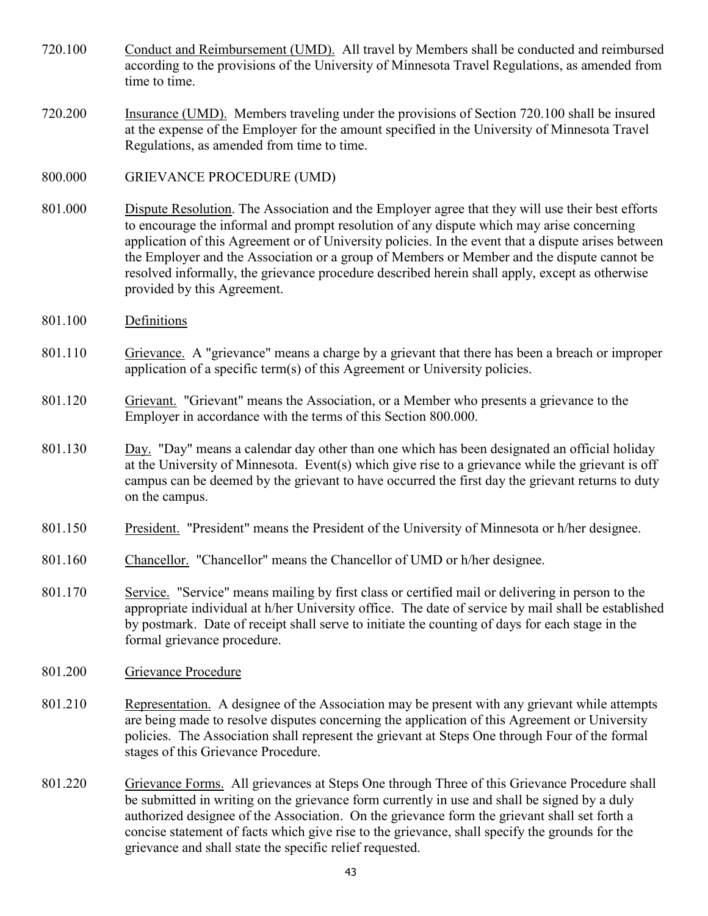720.100 Conduct and Reimbursement (UMD). All travel by Members shall be conducted and reimbursed according to the provisions of the University of Minnesota Travel Regulations, as amended from time to time.

720.200 Insurance (UMD). Members traveling under the provisions of Section 720.100 shall be insured at the expense of the Employer for the amount specified in the University of Minnesota Travel Regulations, as amended from time to time.

## 800.000 GRIEVANCE PROCEDURE (UMD)

801.000 Dispute Resolution. The Association and the Employer agree that they will use their best efforts to encourage the informal and prompt resolution of any dispute which may arise concerning application of this Agreement or of University policies. In the event that a dispute arises between the Employer and the Association or a group of Members or Member and the dispute cannot be resolved informally, the grievance procedure described herein shall apply, except as otherwise provided by this Agreement.

801.100 Definitions

801.110 Grievance. A "grievance" means a charge by a grievant that there has been a breach or improper application of a specific term(s) of this Agreement or University policies.

801.120 Grievant. "Grievant" means the Association, or a Member who presents a grievance to the Employer in accordance with the terms of this Section 800.000.

801.130 Day. "Day" means a calendar day other than one which has been designated an official holiday at the University of Minnesota. Event(s) which give rise to a grievance while the grievant is off campus can be deemed by the grievant to have occurred the first day the grievant returns to duty on the campus.

801.150 President. "President" means the President of the University of Minnesota or h/her designee.

801.160 Chancellor. "Chancellor" means the Chancellor of UMD or h/her designee.

801.170 Service. "Service" means mailing by first class or certified mail or delivering in person to the appropriate individual at h/her University office. The date of service by mail shall be established by postmark. Date of receipt shall serve to initiate the counting of days for each stage in the formal grievance procedure.

801.200 Grievance Procedure

801.210 Representation. A designee of the Association may be present with any grievant while attempts are being made to resolve disputes concerning the application of this Agreement or University policies. The Association shall represent the grievant at Steps One through Four of the formal stages of this Grievance Procedure.

801.220 Grievance Forms. All grievances at Steps One through Three of this Grievance Procedure shall be submitted in writing on the grievance form currently in use and shall be signed by a duly authorized designee of the Association. On the grievance form the grievant shall set forth a concise statement of facts which give rise to the grievance, shall specify the grounds for the grievance and shall state the specific relief requested.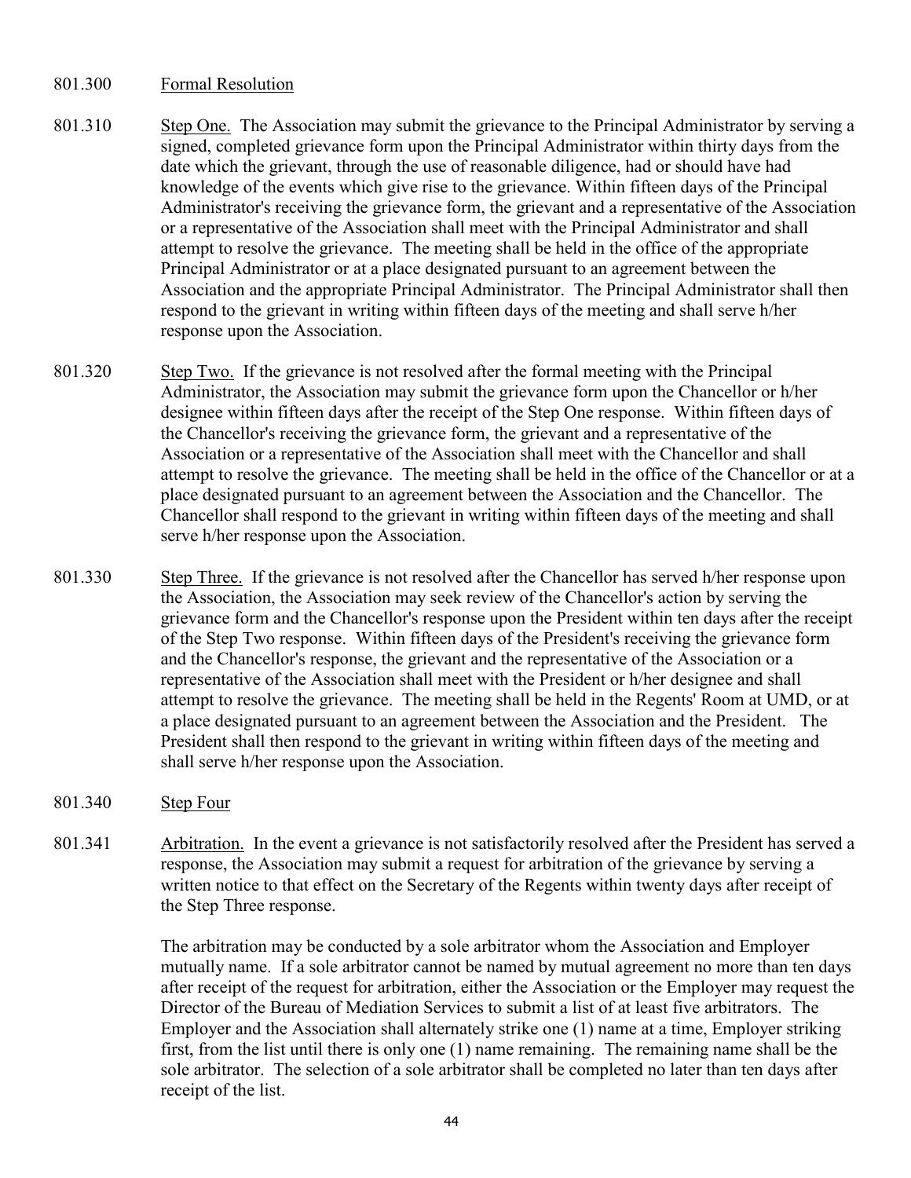801.300 Formal Resolution

801.310 Step One. The Association may submit the grievance to the Principal Administrator by serving a signed, completed grievance form upon the Principal Administrator within thirty days from the date which the grievant, through the use of reasonable diligence, had or should have had knowledge of the events which give rise to the grievance. Within fifteen days of the Principal Administrator's receiving the grievance form, the grievant and a representative of the Association or a representative of the Association shall meet with the Principal Administrator and shall attempt to resolve the grievance. The meeting shall be held in the office of the appropriate Principal Administrator or at a place designated pursuant to an agreement between the Association and the appropriate Principal Administrator. The Principal Administrator shall then respond to the grievant in writing within fifteen days of the meeting and shall serve h/her response upon the Association.

801.320 Step Two. If the grievance is not resolved after the formal meeting with the Principal Administrator, the Association may submit the grievance form upon the Chancellor or h/her designee within fifteen days after the receipt of the Step One response. Within fifteen days of the Chancellor's receiving the grievance form, the grievant and a representative of the Association or a representative of the Association shall meet with the Chancellor and shall attempt to resolve the grievance. The meeting shall be held in the office of the Chancellor or at a place designated pursuant to an agreement between the Association and the Chancellor. The Chancellor shall respond to the grievant in writing within fifteen days of the meeting and shall serve h/her response upon the Association.

801.330 Step Three. If the grievance is not resolved after the Chancellor has served h/her response upon the Association, the Association may seek review of the Chancellor's action by serving the grievance form and the Chancellor's response upon the President within ten days after the receipt of the Step Two response. Within fifteen days of the President's receiving the grievance form and the Chancellor's response, the grievant and the representative of the Association or a representative of the Association shall meet with the President or h/her designee and shall attempt to resolve the grievance. The meeting shall be held in the Regents' Room at UMD, or at a place designated pursuant to an agreement between the Association and the President. The President shall then respond to the grievant in writing within fifteen days of the meeting and shall serve h/her response upon the Association.

801.340 Step Four

801.341 Arbitration. In the event a grievance is not satisfactorily resolved after the President has served a response, the Association may submit a request for arbitration of the grievance by serving a written notice to that effect on the Secretary of the Regents within twenty days after receipt of the Step Three response.

The arbitration may be conducted by a sole arbitrator whom the Association and Employer mutually name. If a sole arbitrator cannot be named by mutual agreement no more than ten days after receipt of the request for arbitration, either the Association or the Employer may request the Director of the Bureau of Mediation Services to submit a list of at least five arbitrators. The Employer and the Association shall alternately strike one (1) name at a time, Employer striking first, from the list until there is only one (1) name remaining. The remaining name shall be the sole arbitrator. The selection of a sole arbitrator shall be completed no later than ten days after receipt of the list.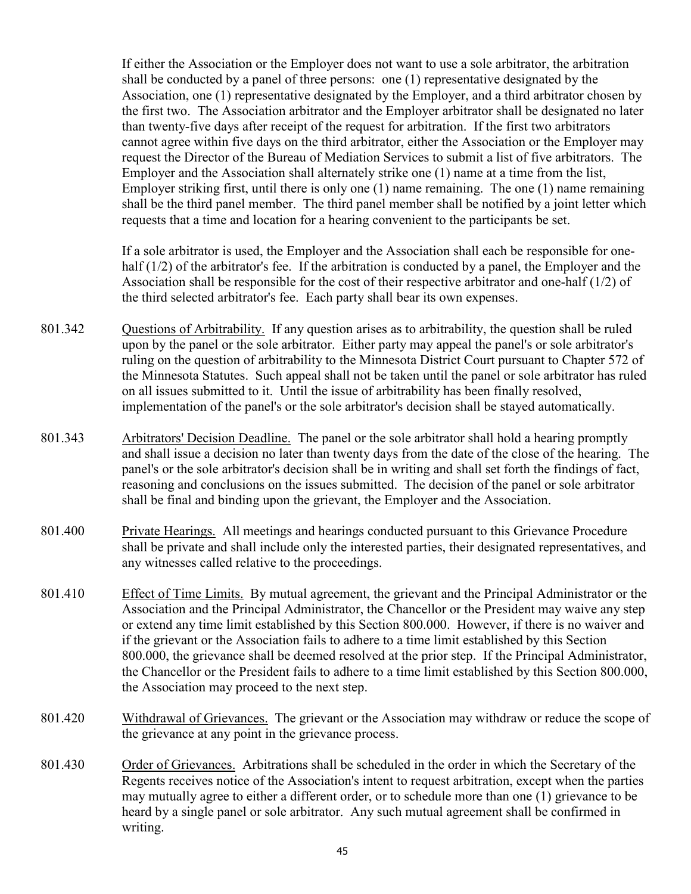If either the Association or the Employer does not want to use a sole arbitrator, the arbitration shall be conducted by a panel of three persons: one (1) representative designated by the Association, one (1) representative designated by the Employer, and a third arbitrator chosen by the first two. The Association arbitrator and the Employer arbitrator shall be designated no later than twenty-five days after receipt of the request for arbitration. If the first two arbitrators cannot agree within five days on the third arbitrator, either the Association or the Employer may request the Director of the Bureau of Mediation Services to submit a list of five arbitrators. The Employer and the Association shall alternately strike one (1) name at a time from the list, Employer striking first, until there is only one (1) name remaining. The one (1) name remaining shall be the third panel member. The third panel member shall be notified by a joint letter which requests that a time and location for a hearing convenient to the participants be set.

If a sole arbitrator is used, the Employer and the Association shall each be responsible for one-half (1/2) of the arbitrator's fee. If the arbitration is conducted by a panel, the Employer and the Association shall be responsible for the cost of their respective arbitrator and one-half (1/2) of the third selected arbitrator's fee. Each party shall bear its own expenses.

801.342 Questions of Arbitrability. If any question arises as to arbitrability, the question shall be ruled upon by the panel or the sole arbitrator. Either party may appeal the panel's or sole arbitrator's ruling on the question of arbitrability to the Minnesota District Court pursuant to Chapter 572 of the Minnesota Statutes. Such appeal shall not be taken until the panel or sole arbitrator has ruled on all issues submitted to it. Until the issue of arbitrability has been finally resolved, implementation of the panel's or the sole arbitrator's decision shall be stayed automatically.

801.343 Arbitrators' Decision Deadline. The panel or the sole arbitrator shall hold a hearing promptly and shall issue a decision no later than twenty days from the date of the close of the hearing. The panel's or the sole arbitrator's decision shall be in writing and shall set forth the findings of fact, reasoning and conclusions on the issues submitted. The decision of the panel or sole arbitrator shall be final and binding upon the grievant, the Employer and the Association.

801.400 Private Hearings. All meetings and hearings conducted pursuant to this Grievance Procedure shall be private and shall include only the interested parties, their designated representatives, and any witnesses called relative to the proceedings.

801.410 Effect of Time Limits. By mutual agreement, the grievant and the Principal Administrator or the Association and the Principal Administrator, the Chancellor or the President may waive any step or extend any time limit established by this Section 800.000. However, if there is no waiver and if the grievant or the Association fails to adhere to a time limit established by this Section 800.000, the grievance shall be deemed resolved at the prior step. If the Principal Administrator, the Chancellor or the President fails to adhere to a time limit established by this Section 800.000, the Association may proceed to the next step.

801.420 Withdrawal of Grievances. The grievant or the Association may withdraw or reduce the scope of the grievance at any point in the grievance process.

801.430 Order of Grievances. Arbitrations shall be scheduled in the order in which the Secretary of the Regents receives notice of the Association's intent to request arbitration, except when the parties may mutually agree to either a different order, or to schedule more than one (1) grievance to be heard by a single panel or sole arbitrator. Any such mutual agreement shall be confirmed in writing.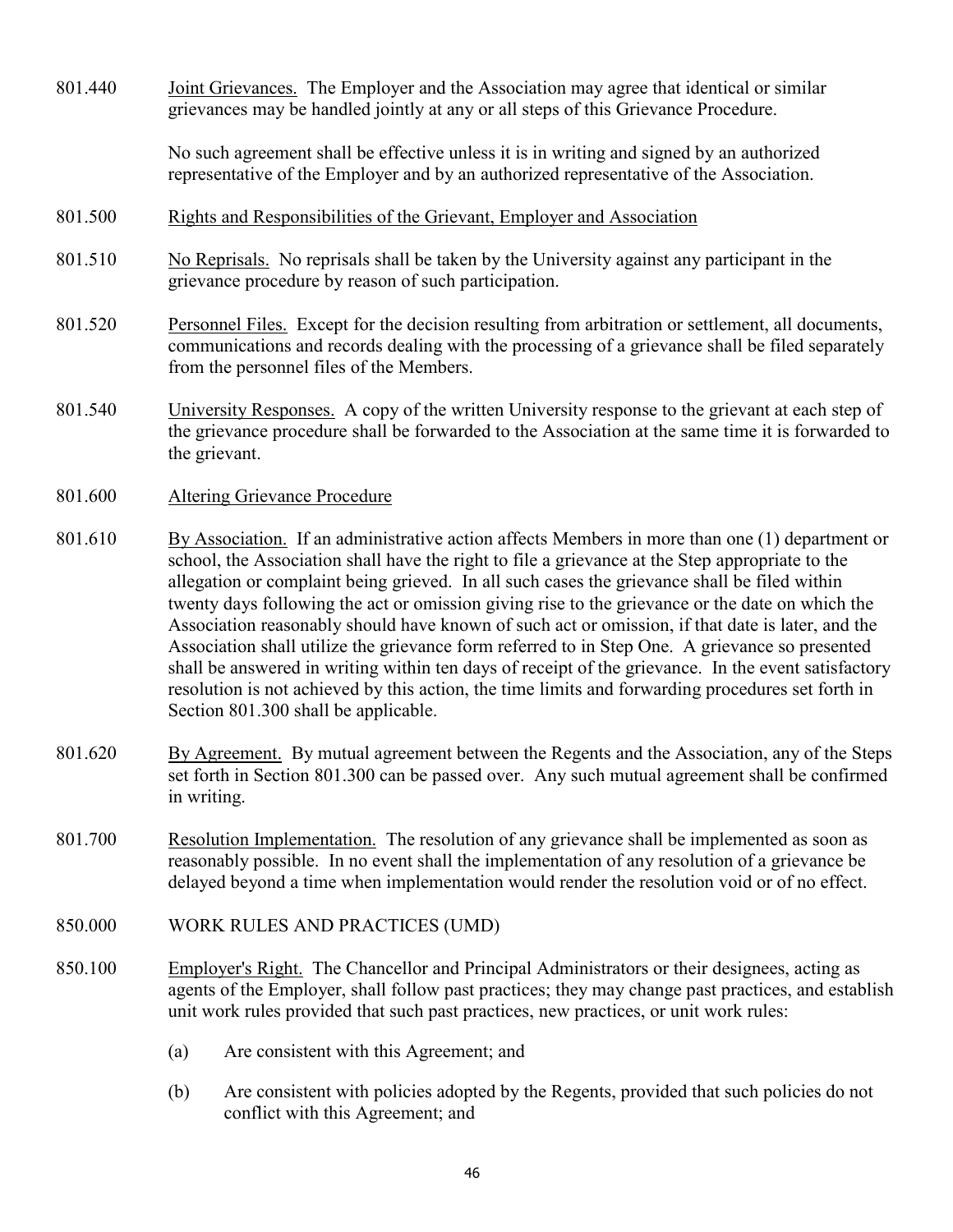801.440 Joint Grievances. The Employer and the Association may agree that identical or similar grievances may be handled jointly at any or all steps of this Grievance Procedure.

No such agreement shall be effective unless it is in writing and signed by an authorized representative of the Employer and by an authorized representative of the Association.

801.500 Rights and Responsibilities of the Grievant, Employer and Association

801.510 No Reprisals. No reprisals shall be taken by the University against any participant in the grievance procedure by reason of such participation.

801.520 Personnel Files. Except for the decision resulting from arbitration or settlement, all documents, communications and records dealing with the processing of a grievance shall be filed separately from the personnel files of the Members.

801.540 University Responses. A copy of the written University response to the grievant at each step of the grievance procedure shall be forwarded to the Association at the same time it is forwarded to the grievant.

801.600 Altering Grievance Procedure

801.610 By Association. If an administrative action affects Members in more than one (1) department or school, the Association shall have the right to file a grievance at the Step appropriate to the allegation or complaint being grieved. In all such cases the grievance shall be filed within twenty days following the act or omission giving rise to the grievance or the date on which the Association reasonably should have known of such act or omission, if that date is later, and the Association shall utilize the grievance form referred to in Step One. A grievance so presented shall be answered in writing within ten days of receipt of the grievance. In the event satisfactory resolution is not achieved by this action, the time limits and forwarding procedures set forth in Section 801.300 shall be applicable.

801.620 By Agreement. By mutual agreement between the Regents and the Association, any of the Steps set forth in Section 801.300 can be passed over. Any such mutual agreement shall be confirmed in writing.

801.700 Resolution Implementation. The resolution of any grievance shall be implemented as soon as reasonably possible. In no event shall the implementation of any resolution of a grievance be delayed beyond a time when implementation would render the resolution void or of no effect.

850.000 WORK RULES AND PRACTICES (UMD)

850.100 Employer's Right. The Chancellor and Principal Administrators or their designees, acting as agents of the Employer, shall follow past practices; they may change past practices, and establish unit work rules provided that such past practices, new practices, or unit work rules:

(a) Are consistent with this Agreement; and

(b) Are consistent with policies adopted by the Regents, provided that such policies do not conflict with this Agreement; and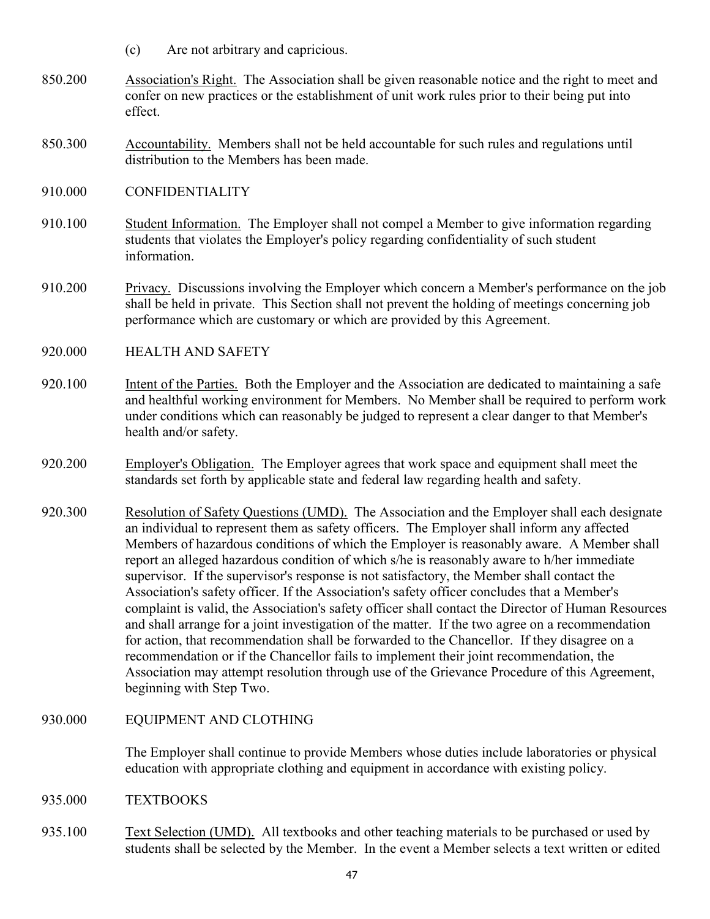(c) Are not arbitrary and capricious.

850.200 Association's Right. The Association shall be given reasonable notice and the right to meet and confer on new practices or the establishment of unit work rules prior to their being put into effect.

850.300 Accountability. Members shall not be held accountable for such rules and regulations until distribution to the Members has been made.

## 910.000 CONFIDENTIALITY

910.100 Student Information. The Employer shall not compel a Member to give information regarding students that violates the Employer's policy regarding confidentiality of such student information.

910.200 Privacy. Discussions involving the Employer which concern a Member's performance on the job shall be held in private. This Section shall not prevent the holding of meetings concerning job performance which are customary or which are provided by this Agreement.

## 920.000 HEALTH AND SAFETY

920.100 Intent of the Parties. Both the Employer and the Association are dedicated to maintaining a safe and healthful working environment for Members. No Member shall be required to perform work under conditions which can reasonably be judged to represent a clear danger to that Member's health and/or safety.

920.200 Employer's Obligation. The Employer agrees that work space and equipment shall meet the standards set forth by applicable state and federal law regarding health and safety.

920.300 Resolution of Safety Questions (UMD). The Association and the Employer shall each designate an individual to represent them as safety officers. The Employer shall inform any affected Members of hazardous conditions of which the Employer is reasonably aware. A Member shall report an alleged hazardous condition of which s/he is reasonably aware to h/her immediate supervisor. If the supervisor's response is not satisfactory, the Member shall contact the Association's safety officer. If the Association's safety officer concludes that a Member's complaint is valid, the Association's safety officer shall contact the Director of Human Resources and shall arrange for a joint investigation of the matter. If the two agree on a recommendation for action, that recommendation shall be forwarded to the Chancellor. If they disagree on a recommendation or if the Chancellor fails to implement their joint recommendation, the Association may attempt resolution through use of the Grievance Procedure of this Agreement, beginning with Step Two.

## 930.000 EQUIPMENT AND CLOTHING

The Employer shall continue to provide Members whose duties include laboratories or physical education with appropriate clothing and equipment in accordance with existing policy.

## 935.000 TEXTBOOKS

935.100 Text Selection (UMD). All textbooks and other teaching materials to be purchased or used by students shall be selected by the Member. In the event a Member selects a text written or edited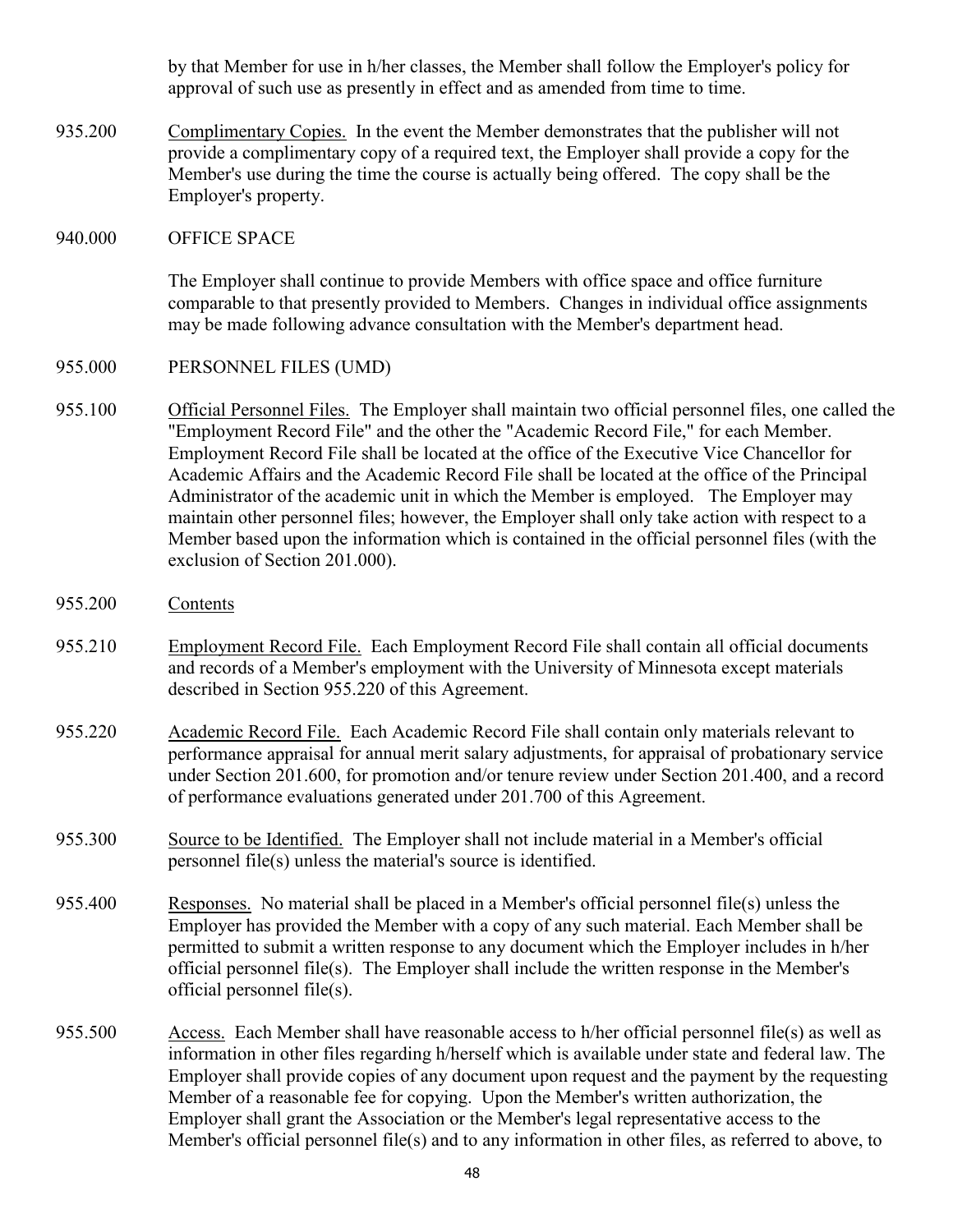by that Member for use in h/her classes, the Member shall follow the Employer's policy for approval of such use as presently in effect and as amended from time to time.

935.200 Complimentary Copies. In the event the Member demonstrates that the publisher will not provide a complimentary copy of a required text, the Employer shall provide a copy for the Member's use during the time the course is actually being offered. The copy shall be the Employer's property.

## 940.000 OFFICE SPACE

The Employer shall continue to provide Members with office space and office furniture comparable to that presently provided to Members. Changes in individual office assignments may be made following advance consultation with the Member's department head.

## 955.000 PERSONNEL FILES (UMD)

955.100 Official Personnel Files. The Employer shall maintain two official personnel files, one called the "Employment Record File" and the other the "Academic Record File," for each Member. Employment Record File shall be located at the office of the Executive Vice Chancellor for Academic Affairs and the Academic Record File shall be located at the office of the Principal Administrator of the academic unit in which the Member is employed. The Employer may maintain other personnel files; however, the Employer shall only take action with respect to a Member based upon the information which is contained in the official personnel files (with the exclusion of Section 201.000).

955.200 Contents

955.210 Employment Record File. Each Employment Record File shall contain all official documents and records of a Member's employment with the University of Minnesota except materials described in Section 955.220 of this Agreement.

955.220 Academic Record File. Each Academic Record File shall contain only materials relevant to performance appraisal for annual merit salary adjustments, for appraisal of probationary service under Section 201.600, for promotion and/or tenure review under Section 201.400, and a record of performance evaluations generated under 201.700 of this Agreement.

955.300 Source to be Identified. The Employer shall not include material in a Member's official personnel file(s) unless the material's source is identified.

955.400 Responses. No material shall be placed in a Member's official personnel file(s) unless the Employer has provided the Member with a copy of any such material. Each Member shall be permitted to submit a written response to any document which the Employer includes in h/her official personnel file(s). The Employer shall include the written response in the Member's official personnel file(s).

955.500 Access. Each Member shall have reasonable access to h/her official personnel file(s) as well as information in other files regarding h/herself which is available under state and federal law. The Employer shall provide copies of any document upon request and the payment by the requesting Member of a reasonable fee for copying. Upon the Member's written authorization, the Employer shall grant the Association or the Member's legal representative access to the Member's official personnel file(s) and to any information in other files, as referred to above, to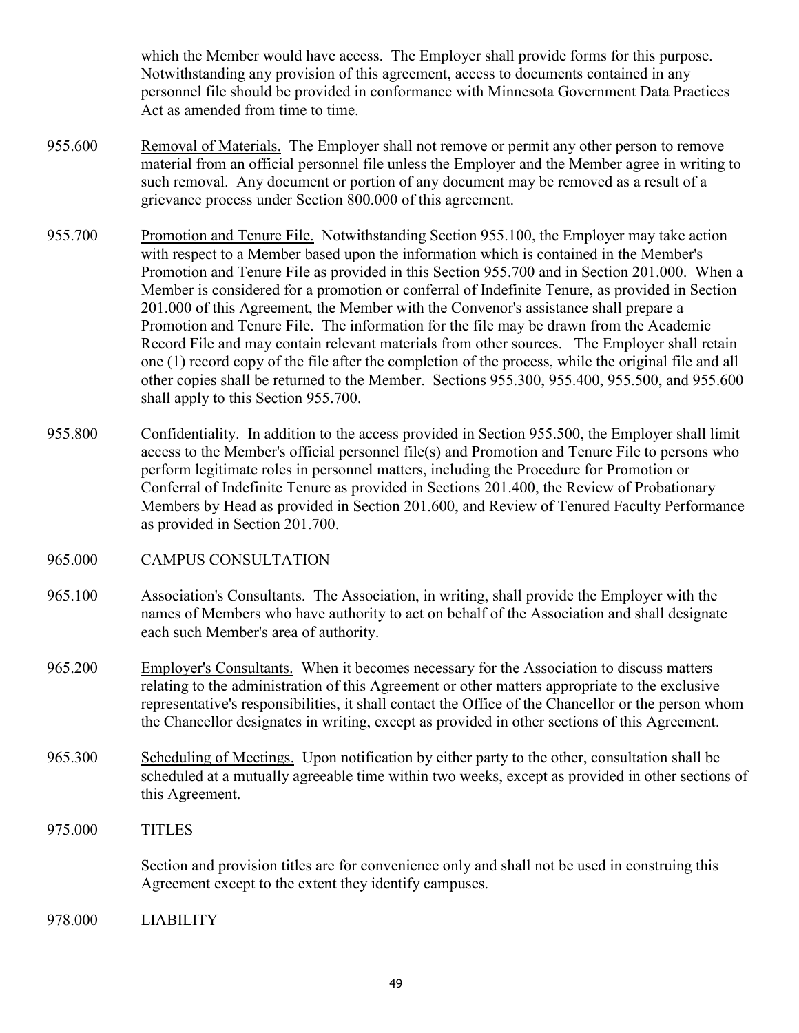which the Member would have access. The Employer shall provide forms for this purpose. Notwithstanding any provision of this agreement, access to documents contained in any personnel file should be provided in conformance with Minnesota Government Data Practices Act as amended from time to time.

955.600 Removal of Materials. The Employer shall not remove or permit any other person to remove material from an official personnel file unless the Employer and the Member agree in writing to such removal. Any document or portion of any document may be removed as a result of a grievance process under Section 800.000 of this agreement.

955.700 Promotion and Tenure File. Notwithstanding Section 955.100, the Employer may take action with respect to a Member based upon the information which is contained in the Member's Promotion and Tenure File as provided in this Section 955.700 and in Section 201.000. When a Member is considered for a promotion or conferral of Indefinite Tenure, as provided in Section 201.000 of this Agreement, the Member with the Convenor's assistance shall prepare a Promotion and Tenure File. The information for the file may be drawn from the Academic Record File and may contain relevant materials from other sources. The Employer shall retain one (1) record copy of the file after the completion of the process, while the original file and all other copies shall be returned to the Member. Sections 955.300, 955.400, 955.500, and 955.600 shall apply to this Section 955.700.

955.800 Confidentiality. In addition to the access provided in Section 955.500, the Employer shall limit access to the Member's official personnel file(s) and Promotion and Tenure File to persons who perform legitimate roles in personnel matters, including the Procedure for Promotion or Conferral of Indefinite Tenure as provided in Sections 201.400, the Review of Probationary Members by Head as provided in Section 201.600, and Review of Tenured Faculty Performance as provided in Section 201.700.

## 965.000 CAMPUS CONSULTATION

965.100 Association's Consultants. The Association, in writing, shall provide the Employer with the names of Members who have authority to act on behalf of the Association and shall designate each such Member's area of authority.

965.200 Employer's Consultants. When it becomes necessary for the Association to discuss matters relating to the administration of this Agreement or other matters appropriate to the exclusive representative's responsibilities, it shall contact the Office of the Chancellor or the person whom the Chancellor designates in writing, except as provided in other sections of this Agreement.

965.300 Scheduling of Meetings. Upon notification by either party to the other, consultation shall be scheduled at a mutually agreeable time within two weeks, except as provided in other sections of this Agreement.

## 975.000 TITLES

Section and provision titles are for convenience only and shall not be used in construing this Agreement except to the extent they identify campuses.

## 978.000 LIABILITY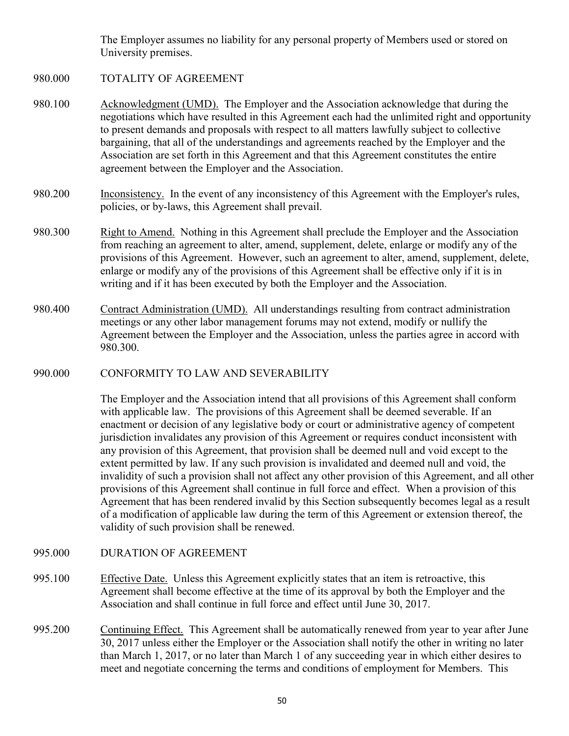The Employer assumes no liability for any personal property of Members used or stored on University premises.

## 980.000 TOTALITY OF AGREEMENT

980.100 Acknowledgment (UMD). The Employer and the Association acknowledge that during the negotiations which have resulted in this Agreement each had the unlimited right and opportunity to present demands and proposals with respect to all matters lawfully subject to collective bargaining, that all of the understandings and agreements reached by the Employer and the Association are set forth in this Agreement and that this Agreement constitutes the entire agreement between the Employer and the Association.

980.200 Inconsistency. In the event of any inconsistency of this Agreement with the Employer's rules, policies, or by-laws, this Agreement shall prevail.

980.300 Right to Amend. Nothing in this Agreement shall preclude the Employer and the Association from reaching an agreement to alter, amend, supplement, delete, enlarge or modify any of the provisions of this Agreement. However, such an agreement to alter, amend, supplement, delete, enlarge or modify any of the provisions of this Agreement shall be effective only if it is in writing and if it has been executed by both the Employer and the Association.

980.400 Contract Administration (UMD). All understandings resulting from contract administration meetings or any other labor management forums may not extend, modify or nullify the Agreement between the Employer and the Association, unless the parties agree in accord with 980.300.

## 990.000 CONFORMITY TO LAW AND SEVERABILITY

The Employer and the Association intend that all provisions of this Agreement shall conform with applicable law. The provisions of this Agreement shall be deemed severable. If an enactment or decision of any legislative body or court or administrative agency of competent jurisdiction invalidates any provision of this Agreement or requires conduct inconsistent with any provision of this Agreement, that provision shall be deemed null and void except to the extent permitted by law. If any such provision is invalidated and deemed null and void, the invalidity of such a provision shall not affect any other provision of this Agreement, and all other provisions of this Agreement shall continue in full force and effect. When a provision of this Agreement that has been rendered invalid by this Section subsequently becomes legal as a result of a modification of applicable law during the term of this Agreement or extension thereof, the validity of such provision shall be renewed.

## 995.000 DURATION OF AGREEMENT

995.100 Effective Date. Unless this Agreement explicitly states that an item is retroactive, this Agreement shall become effective at the time of its approval by both the Employer and the Association and shall continue in full force and effect until June 30, 2017.

995.200 Continuing Effect. This Agreement shall be automatically renewed from year to year after June 30, 2017 unless either the Employer or the Association shall notify the other in writing no later than March 1, 2017, or no later than March 1 of any succeeding year in which either desires to meet and negotiate concerning the terms and conditions of employment for Members. This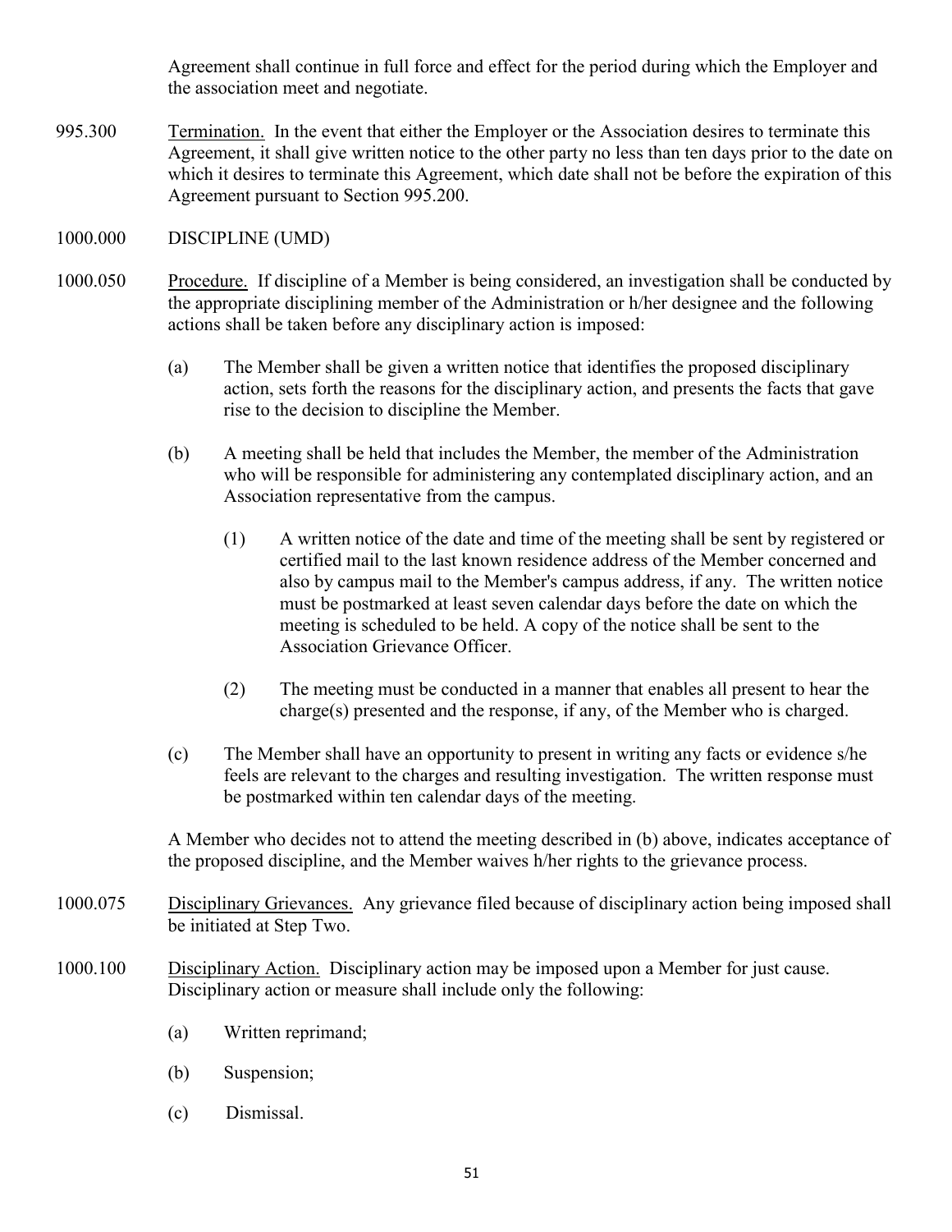Agreement shall continue in full force and effect for the period during which the Employer and the association meet and negotiate.

995.300 Termination. In the event that either the Employer or the Association desires to terminate this Agreement, it shall give written notice to the other party no less than ten days prior to the date on which it desires to terminate this Agreement, which date shall not be before the expiration of this Agreement pursuant to Section 995.200.

1000.000 DISCIPLINE (UMD)

1000.050 Procedure. If discipline of a Member is being considered, an investigation shall be conducted by the appropriate disciplining member of the Administration or h/her designee and the following actions shall be taken before any disciplinary action is imposed:

(a) The Member shall be given a written notice that identifies the proposed disciplinary action, sets forth the reasons for the disciplinary action, and presents the facts that gave rise to the decision to discipline the Member.

(b) A meeting shall be held that includes the Member, the member of the Administration who will be responsible for administering any contemplated disciplinary action, and an Association representative from the campus.

(1) A written notice of the date and time of the meeting shall be sent by registered or certified mail to the last known residence address of the Member concerned and also by campus mail to the Member's campus address, if any. The written notice must be postmarked at least seven calendar days before the date on which the meeting is scheduled to be held. A copy of the notice shall be sent to the Association Grievance Officer.

(2) The meeting must be conducted in a manner that enables all present to hear the charge(s) presented and the response, if any, of the Member who is charged.

(c) The Member shall have an opportunity to present in writing any facts or evidence s/he feels are relevant to the charges and resulting investigation. The written response must be postmarked within ten calendar days of the meeting.

A Member who decides not to attend the meeting described in (b) above, indicates acceptance of the proposed discipline, and the Member waives h/her rights to the grievance process.

1000.075 Disciplinary Grievances. Any grievance filed because of disciplinary action being imposed shall be initiated at Step Two.

1000.100 Disciplinary Action. Disciplinary action may be imposed upon a Member for just cause. Disciplinary action or measure shall include only the following:

(a) Written reprimand;

(b) Suspension;

(c) Dismissal.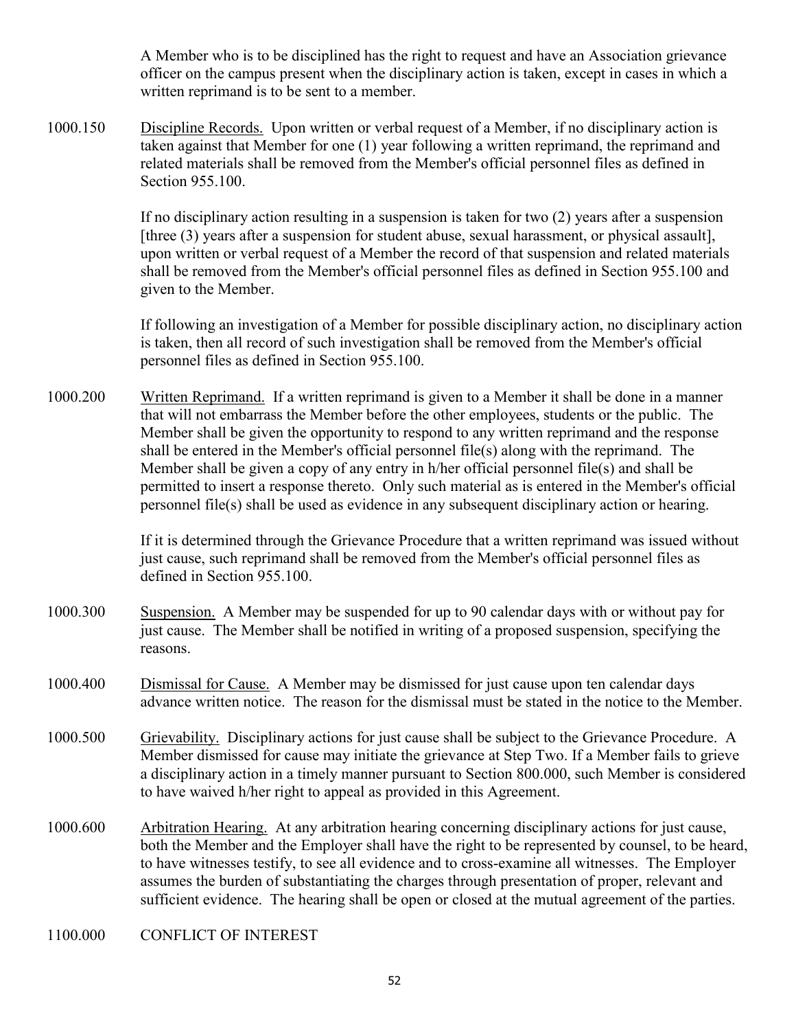A Member who is to be disciplined has the right to request and have an Association grievance officer on the campus present when the disciplinary action is taken, except in cases in which a written reprimand is to be sent to a member.

1000.150 Discipline Records. Upon written or verbal request of a Member, if no disciplinary action is taken against that Member for one (1) year following a written reprimand, the reprimand and related materials shall be removed from the Member's official personnel files as defined in Section 955.100.

If no disciplinary action resulting in a suspension is taken for two (2) years after a suspension [three (3) years after a suspension for student abuse, sexual harassment, or physical assault], upon written or verbal request of a Member the record of that suspension and related materials shall be removed from the Member's official personnel files as defined in Section 955.100 and given to the Member.

If following an investigation of a Member for possible disciplinary action, no disciplinary action is taken, then all record of such investigation shall be removed from the Member's official personnel files as defined in Section 955.100.

1000.200 Written Reprimand. If a written reprimand is given to a Member it shall be done in a manner that will not embarrass the Member before the other employees, students or the public. The Member shall be given the opportunity to respond to any written reprimand and the response shall be entered in the Member's official personnel file(s) along with the reprimand. The Member shall be given a copy of any entry in h/her official personnel file(s) and shall be permitted to insert a response thereto. Only such material as is entered in the Member's official personnel file(s) shall be used as evidence in any subsequent disciplinary action or hearing.

If it is determined through the Grievance Procedure that a written reprimand was issued without just cause, such reprimand shall be removed from the Member's official personnel files as defined in Section 955.100.

1000.300 Suspension. A Member may be suspended for up to 90 calendar days with or without pay for just cause. The Member shall be notified in writing of a proposed suspension, specifying the reasons.

1000.400 Dismissal for Cause. A Member may be dismissed for just cause upon ten calendar days advance written notice. The reason for the dismissal must be stated in the notice to the Member.

1000.500 Grievability. Disciplinary actions for just cause shall be subject to the Grievance Procedure. A Member dismissed for cause may initiate the grievance at Step Two. If a Member fails to grieve a disciplinary action in a timely manner pursuant to Section 800.000, such Member is considered to have waived h/her right to appeal as provided in this Agreement.

1000.600 Arbitration Hearing. At any arbitration hearing concerning disciplinary actions for just cause, both the Member and the Employer shall have the right to be represented by counsel, to be heard, to have witnesses testify, to see all evidence and to cross-examine all witnesses. The Employer assumes the burden of substantiating the charges through presentation of proper, relevant and sufficient evidence. The hearing shall be open or closed at the mutual agreement of the parties.

## 1100.000 CONFLICT OF INTEREST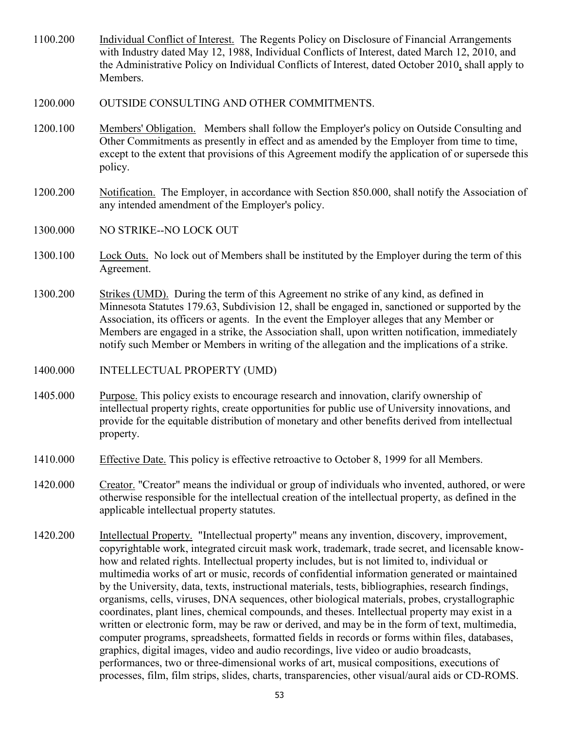1100.200 Individual Conflict of Interest. The Regents Policy on Disclosure of Financial Arrangements with Industry dated May 12, 1988, Individual Conflicts of Interest, dated March 12, 2010, and the Administrative Policy on Individual Conflicts of Interest, dated October 2010, shall apply to Members.

1200.000 OUTSIDE CONSULTING AND OTHER COMMITMENTS.

1200.100 Members' Obligation. Members shall follow the Employer's policy on Outside Consulting and Other Commitments as presently in effect and as amended by the Employer from time to time, except to the extent that provisions of this Agreement modify the application of or supersede this policy.

1200.200 Notification. The Employer, in accordance with Section 850.000, shall notify the Association of any intended amendment of the Employer's policy.

1300.000 NO STRIKE--NO LOCK OUT

1300.100 Lock Outs. No lock out of Members shall be instituted by the Employer during the term of this Agreement.

1300.200 Strikes (UMD). During the term of this Agreement no strike of any kind, as defined in Minnesota Statutes 179.63, Subdivision 12, shall be engaged in, sanctioned or supported by the Association, its officers or agents. In the event the Employer alleges that any Member or Members are engaged in a strike, the Association shall, upon written notification, immediately notify such Member or Members in writing of the allegation and the implications of a strike.

1400.000 INTELLECTUAL PROPERTY (UMD)

1405.000 Purpose. This policy exists to encourage research and innovation, clarify ownership of intellectual property rights, create opportunities for public use of University innovations, and provide for the equitable distribution of monetary and other benefits derived from intellectual property.

1410.000 Effective Date. This policy is effective retroactive to October 8, 1999 for all Members.

1420.000 Creator. "Creator" means the individual or group of individuals who invented, authored, or were otherwise responsible for the intellectual creation of the intellectual property, as defined in the applicable intellectual property statutes.

1420.200 Intellectual Property. "Intellectual property" means any invention, discovery, improvement, copyrightable work, integrated circuit mask work, trademark, trade secret, and licensable know-how and related rights. Intellectual property includes, but is not limited to, individual or multimedia works of art or music, records of confidential information generated or maintained by the University, data, texts, instructional materials, tests, bibliographies, research findings, organisms, cells, viruses, DNA sequences, other biological materials, probes, crystallographic coordinates, plant lines, chemical compounds, and theses. Intellectual property may exist in a written or electronic form, may be raw or derived, and may be in the form of text, multimedia, computer programs, spreadsheets, formatted fields in records or forms within files, databases, graphics, digital images, video and audio recordings, live video or audio broadcasts, performances, two or three-dimensional works of art, musical compositions, executions of processes, film, film strips, slides, charts, transparencies, other visual/aural aids or CD-ROMS.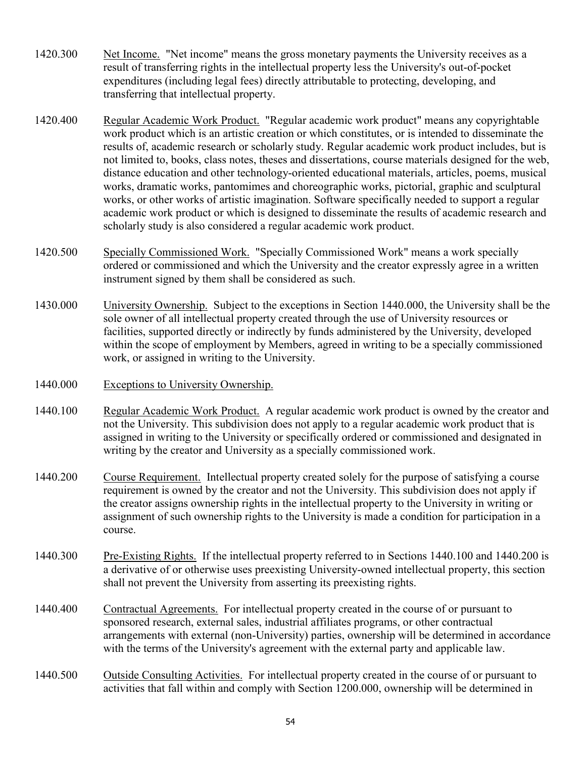1420.300 Net Income. "Net income" means the gross monetary payments the University receives as a result of transferring rights in the intellectual property less the University's out-of-pocket expenditures (including legal fees) directly attributable to protecting, developing, and transferring that intellectual property.

1420.400 Regular Academic Work Product. "Regular academic work product" means any copyrightable work product which is an artistic creation or which constitutes, or is intended to disseminate the results of, academic research or scholarly study. Regular academic work product includes, but is not limited to, books, class notes, theses and dissertations, course materials designed for the web, distance education and other technology-oriented educational materials, articles, poems, musical works, dramatic works, pantomimes and choreographic works, pictorial, graphic and sculptural works, or other works of artistic imagination. Software specifically needed to support a regular academic work product or which is designed to disseminate the results of academic research and scholarly study is also considered a regular academic work product.

1420.500 Specially Commissioned Work. "Specially Commissioned Work" means a work specially ordered or commissioned and which the University and the creator expressly agree in a written instrument signed by them shall be considered as such.

1430.000 University Ownership. Subject to the exceptions in Section 1440.000, the University shall be the sole owner of all intellectual property created through the use of University resources or facilities, supported directly or indirectly by funds administered by the University, developed within the scope of employment by Members, agreed in writing to be a specially commissioned work, or assigned in writing to the University.

1440.000 Exceptions to University Ownership.

1440.100 Regular Academic Work Product. A regular academic work product is owned by the creator and not the University. This subdivision does not apply to a regular academic work product that is assigned in writing to the University or specifically ordered or commissioned and designated in writing by the creator and University as a specially commissioned work.

1440.200 Course Requirement. Intellectual property created solely for the purpose of satisfying a course requirement is owned by the creator and not the University. This subdivision does not apply if the creator assigns ownership rights in the intellectual property to the University in writing or assignment of such ownership rights to the University is made a condition for participation in a course.

1440.300 Pre-Existing Rights. If the intellectual property referred to in Sections 1440.100 and 1440.200 is a derivative of or otherwise uses preexisting University-owned intellectual property, this section shall not prevent the University from asserting its preexisting rights.

1440.400 Contractual Agreements. For intellectual property created in the course of or pursuant to sponsored research, external sales, industrial affiliates programs, or other contractual arrangements with external (non-University) parties, ownership will be determined in accordance with the terms of the University's agreement with the external party and applicable law.

1440.500 Outside Consulting Activities. For intellectual property created in the course of or pursuant to activities that fall within and comply with Section 1200.000, ownership will be determined in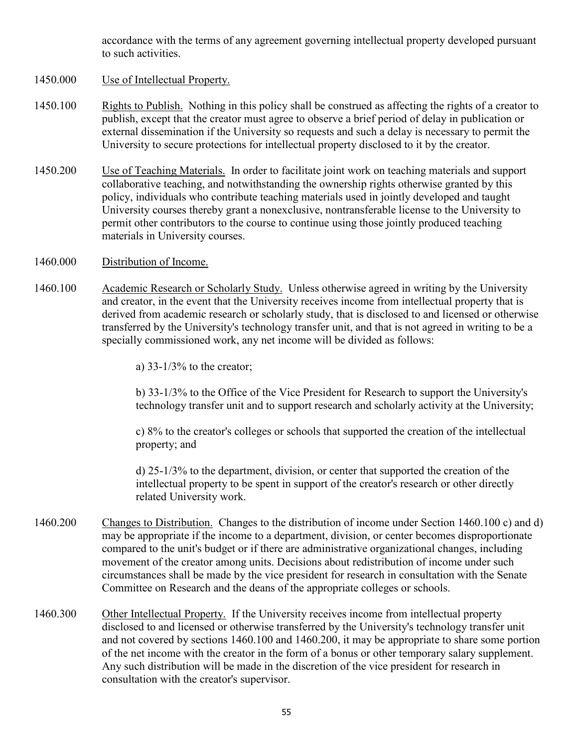accordance with the terms of any agreement governing intellectual property developed pursuant to such activities.

1450.000 Use of Intellectual Property.

1450.100 Rights to Publish. Nothing in this policy shall be construed as affecting the rights of a creator to publish, except that the creator must agree to observe a brief period of delay in publication or external dissemination if the University so requests and such a delay is necessary to permit the University to secure protections for intellectual property disclosed to it by the creator.

1450.200 Use of Teaching Materials. In order to facilitate joint work on teaching materials and support collaborative teaching, and notwithstanding the ownership rights otherwise granted by this policy, individuals who contribute teaching materials used in jointly developed and taught University courses thereby grant a nonexclusive, nontransferable license to the University to permit other contributors to the course to continue using those jointly produced teaching materials in University courses.

1460.000 Distribution of Income.

1460.100 Academic Research or Scholarly Study. Unless otherwise agreed in writing by the University and creator, in the event that the University receives income from intellectual property that is derived from academic research or scholarly study, that is disclosed to and licensed or otherwise transferred by the University's technology transfer unit, and that is not agreed in writing to be a specially commissioned work, any net income will be divided as follows:

a) 33-1/3% to the creator;

b) 33-1/3% to the Office of the Vice President for Research to support the University's technology transfer unit and to support research and scholarly activity at the University;

c) 8% to the creator's colleges or schools that supported the creation of the intellectual property; and

d) 25-1/3% to the department, division, or center that supported the creation of the intellectual property to be spent in support of the creator's research or other directly related University work.

1460.200 Changes to Distribution. Changes to the distribution of income under Section 1460.100 c) and d) may be appropriate if the income to a department, division, or center becomes disproportionate compared to the unit's budget or if there are administrative organizational changes, including movement of the creator among units. Decisions about redistribution of income under such circumstances shall be made by the vice president for research in consultation with the Senate Committee on Research and the deans of the appropriate colleges or schools.

1460.300 Other Intellectual Property. If the University receives income from intellectual property disclosed to and licensed or otherwise transferred by the University's technology transfer unit and not covered by sections 1460.100 and 1460.200, it may be appropriate to share some portion of the net income with the creator in the form of a bonus or other temporary salary supplement. Any such distribution will be made in the discretion of the vice president for research in consultation with the creator's supervisor.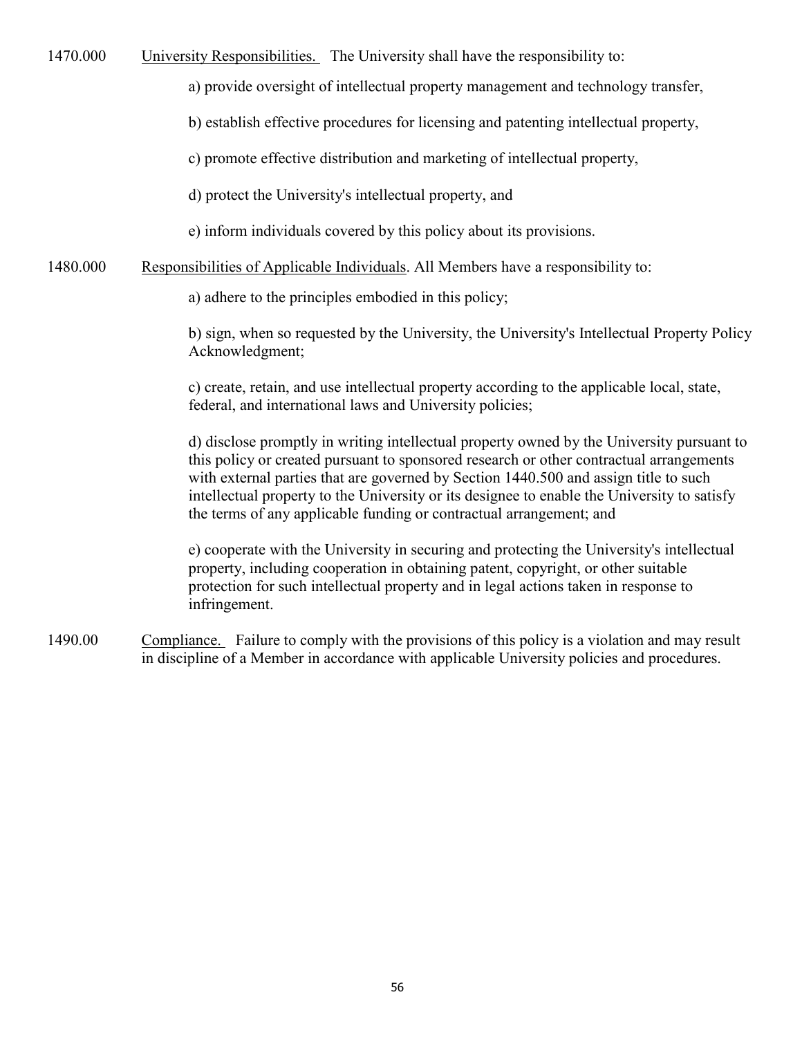1470.000 University Responsibilities. The University shall have the responsibility to:

a) provide oversight of intellectual property management and technology transfer,

b) establish effective procedures for licensing and patenting intellectual property,

c) promote effective distribution and marketing of intellectual property,

d) protect the University's intellectual property, and

e) inform individuals covered by this policy about its provisions.

1480.000 Responsibilities of Applicable Individuals. All Members have a responsibility to:

a) adhere to the principles embodied in this policy;

b) sign, when so requested by the University, the University's Intellectual Property Policy Acknowledgment;

c) create, retain, and use intellectual property according to the applicable local, state, federal, and international laws and University policies;

d) disclose promptly in writing intellectual property owned by the University pursuant to this policy or created pursuant to sponsored research or other contractual arrangements with external parties that are governed by Section 1440.500 and assign title to such intellectual property to the University or its designee to enable the University to satisfy the terms of any applicable funding or contractual arrangement; and

e) cooperate with the University in securing and protecting the University's intellectual property, including cooperation in obtaining patent, copyright, or other suitable protection for such intellectual property and in legal actions taken in response to infringement.

1490.00 Compliance. Failure to comply with the provisions of this policy is a violation and may result in discipline of a Member in accordance with applicable University policies and procedures.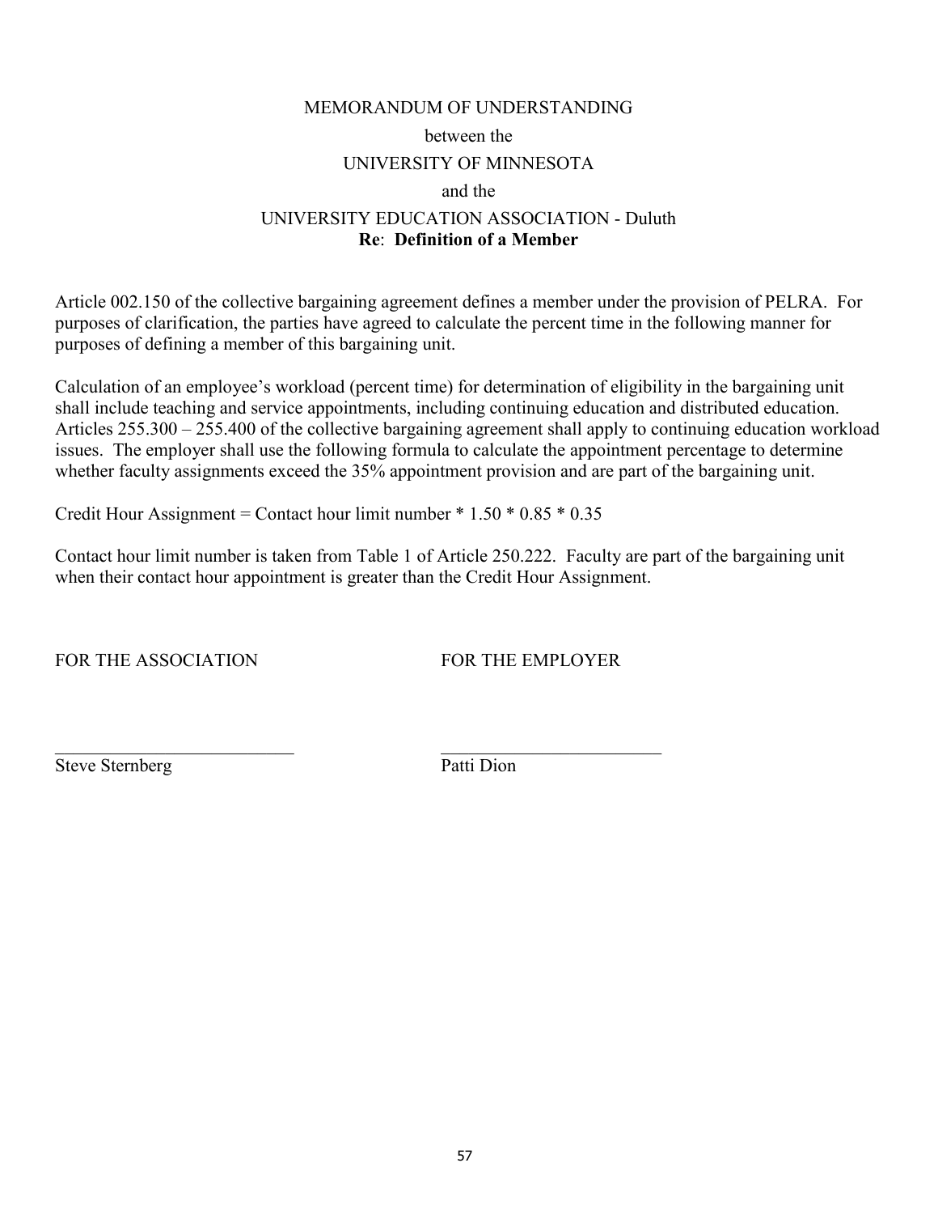MEMORANDUM OF UNDERSTANDING

between the

UNIVERSITY OF MINNESOTA

and the

UNIVERSITY EDUCATION ASSOCIATION - Duluth

**Re**: **Definition of a Member**

Article 002.150 of the collective bargaining agreement defines a member under the provision of PELRA. For purposes of clarification, the parties have agreed to calculate the percent time in the following manner for purposes of defining a member of this bargaining unit.

Calculation of an employee's workload (percent time) for determination of eligibility in the bargaining unit shall include teaching and service appointments, including continuing education and distributed education. Articles 255.300 – 255.400 of the collective bargaining agreement shall apply to continuing education workload issues. The employer shall use the following formula to calculate the appointment percentage to determine whether faculty assignments exceed the 35% appointment provision and are part of the bargaining unit.

Credit Hour Assignment = Contact hour limit number * 1.50 * 0.85 * 0.35

Contact hour limit number is taken from Table 1 of Article 250.222. Faculty are part of the bargaining unit when their contact hour appointment is greater than the Credit Hour Assignment.

| FOR THE ASSOCIATION | FOR THE EMPLOYER |
|---|---|
| ___________________________ | ___________________________ |
| Steve Sternberg | Patti Dion |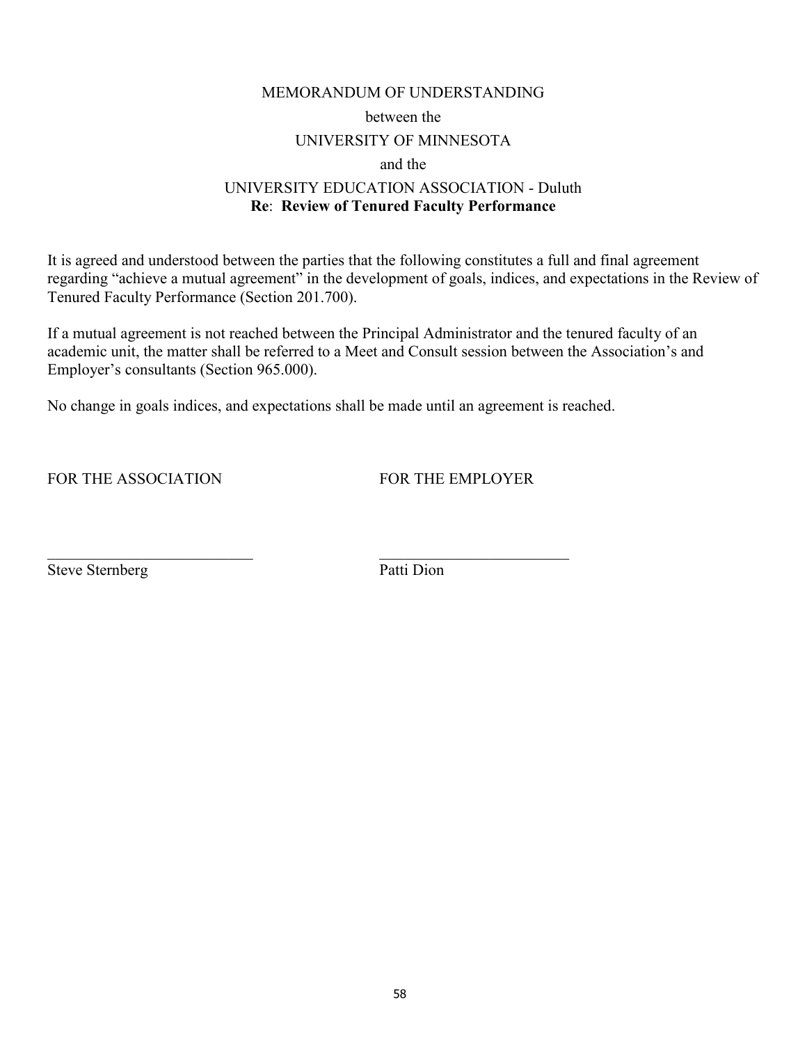MEMORANDUM OF UNDERSTANDING

between the

UNIVERSITY OF MINNESOTA

and the

UNIVERSITY EDUCATION ASSOCIATION - Duluth

**Re**: **Review of Tenured Faculty Performance**

It is agreed and understood between the parties that the following constitutes a full and final agreement regarding "achieve a mutual agreement" in the development of goals, indices, and expectations in the Review of Tenured Faculty Performance (Section 201.700).

If a mutual agreement is not reached between the Principal Administrator and the tenured faculty of an academic unit, the matter shall be referred to a Meet and Consult session between the Association's and Employer's consultants (Section 965.000).

No change in goals indices, and expectations shall be made until an agreement is reached.

FOR THE ASSOCIATION

___________________________

Steve Sternberg

FOR THE EMPLOYER

___________________________

Patti Dion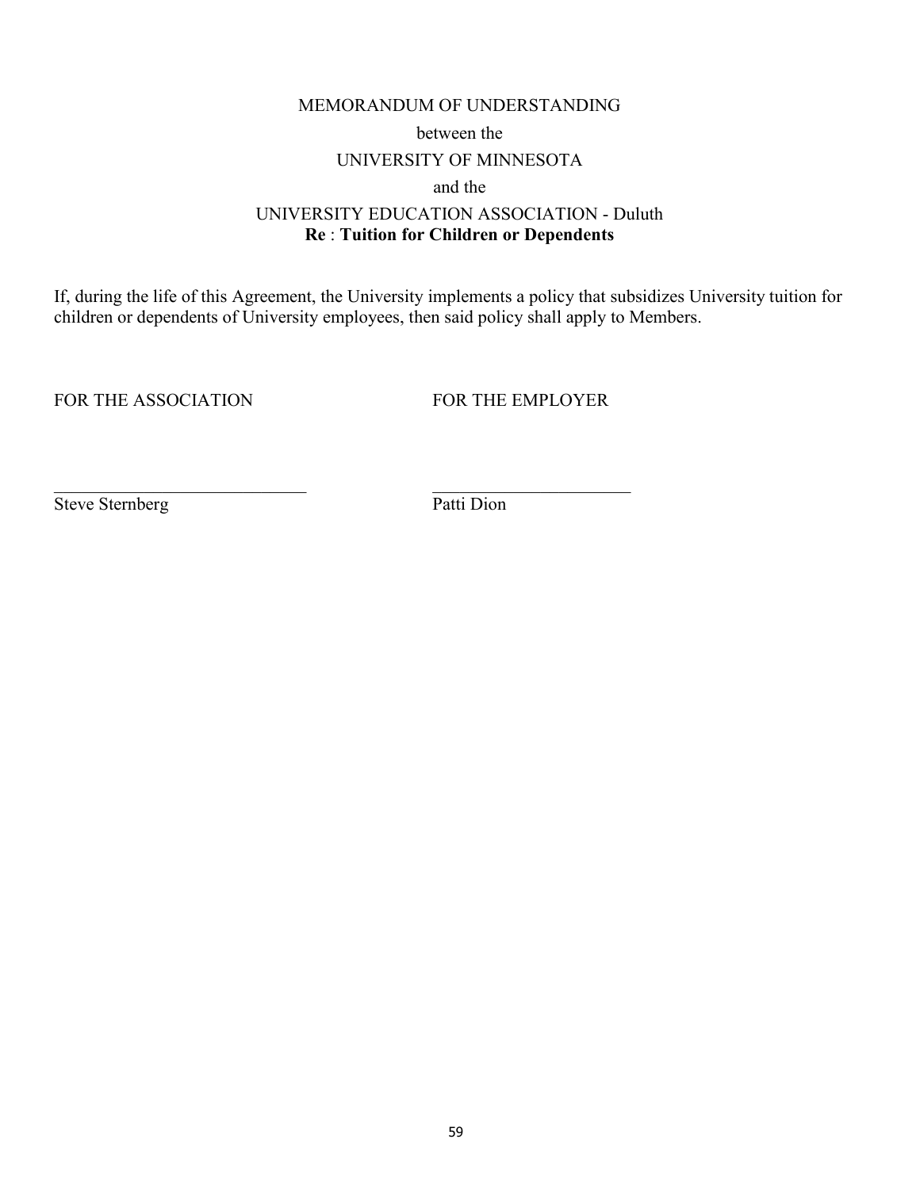MEMORANDUM OF UNDERSTANDING

between the

UNIVERSITY OF MINNESOTA

and the

UNIVERSITY EDUCATION ASSOCIATION - Duluth

**Re** : **Tuition for Children or Dependents**

If, during the life of this Agreement, the University implements a policy that subsidizes University tuition for children or dependents of University employees, then said policy shall apply to Members.

FOR THE ASSOCIATION

\_\_\_\_\_\_\_\_\_\_\_\_\_\_\_\_\_\_\_\_\_\_\_\_\_\_\_\_

Steve Sternberg

FOR THE EMPLOYER

\_\_\_\_\_\_\_\_\_\_\_\_\_\_\_\_\_\_\_\_\_\_\_\_

Patti Dion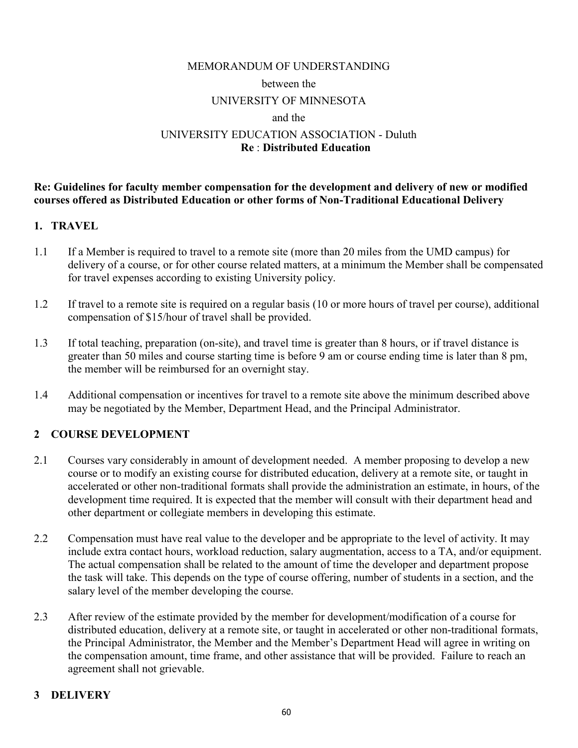# MEMORANDUM OF UNDERSTANDING
## between the
## UNIVERSITY OF MINNESOTA
## and the
## UNIVERSITY EDUCATION ASSOCIATION - Duluth
### Re : Distributed Education

**Re: Guidelines for faculty member compensation for the development and delivery of new or modified courses offered as Distributed Education or other forms of Non-Traditional Educational Delivery**

## 1. TRAVEL

1.1 If a Member is required to travel to a remote site (more than 20 miles from the UMD campus) for delivery of a course, or for other course related matters, at a minimum the Member shall be compensated for travel expenses according to existing University policy.

1.2 If travel to a remote site is required on a regular basis (10 or more hours of travel per course), additional compensation of $15/hour of travel shall be provided.

1.3 If total teaching, preparation (on-site), and travel time is greater than 8 hours, or if travel distance is greater than 50 miles and course starting time is before 9 am or course ending time is later than 8 pm, the member will be reimbursed for an overnight stay.

1.4 Additional compensation or incentives for travel to a remote site above the minimum described above may be negotiated by the Member, Department Head, and the Principal Administrator.

## 2 COURSE DEVELOPMENT

2.1 Courses vary considerably in amount of development needed. A member proposing to develop a new course or to modify an existing course for distributed education, delivery at a remote site, or taught in accelerated or other non-traditional formats shall provide the administration an estimate, in hours, of the development time required. It is expected that the member will consult with their department head and other department or collegiate members in developing this estimate.

2.2 Compensation must have real value to the developer and be appropriate to the level of activity. It may include extra contact hours, workload reduction, salary augmentation, access to a TA, and/or equipment. The actual compensation shall be related to the amount of time the developer and department propose the task will take. This depends on the type of course offering, number of students in a section, and the salary level of the member developing the course.

2.3 After review of the estimate provided by the member for development/modification of a course for distributed education, delivery at a remote site, or taught in accelerated or other non-traditional formats, the Principal Administrator, the Member and the Member's Department Head will agree in writing on the compensation amount, time frame, and other assistance that will be provided. Failure to reach an agreement shall not grievable.

## 3 DELIVERY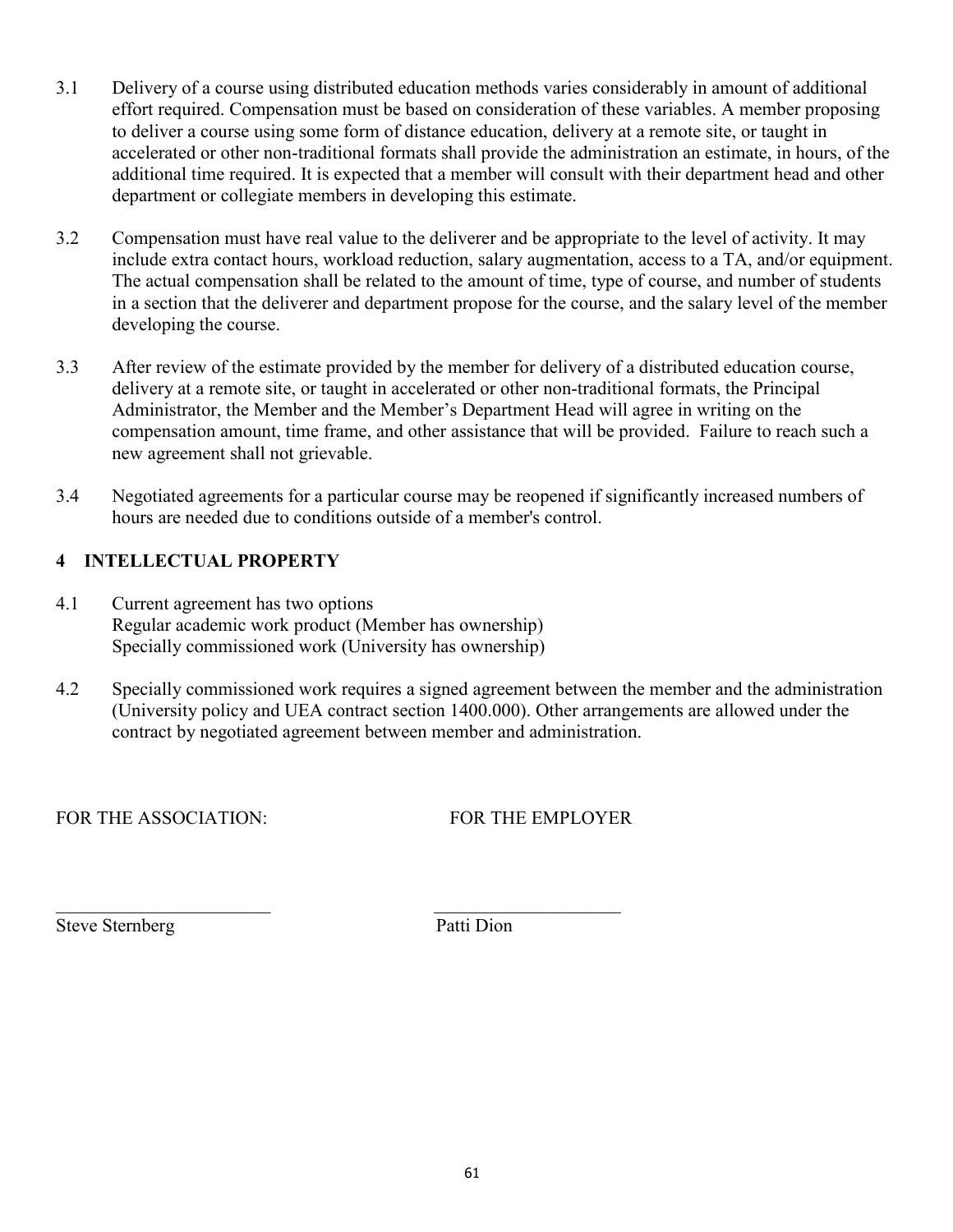3.1 Delivery of a course using distributed education methods varies considerably in amount of additional effort required. Compensation must be based on consideration of these variables. A member proposing to deliver a course using some form of distance education, delivery at a remote site, or taught in accelerated or other non-traditional formats shall provide the administration an estimate, in hours, of the additional time required. It is expected that a member will consult with their department head and other department or collegiate members in developing this estimate.

3.2 Compensation must have real value to the deliverer and be appropriate to the level of activity. It may include extra contact hours, workload reduction, salary augmentation, access to a TA, and/or equipment. The actual compensation shall be related to the amount of time, type of course, and number of students in a section that the deliverer and department propose for the course, and the salary level of the member developing the course.

3.3 After review of the estimate provided by the member for delivery of a distributed education course, delivery at a remote site, or taught in accelerated or other non-traditional formats, the Principal Administrator, the Member and the Member's Department Head will agree in writing on the compensation amount, time frame, and other assistance that will be provided. Failure to reach such a new agreement shall not grievable.

3.4 Negotiated agreements for a particular course may be reopened if significantly increased numbers of hours are needed due to conditions outside of a member's control.

## 4 INTELLECTUAL PROPERTY

4.1 Current agreement has two options
Regular academic work product (Member has ownership)
Specially commissioned work (University has ownership)

4.2 Specially commissioned work requires a signed agreement between the member and the administration (University policy and UEA contract section 1400.000). Other arrangements are allowed under the contract by negotiated agreement between member and administration.

FOR THE ASSOCIATION: FOR THE EMPLOYER

\_\_\_\_\_\_\_\_\_\_\_\_\_\_\_\_\_\_\_\_\_\_\_\_ \_\_\_\_\_\_\_\_\_\_\_\_\_\_\_\_\_\_\_\_\_

Steve Sternberg Patti Dion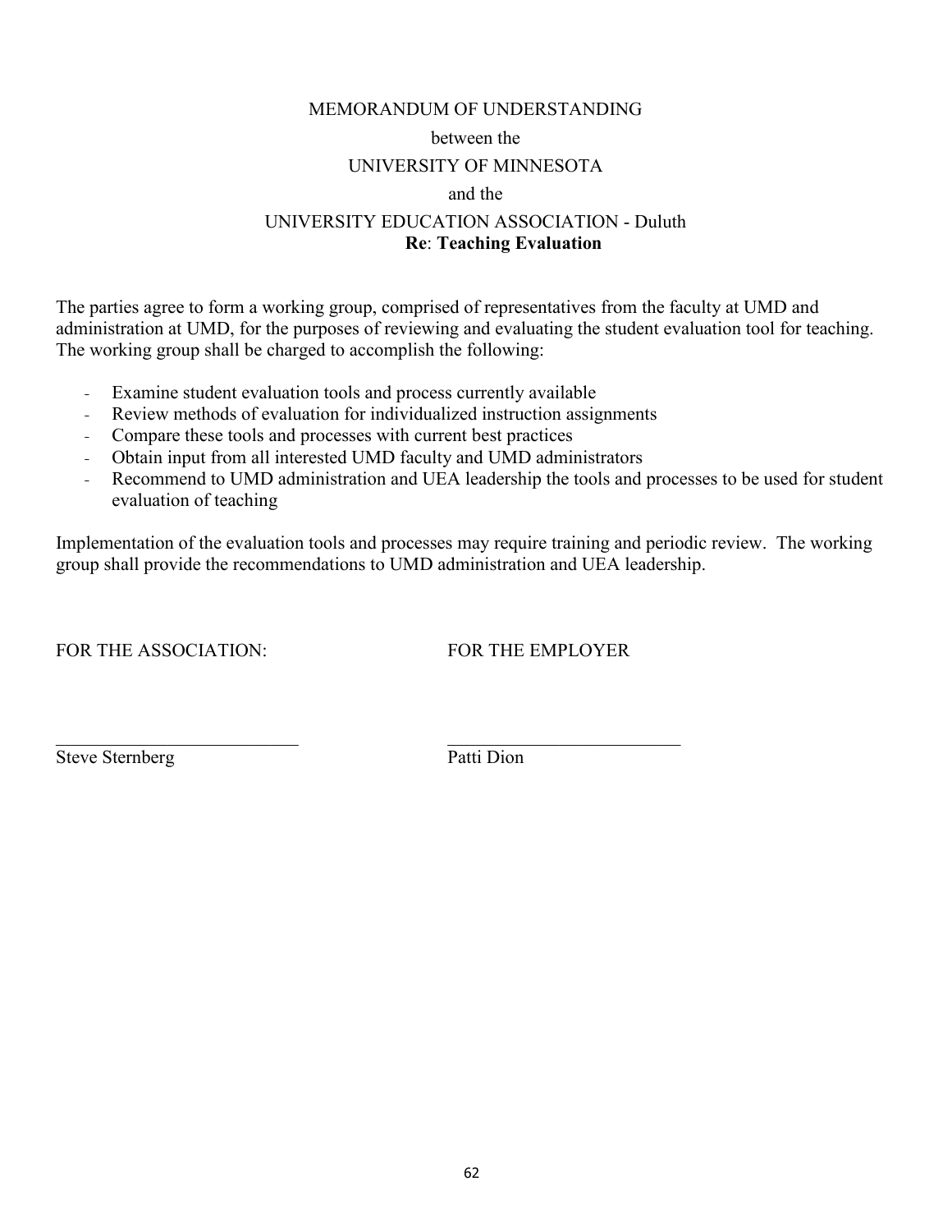MEMORANDUM OF UNDERSTANDING

between the

UNIVERSITY OF MINNESOTA

and the

UNIVERSITY EDUCATION ASSOCIATION - Duluth

**Re**: **Teaching Evaluation**

The parties agree to form a working group, comprised of representatives from the faculty at UMD and administration at UMD, for the purposes of reviewing and evaluating the student evaluation tool for teaching. The working group shall be charged to accomplish the following:

- Examine student evaluation tools and process currently available
- Review methods of evaluation for individualized instruction assignments
- Compare these tools and processes with current best practices
- Obtain input from all interested UMD faculty and UMD administrators
- Recommend to UMD administration and UEA leadership the tools and processes to be used for student evaluation of teaching

Implementation of the evaluation tools and processes may require training and periodic review. The working group shall provide the recommendations to UMD administration and UEA leadership.

FOR THE ASSOCIATION:

___________________________

Steve Sternberg

FOR THE EMPLOYER

___________________________

Patti Dion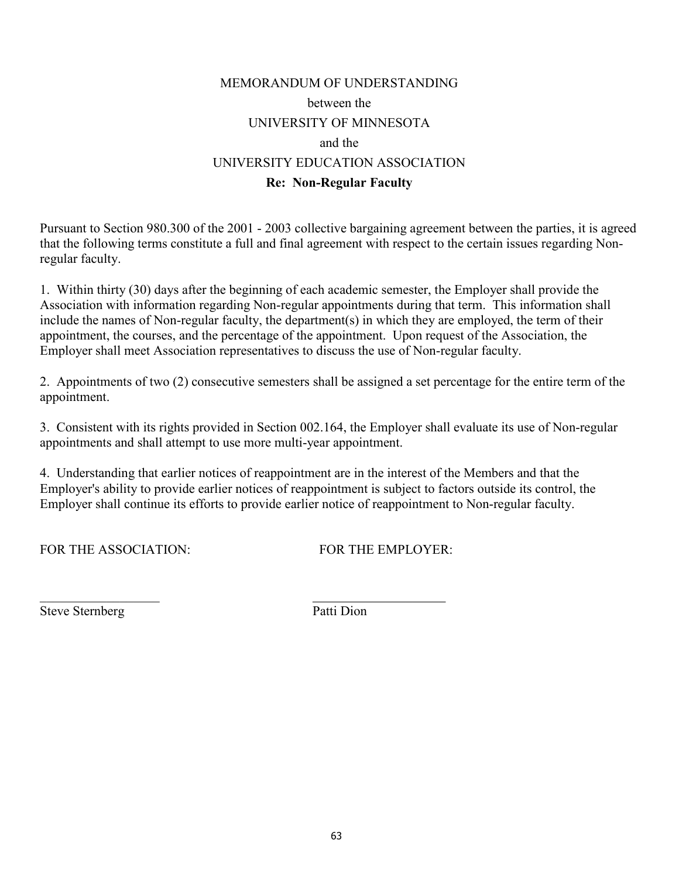MEMORANDUM OF UNDERSTANDING

between the

UNIVERSITY OF MINNESOTA

and the

UNIVERSITY EDUCATION ASSOCIATION

**Re: Non-Regular Faculty**

Pursuant to Section 980.300 of the 2001 - 2003 collective bargaining agreement between the parties, it is agreed that the following terms constitute a full and final agreement with respect to the certain issues regarding Non-regular faculty.

1. Within thirty (30) days after the beginning of each academic semester, the Employer shall provide the Association with information regarding Non-regular appointments during that term. This information shall include the names of Non-regular faculty, the department(s) in which they are employed, the term of their appointment, the courses, and the percentage of the appointment. Upon request of the Association, the Employer shall meet Association representatives to discuss the use of Non-regular faculty.

2. Appointments of two (2) consecutive semesters shall be assigned a set percentage for the entire term of the appointment.

3. Consistent with its rights provided in Section 002.164, the Employer shall evaluate its use of Non-regular appointments and shall attempt to use more multi-year appointment.

4. Understanding that earlier notices of reappointment are in the interest of the Members and that the Employer's ability to provide earlier notices of reappointment is subject to factors outside its control, the Employer shall continue its efforts to provide earlier notice of reappointment to Non-regular faculty.

FOR THE ASSOCIATION:

___________________

Steve Sternberg

FOR THE EMPLOYER:

_____________________

Patti Dion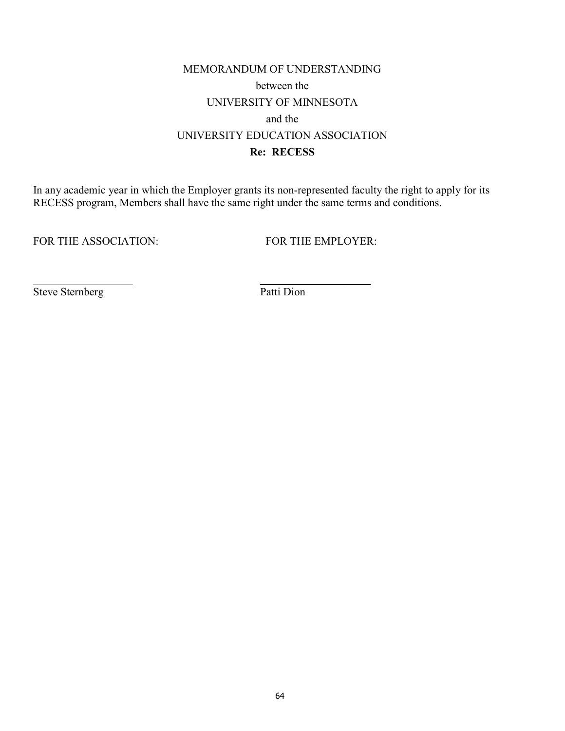MEMORANDUM OF UNDERSTANDING

between the

UNIVERSITY OF MINNESOTA

and the

UNIVERSITY EDUCATION ASSOCIATION

**Re: RECESS**

In any academic year in which the Employer grants its non-represented faculty the right to apply for its RECESS program, Members shall have the same right under the same terms and conditions.

| FOR THE ASSOCIATION: | FOR THE EMPLOYER: |
|---|---|
| ____________________ | ____________________ |
| Steve Sternberg | Patti Dion |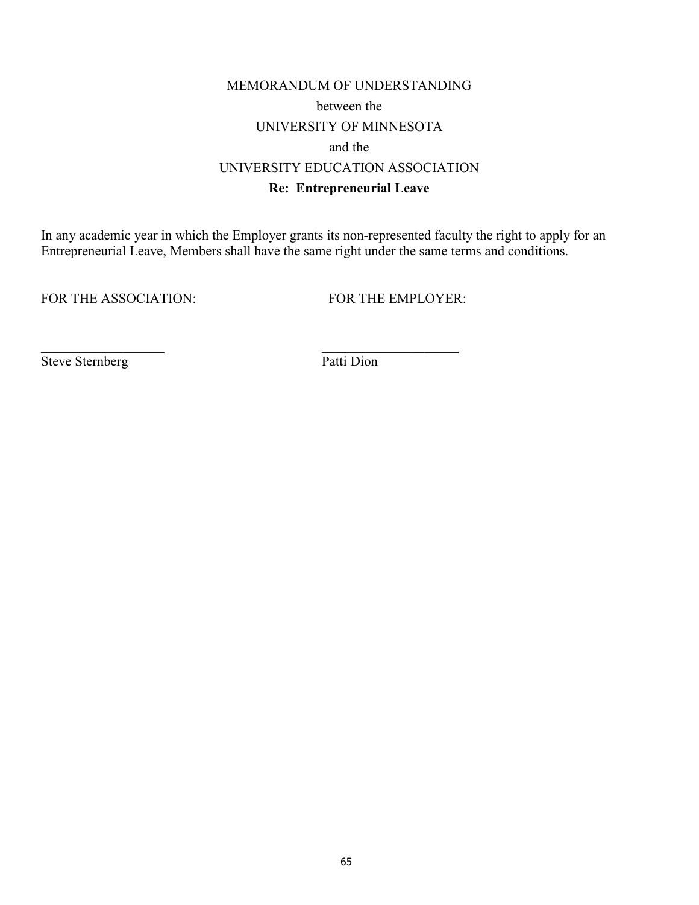MEMORANDUM OF UNDERSTANDING

between the

UNIVERSITY OF MINNESOTA

and the

UNIVERSITY EDUCATION ASSOCIATION

**Re: Entrepreneurial Leave**

In any academic year in which the Employer grants its non-represented faculty the right to apply for an Entrepreneurial Leave, Members shall have the same right under the same terms and conditions.

| FOR THE ASSOCIATION: | FOR THE EMPLOYER: |
|---|---|
| \_\_\_\_\_\_\_\_\_\_\_\_\_\_\_\_\_\_ | \_\_\_\_\_\_\_\_\_\_\_\_\_\_\_\_\_\_\_\_ |
| Steve Sternberg | Patti Dion |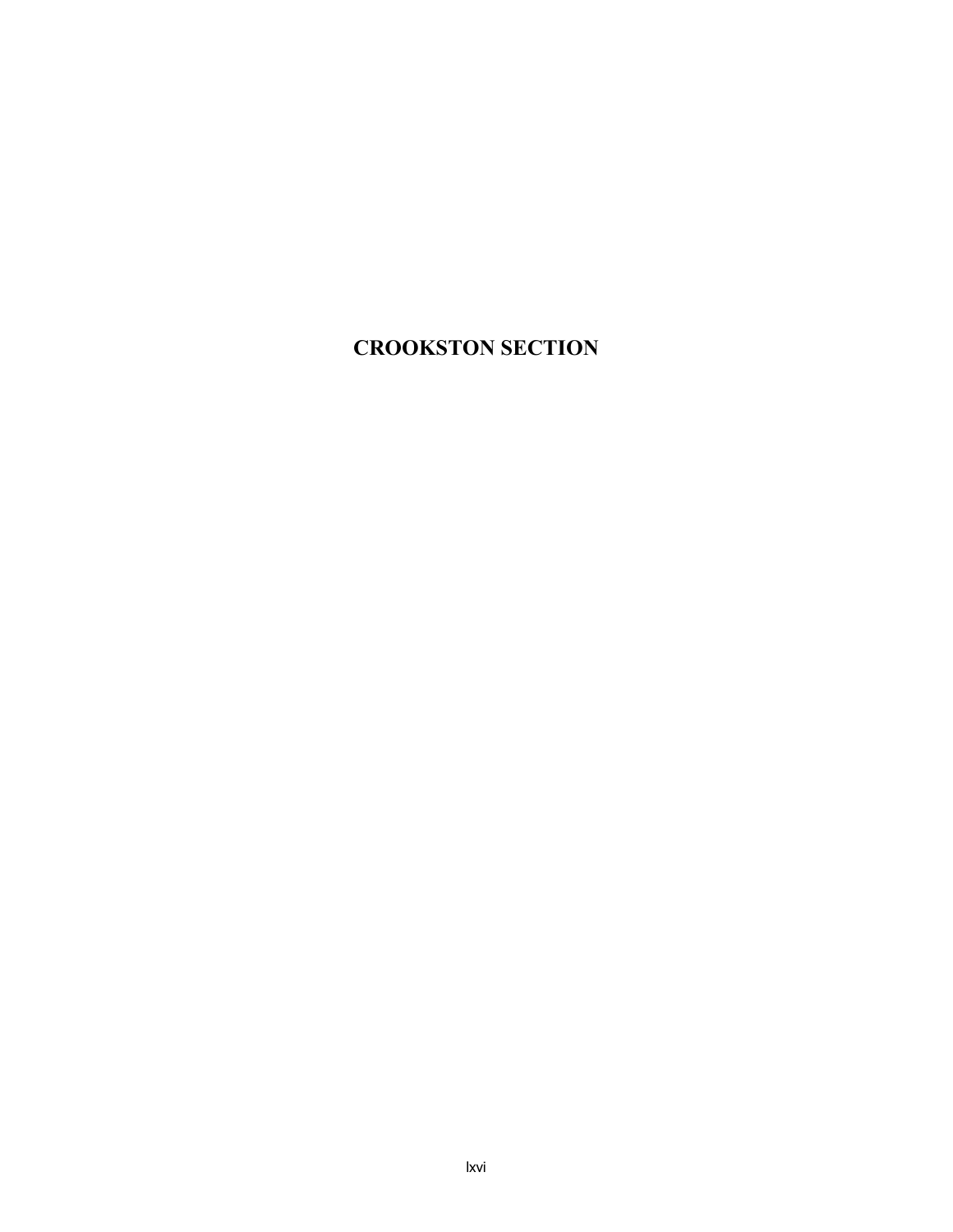# CROOKSTON SECTION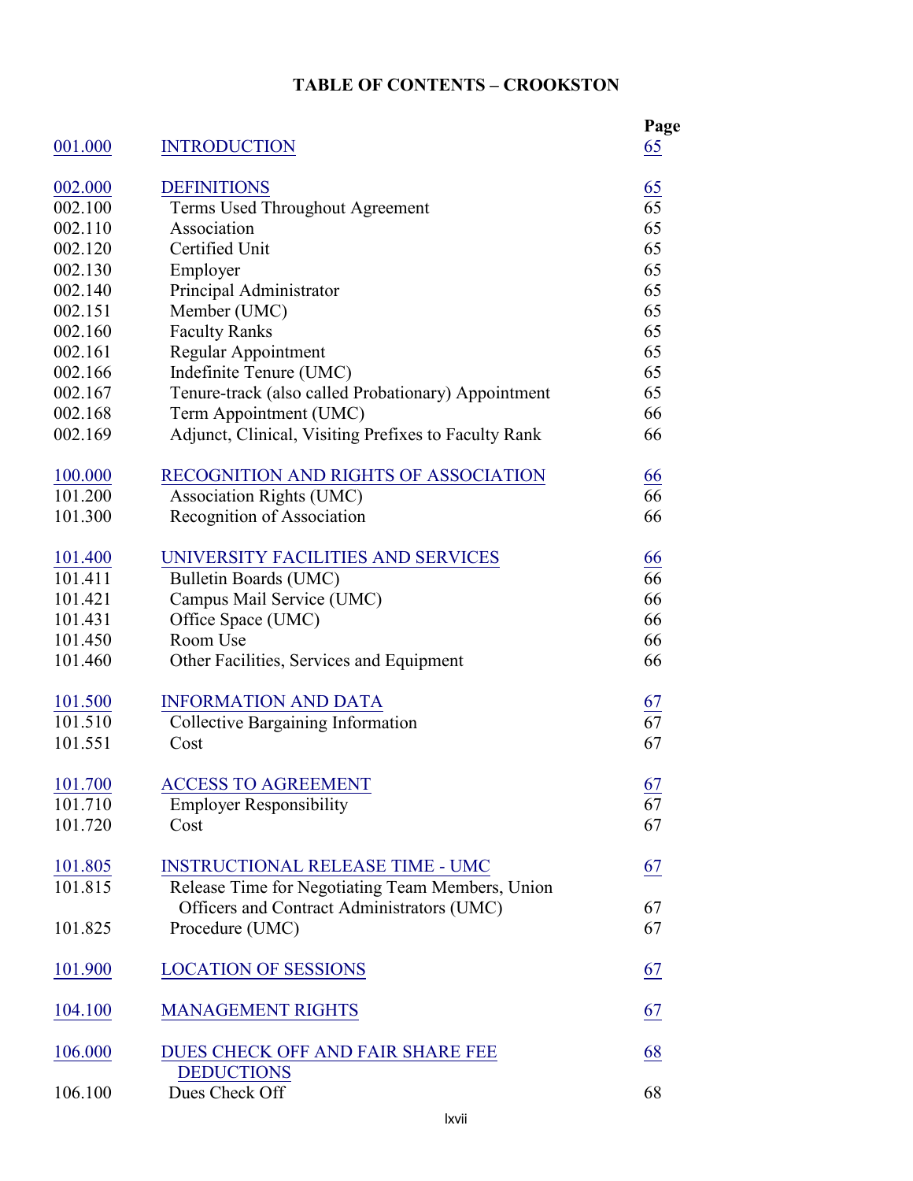# TABLE OF CONTENTS – CROOKSTON

| | | Page |
|---|---|---|
| 001.000 | INTRODUCTION | 65 |
| | | |
| 002.000 | DEFINITIONS | 65 |
| 002.100 | Terms Used Throughout Agreement | 65 |
| 002.110 | Association | 65 |
| 002.120 | Certified Unit | 65 |
| 002.130 | Employer | 65 |
| 002.140 | Principal Administrator | 65 |
| 002.151 | Member (UMC) | 65 |
| 002.160 | Faculty Ranks | 65 |
| 002.161 | Regular Appointment | 65 |
| 002.166 | Indefinite Tenure (UMC) | 65 |
| 002.167 | Tenure-track (also called Probationary) Appointment | 65 |
| 002.168 | Term Appointment (UMC) | 66 |
| 002.169 | Adjunct, Clinical, Visiting Prefixes to Faculty Rank | 66 |
| | | |
| 100.000 | RECOGNITION AND RIGHTS OF ASSOCIATION | 66 |
| 101.200 | Association Rights (UMC) | 66 |
| 101.300 | Recognition of Association | 66 |
| | | |
| 101.400 | UNIVERSITY FACILITIES AND SERVICES | 66 |
| 101.411 | Bulletin Boards (UMC) | 66 |
| 101.421 | Campus Mail Service (UMC) | 66 |
| 101.431 | Office Space (UMC) | 66 |
| 101.450 | Room Use | 66 |
| 101.460 | Other Facilities, Services and Equipment | 66 |
| | | |
| 101.500 | INFORMATION AND DATA | 67 |
| 101.510 | Collective Bargaining Information | 67 |
| 101.551 | Cost | 67 |
| | | |
| 101.700 | ACCESS TO AGREEMENT | 67 |
| 101.710 | Employer Responsibility | 67 |
| 101.720 | Cost | 67 |
| | | |
| 101.805 | INSTRUCTIONAL RELEASE TIME - UMC | 67 |
| 101.815 | Release Time for Negotiating Team Members, Union Officers and Contract Administrators (UMC) | 67 |
| 101.825 | Procedure (UMC) | 67 |
| | | |
| 101.900 | LOCATION OF SESSIONS | 67 |
| | | |
| 104.100 | MANAGEMENT RIGHTS | 67 |
| | | |
| 106.000 | DUES CHECK OFF AND FAIR SHARE FEE DEDUCTIONS | 68 |
| 106.100 | Dues Check Off | 68 |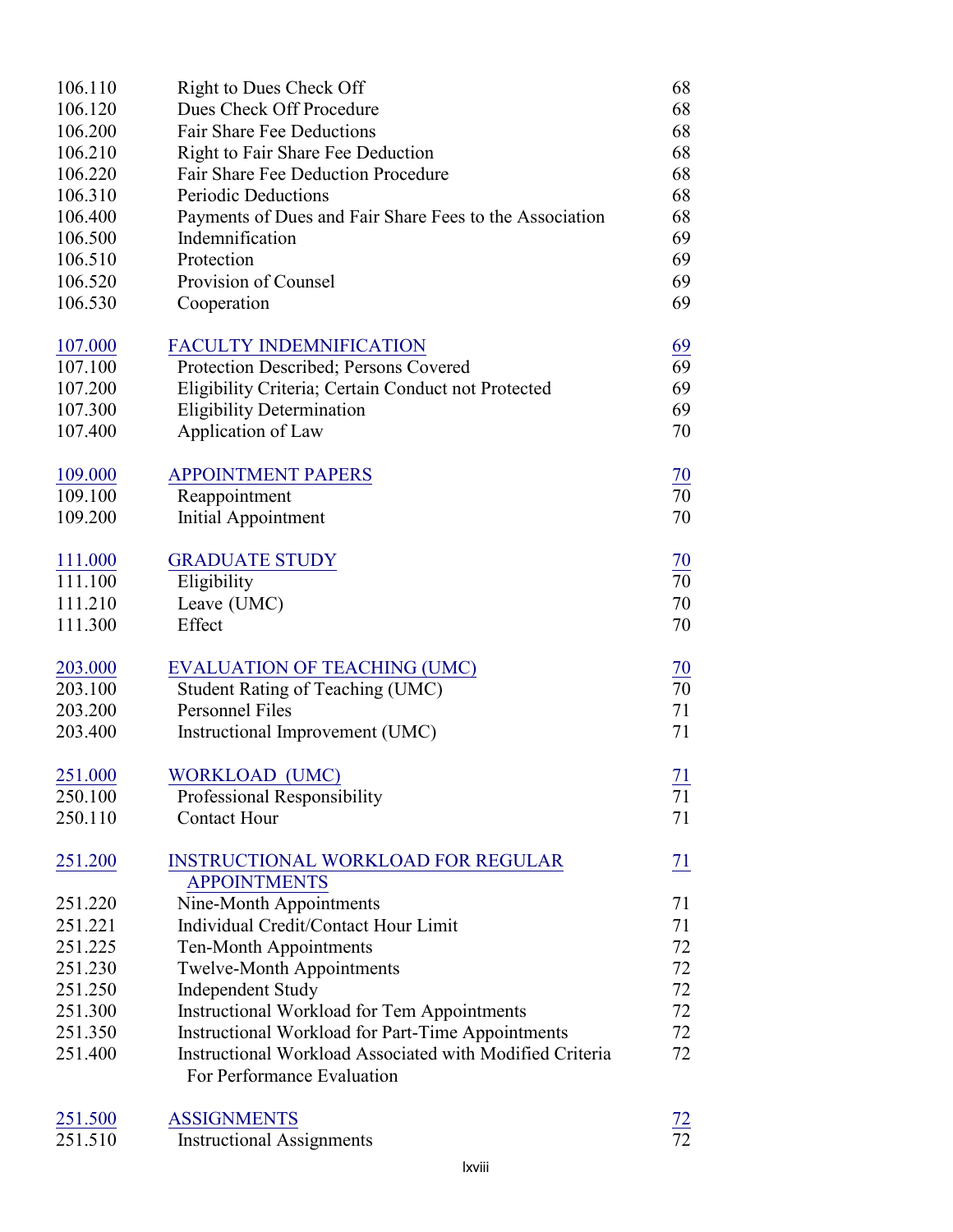| | | |
|---|---|---|
| 106.110 | Right to Dues Check Off | 68 |
| 106.120 | Dues Check Off Procedure | 68 |
| 106.200 | Fair Share Fee Deductions | 68 |
| 106.210 | Right to Fair Share Fee Deduction | 68 |
| 106.220 | Fair Share Fee Deduction Procedure | 68 |
| 106.310 | Periodic Deductions | 68 |
| 106.400 | Payments of Dues and Fair Share Fees to the Association | 68 |
| 106.500 | Indemnification | 69 |
| 106.510 | Protection | 69 |
| 106.520 | Provision of Counsel | 69 |
| 106.530 | Cooperation | 69 |
| | | |
| 107.000 | FACULTY INDEMNIFICATION | 69 |
| 107.100 | Protection Described; Persons Covered | 69 |
| 107.200 | Eligibility Criteria; Certain Conduct not Protected | 69 |
| 107.300 | Eligibility Determination | 69 |
| 107.400 | Application of Law | 70 |
| | | |
| 109.000 | APPOINTMENT PAPERS | 70 |
| 109.100 | Reappointment | 70 |
| 109.200 | Initial Appointment | 70 |
| | | |
| 111.000 | GRADUATE STUDY | 70 |
| 111.100 | Eligibility | 70 |
| 111.210 | Leave (UMC) | 70 |
| 111.300 | Effect | 70 |
| | | |
| 203.000 | EVALUATION OF TEACHING (UMC) | 70 |
| 203.100 | Student Rating of Teaching (UMC) | 70 |
| 203.200 | Personnel Files | 71 |
| 203.400 | Instructional Improvement (UMC) | 71 |
| | | |
| 251.000 | WORKLOAD (UMC) | 71 |
| 250.100 | Professional Responsibility | 71 |
| 250.110 | Contact Hour | 71 |
| | | |
| 251.200 | INSTRUCTIONAL WORKLOAD FOR REGULAR APPOINTMENTS | 71 |
| 251.220 | Nine-Month Appointments | 71 |
| 251.221 | Individual Credit/Contact Hour Limit | 71 |
| 251.225 | Ten-Month Appointments | 72 |
| 251.230 | Twelve-Month Appointments | 72 |
| 251.250 | Independent Study | 72 |
| 251.300 | Instructional Workload for Tem Appointments | 72 |
| 251.350 | Instructional Workload for Part-Time Appointments | 72 |
| 251.400 | Instructional Workload Associated with Modified Criteria For Performance Evaluation | 72 |
| | | |
| 251.500 | ASSIGNMENTS | 72 |
| 251.510 | Instructional Assignments | 72 |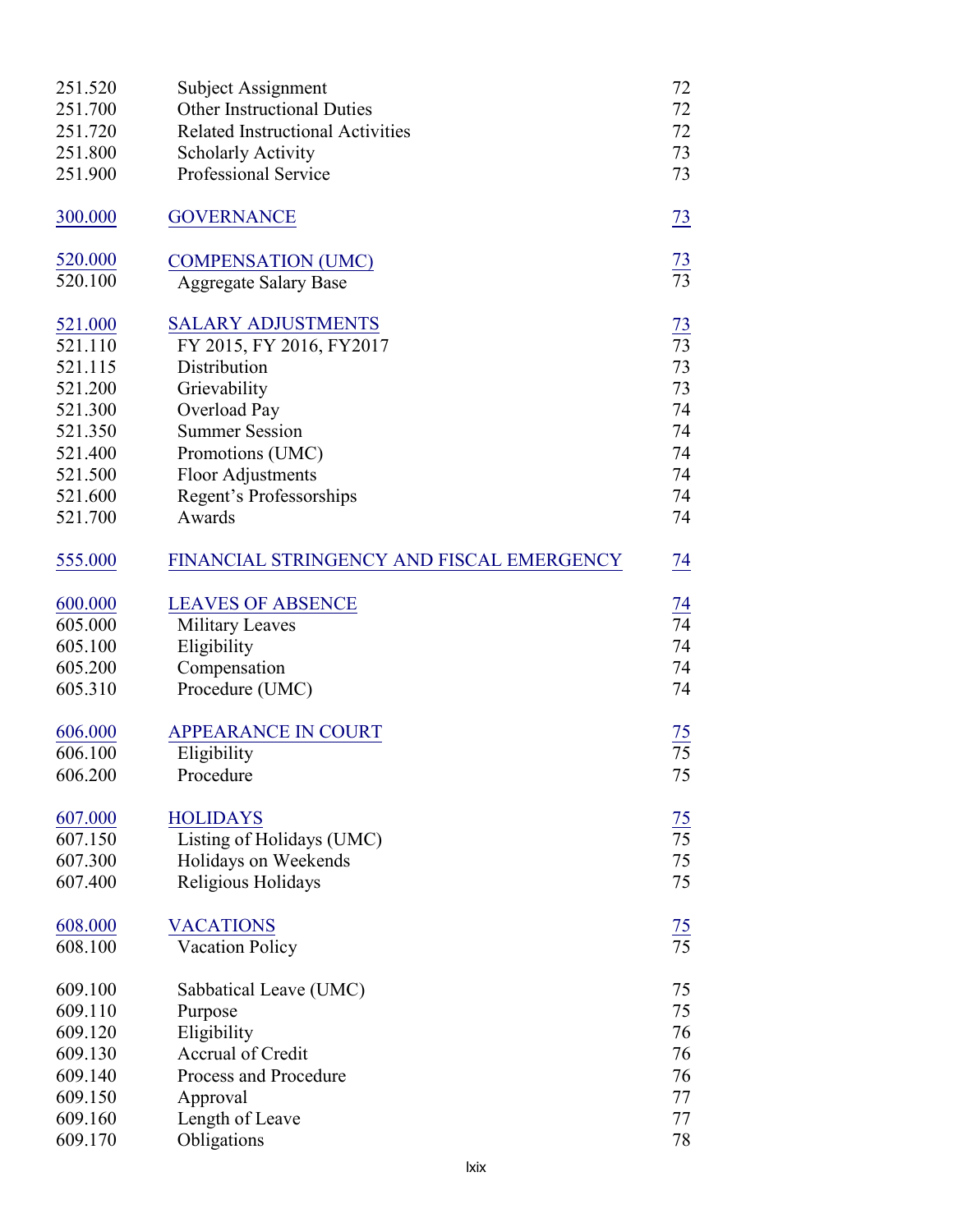| | | |
|---|---|---|
| 251.520 | Subject Assignment | 72 |
| 251.700 | Other Instructional Duties | 72 |
| 251.720 | Related Instructional Activities | 72 |
| 251.800 | Scholarly Activity | 73 |
| 251.900 | Professional Service | 73 |
| | | |
| 300.000 | GOVERNANCE | 73 |
| | | |
| 520.000 | COMPENSATION (UMC) | 73 |
| 520.100 | Aggregate Salary Base | 73 |
| | | |
| 521.000 | SALARY ADJUSTMENTS | 73 |
| 521.110 | FY 2015, FY 2016, FY2017 | 73 |
| 521.115 | Distribution | 73 |
| 521.200 | Grievability | 73 |
| 521.300 | Overload Pay | 74 |
| 521.350 | Summer Session | 74 |
| 521.400 | Promotions (UMC) | 74 |
| 521.500 | Floor Adjustments | 74 |
| 521.600 | Regent's Professorships | 74 |
| 521.700 | Awards | 74 |
| | | |
| 555.000 | FINANCIAL STRINGENCY AND FISCAL EMERGENCY | 74 |
| | | |
| 600.000 | LEAVES OF ABSENCE | 74 |
| 605.000 | Military Leaves | 74 |
| 605.100 | Eligibility | 74 |
| 605.200 | Compensation | 74 |
| 605.310 | Procedure (UMC) | 74 |
| | | |
| 606.000 | APPEARANCE IN COURT | 75 |
| 606.100 | Eligibility | 75 |
| 606.200 | Procedure | 75 |
| | | |
| 607.000 | HOLIDAYS | 75 |
| 607.150 | Listing of Holidays (UMC) | 75 |
| 607.300 | Holidays on Weekends | 75 |
| 607.400 | Religious Holidays | 75 |
| | | |
| 608.000 | VACATIONS | 75 |
| 608.100 | Vacation Policy | 75 |
| | | |
| 609.100 | Sabbatical Leave (UMC) | 75 |
| 609.110 | Purpose | 75 |
| 609.120 | Eligibility | 76 |
| 609.130 | Accrual of Credit | 76 |
| 609.140 | Process and Procedure | 76 |
| 609.150 | Approval | 77 |
| 609.160 | Length of Leave | 77 |
| 609.170 | Obligations | 78 |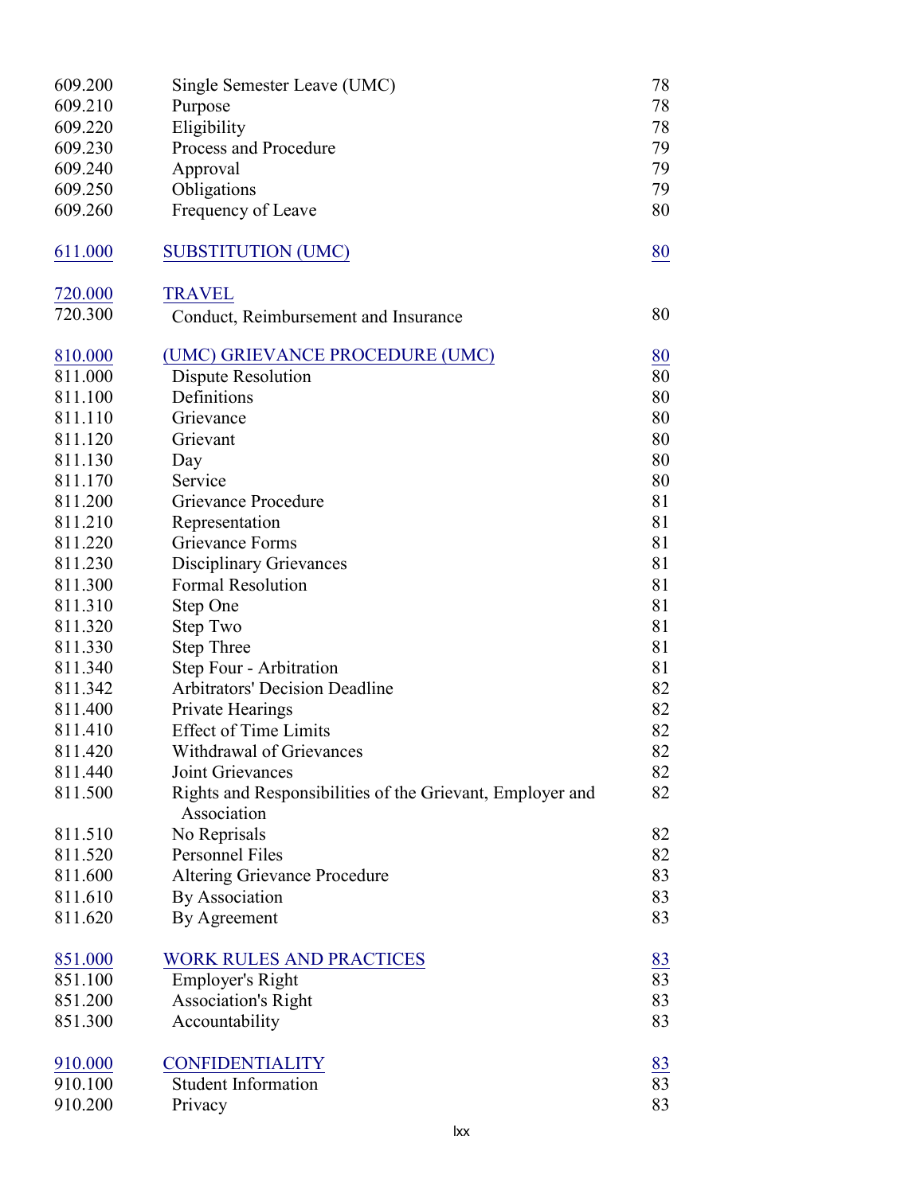| | | |
|---|---|---|
| 609.200 | Single Semester Leave (UMC) | 78 |
| 609.210 | Purpose | 78 |
| 609.220 | Eligibility | 78 |
| 609.230 | Process and Procedure | 79 |
| 609.240 | Approval | 79 |
| 609.250 | Obligations | 79 |
| 609.260 | Frequency of Leave | 80 |
| | | |
| 611.000 | SUBSTITUTION (UMC) | 80 |
| | | |
| 720.000 | TRAVEL | |
| 720.300 | Conduct, Reimbursement and Insurance | 80 |
| | | |
| 810.000 | (UMC) GRIEVANCE PROCEDURE (UMC) | 80 |
| 811.000 | Dispute Resolution | 80 |
| 811.100 | Definitions | 80 |
| 811.110 | Grievance | 80 |
| 811.120 | Grievant | 80 |
| 811.130 | Day | 80 |
| 811.170 | Service | 80 |
| 811.200 | Grievance Procedure | 81 |
| 811.210 | Representation | 81 |
| 811.220 | Grievance Forms | 81 |
| 811.230 | Disciplinary Grievances | 81 |
| 811.300 | Formal Resolution | 81 |
| 811.310 | Step One | 81 |
| 811.320 | Step Two | 81 |
| 811.330 | Step Three | 81 |
| 811.340 | Step Four - Arbitration | 81 |
| 811.342 | Arbitrators' Decision Deadline | 82 |
| 811.400 | Private Hearings | 82 |
| 811.410 | Effect of Time Limits | 82 |
| 811.420 | Withdrawal of Grievances | 82 |
| 811.440 | Joint Grievances | 82 |
| 811.500 | Rights and Responsibilities of the Grievant, Employer and Association | 82 |
| 811.510 | No Reprisals | 82 |
| 811.520 | Personnel Files | 82 |
| 811.600 | Altering Grievance Procedure | 83 |
| 811.610 | By Association | 83 |
| 811.620 | By Agreement | 83 |
| | | |
| 851.000 | WORK RULES AND PRACTICES | 83 |
| 851.100 | Employer's Right | 83 |
| 851.200 | Association's Right | 83 |
| 851.300 | Accountability | 83 |
| | | |
| 910.000 | CONFIDENTIALITY | 83 |
| 910.100 | Student Information | 83 |
| 910.200 | Privacy | 83 |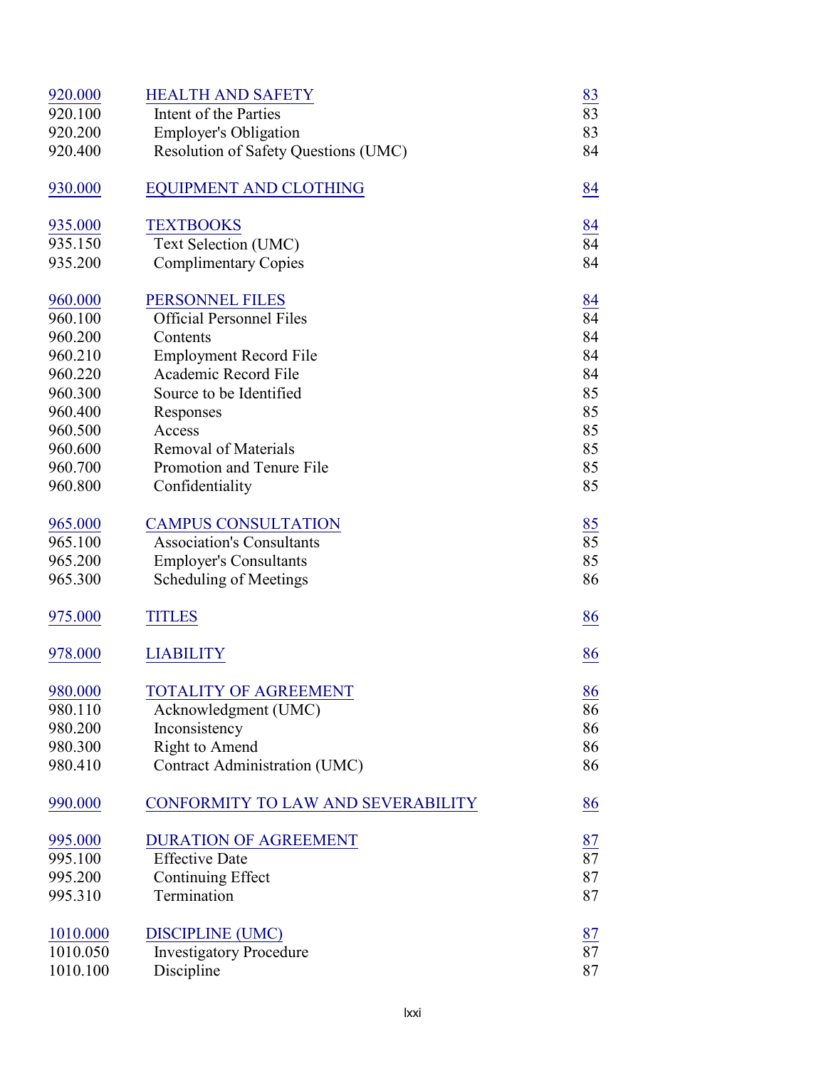| | | |
|---|---|---|
| 920.000 | HEALTH AND SAFETY | 83 |
| 920.100 | Intent of the Parties | 83 |
| 920.200 | Employer's Obligation | 83 |
| 920.400 | Resolution of Safety Questions (UMC) | 84 |
| | | |
| 930.000 | EQUIPMENT AND CLOTHING | 84 |
| | | |
| 935.000 | TEXTBOOKS | 84 |
| 935.150 | Text Selection (UMC) | 84 |
| 935.200 | Complimentary Copies | 84 |
| | | |
| 960.000 | PERSONNEL FILES | 84 |
| 960.100 | Official Personnel Files | 84 |
| 960.200 | Contents | 84 |
| 960.210 | Employment Record File | 84 |
| 960.220 | Academic Record File | 84 |
| 960.300 | Source to be Identified | 85 |
| 960.400 | Responses | 85 |
| 960.500 | Access | 85 |
| 960.600 | Removal of Materials | 85 |
| 960.700 | Promotion and Tenure File | 85 |
| 960.800 | Confidentiality | 85 |
| | | |
| 965.000 | CAMPUS CONSULTATION | 85 |
| 965.100 | Association's Consultants | 85 |
| 965.200 | Employer's Consultants | 85 |
| 965.300 | Scheduling of Meetings | 86 |
| | | |
| 975.000 | TITLES | 86 |
| | | |
| 978.000 | LIABILITY | 86 |
| | | |
| 980.000 | TOTALITY OF AGREEMENT | 86 |
| 980.110 | Acknowledgment (UMC) | 86 |
| 980.200 | Inconsistency | 86 |
| 980.300 | Right to Amend | 86 |
| 980.410 | Contract Administration (UMC) | 86 |
| | | |
| 990.000 | CONFORMITY TO LAW AND SEVERABILITY | 86 |
| | | |
| 995.000 | DURATION OF AGREEMENT | 87 |
| 995.100 | Effective Date | 87 |
| 995.200 | Continuing Effect | 87 |
| 995.310 | Termination | 87 |
| | | |
| 1010.000 | DISCIPLINE (UMC) | 87 |
| 1010.050 | Investigatory Procedure | 87 |
| 1010.100 | Discipline | 87 |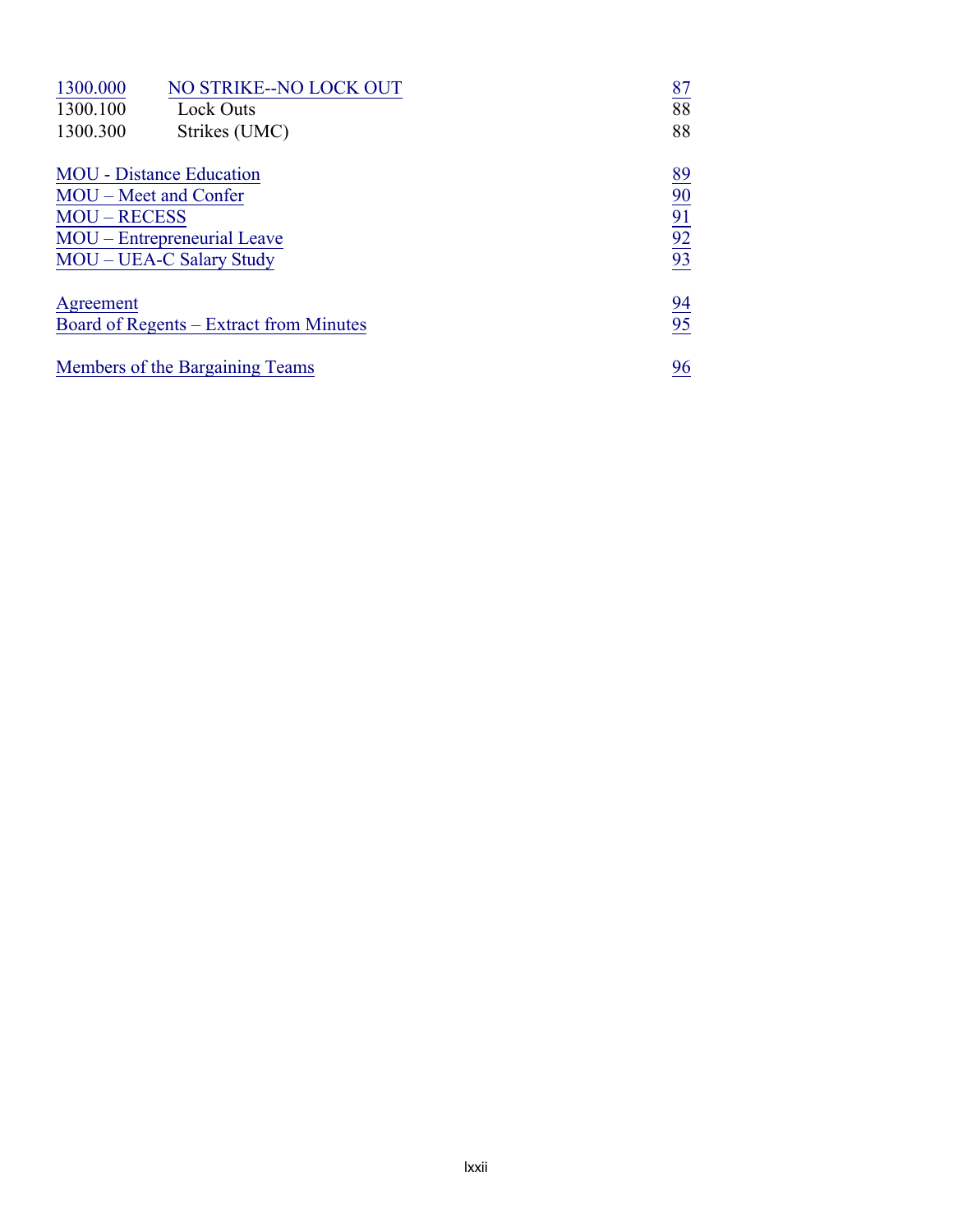| | | |
|---|---|---|
| 1300.000 | NO STRIKE--NO LOCK OUT | 87 |
| 1300.100 | Lock Outs | 88 |
| 1300.300 | Strikes (UMC) | 88 |
| MOU - Distance Education | | 89 |
| MOU – Meet and Confer | | 90 |
| MOU – RECESS | | 91 |
| MOU – Entrepreneurial Leave | | 92 |
| MOU – UEA-C Salary Study | | 93 |
| Agreement | | 94 |
| Board of Regents – Extract from Minutes | | 95 |
| Members of the Bargaining Teams | | 96 |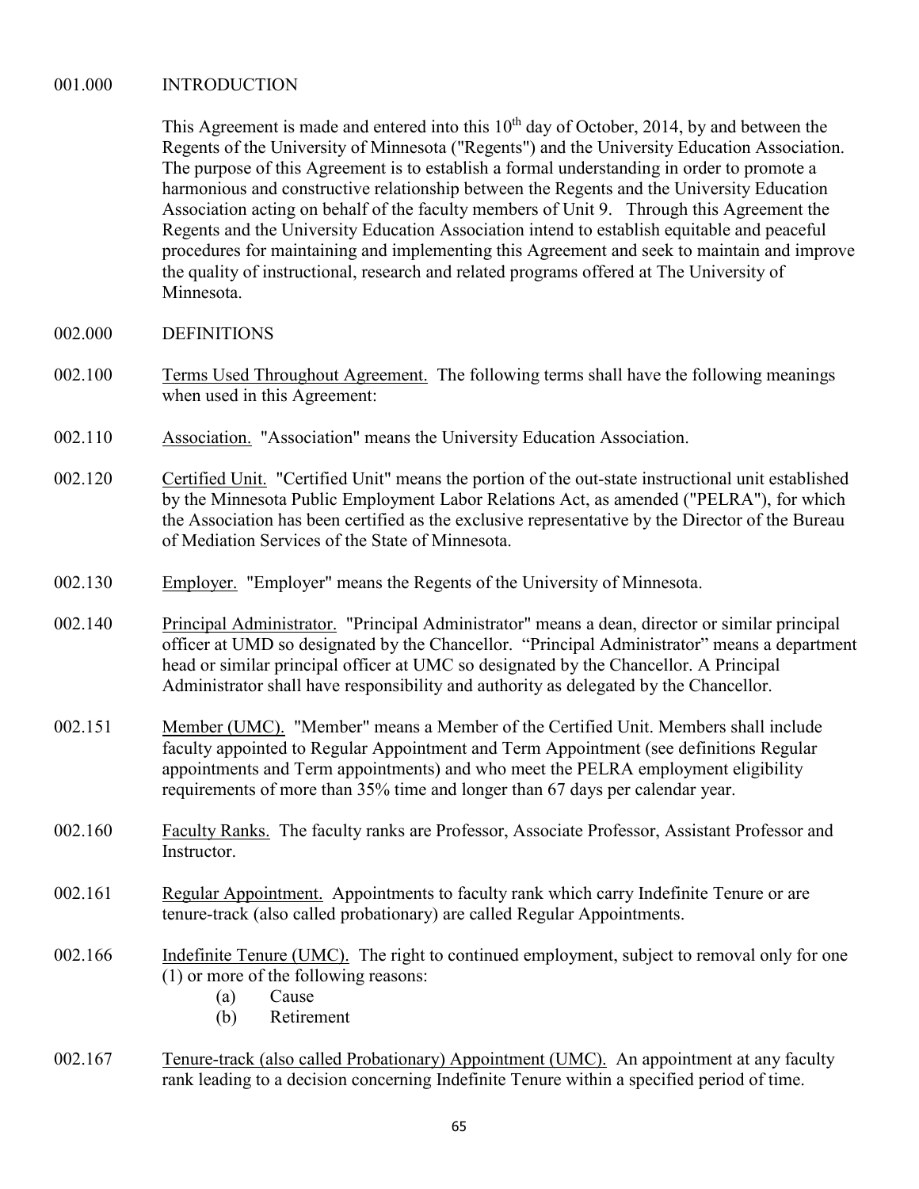001.000 INTRODUCTION

This Agreement is made and entered into this 10th day of October, 2014, by and between the Regents of the University of Minnesota ("Regents") and the University Education Association. The purpose of this Agreement is to establish a formal understanding in order to promote a harmonious and constructive relationship between the Regents and the University Education Association acting on behalf of the faculty members of Unit 9. Through this Agreement the Regents and the University Education Association intend to establish equitable and peaceful procedures for maintaining and implementing this Agreement and seek to maintain and improve the quality of instructional, research and related programs offered at The University of Minnesota.

002.000 DEFINITIONS

002.100 Terms Used Throughout Agreement. The following terms shall have the following meanings when used in this Agreement:

002.110 Association. "Association" means the University Education Association.

002.120 Certified Unit. "Certified Unit" means the portion of the out-state instructional unit established by the Minnesota Public Employment Labor Relations Act, as amended ("PELRA"), for which the Association has been certified as the exclusive representative by the Director of the Bureau of Mediation Services of the State of Minnesota.

002.130 Employer. "Employer" means the Regents of the University of Minnesota.

002.140 Principal Administrator. "Principal Administrator" means a dean, director or similar principal officer at UMD so designated by the Chancellor. "Principal Administrator" means a department head or similar principal officer at UMC so designated by the Chancellor. A Principal Administrator shall have responsibility and authority as delegated by the Chancellor.

002.151 Member (UMC). "Member" means a Member of the Certified Unit. Members shall include faculty appointed to Regular Appointment and Term Appointment (see definitions Regular appointments and Term appointments) and who meet the PELRA employment eligibility requirements of more than 35% time and longer than 67 days per calendar year.

002.160 Faculty Ranks. The faculty ranks are Professor, Associate Professor, Assistant Professor and Instructor.

002.161 Regular Appointment. Appointments to faculty rank which carry Indefinite Tenure or are tenure-track (also called probationary) are called Regular Appointments.

002.166 Indefinite Tenure (UMC). The right to continued employment, subject to removal only for one (1) or more of the following reasons:

- (a) Cause
- (b) Retirement

002.167 Tenure-track (also called Probationary) Appointment (UMC). An appointment at any faculty rank leading to a decision concerning Indefinite Tenure within a specified period of time.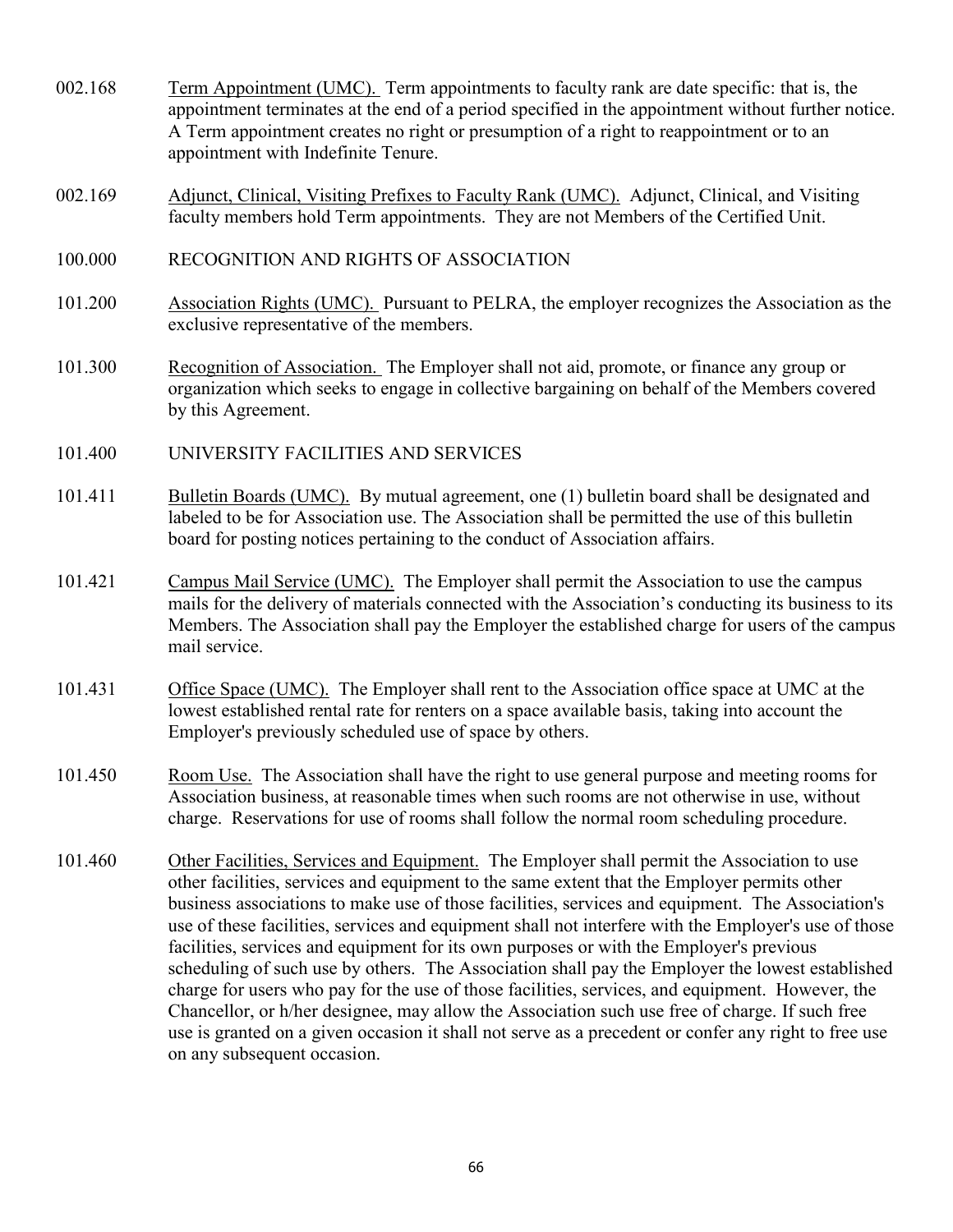002.168 Term Appointment (UMC). Term appointments to faculty rank are date specific: that is, the appointment terminates at the end of a period specified in the appointment without further notice. A Term appointment creates no right or presumption of a right to reappointment or to an appointment with Indefinite Tenure.

002.169 Adjunct, Clinical, Visiting Prefixes to Faculty Rank (UMC). Adjunct, Clinical, and Visiting faculty members hold Term appointments. They are not Members of the Certified Unit.

## 100.000 RECOGNITION AND RIGHTS OF ASSOCIATION

101.200 Association Rights (UMC). Pursuant to PELRA, the employer recognizes the Association as the exclusive representative of the members.

101.300 Recognition of Association. The Employer shall not aid, promote, or finance any group or organization which seeks to engage in collective bargaining on behalf of the Members covered by this Agreement.

### 101.400 UNIVERSITY FACILITIES AND SERVICES

101.411 Bulletin Boards (UMC). By mutual agreement, one (1) bulletin board shall be designated and labeled to be for Association use. The Association shall be permitted the use of this bulletin board for posting notices pertaining to the conduct of Association affairs.

101.421 Campus Mail Service (UMC). The Employer shall permit the Association to use the campus mails for the delivery of materials connected with the Association's conducting its business to its Members. The Association shall pay the Employer the established charge for users of the campus mail service.

101.431 Office Space (UMC). The Employer shall rent to the Association office space at UMC at the lowest established rental rate for renters on a space available basis, taking into account the Employer's previously scheduled use of space by others.

101.450 Room Use. The Association shall have the right to use general purpose and meeting rooms for Association business, at reasonable times when such rooms are not otherwise in use, without charge. Reservations for use of rooms shall follow the normal room scheduling procedure.

101.460 Other Facilities, Services and Equipment. The Employer shall permit the Association to use other facilities, services and equipment to the same extent that the Employer permits other business associations to make use of those facilities, services and equipment. The Association's use of these facilities, services and equipment shall not interfere with the Employer's use of those facilities, services and equipment for its own purposes or with the Employer's previous scheduling of such use by others. The Association shall pay the Employer the lowest established charge for users who pay for the use of those facilities, services, and equipment. However, the Chancellor, or h/her designee, may allow the Association such use free of charge. If such free use is granted on a given occasion it shall not serve as a precedent or confer any right to free use on any subsequent occasion.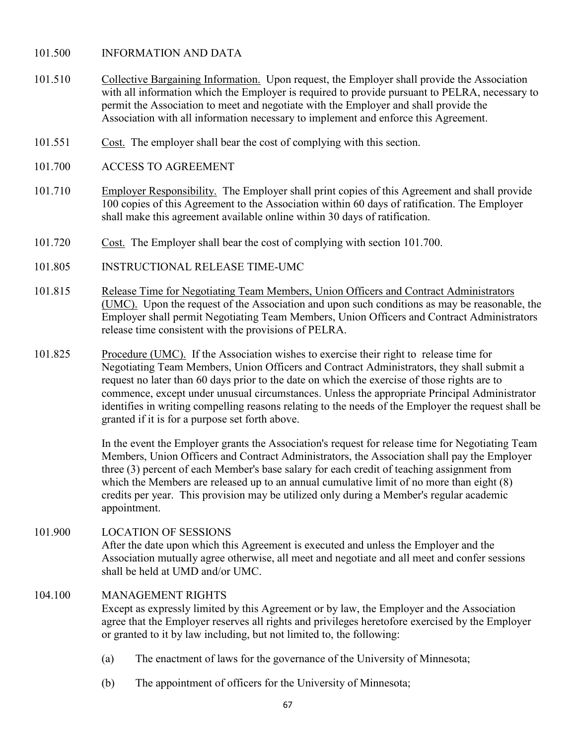101.500 INFORMATION AND DATA

101.510 Collective Bargaining Information. Upon request, the Employer shall provide the Association with all information which the Employer is required to provide pursuant to PELRA, necessary to permit the Association to meet and negotiate with the Employer and shall provide the Association with all information necessary to implement and enforce this Agreement.

101.551 Cost. The employer shall bear the cost of complying with this section.

101.700 ACCESS TO AGREEMENT

101.710 Employer Responsibility. The Employer shall print copies of this Agreement and shall provide 100 copies of this Agreement to the Association within 60 days of ratification. The Employer shall make this agreement available online within 30 days of ratification.

101.720 Cost. The Employer shall bear the cost of complying with section 101.700.

101.805 INSTRUCTIONAL RELEASE TIME-UMC

101.815 Release Time for Negotiating Team Members, Union Officers and Contract Administrators (UMC). Upon the request of the Association and upon such conditions as may be reasonable, the Employer shall permit Negotiating Team Members, Union Officers and Contract Administrators release time consistent with the provisions of PELRA.

101.825 Procedure (UMC). If the Association wishes to exercise their right to release time for Negotiating Team Members, Union Officers and Contract Administrators, they shall submit a request no later than 60 days prior to the date on which the exercise of those rights are to commence, except under unusual circumstances. Unless the appropriate Principal Administrator identifies in writing compelling reasons relating to the needs of the Employer the request shall be granted if it is for a purpose set forth above.

In the event the Employer grants the Association's request for release time for Negotiating Team Members, Union Officers and Contract Administrators, the Association shall pay the Employer three (3) percent of each Member's base salary for each credit of teaching assignment from which the Members are released up to an annual cumulative limit of no more than eight (8) credits per year. This provision may be utilized only during a Member's regular academic appointment.

101.900 LOCATION OF SESSIONS

After the date upon which this Agreement is executed and unless the Employer and the Association mutually agree otherwise, all meet and negotiate and all meet and confer sessions shall be held at UMD and/or UMC.

104.100 MANAGEMENT RIGHTS

Except as expressly limited by this Agreement or by law, the Employer and the Association agree that the Employer reserves all rights and privileges heretofore exercised by the Employer or granted to it by law including, but not limited to, the following:

(a) The enactment of laws for the governance of the University of Minnesota;

(b) The appointment of officers for the University of Minnesota;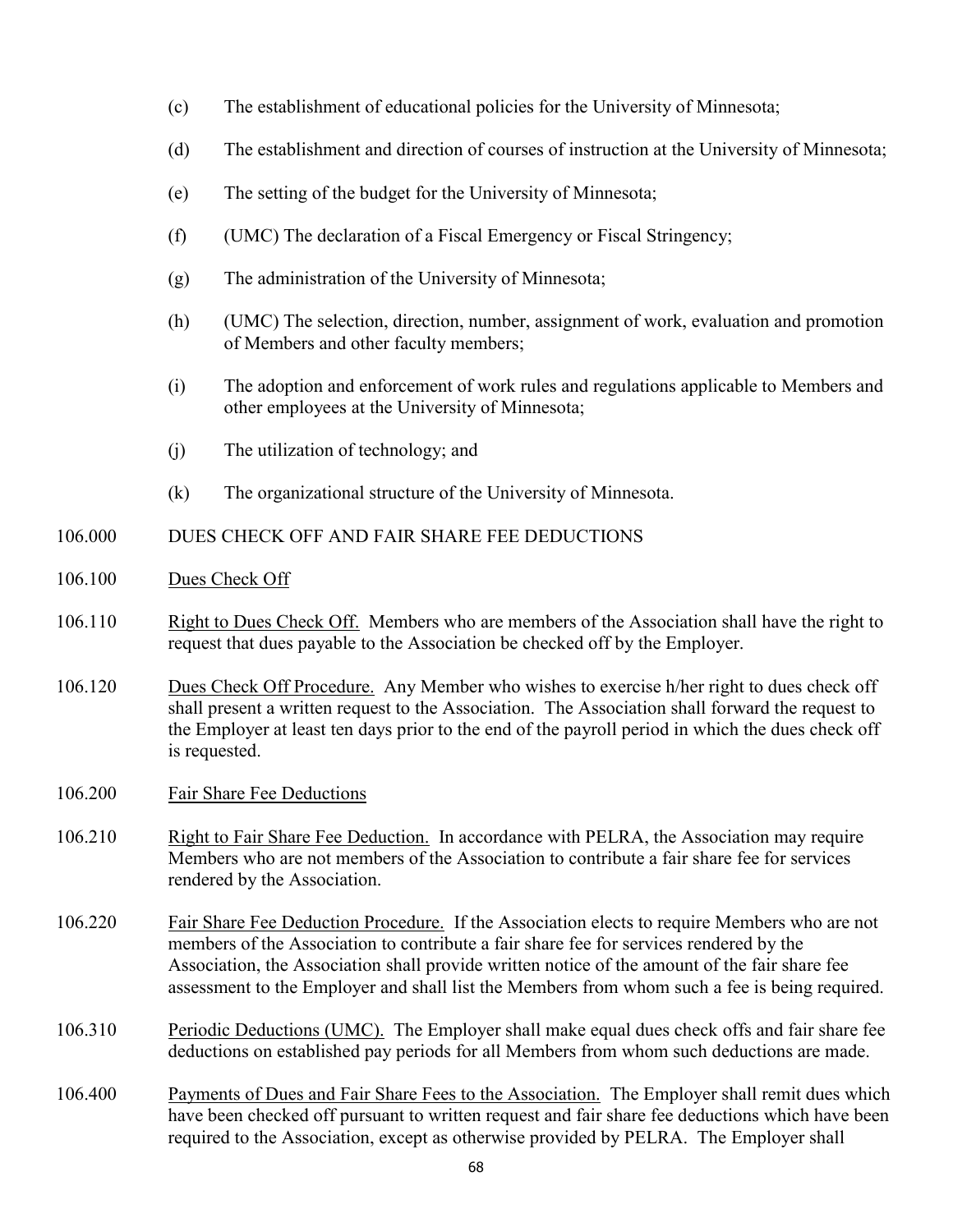(c) The establishment of educational policies for the University of Minnesota;

(d) The establishment and direction of courses of instruction at the University of Minnesota;

(e) The setting of the budget for the University of Minnesota;

(f) (UMC) The declaration of a Fiscal Emergency or Fiscal Stringency;

(g) The administration of the University of Minnesota;

(h) (UMC) The selection, direction, number, assignment of work, evaluation and promotion of Members and other faculty members;

(i) The adoption and enforcement of work rules and regulations applicable to Members and other employees at the University of Minnesota;

(j) The utilization of technology; and

(k) The organizational structure of the University of Minnesota.

106.000 DUES CHECK OFF AND FAIR SHARE FEE DEDUCTIONS

106.100 Dues Check Off

106.110 Right to Dues Check Off. Members who are members of the Association shall have the right to request that dues payable to the Association be checked off by the Employer.

106.120 Dues Check Off Procedure. Any Member who wishes to exercise h/her right to dues check off shall present a written request to the Association. The Association shall forward the request to the Employer at least ten days prior to the end of the payroll period in which the dues check off is requested.

106.200 Fair Share Fee Deductions

106.210 Right to Fair Share Fee Deduction. In accordance with PELRA, the Association may require Members who are not members of the Association to contribute a fair share fee for services rendered by the Association.

106.220 Fair Share Fee Deduction Procedure. If the Association elects to require Members who are not members of the Association to contribute a fair share fee for services rendered by the Association, the Association shall provide written notice of the amount of the fair share fee assessment to the Employer and shall list the Members from whom such a fee is being required.

106.310 Periodic Deductions (UMC). The Employer shall make equal dues check offs and fair share fee deductions on established pay periods for all Members from whom such deductions are made.

106.400 Payments of Dues and Fair Share Fees to the Association. The Employer shall remit dues which have been checked off pursuant to written request and fair share fee deductions which have been required to the Association, except as otherwise provided by PELRA. The Employer shall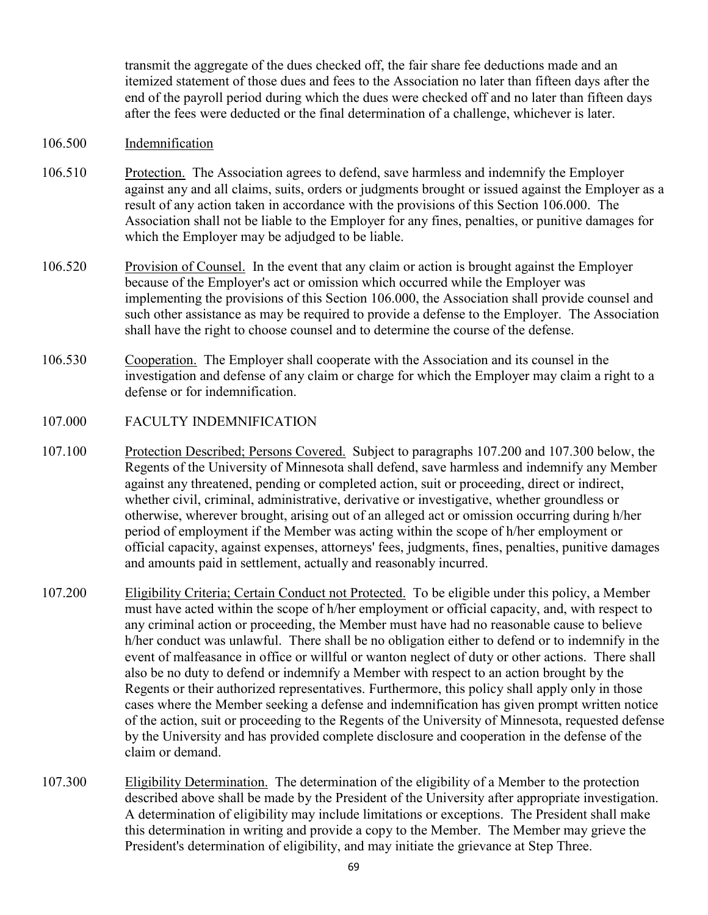transmit the aggregate of the dues checked off, the fair share fee deductions made and an itemized statement of those dues and fees to the Association no later than fifteen days after the end of the payroll period during which the dues were checked off and no later than fifteen days after the fees were deducted or the final determination of a challenge, whichever is later.

106.500 Indemnification

106.510 Protection. The Association agrees to defend, save harmless and indemnify the Employer against any and all claims, suits, orders or judgments brought or issued against the Employer as a result of any action taken in accordance with the provisions of this Section 106.000. The Association shall not be liable to the Employer for any fines, penalties, or punitive damages for which the Employer may be adjudged to be liable.

106.520 Provision of Counsel. In the event that any claim or action is brought against the Employer because of the Employer's act or omission which occurred while the Employer was implementing the provisions of this Section 106.000, the Association shall provide counsel and such other assistance as may be required to provide a defense to the Employer. The Association shall have the right to choose counsel and to determine the course of the defense.

106.530 Cooperation. The Employer shall cooperate with the Association and its counsel in the investigation and defense of any claim or charge for which the Employer may claim a right to a defense or for indemnification.

## 107.000 FACULTY INDEMNIFICATION

107.100 Protection Described; Persons Covered. Subject to paragraphs 107.200 and 107.300 below, the Regents of the University of Minnesota shall defend, save harmless and indemnify any Member against any threatened, pending or completed action, suit or proceeding, direct or indirect, whether civil, criminal, administrative, derivative or investigative, whether groundless or otherwise, wherever brought, arising out of an alleged act or omission occurring during h/her period of employment if the Member was acting within the scope of h/her employment or official capacity, against expenses, attorneys' fees, judgments, fines, penalties, punitive damages and amounts paid in settlement, actually and reasonably incurred.

107.200 Eligibility Criteria; Certain Conduct not Protected. To be eligible under this policy, a Member must have acted within the scope of h/her employment or official capacity, and, with respect to any criminal action or proceeding, the Member must have had no reasonable cause to believe h/her conduct was unlawful. There shall be no obligation either to defend or to indemnify in the event of malfeasance in office or willful or wanton neglect of duty or other actions. There shall also be no duty to defend or indemnify a Member with respect to an action brought by the Regents or their authorized representatives. Furthermore, this policy shall apply only in those cases where the Member seeking a defense and indemnification has given prompt written notice of the action, suit or proceeding to the Regents of the University of Minnesota, requested defense by the University and has provided complete disclosure and cooperation in the defense of the claim or demand.

107.300 Eligibility Determination. The determination of the eligibility of a Member to the protection described above shall be made by the President of the University after appropriate investigation. A determination of eligibility may include limitations or exceptions. The President shall make this determination in writing and provide a copy to the Member. The Member may grieve the President's determination of eligibility, and may initiate the grievance at Step Three.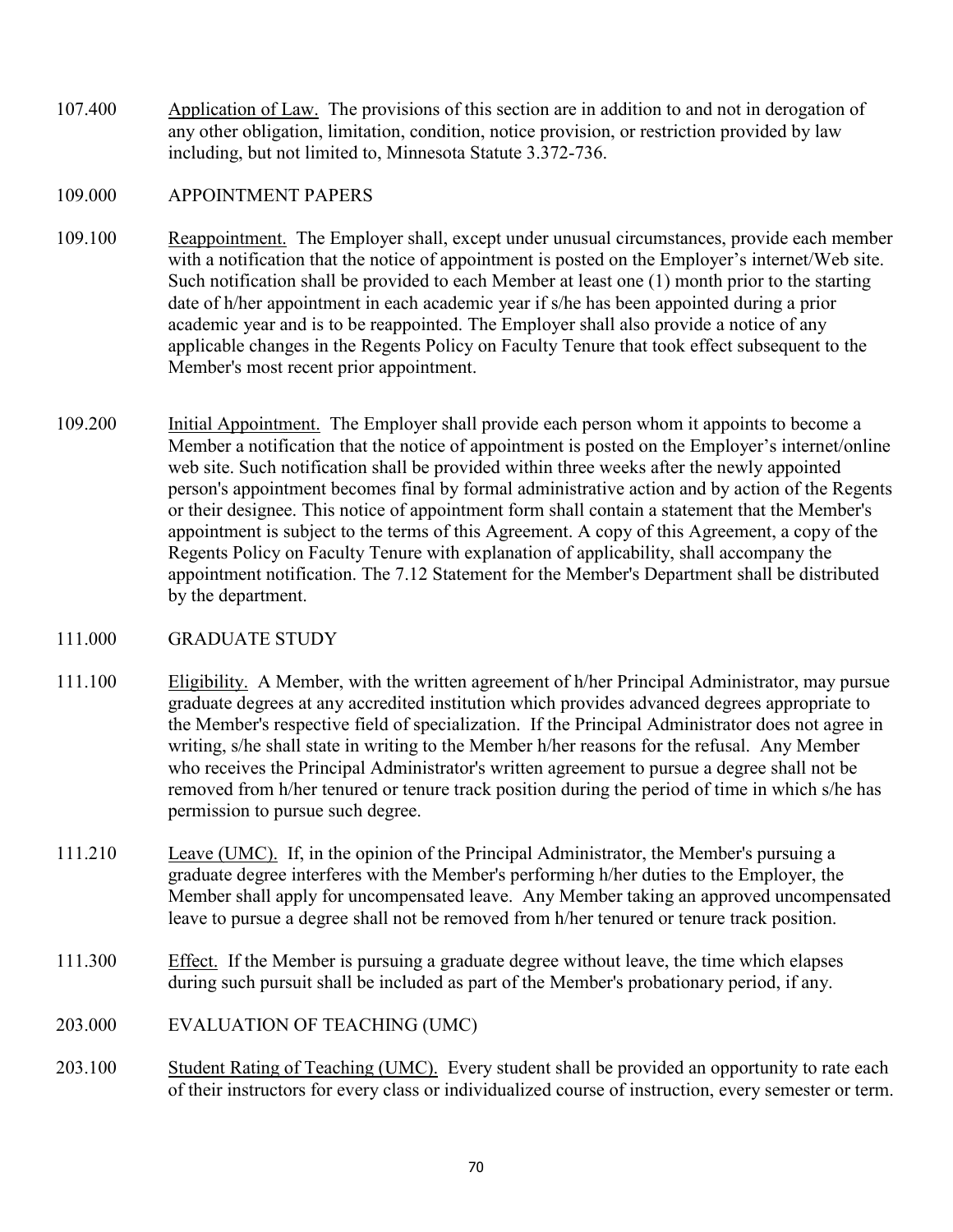107.400 Application of Law. The provisions of this section are in addition to and not in derogation of any other obligation, limitation, condition, notice provision, or restriction provided by law including, but not limited to, Minnesota Statute 3.372-736.

## 109.000 APPOINTMENT PAPERS

109.100 Reappointment. The Employer shall, except under unusual circumstances, provide each member with a notification that the notice of appointment is posted on the Employer's internet/Web site. Such notification shall be provided to each Member at least one (1) month prior to the starting date of h/her appointment in each academic year if s/he has been appointed during a prior academic year and is to be reappointed. The Employer shall also provide a notice of any applicable changes in the Regents Policy on Faculty Tenure that took effect subsequent to the Member's most recent prior appointment.

109.200 Initial Appointment. The Employer shall provide each person whom it appoints to become a Member a notification that the notice of appointment is posted on the Employer's internet/online web site. Such notification shall be provided within three weeks after the newly appointed person's appointment becomes final by formal administrative action and by action of the Regents or their designee. This notice of appointment form shall contain a statement that the Member's appointment is subject to the terms of this Agreement. A copy of this Agreement, a copy of the Regents Policy on Faculty Tenure with explanation of applicability, shall accompany the appointment notification. The 7.12 Statement for the Member's Department shall be distributed by the department.

## 111.000 GRADUATE STUDY

111.100 Eligibility. A Member, with the written agreement of h/her Principal Administrator, may pursue graduate degrees at any accredited institution which provides advanced degrees appropriate to the Member's respective field of specialization. If the Principal Administrator does not agree in writing, s/he shall state in writing to the Member h/her reasons for the refusal. Any Member who receives the Principal Administrator's written agreement to pursue a degree shall not be removed from h/her tenured or tenure track position during the period of time in which s/he has permission to pursue such degree.

111.210 Leave (UMC). If, in the opinion of the Principal Administrator, the Member's pursuing a graduate degree interferes with the Member's performing h/her duties to the Employer, the Member shall apply for uncompensated leave. Any Member taking an approved uncompensated leave to pursue a degree shall not be removed from h/her tenured or tenure track position.

111.300 Effect. If the Member is pursuing a graduate degree without leave, the time which elapses during such pursuit shall be included as part of the Member's probationary period, if any.

## 203.000 EVALUATION OF TEACHING (UMC)

203.100 Student Rating of Teaching (UMC). Every student shall be provided an opportunity to rate each of their instructors for every class or individualized course of instruction, every semester or term.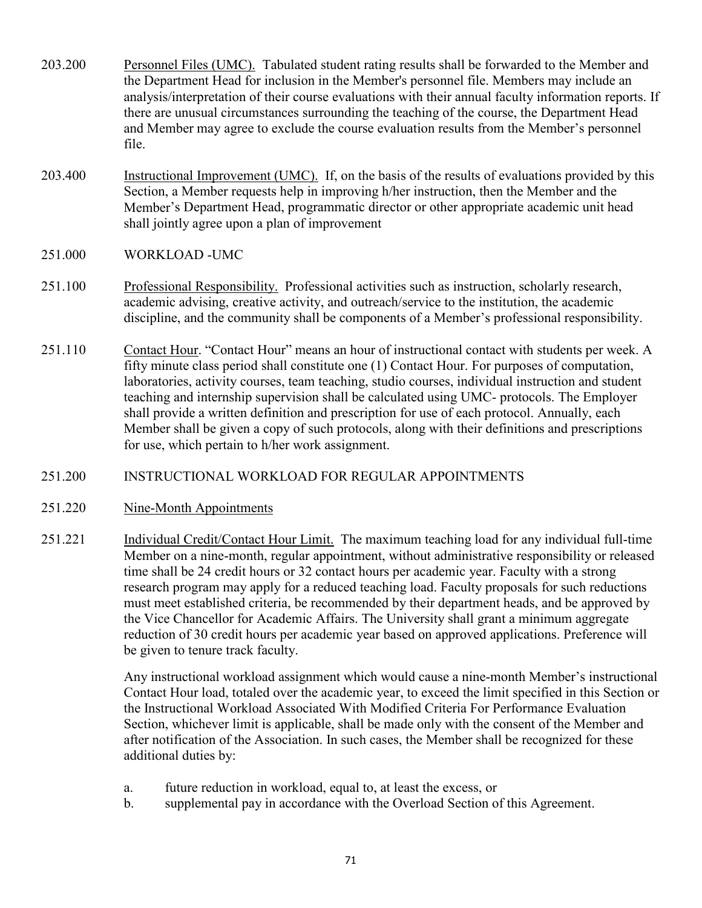203.200 Personnel Files (UMC). Tabulated student rating results shall be forwarded to the Member and the Department Head for inclusion in the Member's personnel file. Members may include an analysis/interpretation of their course evaluations with their annual faculty information reports. If there are unusual circumstances surrounding the teaching of the course, the Department Head and Member may agree to exclude the course evaluation results from the Member's personnel file.

203.400 Instructional Improvement (UMC). If, on the basis of the results of evaluations provided by this Section, a Member requests help in improving h/her instruction, then the Member and the Member's Department Head, programmatic director or other appropriate academic unit head shall jointly agree upon a plan of improvement

251.000 WORKLOAD -UMC

251.100 Professional Responsibility. Professional activities such as instruction, scholarly research, academic advising, creative activity, and outreach/service to the institution, the academic discipline, and the community shall be components of a Member's professional responsibility.

251.110 Contact Hour. "Contact Hour" means an hour of instructional contact with students per week. A fifty minute class period shall constitute one (1) Contact Hour. For purposes of computation, laboratories, activity courses, team teaching, studio courses, individual instruction and student teaching and internship supervision shall be calculated using UMC- protocols. The Employer shall provide a written definition and prescription for use of each protocol. Annually, each Member shall be given a copy of such protocols, along with their definitions and prescriptions for use, which pertain to h/her work assignment.

251.200 INSTRUCTIONAL WORKLOAD FOR REGULAR APPOINTMENTS

251.220 Nine-Month Appointments

251.221 Individual Credit/Contact Hour Limit. The maximum teaching load for any individual full-time Member on a nine-month, regular appointment, without administrative responsibility or released time shall be 24 credit hours or 32 contact hours per academic year. Faculty with a strong research program may apply for a reduced teaching load. Faculty proposals for such reductions must meet established criteria, be recommended by their department heads, and be approved by the Vice Chancellor for Academic Affairs. The University shall grant a minimum aggregate reduction of 30 credit hours per academic year based on approved applications. Preference will be given to tenure track faculty.

Any instructional workload assignment which would cause a nine-month Member's instructional Contact Hour load, totaled over the academic year, to exceed the limit specified in this Section or the Instructional Workload Associated With Modified Criteria For Performance Evaluation Section, whichever limit is applicable, shall be made only with the consent of the Member and after notification of the Association. In such cases, the Member shall be recognized for these additional duties by:

a. future reduction in workload, equal to, at least the excess, or
b. supplemental pay in accordance with the Overload Section of this Agreement.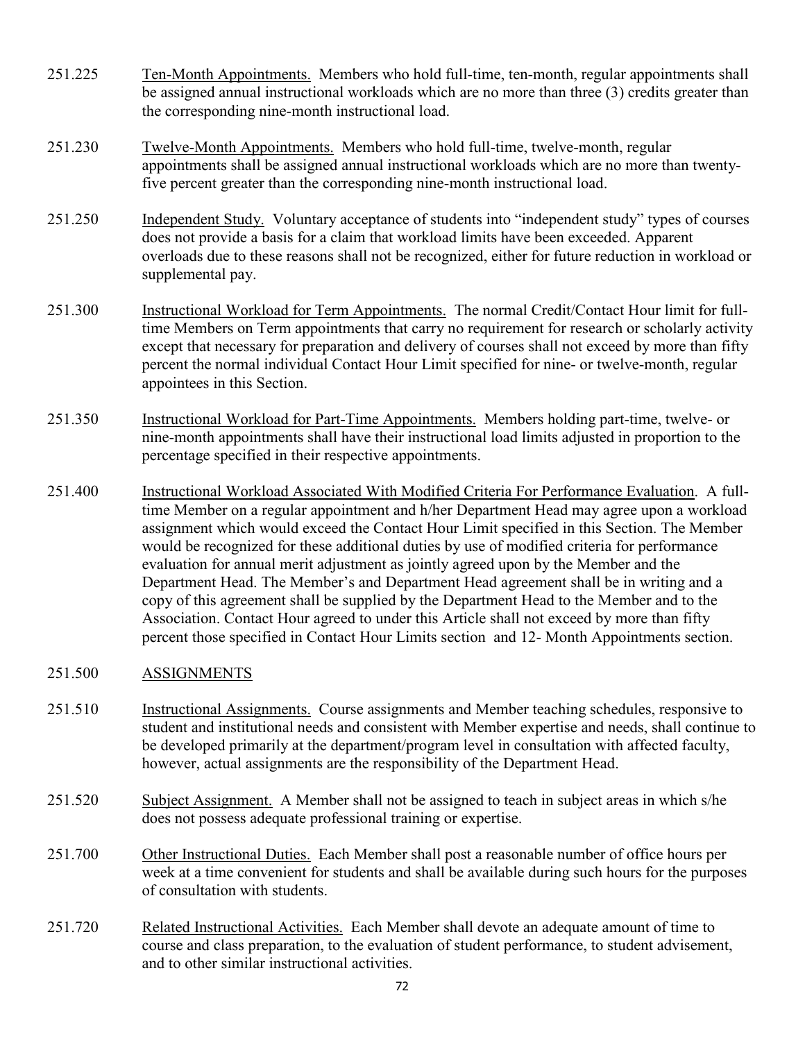251.225 Ten-Month Appointments. Members who hold full-time, ten-month, regular appointments shall be assigned annual instructional workloads which are no more than three (3) credits greater than the corresponding nine-month instructional load.

251.230 Twelve-Month Appointments. Members who hold full-time, twelve-month, regular appointments shall be assigned annual instructional workloads which are no more than twenty-five percent greater than the corresponding nine-month instructional load.

251.250 Independent Study. Voluntary acceptance of students into "independent study" types of courses does not provide a basis for a claim that workload limits have been exceeded. Apparent overloads due to these reasons shall not be recognized, either for future reduction in workload or supplemental pay.

251.300 Instructional Workload for Term Appointments. The normal Credit/Contact Hour limit for full-time Members on Term appointments that carry no requirement for research or scholarly activity except that necessary for preparation and delivery of courses shall not exceed by more than fifty percent the normal individual Contact Hour Limit specified for nine- or twelve-month, regular appointees in this Section.

251.350 Instructional Workload for Part-Time Appointments. Members holding part-time, twelve- or nine-month appointments shall have their instructional load limits adjusted in proportion to the percentage specified in their respective appointments.

251.400 Instructional Workload Associated With Modified Criteria For Performance Evaluation. A full-time Member on a regular appointment and h/her Department Head may agree upon a workload assignment which would exceed the Contact Hour Limit specified in this Section. The Member would be recognized for these additional duties by use of modified criteria for performance evaluation for annual merit adjustment as jointly agreed upon by the Member and the Department Head. The Member's and Department Head agreement shall be in writing and a copy of this agreement shall be supplied by the Department Head to the Member and to the Association. Contact Hour agreed to under this Article shall not exceed by more than fifty percent those specified in Contact Hour Limits section and 12- Month Appointments section.

251.500 ASSIGNMENTS

251.510 Instructional Assignments. Course assignments and Member teaching schedules, responsive to student and institutional needs and consistent with Member expertise and needs, shall continue to be developed primarily at the department/program level in consultation with affected faculty, however, actual assignments are the responsibility of the Department Head.

251.520 Subject Assignment. A Member shall not be assigned to teach in subject areas in which s/he does not possess adequate professional training or expertise.

251.700 Other Instructional Duties. Each Member shall post a reasonable number of office hours per week at a time convenient for students and shall be available during such hours for the purposes of consultation with students.

251.720 Related Instructional Activities. Each Member shall devote an adequate amount of time to course and class preparation, to the evaluation of student performance, to student advisement, and to other similar instructional activities.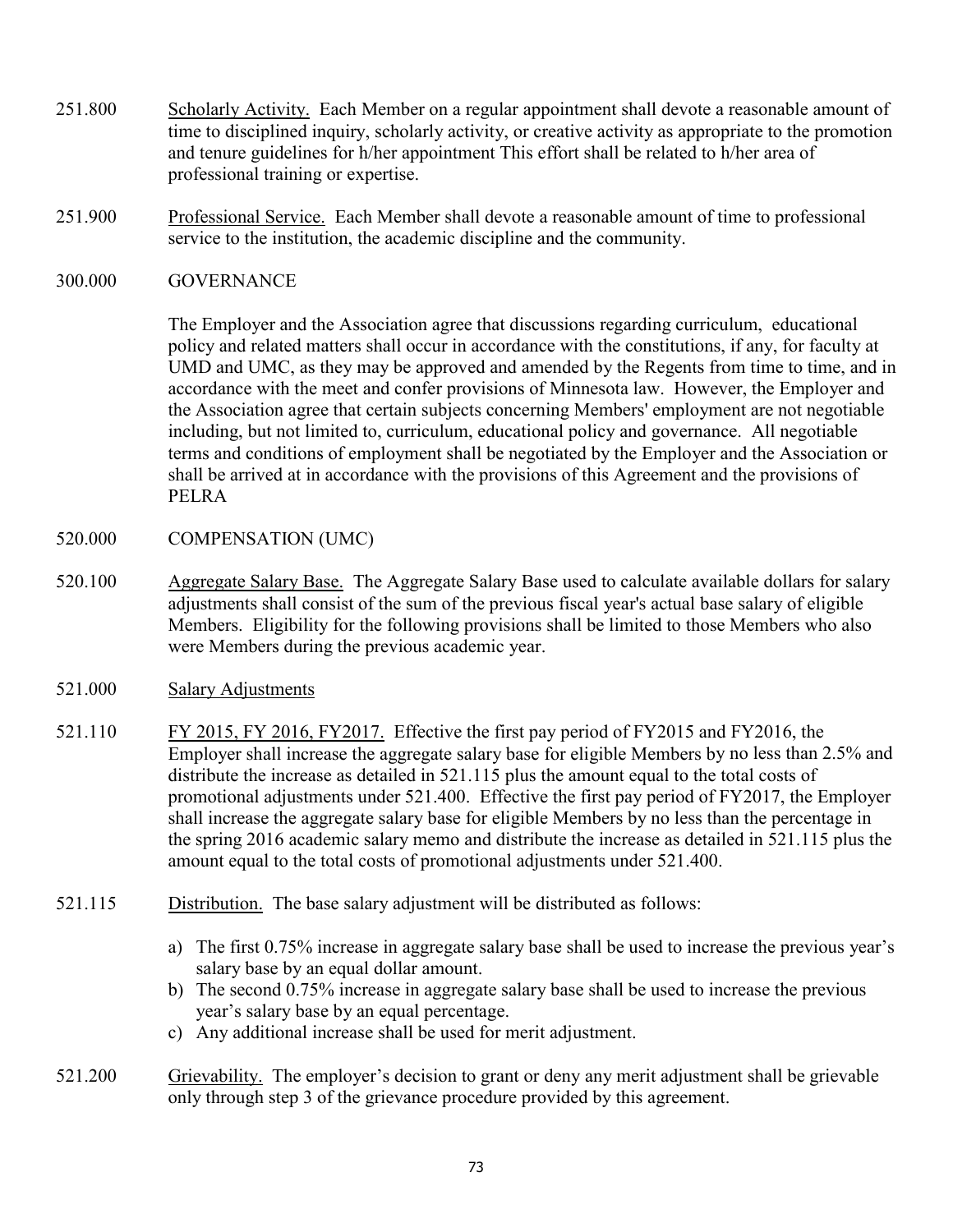251.800 Scholarly Activity. Each Member on a regular appointment shall devote a reasonable amount of time to disciplined inquiry, scholarly activity, or creative activity as appropriate to the promotion and tenure guidelines for h/her appointment This effort shall be related to h/her area of professional training or expertise.

251.900 Professional Service. Each Member shall devote a reasonable amount of time to professional service to the institution, the academic discipline and the community.

## 300.000 GOVERNANCE

The Employer and the Association agree that discussions regarding curriculum, educational policy and related matters shall occur in accordance with the constitutions, if any, for faculty at UMD and UMC, as they may be approved and amended by the Regents from time to time, and in accordance with the meet and confer provisions of Minnesota law. However, the Employer and the Association agree that certain subjects concerning Members' employment are not negotiable including, but not limited to, curriculum, educational policy and governance. All negotiable terms and conditions of employment shall be negotiated by the Employer and the Association or shall be arrived at in accordance with the provisions of this Agreement and the provisions of PELRA

## 520.000 COMPENSATION (UMC)

520.100 Aggregate Salary Base. The Aggregate Salary Base used to calculate available dollars for salary adjustments shall consist of the sum of the previous fiscal year's actual base salary of eligible Members. Eligibility for the following provisions shall be limited to those Members who also were Members during the previous academic year.

521.000 Salary Adjustments

521.110 FY 2015, FY 2016, FY2017. Effective the first pay period of FY2015 and FY2016, the Employer shall increase the aggregate salary base for eligible Members by no less than 2.5% and distribute the increase as detailed in 521.115 plus the amount equal to the total costs of promotional adjustments under 521.400. Effective the first pay period of FY2017, the Employer shall increase the aggregate salary base for eligible Members by no less than the percentage in the spring 2016 academic salary memo and distribute the increase as detailed in 521.115 plus the amount equal to the total costs of promotional adjustments under 521.400.

521.115 Distribution. The base salary adjustment will be distributed as follows:

a) The first 0.75% increase in aggregate salary base shall be used to increase the previous year's salary base by an equal dollar amount.
b) The second 0.75% increase in aggregate salary base shall be used to increase the previous year's salary base by an equal percentage.
c) Any additional increase shall be used for merit adjustment.

521.200 Grievability. The employer's decision to grant or deny any merit adjustment shall be grievable only through step 3 of the grievance procedure provided by this agreement.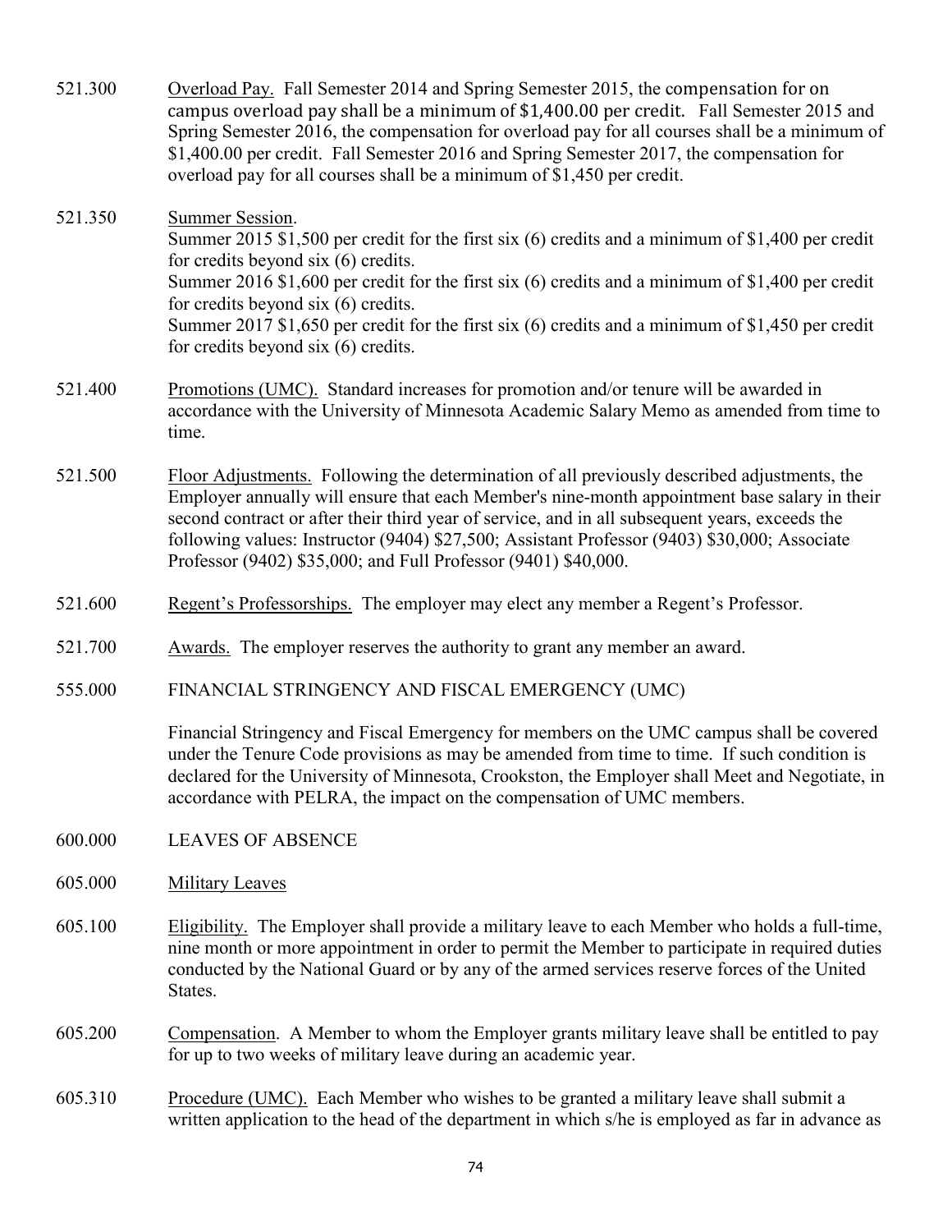521.300 Overload Pay. Fall Semester 2014 and Spring Semester 2015, the compensation for on campus overload pay shall be a minimum of $1,400.00 per credit. Fall Semester 2015 and Spring Semester 2016, the compensation for overload pay for all courses shall be a minimum of $1,400.00 per credit. Fall Semester 2016 and Spring Semester 2017, the compensation for overload pay for all courses shall be a minimum of $1,450 per credit.

521.350 Summer Session.
Summer 2015 $1,500 per credit for the first six (6) credits and a minimum of $1,400 per credit for credits beyond six (6) credits.
Summer 2016 $1,600 per credit for the first six (6) credits and a minimum of $1,400 per credit for credits beyond six (6) credits.
Summer 2017 $1,650 per credit for the first six (6) credits and a minimum of $1,450 per credit for credits beyond six (6) credits.

521.400 Promotions (UMC). Standard increases for promotion and/or tenure will be awarded in accordance with the University of Minnesota Academic Salary Memo as amended from time to time.

521.500 Floor Adjustments. Following the determination of all previously described adjustments, the Employer annually will ensure that each Member's nine-month appointment base salary in their second contract or after their third year of service, and in all subsequent years, exceeds the following values: Instructor (9404) $27,500; Assistant Professor (9403) $30,000; Associate Professor (9402) $35,000; and Full Professor (9401) $40,000.

521.600 Regent's Professorships. The employer may elect any member a Regent's Professor.

521.700 Awards. The employer reserves the authority to grant any member an award.

555.000 FINANCIAL STRINGENCY AND FISCAL EMERGENCY (UMC)

Financial Stringency and Fiscal Emergency for members on the UMC campus shall be covered under the Tenure Code provisions as may be amended from time to time. If such condition is declared for the University of Minnesota, Crookston, the Employer shall Meet and Negotiate, in accordance with PELRA, the impact on the compensation of UMC members.

600.000 LEAVES OF ABSENCE

605.000 Military Leaves

605.100 Eligibility. The Employer shall provide a military leave to each Member who holds a full-time, nine month or more appointment in order to permit the Member to participate in required duties conducted by the National Guard or by any of the armed services reserve forces of the United States.

605.200 Compensation. A Member to whom the Employer grants military leave shall be entitled to pay for up to two weeks of military leave during an academic year.

605.310 Procedure (UMC). Each Member who wishes to be granted a military leave shall submit a written application to the head of the department in which s/he is employed as far in advance as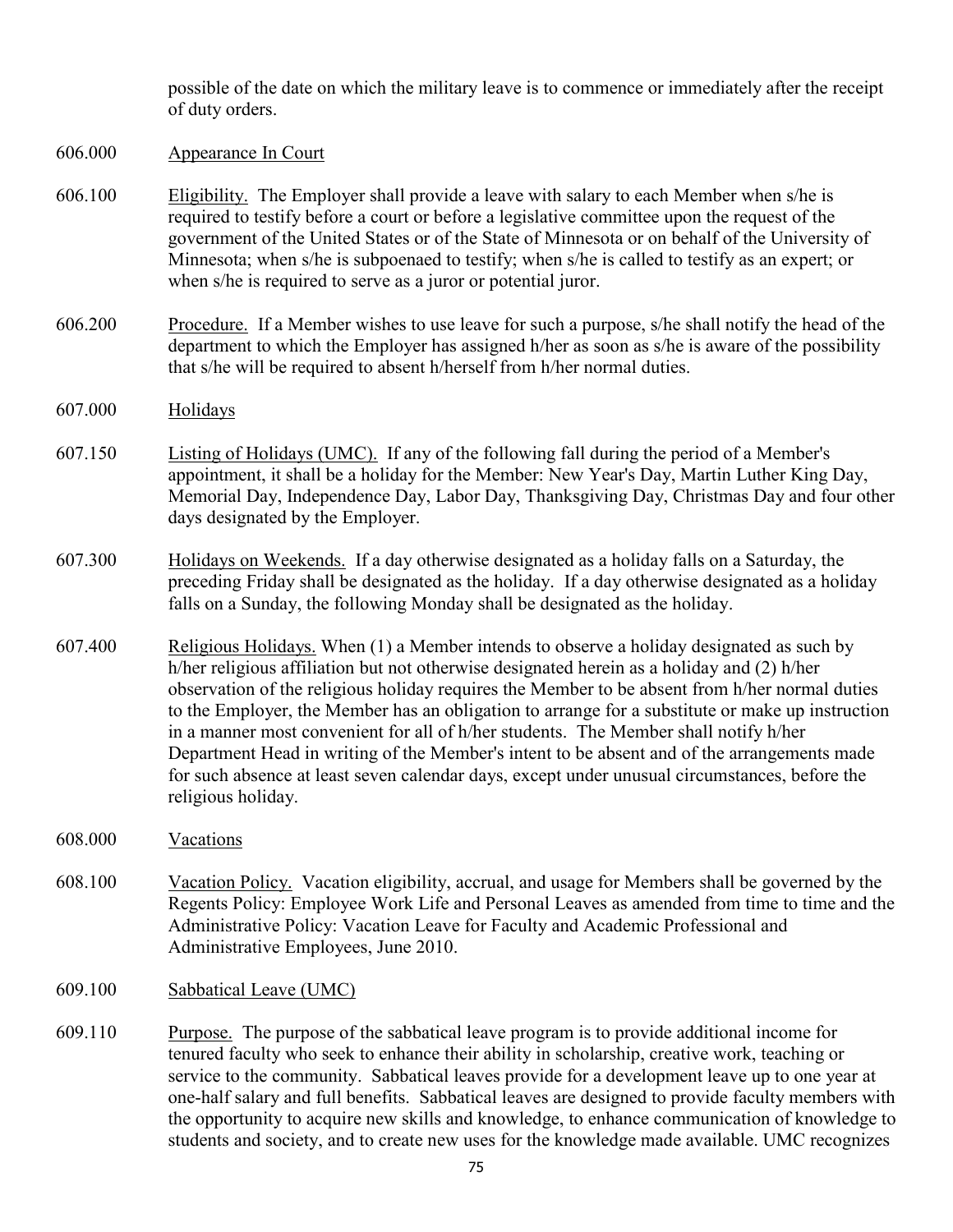possible of the date on which the military leave is to commence or immediately after the receipt of duty orders.

606.000 <u>Appearance In Court</u>

606.100 <u>Eligibility.</u> The Employer shall provide a leave with salary to each Member when s/he is required to testify before a court or before a legislative committee upon the request of the government of the United States or of the State of Minnesota or on behalf of the University of Minnesota; when s/he is subpoenaed to testify; when s/he is called to testify as an expert; or when s/he is required to serve as a juror or potential juror.

606.200 <u>Procedure.</u> If a Member wishes to use leave for such a purpose, s/he shall notify the head of the department to which the Employer has assigned h/her as soon as s/he is aware of the possibility that s/he will be required to absent h/herself from h/her normal duties.

607.000 <u>Holidays</u>

607.150 <u>Listing of Holidays (UMC).</u> If any of the following fall during the period of a Member's appointment, it shall be a holiday for the Member: New Year's Day, Martin Luther King Day, Memorial Day, Independence Day, Labor Day, Thanksgiving Day, Christmas Day and four other days designated by the Employer.

607.300 <u>Holidays on Weekends.</u> If a day otherwise designated as a holiday falls on a Saturday, the preceding Friday shall be designated as the holiday. If a day otherwise designated as a holiday falls on a Sunday, the following Monday shall be designated as the holiday.

607.400 <u>Religious Holidays.</u> When (1) a Member intends to observe a holiday designated as such by h/her religious affiliation but not otherwise designated herein as a holiday and (2) h/her observation of the religious holiday requires the Member to be absent from h/her normal duties to the Employer, the Member has an obligation to arrange for a substitute or make up instruction in a manner most convenient for all of h/her students. The Member shall notify h/her Department Head in writing of the Member's intent to be absent and of the arrangements made for such absence at least seven calendar days, except under unusual circumstances, before the religious holiday.

608.000 <u>Vacations</u>

608.100 <u>Vacation Policy.</u> Vacation eligibility, accrual, and usage for Members shall be governed by the Regents Policy: Employee Work Life and Personal Leaves as amended from time to time and the Administrative Policy: Vacation Leave for Faculty and Academic Professional and Administrative Employees, June 2010.

609.100 <u>Sabbatical Leave (UMC)</u>

609.110 <u>Purpose.</u> The purpose of the sabbatical leave program is to provide additional income for tenured faculty who seek to enhance their ability in scholarship, creative work, teaching or service to the community. Sabbatical leaves provide for a development leave up to one year at one-half salary and full benefits. Sabbatical leaves are designed to provide faculty members with the opportunity to acquire new skills and knowledge, to enhance communication of knowledge to students and society, and to create new uses for the knowledge made available. UMC recognizes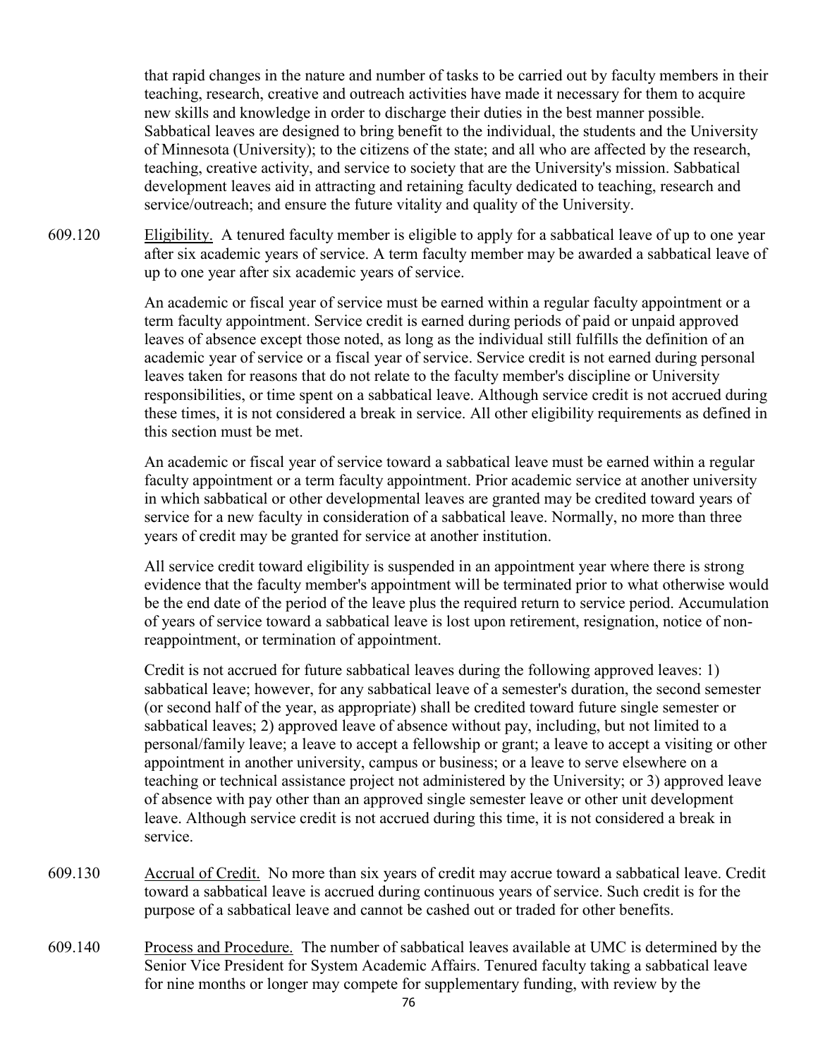that rapid changes in the nature and number of tasks to be carried out by faculty members in their teaching, research, creative and outreach activities have made it necessary for them to acquire new skills and knowledge in order to discharge their duties in the best manner possible. Sabbatical leaves are designed to bring benefit to the individual, the students and the University of Minnesota (University); to the citizens of the state; and all who are affected by the research, teaching, creative activity, and service to society that are the University's mission. Sabbatical development leaves aid in attracting and retaining faculty dedicated to teaching, research and service/outreach; and ensure the future vitality and quality of the University.

609.120 Eligibility. A tenured faculty member is eligible to apply for a sabbatical leave of up to one year after six academic years of service. A term faculty member may be awarded a sabbatical leave of up to one year after six academic years of service.

An academic or fiscal year of service must be earned within a regular faculty appointment or a term faculty appointment. Service credit is earned during periods of paid or unpaid approved leaves of absence except those noted, as long as the individual still fulfills the definition of an academic year of service or a fiscal year of service. Service credit is not earned during personal leaves taken for reasons that do not relate to the faculty member's discipline or University responsibilities, or time spent on a sabbatical leave. Although service credit is not accrued during these times, it is not considered a break in service. All other eligibility requirements as defined in this section must be met.

An academic or fiscal year of service toward a sabbatical leave must be earned within a regular faculty appointment or a term faculty appointment. Prior academic service at another university in which sabbatical or other developmental leaves are granted may be credited toward years of service for a new faculty in consideration of a sabbatical leave. Normally, no more than three years of credit may be granted for service at another institution.

All service credit toward eligibility is suspended in an appointment year where there is strong evidence that the faculty member's appointment will be terminated prior to what otherwise would be the end date of the period of the leave plus the required return to service period. Accumulation of years of service toward a sabbatical leave is lost upon retirement, resignation, notice of non-reappointment, or termination of appointment.

Credit is not accrued for future sabbatical leaves during the following approved leaves: 1) sabbatical leave; however, for any sabbatical leave of a semester's duration, the second semester (or second half of the year, as appropriate) shall be credited toward future single semester or sabbatical leaves; 2) approved leave of absence without pay, including, but not limited to a personal/family leave; a leave to accept a fellowship or grant; a leave to accept a visiting or other appointment in another university, campus or business; or a leave to serve elsewhere on a teaching or technical assistance project not administered by the University; or 3) approved leave of absence with pay other than an approved single semester leave or other unit development leave. Although service credit is not accrued during this time, it is not considered a break in service.

609.130 Accrual of Credit. No more than six years of credit may accrue toward a sabbatical leave. Credit toward a sabbatical leave is accrued during continuous years of service. Such credit is for the purpose of a sabbatical leave and cannot be cashed out or traded for other benefits.

609.140 Process and Procedure. The number of sabbatical leaves available at UMC is determined by the Senior Vice President for System Academic Affairs. Tenured faculty taking a sabbatical leave for nine months or longer may compete for supplementary funding, with review by the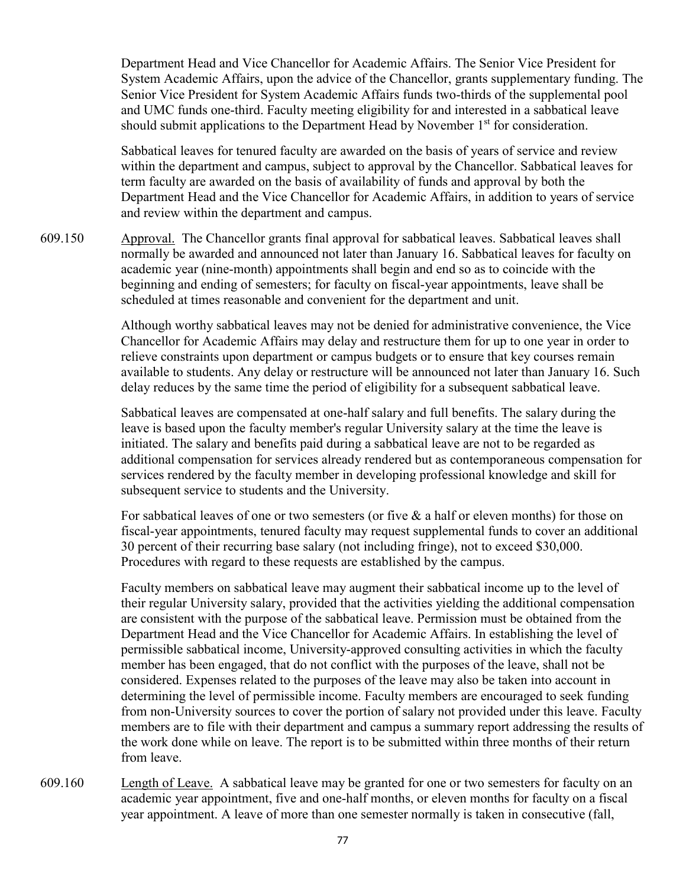Department Head and Vice Chancellor for Academic Affairs. The Senior Vice President for System Academic Affairs, upon the advice of the Chancellor, grants supplementary funding. The Senior Vice President for System Academic Affairs funds two-thirds of the supplemental pool and UMC funds one-third. Faculty meeting eligibility for and interested in a sabbatical leave should submit applications to the Department Head by November 1st for consideration.

Sabbatical leaves for tenured faculty are awarded on the basis of years of service and review within the department and campus, subject to approval by the Chancellor. Sabbatical leaves for term faculty are awarded on the basis of availability of funds and approval by both the Department Head and the Vice Chancellor for Academic Affairs, in addition to years of service and review within the department and campus.

609.150 Approval. The Chancellor grants final approval for sabbatical leaves. Sabbatical leaves shall normally be awarded and announced not later than January 16. Sabbatical leaves for faculty on academic year (nine-month) appointments shall begin and end so as to coincide with the beginning and ending of semesters; for faculty on fiscal-year appointments, leave shall be scheduled at times reasonable and convenient for the department and unit.

Although worthy sabbatical leaves may not be denied for administrative convenience, the Vice Chancellor for Academic Affairs may delay and restructure them for up to one year in order to relieve constraints upon department or campus budgets or to ensure that key courses remain available to students. Any delay or restructure will be announced not later than January 16. Such delay reduces by the same time the period of eligibility for a subsequent sabbatical leave.

Sabbatical leaves are compensated at one-half salary and full benefits. The salary during the leave is based upon the faculty member's regular University salary at the time the leave is initiated. The salary and benefits paid during a sabbatical leave are not to be regarded as additional compensation for services already rendered but as contemporaneous compensation for services rendered by the faculty member in developing professional knowledge and skill for subsequent service to students and the University.

For sabbatical leaves of one or two semesters (or five & a half or eleven months) for those on fiscal-year appointments, tenured faculty may request supplemental funds to cover an additional 30 percent of their recurring base salary (not including fringe), not to exceed $30,000. Procedures with regard to these requests are established by the campus.

Faculty members on sabbatical leave may augment their sabbatical income up to the level of their regular University salary, provided that the activities yielding the additional compensation are consistent with the purpose of the sabbatical leave. Permission must be obtained from the Department Head and the Vice Chancellor for Academic Affairs. In establishing the level of permissible sabbatical income, University-approved consulting activities in which the faculty member has been engaged, that do not conflict with the purposes of the leave, shall not be considered. Expenses related to the purposes of the leave may also be taken into account in determining the level of permissible income. Faculty members are encouraged to seek funding from non-University sources to cover the portion of salary not provided under this leave. Faculty members are to file with their department and campus a summary report addressing the results of the work done while on leave. The report is to be submitted within three months of their return from leave.

609.160 Length of Leave. A sabbatical leave may be granted for one or two semesters for faculty on an academic year appointment, five and one-half months, or eleven months for faculty on a fiscal year appointment. A leave of more than one semester normally is taken in consecutive (fall,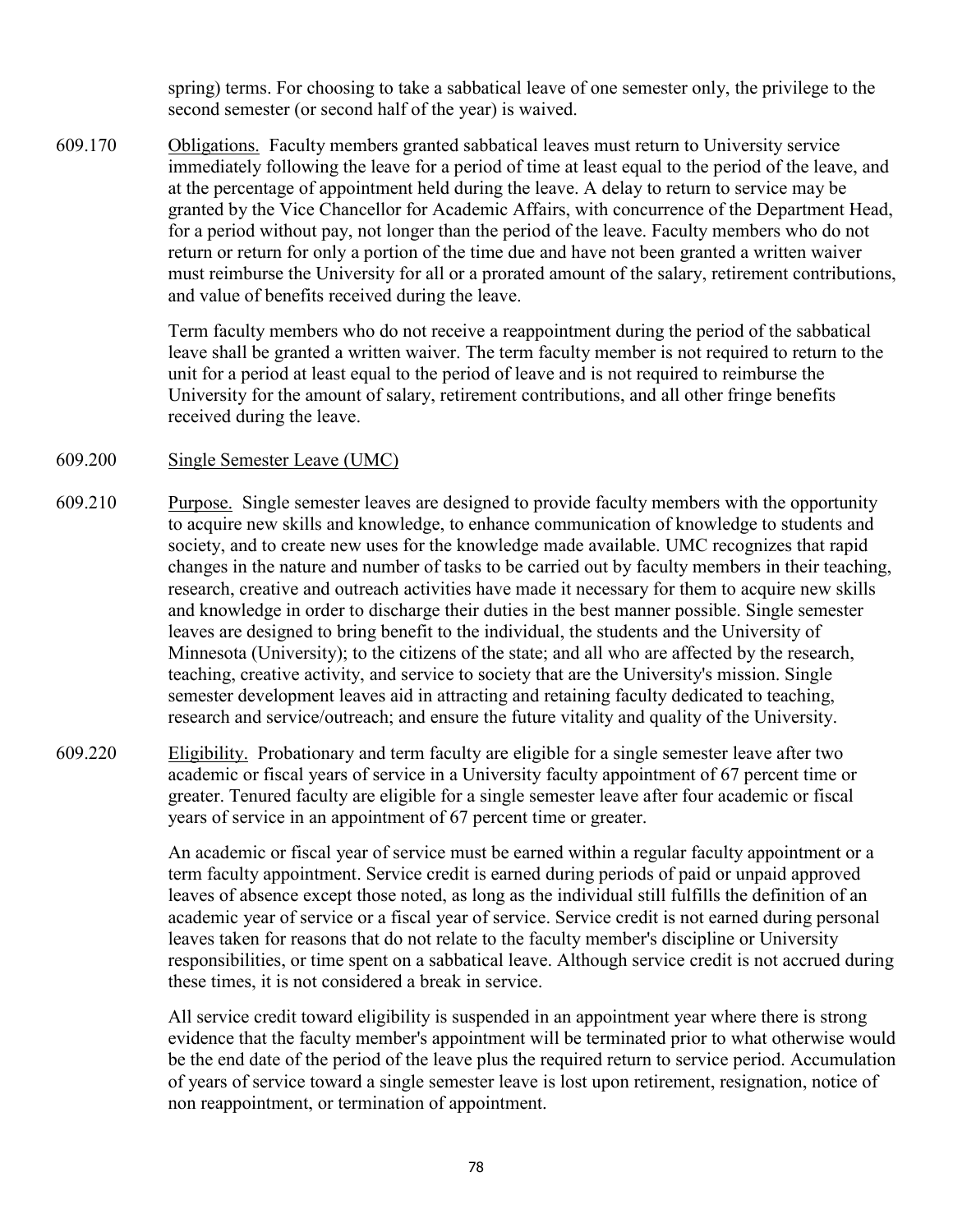spring) terms. For choosing to take a sabbatical leave of one semester only, the privilege to the second semester (or second half of the year) is waived.

609.170 Obligations. Faculty members granted sabbatical leaves must return to University service immediately following the leave for a period of time at least equal to the period of the leave, and at the percentage of appointment held during the leave. A delay to return to service may be granted by the Vice Chancellor for Academic Affairs, with concurrence of the Department Head, for a period without pay, not longer than the period of the leave. Faculty members who do not return or return for only a portion of the time due and have not been granted a written waiver must reimburse the University for all or a prorated amount of the salary, retirement contributions, and value of benefits received during the leave.

Term faculty members who do not receive a reappointment during the period of the sabbatical leave shall be granted a written waiver. The term faculty member is not required to return to the unit for a period at least equal to the period of leave and is not required to reimburse the University for the amount of salary, retirement contributions, and all other fringe benefits received during the leave.

609.200 Single Semester Leave (UMC)

609.210 Purpose. Single semester leaves are designed to provide faculty members with the opportunity to acquire new skills and knowledge, to enhance communication of knowledge to students and society, and to create new uses for the knowledge made available. UMC recognizes that rapid changes in the nature and number of tasks to be carried out by faculty members in their teaching, research, creative and outreach activities have made it necessary for them to acquire new skills and knowledge in order to discharge their duties in the best manner possible. Single semester leaves are designed to bring benefit to the individual, the students and the University of Minnesota (University); to the citizens of the state; and all who are affected by the research, teaching, creative activity, and service to society that are the University's mission. Single semester development leaves aid in attracting and retaining faculty dedicated to teaching, research and service/outreach; and ensure the future vitality and quality of the University.

609.220 Eligibility. Probationary and term faculty are eligible for a single semester leave after two academic or fiscal years of service in a University faculty appointment of 67 percent time or greater. Tenured faculty are eligible for a single semester leave after four academic or fiscal years of service in an appointment of 67 percent time or greater.

An academic or fiscal year of service must be earned within a regular faculty appointment or a term faculty appointment. Service credit is earned during periods of paid or unpaid approved leaves of absence except those noted, as long as the individual still fulfills the definition of an academic year of service or a fiscal year of service. Service credit is not earned during personal leaves taken for reasons that do not relate to the faculty member's discipline or University responsibilities, or time spent on a sabbatical leave. Although service credit is not accrued during these times, it is not considered a break in service.

All service credit toward eligibility is suspended in an appointment year where there is strong evidence that the faculty member's appointment will be terminated prior to what otherwise would be the end date of the period of the leave plus the required return to service period. Accumulation of years of service toward a single semester leave is lost upon retirement, resignation, notice of non reappointment, or termination of appointment.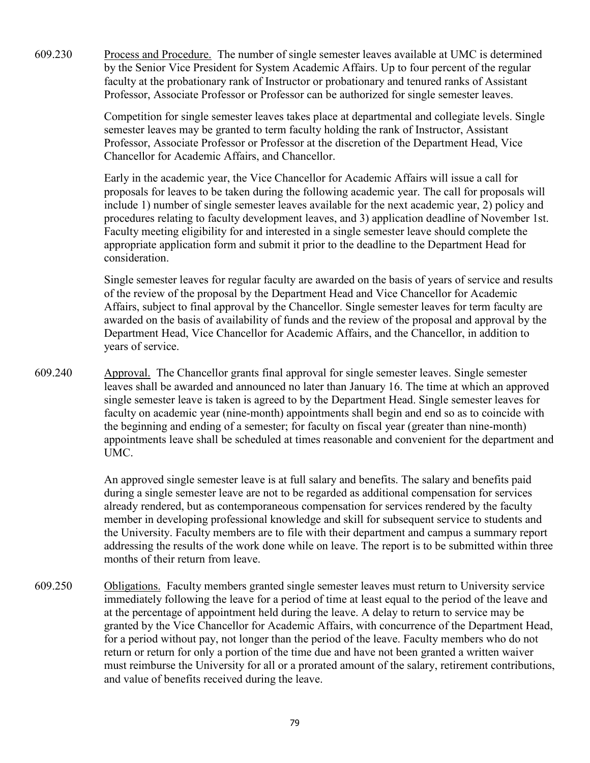609.230 Process and Procedure. The number of single semester leaves available at UMC is determined by the Senior Vice President for System Academic Affairs. Up to four percent of the regular faculty at the probationary rank of Instructor or probationary and tenured ranks of Assistant Professor, Associate Professor or Professor can be authorized for single semester leaves.

Competition for single semester leaves takes place at departmental and collegiate levels. Single semester leaves may be granted to term faculty holding the rank of Instructor, Assistant Professor, Associate Professor or Professor at the discretion of the Department Head, Vice Chancellor for Academic Affairs, and Chancellor.

Early in the academic year, the Vice Chancellor for Academic Affairs will issue a call for proposals for leaves to be taken during the following academic year. The call for proposals will include 1) number of single semester leaves available for the next academic year, 2) policy and procedures relating to faculty development leaves, and 3) application deadline of November 1st. Faculty meeting eligibility for and interested in a single semester leave should complete the appropriate application form and submit it prior to the deadline to the Department Head for consideration.

Single semester leaves for regular faculty are awarded on the basis of years of service and results of the review of the proposal by the Department Head and Vice Chancellor for Academic Affairs, subject to final approval by the Chancellor. Single semester leaves for term faculty are awarded on the basis of availability of funds and the review of the proposal and approval by the Department Head, Vice Chancellor for Academic Affairs, and the Chancellor, in addition to years of service.

609.240 Approval. The Chancellor grants final approval for single semester leaves. Single semester leaves shall be awarded and announced no later than January 16. The time at which an approved single semester leave is taken is agreed to by the Department Head. Single semester leaves for faculty on academic year (nine-month) appointments shall begin and end so as to coincide with the beginning and ending of a semester; for faculty on fiscal year (greater than nine-month) appointments leave shall be scheduled at times reasonable and convenient for the department and UMC.

An approved single semester leave is at full salary and benefits. The salary and benefits paid during a single semester leave are not to be regarded as additional compensation for services already rendered, but as contemporaneous compensation for services rendered by the faculty member in developing professional knowledge and skill for subsequent service to students and the University. Faculty members are to file with their department and campus a summary report addressing the results of the work done while on leave. The report is to be submitted within three months of their return from leave.

609.250 Obligations. Faculty members granted single semester leaves must return to University service immediately following the leave for a period of time at least equal to the period of the leave and at the percentage of appointment held during the leave. A delay to return to service may be granted by the Vice Chancellor for Academic Affairs, with concurrence of the Department Head, for a period without pay, not longer than the period of the leave. Faculty members who do not return or return for only a portion of the time due and have not been granted a written waiver must reimburse the University for all or a prorated amount of the salary, retirement contributions, and value of benefits received during the leave.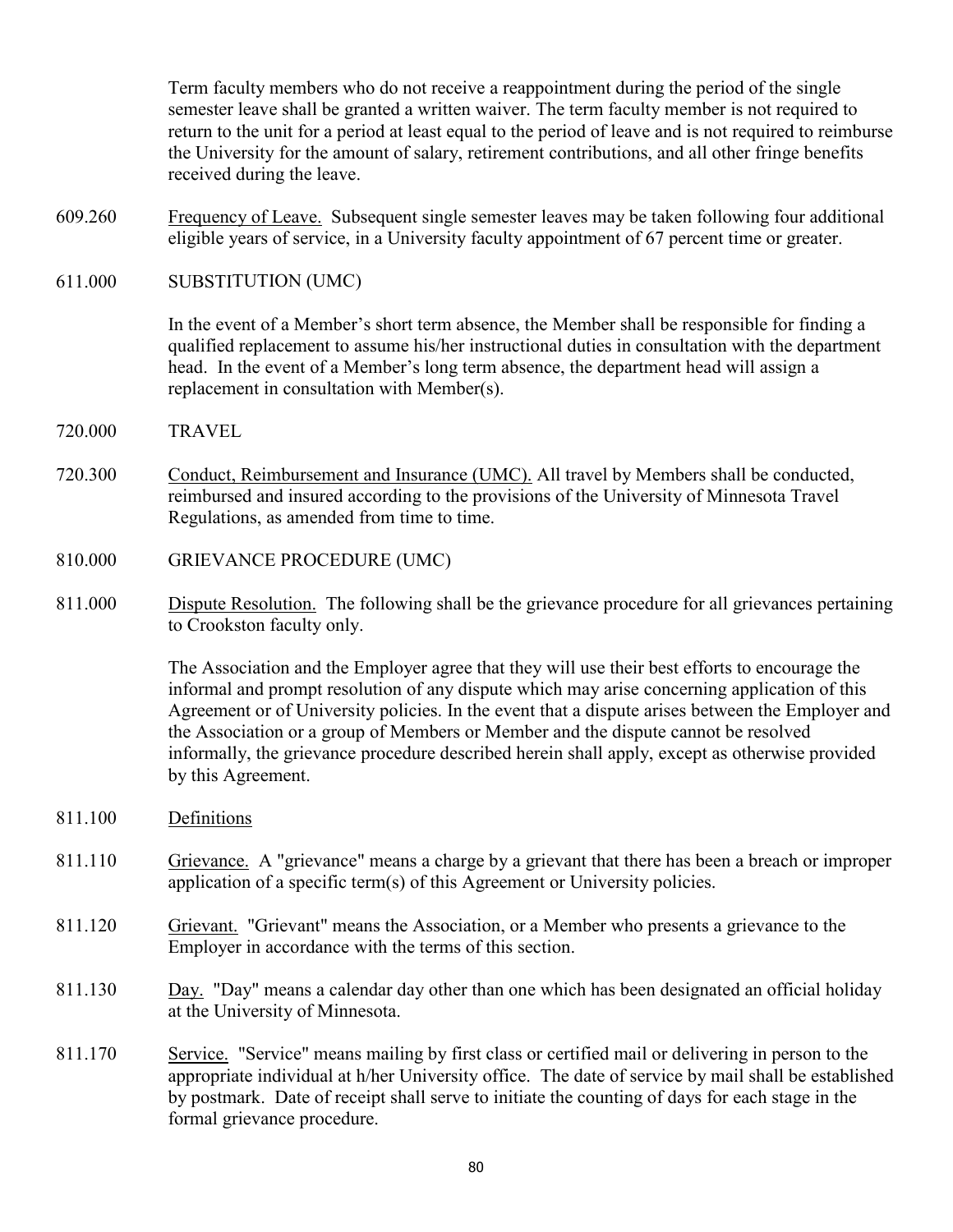Term faculty members who do not receive a reappointment during the period of the single semester leave shall be granted a written waiver. The term faculty member is not required to return to the unit for a period at least equal to the period of leave and is not required to reimburse the University for the amount of salary, retirement contributions, and all other fringe benefits received during the leave.

609.260 Frequency of Leave. Subsequent single semester leaves may be taken following four additional eligible years of service, in a University faculty appointment of 67 percent time or greater.

611.000 SUBSTITUTION (UMC)

In the event of a Member's short term absence, the Member shall be responsible for finding a qualified replacement to assume his/her instructional duties in consultation with the department head. In the event of a Member's long term absence, the department head will assign a replacement in consultation with Member(s).

720.000 TRAVEL

720.300 Conduct, Reimbursement and Insurance (UMC). All travel by Members shall be conducted, reimbursed and insured according to the provisions of the University of Minnesota Travel Regulations, as amended from time to time.

810.000 GRIEVANCE PROCEDURE (UMC)

811.000 Dispute Resolution. The following shall be the grievance procedure for all grievances pertaining to Crookston faculty only.

The Association and the Employer agree that they will use their best efforts to encourage the informal and prompt resolution of any dispute which may arise concerning application of this Agreement or of University policies. In the event that a dispute arises between the Employer and the Association or a group of Members or Member and the dispute cannot be resolved informally, the grievance procedure described herein shall apply, except as otherwise provided by this Agreement.

811.100 Definitions

811.110 Grievance. A "grievance" means a charge by a grievant that there has been a breach or improper application of a specific term(s) of this Agreement or University policies.

811.120 Grievant. "Grievant" means the Association, or a Member who presents a grievance to the Employer in accordance with the terms of this section.

811.130 Day. "Day" means a calendar day other than one which has been designated an official holiday at the University of Minnesota.

811.170 Service. "Service" means mailing by first class or certified mail or delivering in person to the appropriate individual at h/her University office. The date of service by mail shall be established by postmark. Date of receipt shall serve to initiate the counting of days for each stage in the formal grievance procedure.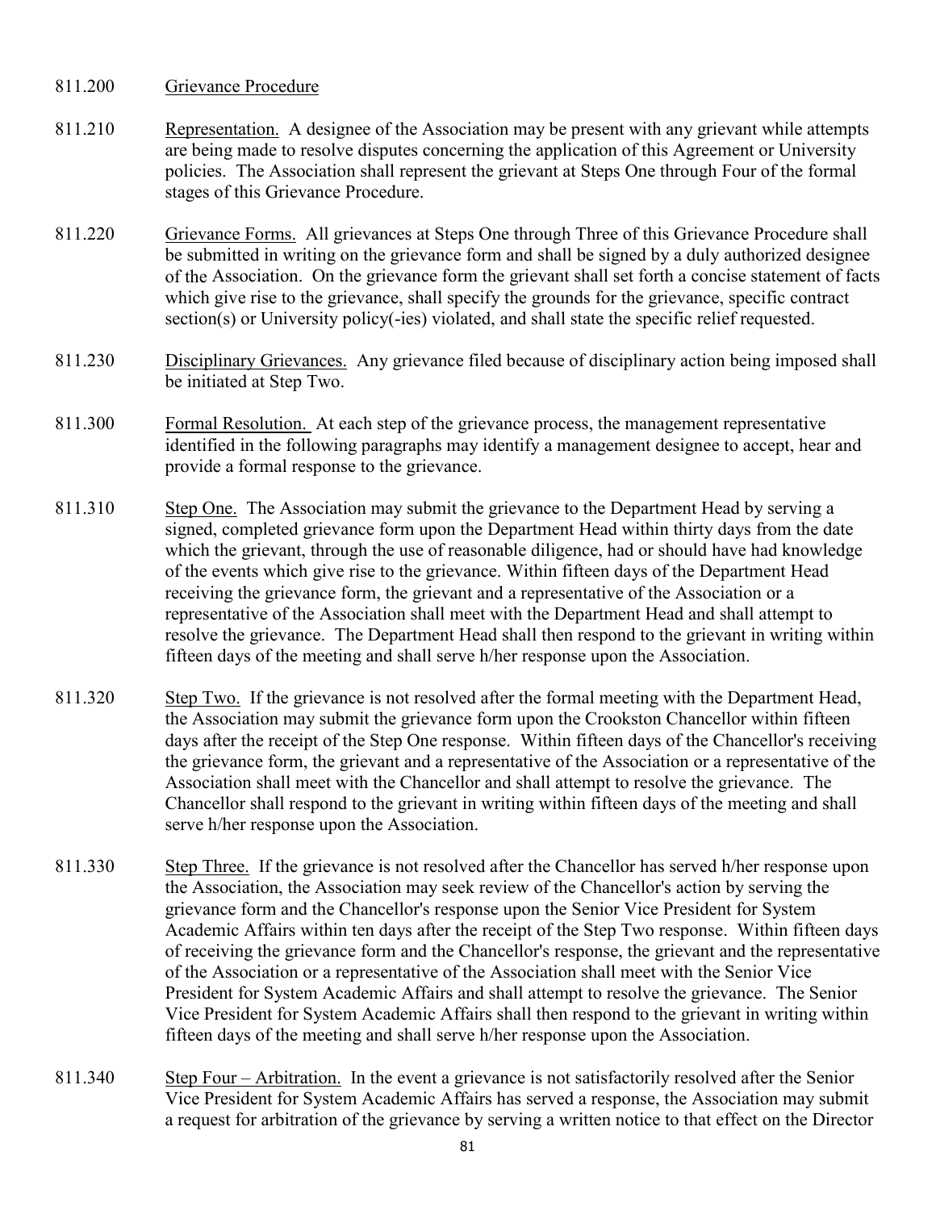811.200 Grievance Procedure

811.210 Representation. A designee of the Association may be present with any grievant while attempts are being made to resolve disputes concerning the application of this Agreement or University policies. The Association shall represent the grievant at Steps One through Four of the formal stages of this Grievance Procedure.

811.220 Grievance Forms. All grievances at Steps One through Three of this Grievance Procedure shall be submitted in writing on the grievance form and shall be signed by a duly authorized designee of the Association. On the grievance form the grievant shall set forth a concise statement of facts which give rise to the grievance, shall specify the grounds for the grievance, specific contract section(s) or University policy(-ies) violated, and shall state the specific relief requested.

811.230 Disciplinary Grievances. Any grievance filed because of disciplinary action being imposed shall be initiated at Step Two.

811.300 Formal Resolution. At each step of the grievance process, the management representative identified in the following paragraphs may identify a management designee to accept, hear and provide a formal response to the grievance.

811.310 Step One. The Association may submit the grievance to the Department Head by serving a signed, completed grievance form upon the Department Head within thirty days from the date which the grievant, through the use of reasonable diligence, had or should have had knowledge of the events which give rise to the grievance. Within fifteen days of the Department Head receiving the grievance form, the grievant and a representative of the Association or a representative of the Association shall meet with the Department Head and shall attempt to resolve the grievance. The Department Head shall then respond to the grievant in writing within fifteen days of the meeting and shall serve h/her response upon the Association.

811.320 Step Two. If the grievance is not resolved after the formal meeting with the Department Head, the Association may submit the grievance form upon the Crookston Chancellor within fifteen days after the receipt of the Step One response. Within fifteen days of the Chancellor's receiving the grievance form, the grievant and a representative of the Association or a representative of the Association shall meet with the Chancellor and shall attempt to resolve the grievance. The Chancellor shall respond to the grievant in writing within fifteen days of the meeting and shall serve h/her response upon the Association.

811.330 Step Three. If the grievance is not resolved after the Chancellor has served h/her response upon the Association, the Association may seek review of the Chancellor's action by serving the grievance form and the Chancellor's response upon the Senior Vice President for System Academic Affairs within ten days after the receipt of the Step Two response. Within fifteen days of receiving the grievance form and the Chancellor's response, the grievant and the representative of the Association or a representative of the Association shall meet with the Senior Vice President for System Academic Affairs and shall attempt to resolve the grievance. The Senior Vice President for System Academic Affairs shall then respond to the grievant in writing within fifteen days of the meeting and shall serve h/her response upon the Association.

811.340 Step Four – Arbitration. In the event a grievance is not satisfactorily resolved after the Senior Vice President for System Academic Affairs has served a response, the Association may submit a request for arbitration of the grievance by serving a written notice to that effect on the Director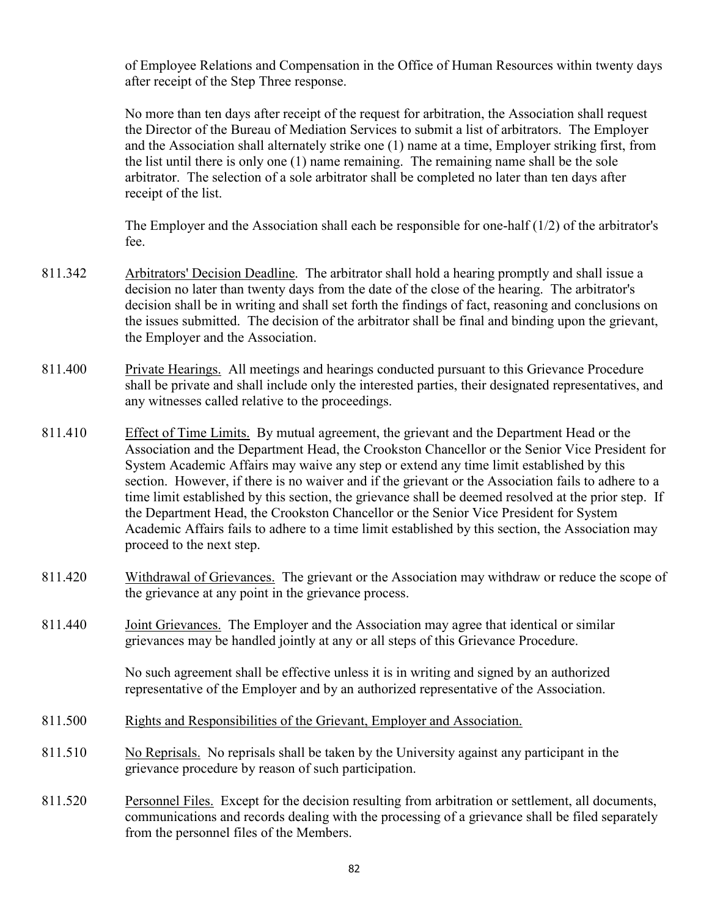of Employee Relations and Compensation in the Office of Human Resources within twenty days after receipt of the Step Three response.

No more than ten days after receipt of the request for arbitration, the Association shall request the Director of the Bureau of Mediation Services to submit a list of arbitrators. The Employer and the Association shall alternately strike one (1) name at a time, Employer striking first, from the list until there is only one (1) name remaining. The remaining name shall be the sole arbitrator. The selection of a sole arbitrator shall be completed no later than ten days after receipt of the list.

The Employer and the Association shall each be responsible for one-half (1/2) of the arbitrator's fee.

811.342 Arbitrators' Decision Deadline. The arbitrator shall hold a hearing promptly and shall issue a decision no later than twenty days from the date of the close of the hearing. The arbitrator's decision shall be in writing and shall set forth the findings of fact, reasoning and conclusions on the issues submitted. The decision of the arbitrator shall be final and binding upon the grievant, the Employer and the Association.

811.400 Private Hearings. All meetings and hearings conducted pursuant to this Grievance Procedure shall be private and shall include only the interested parties, their designated representatives, and any witnesses called relative to the proceedings.

811.410 Effect of Time Limits. By mutual agreement, the grievant and the Department Head or the Association and the Department Head, the Crookston Chancellor or the Senior Vice President for System Academic Affairs may waive any step or extend any time limit established by this section. However, if there is no waiver and if the grievant or the Association fails to adhere to a time limit established by this section, the grievance shall be deemed resolved at the prior step. If the Department Head, the Crookston Chancellor or the Senior Vice President for System Academic Affairs fails to adhere to a time limit established by this section, the Association may proceed to the next step.

811.420 Withdrawal of Grievances. The grievant or the Association may withdraw or reduce the scope of the grievance at any point in the grievance process.

811.440 Joint Grievances. The Employer and the Association may agree that identical or similar grievances may be handled jointly at any or all steps of this Grievance Procedure.

No such agreement shall be effective unless it is in writing and signed by an authorized representative of the Employer and by an authorized representative of the Association.

811.500 Rights and Responsibilities of the Grievant, Employer and Association.

811.510 No Reprisals. No reprisals shall be taken by the University against any participant in the grievance procedure by reason of such participation.

811.520 Personnel Files. Except for the decision resulting from arbitration or settlement, all documents, communications and records dealing with the processing of a grievance shall be filed separately from the personnel files of the Members.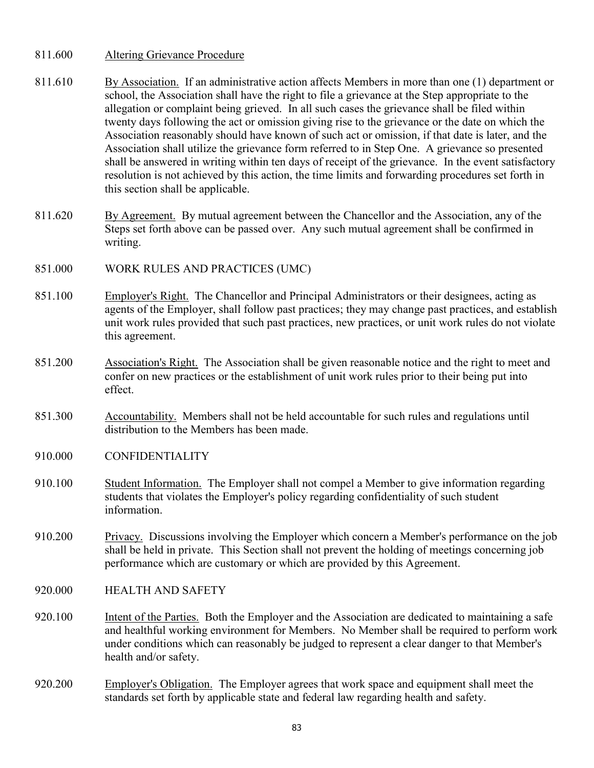811.600 Altering Grievance Procedure

811.610 By Association. If an administrative action affects Members in more than one (1) department or school, the Association shall have the right to file a grievance at the Step appropriate to the allegation or complaint being grieved. In all such cases the grievance shall be filed within twenty days following the act or omission giving rise to the grievance or the date on which the Association reasonably should have known of such act or omission, if that date is later, and the Association shall utilize the grievance form referred to in Step One. A grievance so presented shall be answered in writing within ten days of receipt of the grievance. In the event satisfactory resolution is not achieved by this action, the time limits and forwarding procedures set forth in this section shall be applicable.

811.620 By Agreement. By mutual agreement between the Chancellor and the Association, any of the Steps set forth above can be passed over. Any such mutual agreement shall be confirmed in writing.

851.000 WORK RULES AND PRACTICES (UMC)

851.100 Employer's Right. The Chancellor and Principal Administrators or their designees, acting as agents of the Employer, shall follow past practices; they may change past practices, and establish unit work rules provided that such past practices, new practices, or unit work rules do not violate this agreement.

851.200 Association's Right. The Association shall be given reasonable notice and the right to meet and confer on new practices or the establishment of unit work rules prior to their being put into effect.

851.300 Accountability. Members shall not be held accountable for such rules and regulations until distribution to the Members has been made.

910.000 CONFIDENTIALITY

910.100 Student Information. The Employer shall not compel a Member to give information regarding students that violates the Employer's policy regarding confidentiality of such student information.

910.200 Privacy. Discussions involving the Employer which concern a Member's performance on the job shall be held in private. This Section shall not prevent the holding of meetings concerning job performance which are customary or which are provided by this Agreement.

920.000 HEALTH AND SAFETY

920.100 Intent of the Parties. Both the Employer and the Association are dedicated to maintaining a safe and healthful working environment for Members. No Member shall be required to perform work under conditions which can reasonably be judged to represent a clear danger to that Member's health and/or safety.

920.200 Employer's Obligation. The Employer agrees that work space and equipment shall meet the standards set forth by applicable state and federal law regarding health and safety.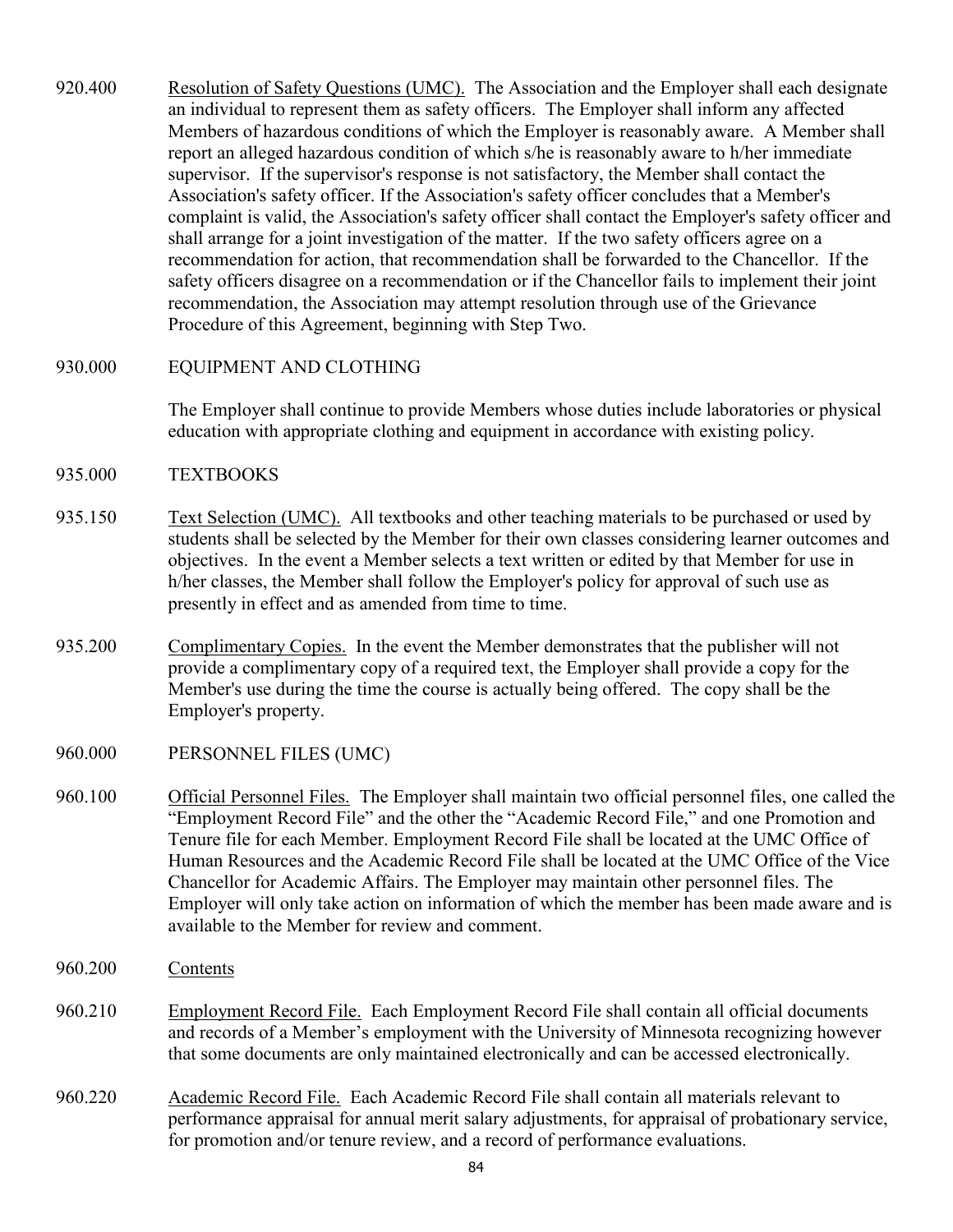920.400 Resolution of Safety Questions (UMC). The Association and the Employer shall each designate an individual to represent them as safety officers. The Employer shall inform any affected Members of hazardous conditions of which the Employer is reasonably aware. A Member shall report an alleged hazardous condition of which s/he is reasonably aware to h/her immediate supervisor. If the supervisor's response is not satisfactory, the Member shall contact the Association's safety officer. If the Association's safety officer concludes that a Member's complaint is valid, the Association's safety officer shall contact the Employer's safety officer and shall arrange for a joint investigation of the matter. If the two safety officers agree on a recommendation for action, that recommendation shall be forwarded to the Chancellor. If the safety officers disagree on a recommendation or if the Chancellor fails to implement their joint recommendation, the Association may attempt resolution through use of the Grievance Procedure of this Agreement, beginning with Step Two.

## 930.000 EQUIPMENT AND CLOTHING

The Employer shall continue to provide Members whose duties include laboratories or physical education with appropriate clothing and equipment in accordance with existing policy.

## 935.000 TEXTBOOKS

935.150 Text Selection (UMC). All textbooks and other teaching materials to be purchased or used by students shall be selected by the Member for their own classes considering learner outcomes and objectives. In the event a Member selects a text written or edited by that Member for use in h/her classes, the Member shall follow the Employer's policy for approval of such use as presently in effect and as amended from time to time.

935.200 Complimentary Copies. In the event the Member demonstrates that the publisher will not provide a complimentary copy of a required text, the Employer shall provide a copy for the Member's use during the time the course is actually being offered. The copy shall be the Employer's property.

## 960.000 PERSONNEL FILES (UMC)

960.100 Official Personnel Files. The Employer shall maintain two official personnel files, one called the "Employment Record File" and the other the "Academic Record File," and one Promotion and Tenure file for each Member. Employment Record File shall be located at the UMC Office of Human Resources and the Academic Record File shall be located at the UMC Office of the Vice Chancellor for Academic Affairs. The Employer may maintain other personnel files. The Employer will only take action on information of which the member has been made aware and is available to the Member for review and comment.

960.200 Contents

960.210 Employment Record File. Each Employment Record File shall contain all official documents and records of a Member's employment with the University of Minnesota recognizing however that some documents are only maintained electronically and can be accessed electronically.

960.220 Academic Record File. Each Academic Record File shall contain all materials relevant to performance appraisal for annual merit salary adjustments, for appraisal of probationary service, for promotion and/or tenure review, and a record of performance evaluations.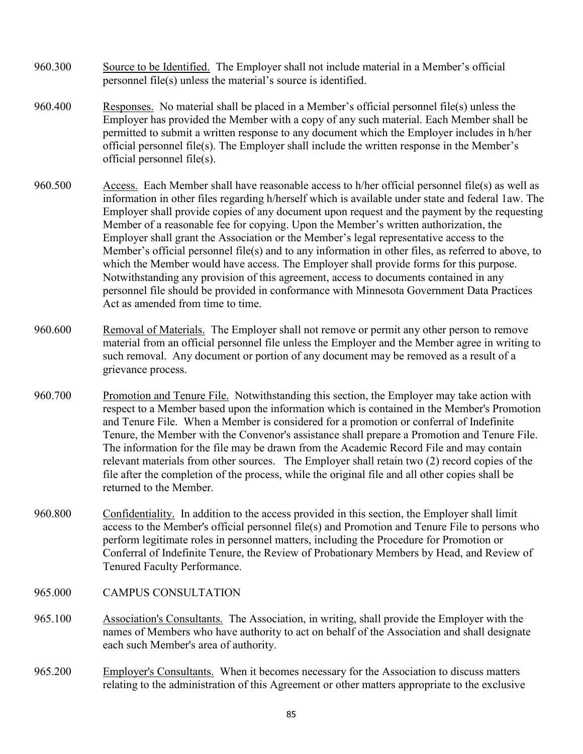960.300 Source to be Identified. The Employer shall not include material in a Member's official personnel file(s) unless the material's source is identified.

960.400 Responses. No material shall be placed in a Member's official personnel file(s) unless the Employer has provided the Member with a copy of any such material. Each Member shall be permitted to submit a written response to any document which the Employer includes in h/her official personnel file(s). The Employer shall include the written response in the Member's official personnel file(s).

960.500 Access. Each Member shall have reasonable access to h/her official personnel file(s) as well as information in other files regarding h/herself which is available under state and federal 1aw. The Employer shall provide copies of any document upon request and the payment by the requesting Member of a reasonable fee for copying. Upon the Member's written authorization, the Employer shall grant the Association or the Member's legal representative access to the Member's official personnel file(s) and to any information in other files, as referred to above, to which the Member would have access. The Employer shall provide forms for this purpose. Notwithstanding any provision of this agreement, access to documents contained in any personnel file should be provided in conformance with Minnesota Government Data Practices Act as amended from time to time.

960.600 Removal of Materials. The Employer shall not remove or permit any other person to remove material from an official personnel file unless the Employer and the Member agree in writing to such removal. Any document or portion of any document may be removed as a result of a grievance process.

960.700 Promotion and Tenure File. Notwithstanding this section, the Employer may take action with respect to a Member based upon the information which is contained in the Member's Promotion and Tenure File. When a Member is considered for a promotion or conferral of Indefinite Tenure, the Member with the Convenor's assistance shall prepare a Promotion and Tenure File. The information for the file may be drawn from the Academic Record File and may contain relevant materials from other sources. The Employer shall retain two (2) record copies of the file after the completion of the process, while the original file and all other copies shall be returned to the Member.

960.800 Confidentiality. In addition to the access provided in this section, the Employer shall limit access to the Member's official personnel file(s) and Promotion and Tenure File to persons who perform legitimate roles in personnel matters, including the Procedure for Promotion or Conferral of Indefinite Tenure, the Review of Probationary Members by Head, and Review of Tenured Faculty Performance.

965.000 CAMPUS CONSULTATION

965.100 Association's Consultants. The Association, in writing, shall provide the Employer with the names of Members who have authority to act on behalf of the Association and shall designate each such Member's area of authority.

965.200 Employer's Consultants. When it becomes necessary for the Association to discuss matters relating to the administration of this Agreement or other matters appropriate to the exclusive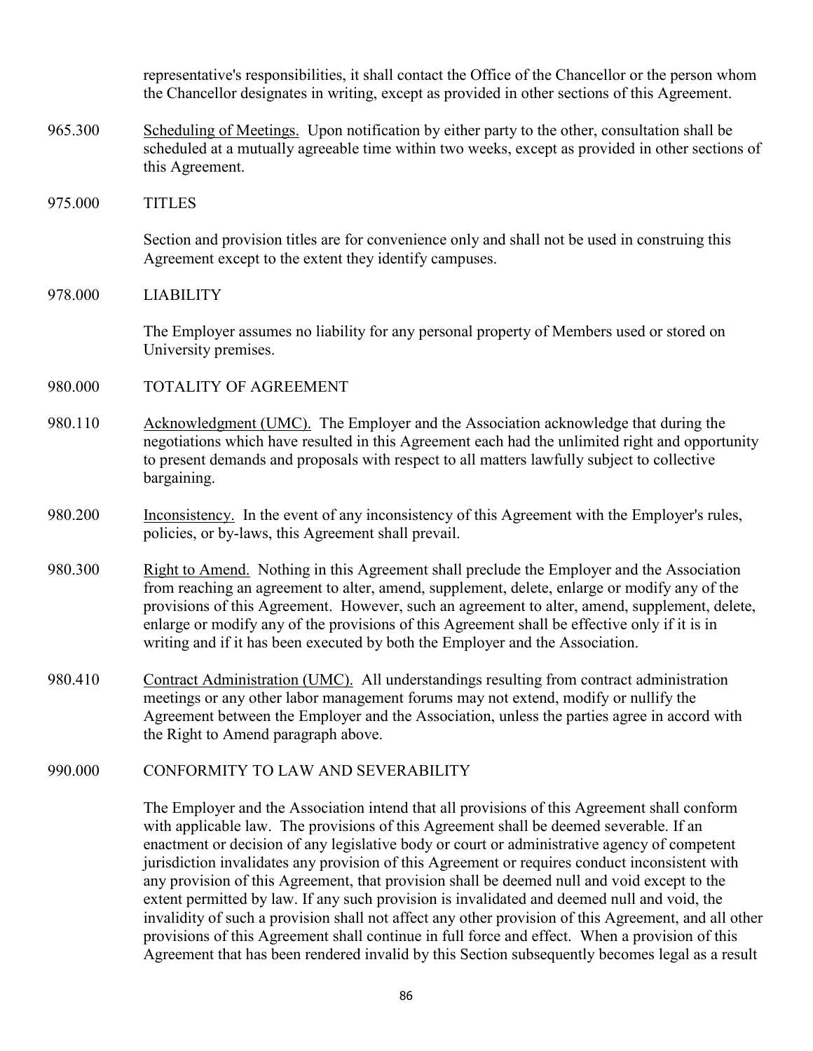representative's responsibilities, it shall contact the Office of the Chancellor or the person whom the Chancellor designates in writing, except as provided in other sections of this Agreement.

965.300 Scheduling of Meetings. Upon notification by either party to the other, consultation shall be scheduled at a mutually agreeable time within two weeks, except as provided in other sections of this Agreement.

## 975.000 TITLES

Section and provision titles are for convenience only and shall not be used in construing this Agreement except to the extent they identify campuses.

## 978.000 LIABILITY

The Employer assumes no liability for any personal property of Members used or stored on University premises.

## 980.000 TOTALITY OF AGREEMENT

980.110 Acknowledgment (UMC). The Employer and the Association acknowledge that during the negotiations which have resulted in this Agreement each had the unlimited right and opportunity to present demands and proposals with respect to all matters lawfully subject to collective bargaining.

980.200 Inconsistency. In the event of any inconsistency of this Agreement with the Employer's rules, policies, or by-laws, this Agreement shall prevail.

980.300 Right to Amend. Nothing in this Agreement shall preclude the Employer and the Association from reaching an agreement to alter, amend, supplement, delete, enlarge or modify any of the provisions of this Agreement. However, such an agreement to alter, amend, supplement, delete, enlarge or modify any of the provisions of this Agreement shall be effective only if it is in writing and if it has been executed by both the Employer and the Association.

980.410 Contract Administration (UMC). All understandings resulting from contract administration meetings or any other labor management forums may not extend, modify or nullify the Agreement between the Employer and the Association, unless the parties agree in accord with the Right to Amend paragraph above.

## 990.000 CONFORMITY TO LAW AND SEVERABILITY

The Employer and the Association intend that all provisions of this Agreement shall conform with applicable law. The provisions of this Agreement shall be deemed severable. If an enactment or decision of any legislative body or court or administrative agency of competent jurisdiction invalidates any provision of this Agreement or requires conduct inconsistent with any provision of this Agreement, that provision shall be deemed null and void except to the extent permitted by law. If any such provision is invalidated and deemed null and void, the invalidity of such a provision shall not affect any other provision of this Agreement, and all other provisions of this Agreement shall continue in full force and effect. When a provision of this Agreement that has been rendered invalid by this Section subsequently becomes legal as a result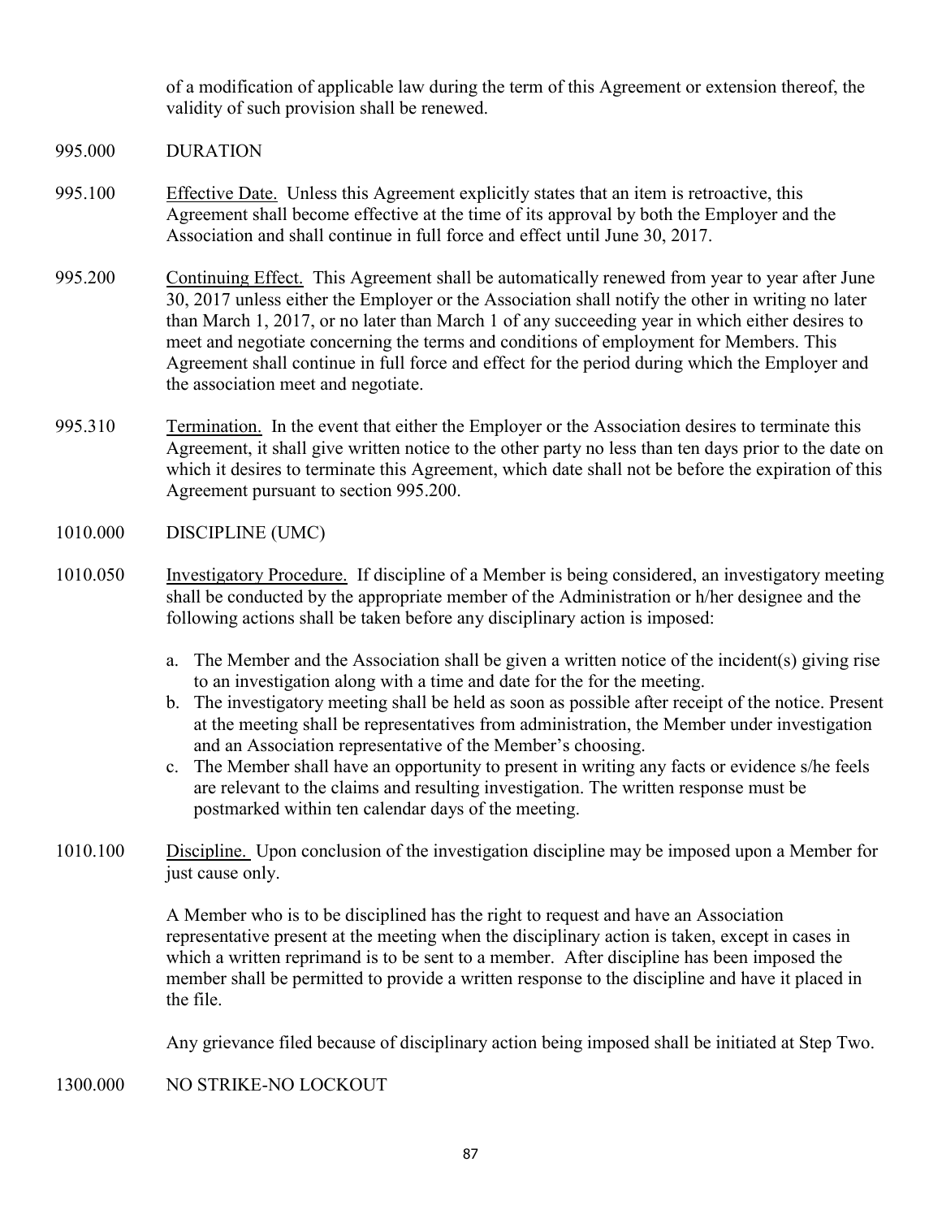of a modification of applicable law during the term of this Agreement or extension thereof, the validity of such provision shall be renewed.

995.000 DURATION

995.100 Effective Date. Unless this Agreement explicitly states that an item is retroactive, this Agreement shall become effective at the time of its approval by both the Employer and the Association and shall continue in full force and effect until June 30, 2017.

995.200 Continuing Effect. This Agreement shall be automatically renewed from year to year after June 30, 2017 unless either the Employer or the Association shall notify the other in writing no later than March 1, 2017, or no later than March 1 of any succeeding year in which either desires to meet and negotiate concerning the terms and conditions of employment for Members. This Agreement shall continue in full force and effect for the period during which the Employer and the association meet and negotiate.

995.310 Termination. In the event that either the Employer or the Association desires to terminate this Agreement, it shall give written notice to the other party no less than ten days prior to the date on which it desires to terminate this Agreement, which date shall not be before the expiration of this Agreement pursuant to section 995.200.

1010.000 DISCIPLINE (UMC)

1010.050 Investigatory Procedure. If discipline of a Member is being considered, an investigatory meeting shall be conducted by the appropriate member of the Administration or h/her designee and the following actions shall be taken before any disciplinary action is imposed:

a. The Member and the Association shall be given a written notice of the incident(s) giving rise to an investigation along with a time and date for the for the meeting.
b. The investigatory meeting shall be held as soon as possible after receipt of the notice. Present at the meeting shall be representatives from administration, the Member under investigation and an Association representative of the Member's choosing.
c. The Member shall have an opportunity to present in writing any facts or evidence s/he feels are relevant to the claims and resulting investigation. The written response must be postmarked within ten calendar days of the meeting.

1010.100 Discipline. Upon conclusion of the investigation discipline may be imposed upon a Member for just cause only.

A Member who is to be disciplined has the right to request and have an Association representative present at the meeting when the disciplinary action is taken, except in cases in which a written reprimand is to be sent to a member. After discipline has been imposed the member shall be permitted to provide a written response to the discipline and have it placed in the file.

Any grievance filed because of disciplinary action being imposed shall be initiated at Step Two.

1300.000 NO STRIKE-NO LOCKOUT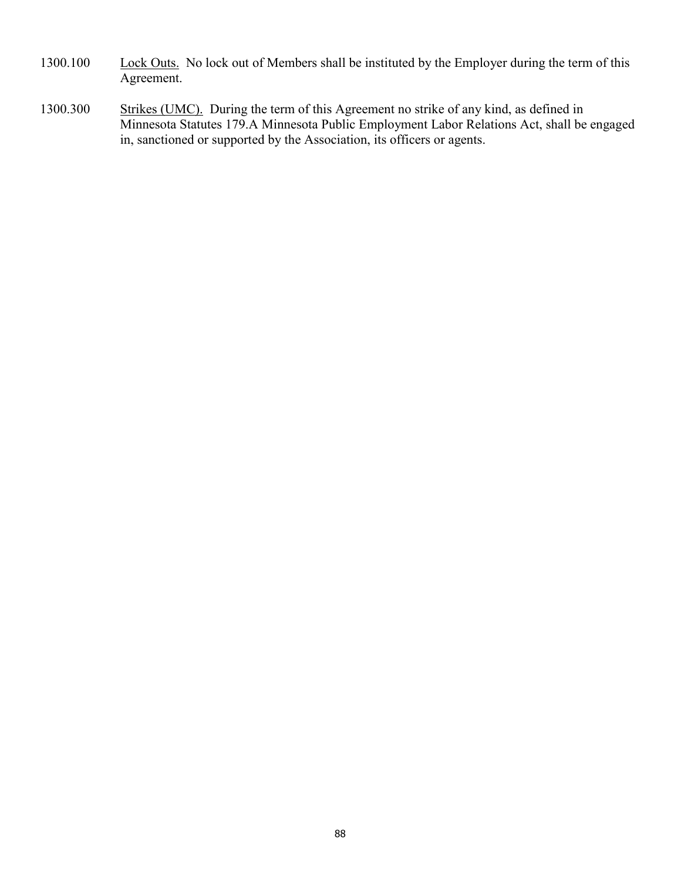1300.100 Lock Outs. No lock out of Members shall be instituted by the Employer during the term of this Agreement.

1300.300 Strikes (UMC). During the term of this Agreement no strike of any kind, as defined in Minnesota Statutes 179.A Minnesota Public Employment Labor Relations Act, shall be engaged in, sanctioned or supported by the Association, its officers or agents.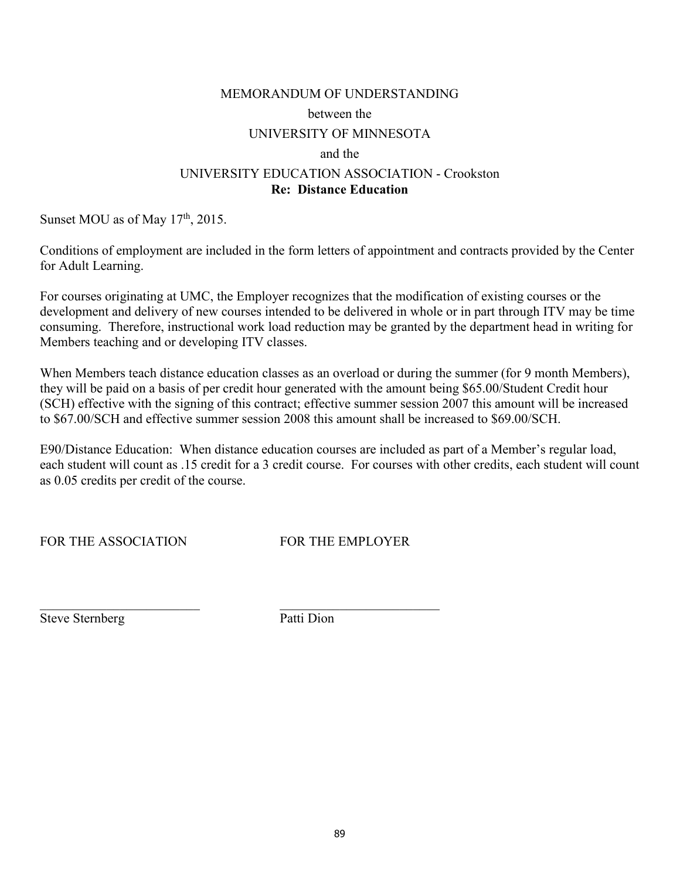MEMORANDUM OF UNDERSTANDING

between the

UNIVERSITY OF MINNESOTA

and the

UNIVERSITY EDUCATION ASSOCIATION - Crookston

**Re: Distance Education**

Sunset MOU as of May 17th, 2015.

Conditions of employment are included in the form letters of appointment and contracts provided by the Center for Adult Learning.

For courses originating at UMC, the Employer recognizes that the modification of existing courses or the development and delivery of new courses intended to be delivered in whole or in part through ITV may be time consuming. Therefore, instructional work load reduction may be granted by the department head in writing for Members teaching and or developing ITV classes.

When Members teach distance education classes as an overload or during the summer (for 9 month Members), they will be paid on a basis of per credit hour generated with the amount being $65.00/Student Credit hour (SCH) effective with the signing of this contract; effective summer session 2007 this amount will be increased to $67.00/SCH and effective summer session 2008 this amount shall be increased to $69.00/SCH.

E90/Distance Education: When distance education courses are included as part of a Member's regular load, each student will count as .15 credit for a 3 credit course. For courses with other credits, each student will count as 0.05 credits per credit of the course.

FOR THE ASSOCIATION

Steve Sternberg

FOR THE EMPLOYER

Patti Dion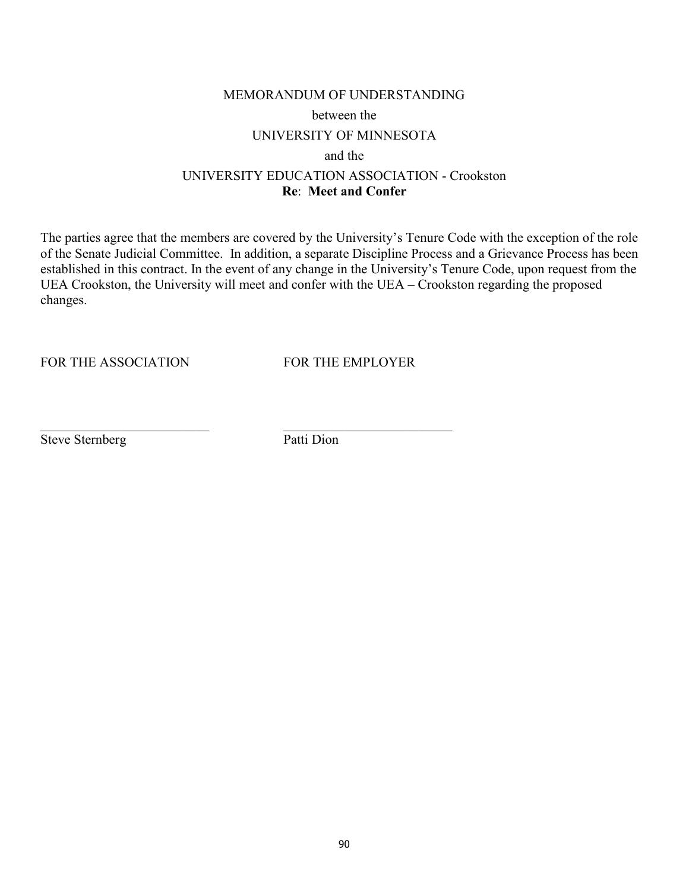MEMORANDUM OF UNDERSTANDING

between the

UNIVERSITY OF MINNESOTA

and the

UNIVERSITY EDUCATION ASSOCIATION - Crookston

**Re**: **Meet and Confer**

The parties agree that the members are covered by the University's Tenure Code with the exception of the role of the Senate Judicial Committee. In addition, a separate Discipline Process and a Grievance Process has been established in this contract. In the event of any change in the University's Tenure Code, upon request from the UEA Crookston, the University will meet and confer with the UEA – Crookston regarding the proposed changes.

| FOR THE ASSOCIATION | FOR THE EMPLOYER |
|---|---|
| \_\_\_\_\_\_\_\_\_\_\_\_\_\_\_\_\_\_\_\_\_\_\_\_\_ | \_\_\_\_\_\_\_\_\_\_\_\_\_\_\_\_\_\_\_\_\_\_\_\_\_ |
| Steve Sternberg | Patti Dion |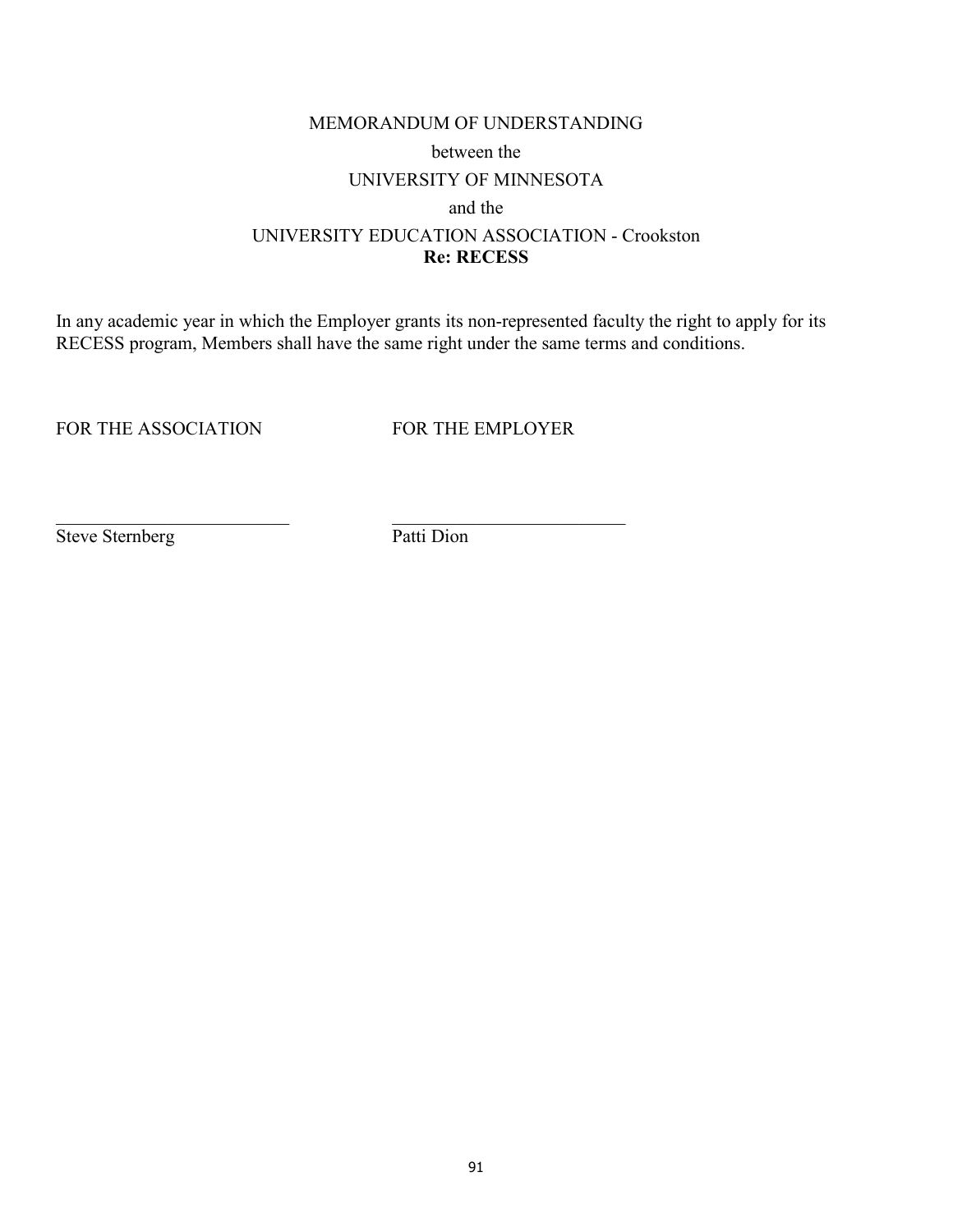MEMORANDUM OF UNDERSTANDING

between the

UNIVERSITY OF MINNESOTA

and the

UNIVERSITY EDUCATION ASSOCIATION - Crookston

**Re: RECESS**

In any academic year in which the Employer grants its non-represented faculty the right to apply for its RECESS program, Members shall have the same right under the same terms and conditions.

| FOR THE ASSOCIATION | FOR THE EMPLOYER |
|---|---|
| __________________________ | __________________________ |
| Steve Sternberg | Patti Dion |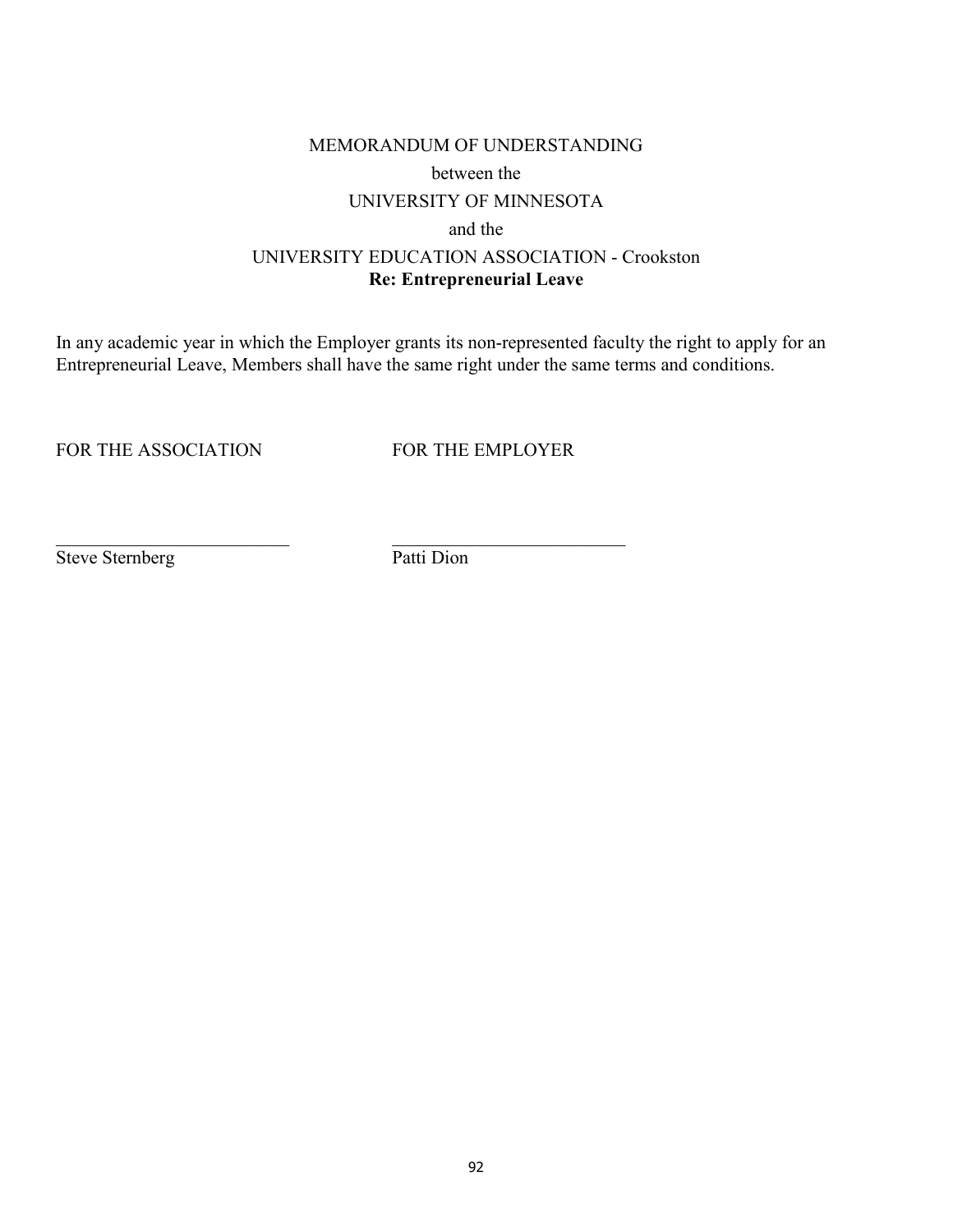MEMORANDUM OF UNDERSTANDING

between the

UNIVERSITY OF MINNESOTA

and the

UNIVERSITY EDUCATION ASSOCIATION - Crookston

**Re: Entrepreneurial Leave**

In any academic year in which the Employer grants its non-represented faculty the right to apply for an Entrepreneurial Leave, Members shall have the same right under the same terms and conditions.

| FOR THE ASSOCIATION | FOR THE EMPLOYER |
|---|---|
| \_\_\_\_\_\_\_\_\_\_\_\_\_\_\_\_\_\_\_\_\_\_\_\_\_\_ | \_\_\_\_\_\_\_\_\_\_\_\_\_\_\_\_\_\_\_\_\_\_\_\_\_\_ |
| Steve Sternberg | Patti Dion |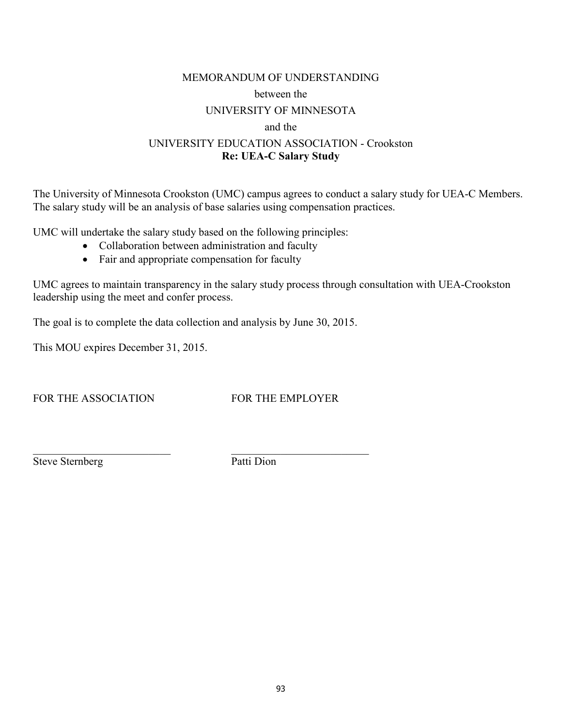MEMORANDUM OF UNDERSTANDING

between the

UNIVERSITY OF MINNESOTA

and the

UNIVERSITY EDUCATION ASSOCIATION - Crookston

**Re: UEA-C Salary Study**

The University of Minnesota Crookston (UMC) campus agrees to conduct a salary study for UEA-C Members. The salary study will be an analysis of base salaries using compensation practices.

UMC will undertake the salary study based on the following principles:

- Collaboration between administration and faculty
- Fair and appropriate compensation for faculty

UMC agrees to maintain transparency in the salary study process through consultation with UEA-Crookston leadership using the meet and confer process.

The goal is to complete the data collection and analysis by June 30, 2015.

This MOU expires December 31, 2015.

FOR THE ASSOCIATION

\_\_\_\_\_\_\_\_\_\_\_\_\_\_\_\_\_\_\_\_\_\_\_\_\_\_

Steve Sternberg

FOR THE EMPLOYER

\_\_\_\_\_\_\_\_\_\_\_\_\_\_\_\_\_\_\_\_\_\_\_\_\_\_

Patti Dion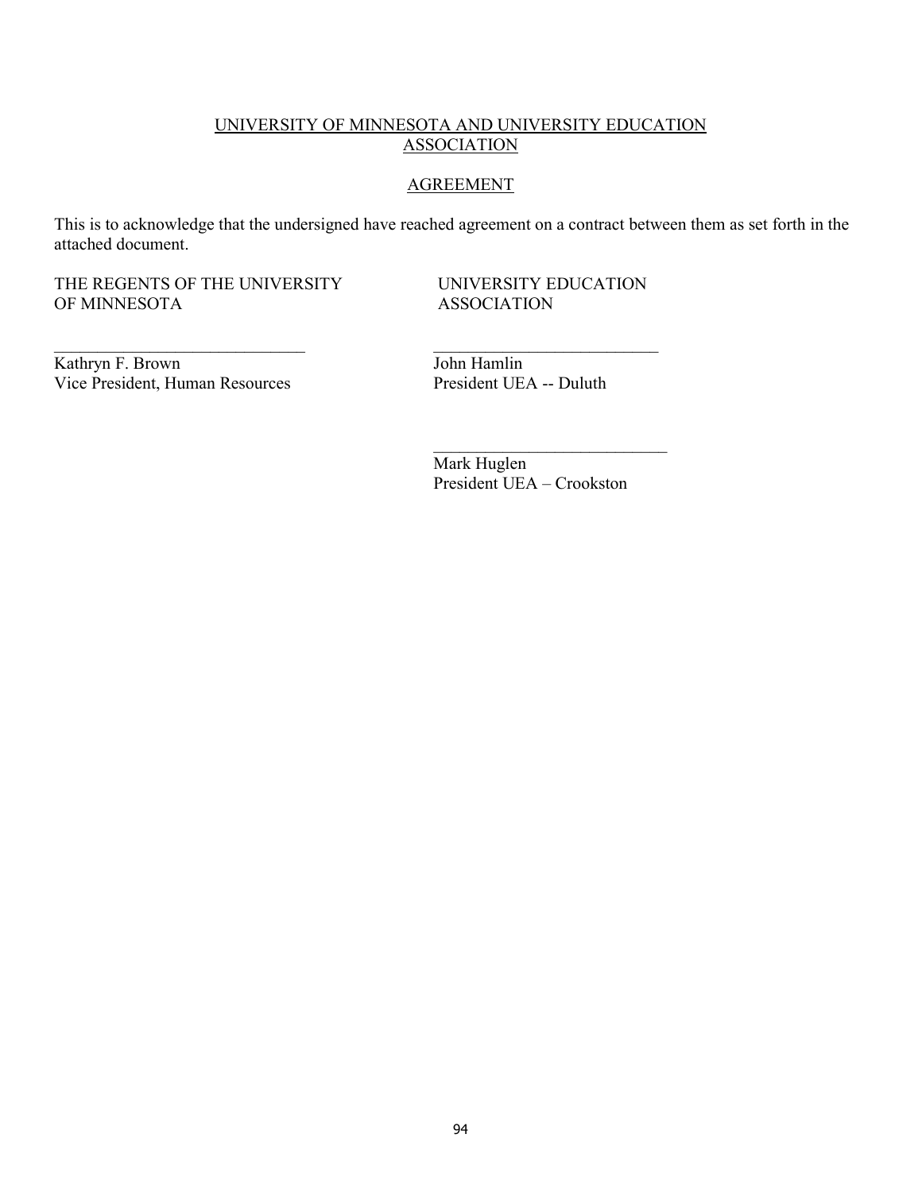UNIVERSITY OF MINNESOTA AND UNIVERSITY EDUCATION ASSOCIATION

AGREEMENT

This is to acknowledge that the undersigned have reached agreement on a contract between them as set forth in the attached document.

| THE REGENTS OF THE UNIVERSITY OF MINNESOTA | UNIVERSITY EDUCATION ASSOCIATION |
|---|---|
| ______________________________ | ______________________________ |
| Kathryn F. Brown<br>Vice President, Human Resources | John Hamlin<br>President UEA -- Duluth |
| | ______________________________ |
| | Mark Huglen<br>President UEA – Crookston |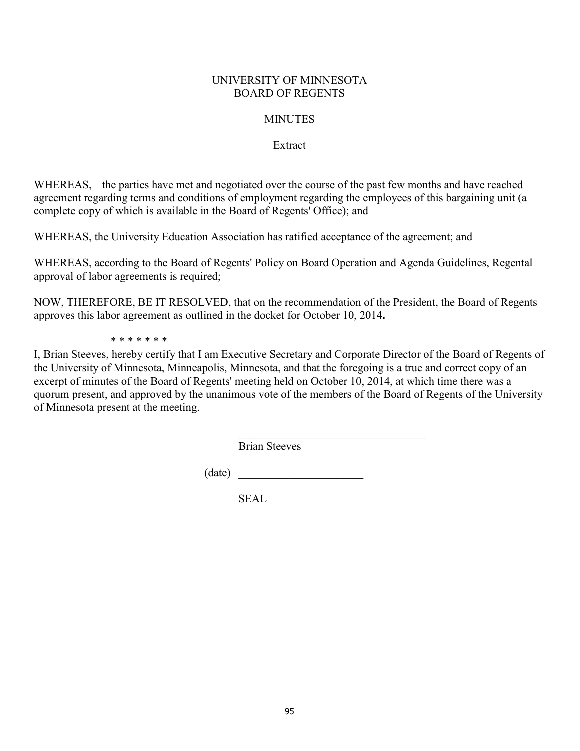UNIVERSITY OF MINNESOTA
BOARD OF REGENTS

MINUTES

Extract

WHEREAS, the parties have met and negotiated over the course of the past few months and have reached agreement regarding terms and conditions of employment regarding the employees of this bargaining unit (a complete copy of which is available in the Board of Regents' Office); and

WHEREAS, the University Education Association has ratified acceptance of the agreement; and

WHEREAS, according to the Board of Regents' Policy on Board Operation and Agenda Guidelines, Regental approval of labor agreements is required;

NOW, THEREFORE, BE IT RESOLVED, that on the recommendation of the President, the Board of Regents approves this labor agreement as outlined in the docket for October 10, 2014**.**

\* \* \* \* \* \* \*

I, Brian Steeves, hereby certify that I am Executive Secretary and Corporate Director of the Board of Regents of the University of Minnesota, Minneapolis, Minnesota, and that the foregoing is a true and correct copy of an excerpt of minutes of the Board of Regents' meeting held on October 10, 2014, at which time there was a quorum present, and approved by the unanimous vote of the members of the Board of Regents of the University of Minnesota present at the meeting.

\_\_\_\_\_\_\_\_\_\_\_\_\_\_\_\_\_\_\_\_\_\_\_\_\_\_\_\_\_\_\_\_\_\_
Brian Steeves

(date) \_\_\_\_\_\_\_\_\_\_\_\_\_\_\_\_\_\_\_\_\_\_

SEAL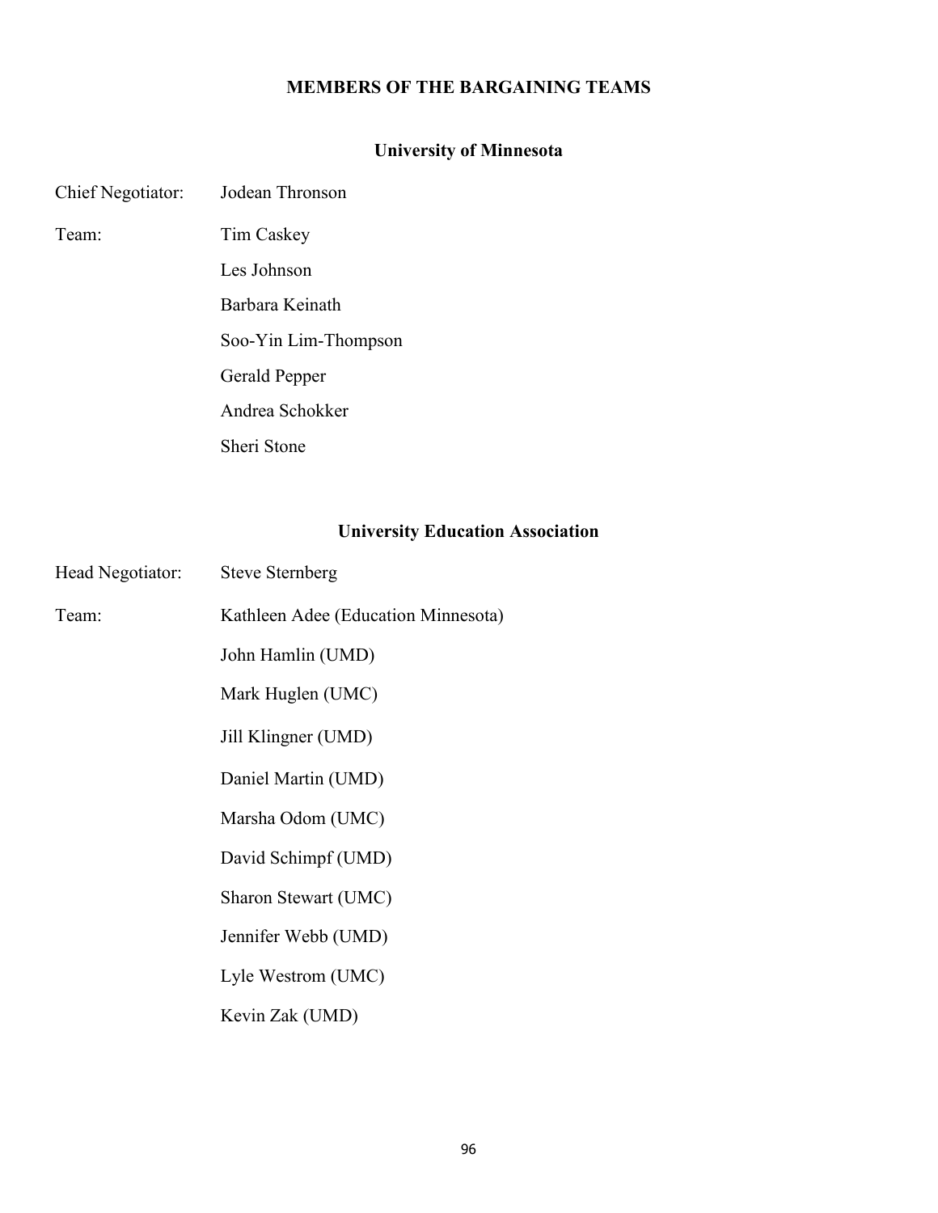# MEMBERS OF THE BARGAINING TEAMS

## University of Minnesota

Chief Negotiator: Jodean Thronson

Team:
- Tim Caskey
- Les Johnson
- Barbara Keinath
- Soo-Yin Lim-Thompson
- Gerald Pepper
- Andrea Schokker
- Sheri Stone

## University Education Association

Head Negotiator: Steve Sternberg

Team:
- Kathleen Adee (Education Minnesota)
- John Hamlin (UMD)
- Mark Huglen (UMC)
- Jill Klingner (UMD)
- Daniel Martin (UMD)
- Marsha Odom (UMC)
- David Schimpf (UMD)
- Sharon Stewart (UMC)
- Jennifer Webb (UMD)
- Lyle Westrom (UMC)
- Kevin Zak (UMD)